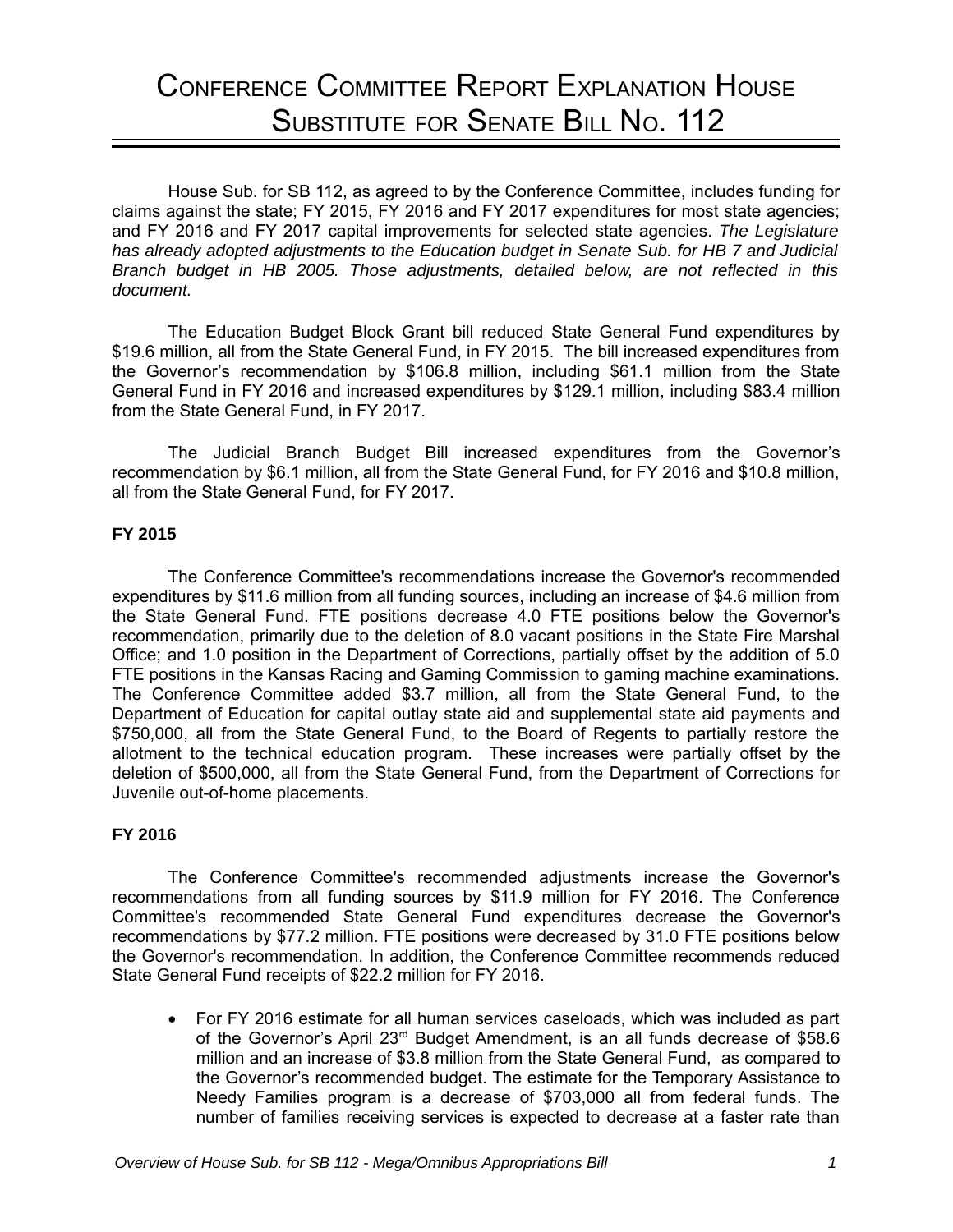# Conference Committee Report Explanation House Substitute for Senate Bill No. 112

House Sub. for SB 112, as agreed to by the Conference Committee, includes funding for claims against the state; FY 2015, FY 2016 and FY 2017 expenditures for most state agencies; and FY 2016 and FY 2017 capital improvements for selected state agencies. *The Legislature has already adopted adjustments to the Education budget in Senate Sub. for HB 7 and Judicial Branch budget in HB 2005. Those adjustments, detailed below, are not reflected in this document.*

The Education Budget Block Grant bill reduced State General Fund expenditures by $19.6 million, all from the State General Fund, in FY 2015. The bill increased expenditures from the Governor's recommendation by $106.8 million, including $61.1 million from the State General Fund in FY 2016 and increased expenditures by $129.1 million, including $83.4 million from the State General Fund, in FY 2017.

The Judicial Branch Budget Bill increased expenditures from the Governor's recommendation by $6.1 million, all from the State General Fund, for FY 2016 and $10.8 million, all from the State General Fund, for FY 2017.

**FY 2015**

The Conference Committee's recommendations increase the Governor's recommended expenditures by $11.6 million from all funding sources, including an increase of $4.6 million from the State General Fund. FTE positions decrease 4.0 FTE positions below the Governor's recommendation, primarily due to the deletion of 8.0 vacant positions in the State Fire Marshal Office; and 1.0 position in the Department of Corrections, partially offset by the addition of 5.0 FTE positions in the Kansas Racing and Gaming Commission to gaming machine examinations. The Conference Committee added $3.7 million, all from the State General Fund, to the Department of Education for capital outlay state aid and supplemental state aid payments and $750,000, all from the State General Fund, to the Board of Regents to partially restore the allotment to the technical education program. These increases were partially offset by the deletion of $500,000, all from the State General Fund, from the Department of Corrections for Juvenile out-of-home placements.

**FY 2016**

The Conference Committee's recommended adjustments increase the Governor's recommendations from all funding sources by $11.9 million for FY 2016. The Conference Committee's recommended State General Fund expenditures decrease the Governor's recommendations by $77.2 million. FTE positions were decreased by 31.0 FTE positions below the Governor's recommendation. In addition, the Conference Committee recommends reduced State General Fund receipts of $22.2 million for FY 2016.

- For FY 2016 estimate for all human services caseloads, which was included as part of the Governor's April 23rd Budget Amendment, is an all funds decrease of $58.6 million and an increase of $3.8 million from the State General Fund, as compared to the Governor's recommended budget. The estimate for the Temporary Assistance to Needy Families program is a decrease of $703,000 all from federal funds. The number of families receiving services is expected to decrease at a faster rate than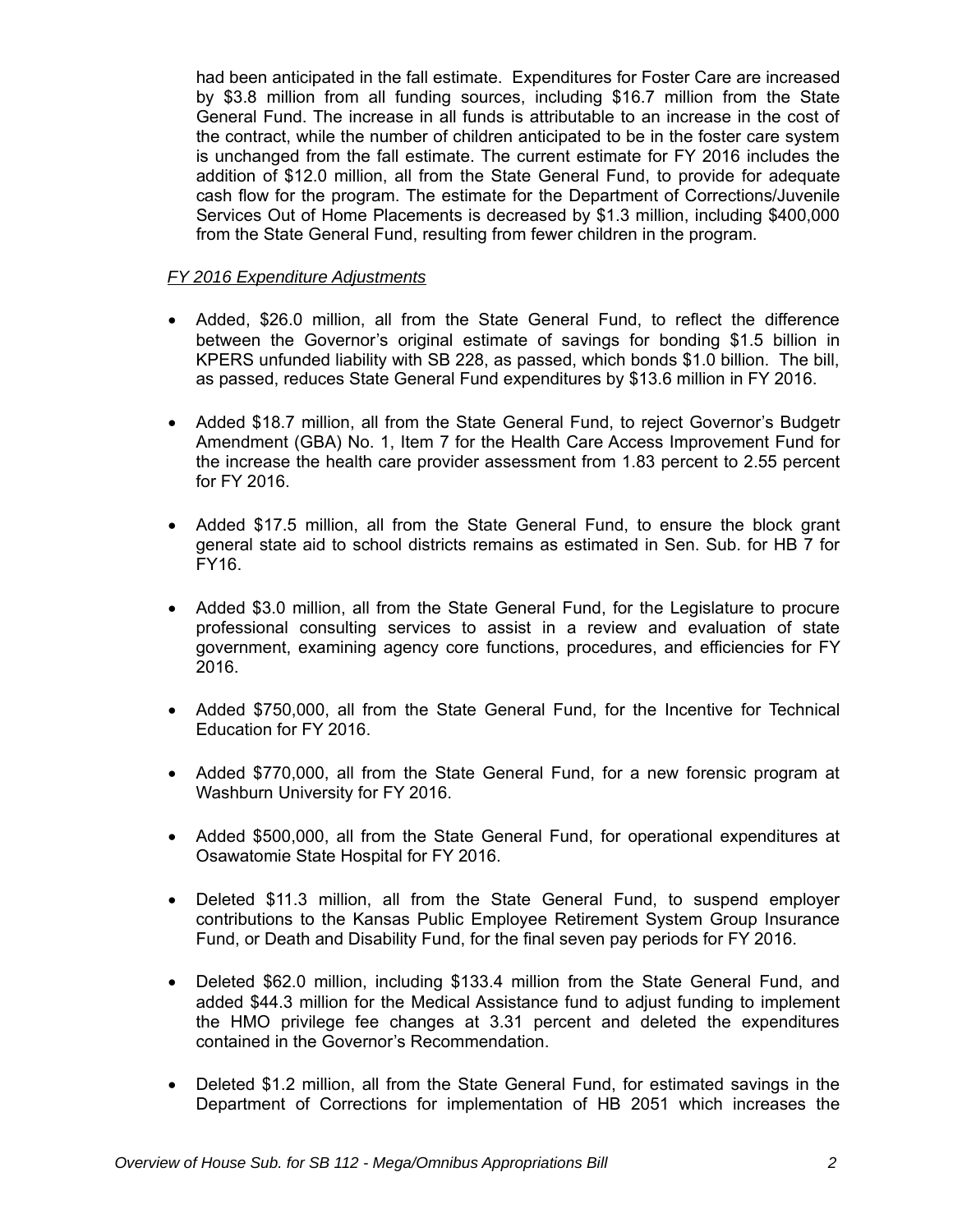had been anticipated in the fall estimate. Expenditures for Foster Care are increased by $3.8 million from all funding sources, including $16.7 million from the State General Fund. The increase in all funds is attributable to an increase in the cost of the contract, while the number of children anticipated to be in the foster care system is unchanged from the fall estimate. The current estimate for FY 2016 includes the addition of $12.0 million, all from the State General Fund, to provide for adequate cash flow for the program. The estimate for the Department of Corrections/Juvenile Services Out of Home Placements is decreased by $1.3 million, including $400,000 from the State General Fund, resulting from fewer children in the program.

*FY 2016 Expenditure Adjustments*

- Added, $26.0 million, all from the State General Fund, to reflect the difference between the Governor's original estimate of savings for bonding $1.5 billion in KPERS unfunded liability with SB 228, as passed, which bonds $1.0 billion. The bill, as passed, reduces State General Fund expenditures by $13.6 million in FY 2016.

- Added $18.7 million, all from the State General Fund, to reject Governor's Budgetr Amendment (GBA) No. 1, Item 7 for the Health Care Access Improvement Fund for the increase the health care provider assessment from 1.83 percent to 2.55 percent for FY 2016.

- Added $17.5 million, all from the State General Fund, to ensure the block grant general state aid to school districts remains as estimated in Sen. Sub. for HB 7 for FY16.

- Added $3.0 million, all from the State General Fund, for the Legislature to procure professional consulting services to assist in a review and evaluation of state government, examining agency core functions, procedures, and efficiencies for FY 2016.

- Added $750,000, all from the State General Fund, for the Incentive for Technical Education for FY 2016.

- Added $770,000, all from the State General Fund, for a new forensic program at Washburn University for FY 2016.

- Added $500,000, all from the State General Fund, for operational expenditures at Osawatomie State Hospital for FY 2016.

- Deleted $11.3 million, all from the State General Fund, to suspend employer contributions to the Kansas Public Employee Retirement System Group Insurance Fund, or Death and Disability Fund, for the final seven pay periods for FY 2016.

- Deleted $62.0 million, including $133.4 million from the State General Fund, and added $44.3 million for the Medical Assistance fund to adjust funding to implement the HMO privilege fee changes at 3.31 percent and deleted the expenditures contained in the Governor's Recommendation.

- Deleted $1.2 million, all from the State General Fund, for estimated savings in the Department of Corrections for implementation of HB 2051 which increases the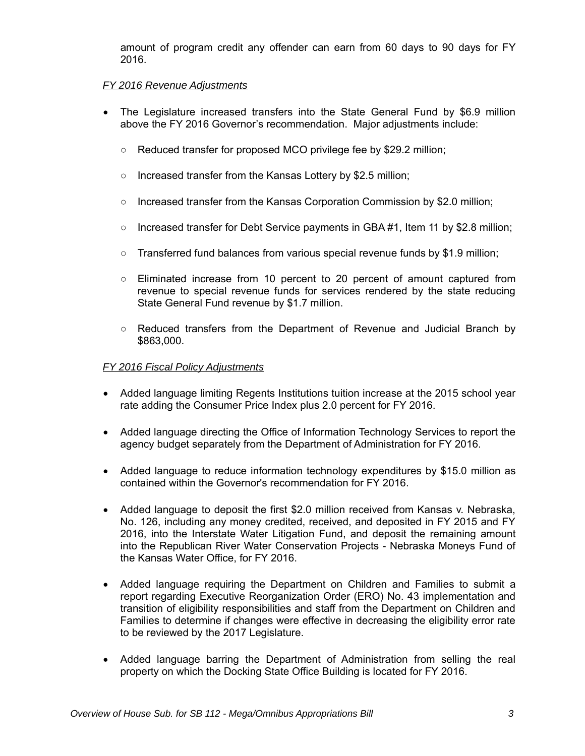amount of program credit any offender can earn from 60 days to 90 days for FY 2016.

*FY 2016 Revenue Adjustments*

- The Legislature increased transfers into the State General Fund by $6.9 million above the FY 2016 Governor's recommendation. Major adjustments include:
  - Reduced transfer for proposed MCO privilege fee by $29.2 million;
  - Increased transfer from the Kansas Lottery by $2.5 million;
  - Increased transfer from the Kansas Corporation Commission by $2.0 million;
  - Increased transfer for Debt Service payments in GBA #1, Item 11 by $2.8 million;
  - Transferred fund balances from various special revenue funds by $1.9 million;
  - Eliminated increase from 10 percent to 20 percent of amount captured from revenue to special revenue funds for services rendered by the state reducing State General Fund revenue by $1.7 million.
  - Reduced transfers from the Department of Revenue and Judicial Branch by $863,000.

*FY 2016 Fiscal Policy Adjustments*

- Added language limiting Regents Institutions tuition increase at the 2015 school year rate adding the Consumer Price Index plus 2.0 percent for FY 2016.
- Added language directing the Office of Information Technology Services to report the agency budget separately from the Department of Administration for FY 2016.
- Added language to reduce information technology expenditures by $15.0 million as contained within the Governor's recommendation for FY 2016.
- Added language to deposit the first $2.0 million received from Kansas v. Nebraska, No. 126, including any money credited, received, and deposited in FY 2015 and FY 2016, into the Interstate Water Litigation Fund, and deposit the remaining amount into the Republican River Water Conservation Projects - Nebraska Moneys Fund of the Kansas Water Office, for FY 2016.
- Added language requiring the Department on Children and Families to submit a report regarding Executive Reorganization Order (ERO) No. 43 implementation and transition of eligibility responsibilities and staff from the Department on Children and Families to determine if changes were effective in decreasing the eligibility error rate to be reviewed by the 2017 Legislature.
- Added language barring the Department of Administration from selling the real property on which the Docking State Office Building is located for FY 2016.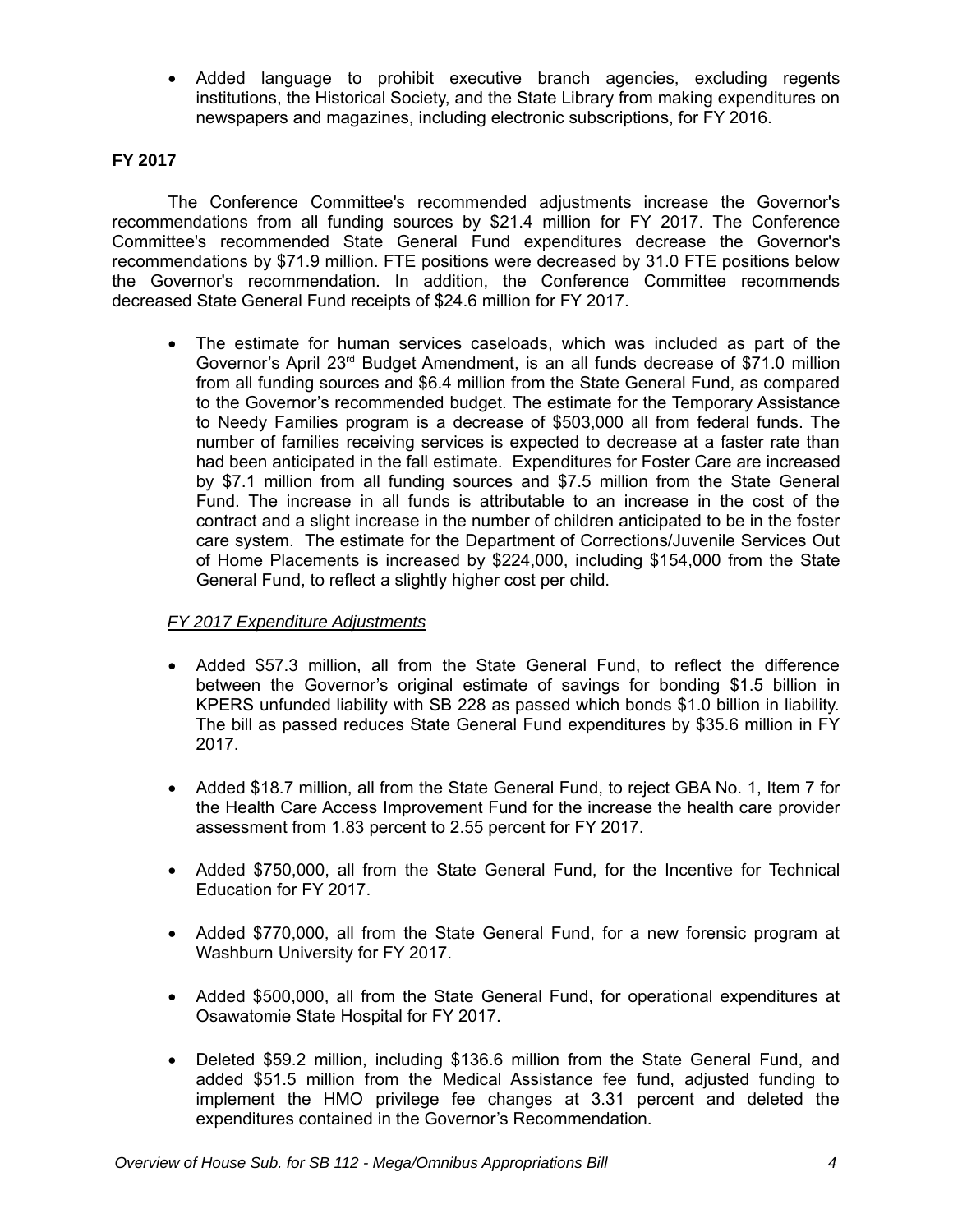- Added language to prohibit executive branch agencies, excluding regents institutions, the Historical Society, and the State Library from making expenditures on newspapers and magazines, including electronic subscriptions, for FY 2016.

**FY 2017**

The Conference Committee's recommended adjustments increase the Governor's recommendations from all funding sources by $21.4 million for FY 2017. The Conference Committee's recommended State General Fund expenditures decrease the Governor's recommendations by $71.9 million. FTE positions were decreased by 31.0 FTE positions below the Governor's recommendation. In addition, the Conference Committee recommends decreased State General Fund receipts of $24.6 million for FY 2017.

- The estimate for human services caseloads, which was included as part of the Governor's April 23rd Budget Amendment, is an all funds decrease of $71.0 million from all funding sources and $6.4 million from the State General Fund, as compared to the Governor's recommended budget. The estimate for the Temporary Assistance to Needy Families program is a decrease of $503,000 all from federal funds. The number of families receiving services is expected to decrease at a faster rate than had been anticipated in the fall estimate. Expenditures for Foster Care are increased by $7.1 million from all funding sources and $7.5 million from the State General Fund. The increase in all funds is attributable to an increase in the cost of the contract and a slight increase in the number of children anticipated to be in the foster care system. The estimate for the Department of Corrections/Juvenile Services Out of Home Placements is increased by $224,000, including $154,000 from the State General Fund, to reflect a slightly higher cost per child.

*FY 2017 Expenditure Adjustments*

- Added $57.3 million, all from the State General Fund, to reflect the difference between the Governor's original estimate of savings for bonding $1.5 billion in KPERS unfunded liability with SB 228 as passed which bonds $1.0 billion in liability. The bill as passed reduces State General Fund expenditures by $35.6 million in FY 2017.

- Added $18.7 million, all from the State General Fund, to reject GBA No. 1, Item 7 for the Health Care Access Improvement Fund for the increase the health care provider assessment from 1.83 percent to 2.55 percent for FY 2017.

- Added $750,000, all from the State General Fund, for the Incentive for Technical Education for FY 2017.

- Added $770,000, all from the State General Fund, for a new forensic program at Washburn University for FY 2017.

- Added $500,000, all from the State General Fund, for operational expenditures at Osawatomie State Hospital for FY 2017.

- Deleted $59.2 million, including $136.6 million from the State General Fund, and added $51.5 million from the Medical Assistance fee fund, adjusted funding to implement the HMO privilege fee changes at 3.31 percent and deleted the expenditures contained in the Governor's Recommendation.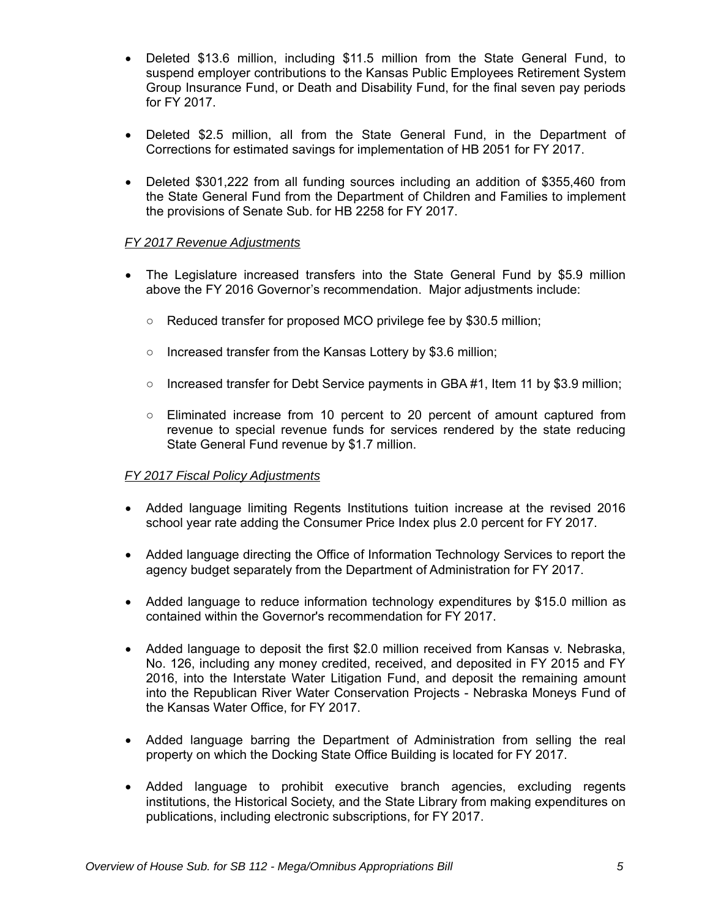- Deleted $13.6 million, including $11.5 million from the State General Fund, to suspend employer contributions to the Kansas Public Employees Retirement System Group Insurance Fund, or Death and Disability Fund, for the final seven pay periods for FY 2017.

- Deleted $2.5 million, all from the State General Fund, in the Department of Corrections for estimated savings for implementation of HB 2051 for FY 2017.

- Deleted $301,222 from all funding sources including an addition of $355,460 from the State General Fund from the Department of Children and Families to implement the provisions of Senate Sub. for HB 2258 for FY 2017.

*FY 2017 Revenue Adjustments*

- The Legislature increased transfers into the State General Fund by $5.9 million above the FY 2016 Governor's recommendation. Major adjustments include:
  - Reduced transfer for proposed MCO privilege fee by $30.5 million;
  - Increased transfer from the Kansas Lottery by $3.6 million;
  - Increased transfer for Debt Service payments in GBA #1, Item 11 by $3.9 million;
  - Eliminated increase from 10 percent to 20 percent of amount captured from revenue to special revenue funds for services rendered by the state reducing State General Fund revenue by $1.7 million.

*FY 2017 Fiscal Policy Adjustments*

- Added language limiting Regents Institutions tuition increase at the revised 2016 school year rate adding the Consumer Price Index plus 2.0 percent for FY 2017.

- Added language directing the Office of Information Technology Services to report the agency budget separately from the Department of Administration for FY 2017.

- Added language to reduce information technology expenditures by $15.0 million as contained within the Governor's recommendation for FY 2017.

- Added language to deposit the first $2.0 million received from Kansas v. Nebraska, No. 126, including any money credited, received, and deposited in FY 2015 and FY 2016, into the Interstate Water Litigation Fund, and deposit the remaining amount into the Republican River Water Conservation Projects - Nebraska Moneys Fund of the Kansas Water Office, for FY 2017.

- Added language barring the Department of Administration from selling the real property on which the Docking State Office Building is located for FY 2017.

- Added language to prohibit executive branch agencies, excluding regents institutions, the Historical Society, and the State Library from making expenditures on publications, including electronic subscriptions, for FY 2017.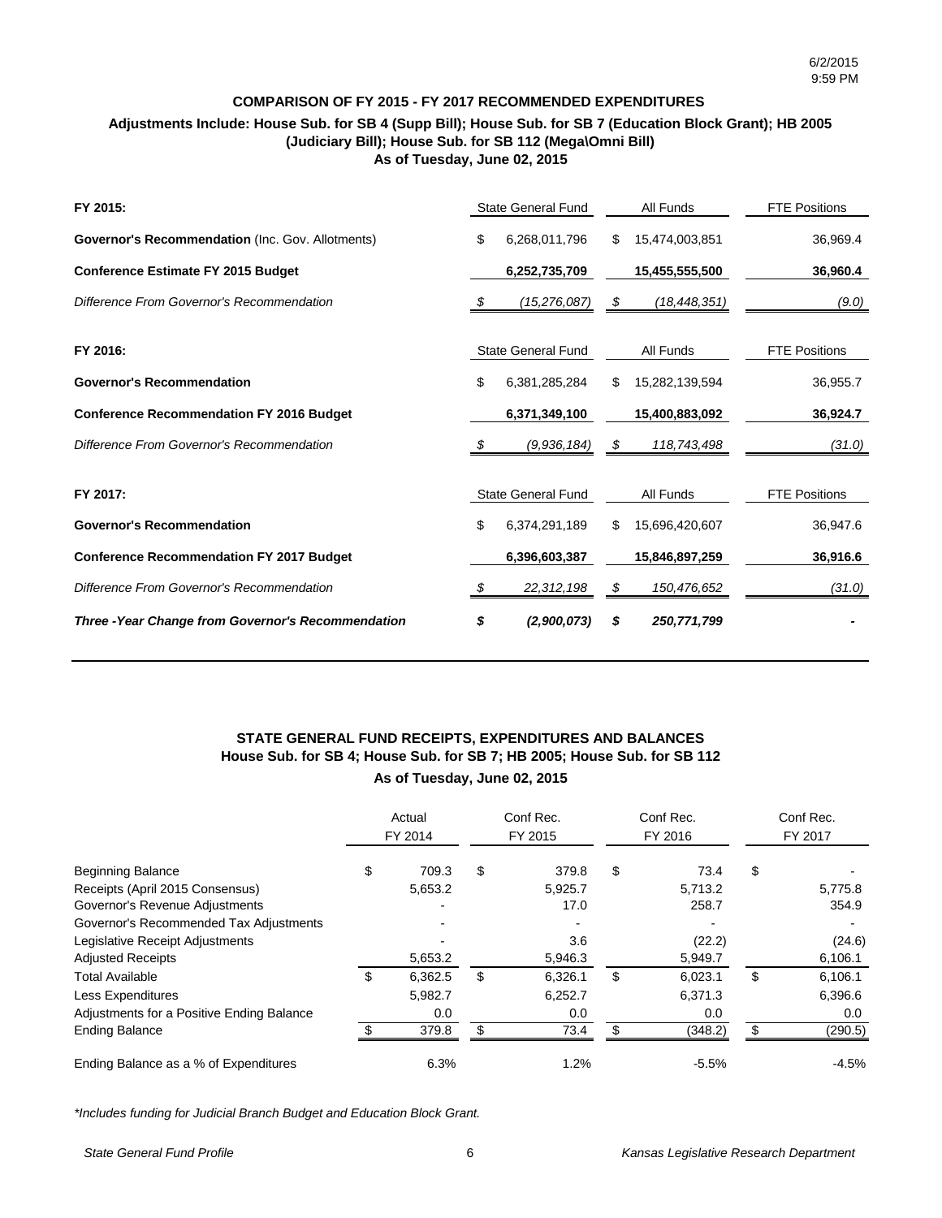6/2/2015
9:59 PM

### COMPARISON OF FY 2015 - FY 2017 RECOMMENDED EXPENDITURES

**Adjustments Include: House Sub. for SB 4 (Supp Bill); House Sub. for SB 7 (Education Block Grant); HB 2005 (Judiciary Bill); House Sub. for SB 112 (Mega\Omni Bill)**
**As of Tuesday, June 02, 2015**

| FY 2015: | State General Fund | All Funds | FTE Positions |
|---|---|---|---|
| **Governor's Recommendation** (Inc. Gov. Allotments) | $ 6,268,011,796 | $ 15,474,003,851 | 36,969.4 |
| **Conference Estimate FY 2015 Budget** | **6,252,735,709** | **15,455,555,500** | **36,960.4** |
| *Difference From Governor's Recommendation* | *$ (15,276,087)* | *$ (18,448,351)* | *(9.0)* |

| FY 2016: | State General Fund | All Funds | FTE Positions |
|---|---|---|---|
| **Governor's Recommendation** | $ 6,381,285,284 | $ 15,282,139,594 | 36,955.7 |
| **Conference Recommendation FY 2016 Budget** | **6,371,349,100** | **15,400,883,092** | **36,924.7** |
| *Difference From Governor's Recommendation* | *$ (9,936,184)* | *$ 118,743,498* | *(31.0)* |

| FY 2017: | State General Fund | All Funds | FTE Positions |
|---|---|---|---|
| **Governor's Recommendation** | $ 6,374,291,189 | $ 15,696,420,607 | 36,947.6 |
| **Conference Recommendation FY 2017 Budget** | **6,396,603,387** | **15,846,897,259** | **36,916.6** |
| *Difference From Governor's Recommendation* | *$ 22,312,198* | *$ 150,476,652* | *(31.0)* |
| ***Three -Year Change from Governor's Recommendation*** | ***$ (2,900,073)*** | ***$ 250,771,799*** | **-** |

### STATE GENERAL FUND RECEIPTS, EXPENDITURES AND BALANCES

**House Sub. for SB 4; House Sub. for SB 7; HB 2005; House Sub. for SB 112**
**As of Tuesday, June 02, 2015**

| | Actual FY 2014 | Conf Rec. FY 2015 | Conf Rec. FY 2016 | Conf Rec. FY 2017 |
|---|---|---|---|---|
| Beginning Balance | $ 709.3 | $ 379.8 | $ 73.4 | $ - |
| Receipts (April 2015 Consensus) | 5,653.2 | 5,925.7 | 5,713.2 | 5,775.8 |
| Governor's Revenue Adjustments | - | 17.0 | 258.7 | 354.9 |
| Governor's Recommended Tax Adjustments | - | - | - | - |
| Legislative Receipt Adjustments | - | 3.6 | (22.2) | (24.6) |
| Adjusted Receipts | 5,653.2 | 5,946.3 | 5,949.7 | 6,106.1 |
| Total Available | $ 6,362.5 | $ 6,326.1 | $ 6,023.1 | $ 6,106.1 |
| Less Expenditures | 5,982.7 | 6,252.7 | 6,371.3 | 6,396.6 |
| Adjustments for a Positive Ending Balance | 0.0 | 0.0 | 0.0 | 0.0 |
| Ending Balance | $ 379.8 | $ 73.4 | $ (348.2) | $ (290.5) |
| Ending Balance as a % of Expenditures | 6.3% | 1.2% | -5.5% | -4.5% |

*\*Includes funding for Judicial Branch Budget and Education Block Grant.*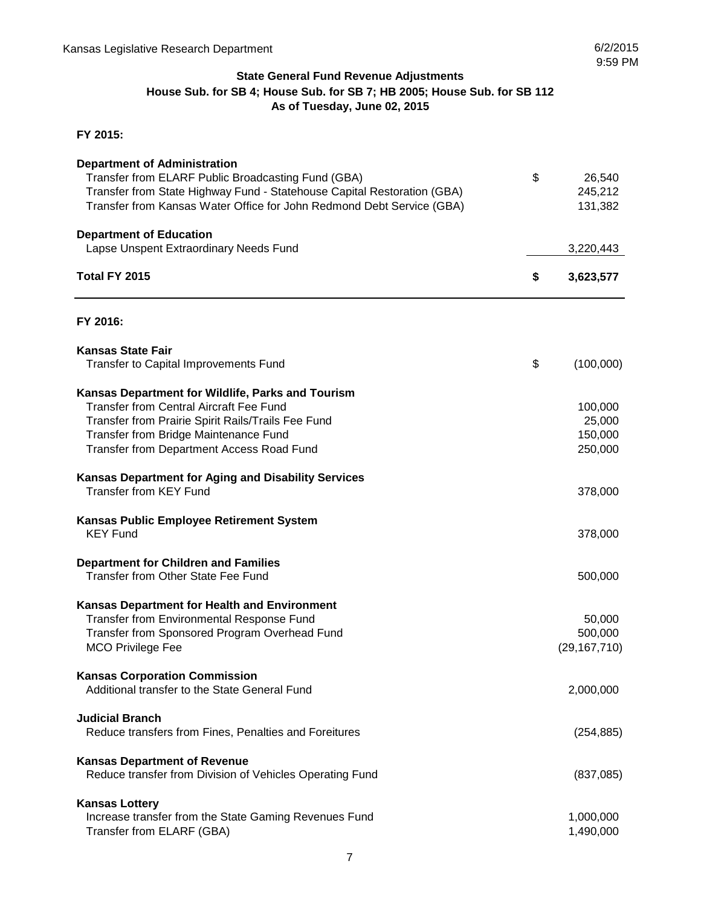**State General Fund Revenue Adjustments**
**House Sub. for SB 4; House Sub. for SB 7; HB 2005; House Sub. for SB 112**
**As of Tuesday, June 02, 2015**

**FY 2015:**

| | | |
|---|---|---|
| **Department of Administration** | | |
| Transfer from ELARF Public Broadcasting Fund (GBA) | $ | 26,540 |
| Transfer from State Highway Fund - Statehouse Capital Restoration (GBA) | | 245,212 |
| Transfer from Kansas Water Office for John Redmond Debt Service (GBA) | | 131,382 |
| **Department of Education** | | |
| Lapse Unspent Extraordinary Needs Fund | | 3,220,443 |
| **Total FY 2015** | **$** | **3,623,577** |

**FY 2016:**

| | | |
|---|---|---|
| **Kansas State Fair** | | |
| Transfer to Capital Improvements Fund | $ | (100,000) |
| **Kansas Department for Wildlife, Parks and Tourism** | | |
| Transfer from Central Aircraft Fee Fund | | 100,000 |
| Transfer from Prairie Spirit Rails/Trails Fee Fund | | 25,000 |
| Transfer from Bridge Maintenance Fund | | 150,000 |
| Transfer from Department Access Road Fund | | 250,000 |
| **Kansas Department for Aging and Disability Services** | | |
| Transfer from KEY Fund | | 378,000 |
| **Kansas Public Employee Retirement System** | | |
| KEY Fund | | 378,000 |
| **Department for Children and Families** | | |
| Transfer from Other State Fee Fund | | 500,000 |
| **Kansas Department for Health and Environment** | | |
| Transfer from Environmental Response Fund | | 50,000 |
| Transfer from Sponsored Program Overhead Fund | | 500,000 |
| MCO Privilege Fee | | (29,167,710) |
| **Kansas Corporation Commission** | | |
| Additional transfer to the State General Fund | | 2,000,000 |
| **Judicial Branch** | | |
| Reduce transfers from Fines, Penalties and Foreitures | | (254,885) |
| **Kansas Department of Revenue** | | |
| Reduce transfer from Division of Vehicles Operating Fund | | (837,085) |
| **Kansas Lottery** | | |
| Increase transfer from the State Gaming Revenues Fund | | 1,000,000 |
| Transfer from ELARF (GBA) | | 1,490,000 |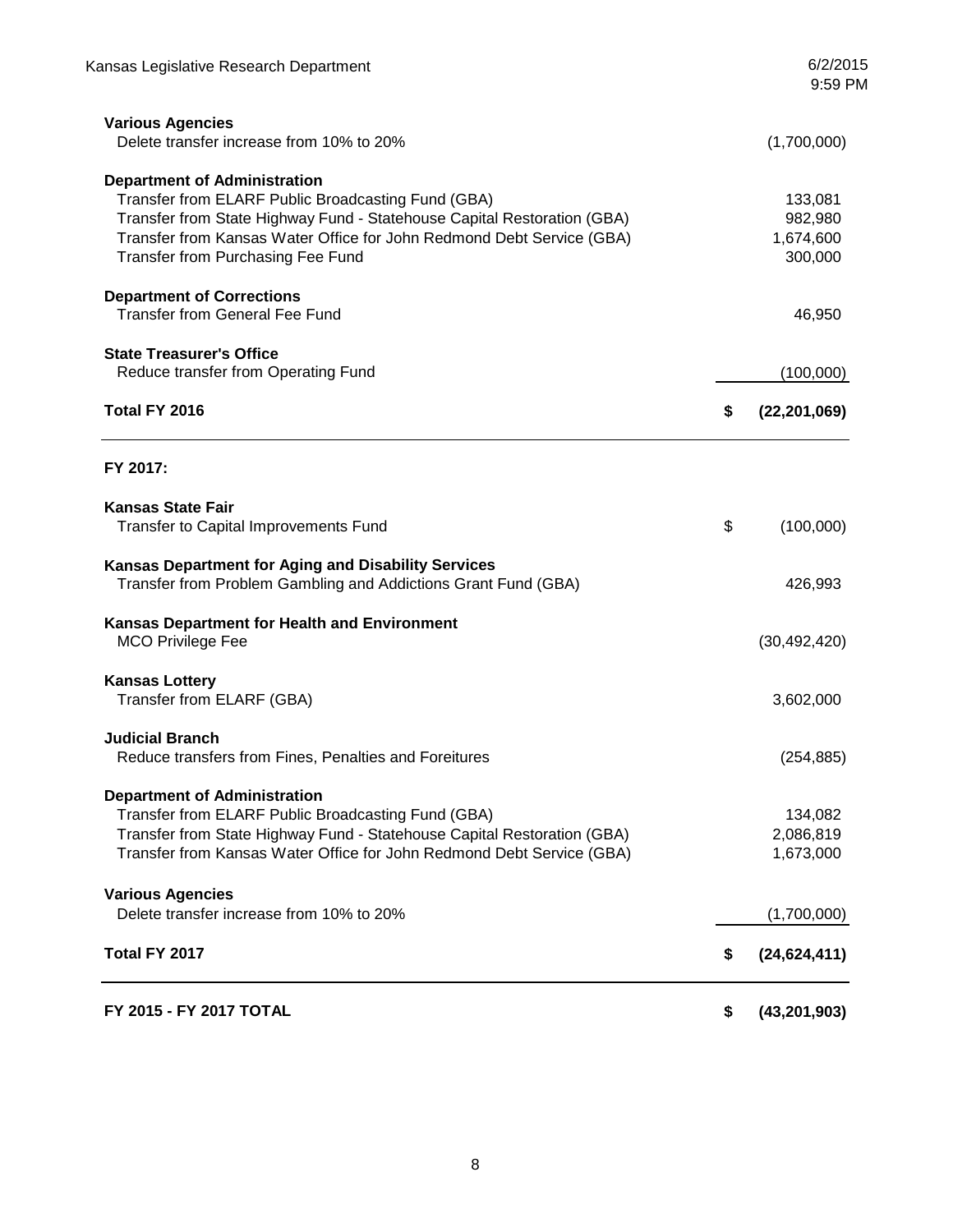| | | |
|---|---|---|
| **Various Agencies** | | |
| Delete transfer increase from 10% to 20% | | (1,700,000) |
| **Department of Administration** | | |
| Transfer from ELARF Public Broadcasting Fund (GBA) | | 133,081 |
| Transfer from State Highway Fund - Statehouse Capital Restoration (GBA) | | 982,980 |
| Transfer from Kansas Water Office for John Redmond Debt Service (GBA) | | 1,674,600 |
| Transfer from Purchasing Fee Fund | | 300,000 |
| **Department of Corrections** | | |
| Transfer from General Fee Fund | | 46,950 |
| **State Treasurer's Office** | | |
| Reduce transfer from Operating Fund | | (100,000) |
| **Total FY 2016** | **$** | **(22,201,069)** |
| **FY 2017:** | | |
| **Kansas State Fair** | | |
| Transfer to Capital Improvements Fund | $ | (100,000) |
| **Kansas Department for Aging and Disability Services** | | |
| Transfer from Problem Gambling and Addictions Grant Fund (GBA) | | 426,993 |
| **Kansas Department for Health and Environment** | | |
| MCO Privilege Fee | | (30,492,420) |
| **Kansas Lottery** | | |
| Transfer from ELARF (GBA) | | 3,602,000 |
| **Judicial Branch** | | |
| Reduce transfers from Fines, Penalties and Foreitures | | (254,885) |
| **Department of Administration** | | |
| Transfer from ELARF Public Broadcasting Fund (GBA) | | 134,082 |
| Transfer from State Highway Fund - Statehouse Capital Restoration (GBA) | | 2,086,819 |
| Transfer from Kansas Water Office for John Redmond Debt Service (GBA) | | 1,673,000 |
| **Various Agencies** | | |
| Delete transfer increase from 10% to 20% | | (1,700,000) |
| **Total FY 2017** | **$** | **(24,624,411)** |
| **FY 2015 - FY 2017 TOTAL** | **$** | **(43,201,903)** |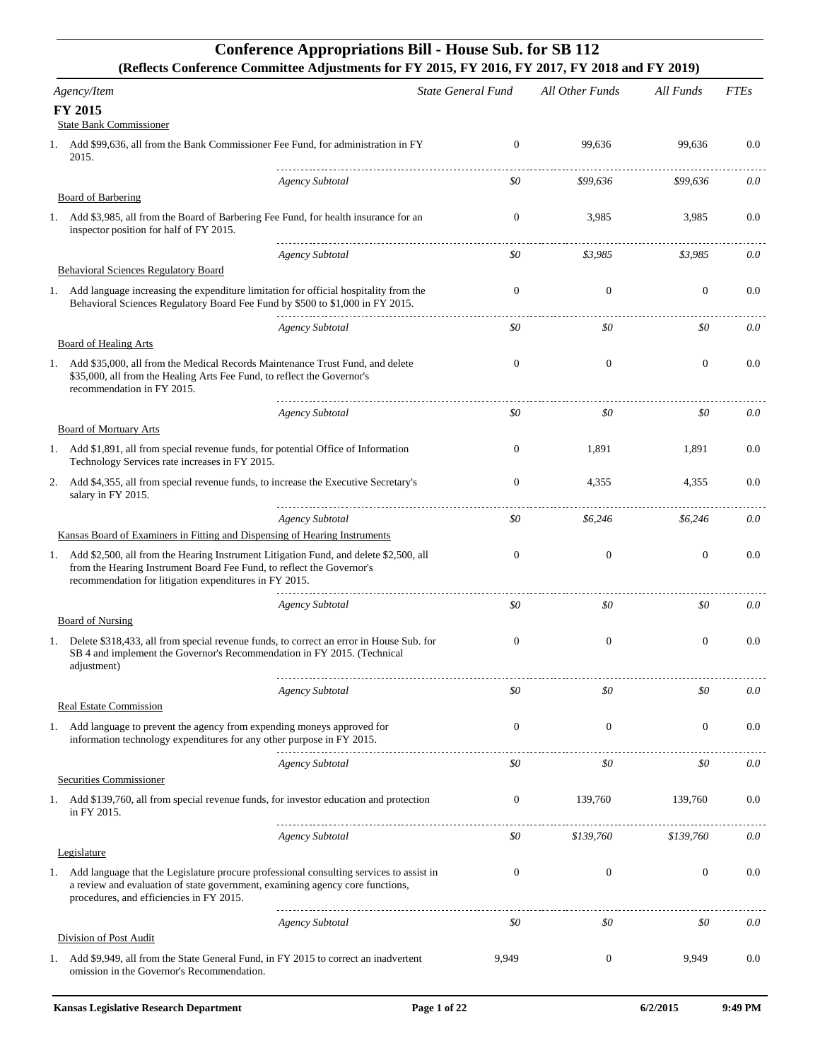# Conference Appropriations Bill - House Sub. for SB 112

## (Reflects Conference Committee Adjustments for FY 2015, FY 2016, FY 2017, FY 2018 and FY 2019)

| Agency/Item | State General Fund | All Other Funds | All Funds | FTEs |
|---|---|---|---|---|
| **FY 2015** | | | | |
| State Bank Commissioner | | | | |
| 1. Add $99,636, all from the Bank Commissioner Fee Fund, for administration in FY 2015. | 0 | 99,636 | 99,636 | 0.0 |
| *Agency Subtotal* | *$0* | *$99,636* | *$99,636* | *0.0* |
| Board of Barbering | | | | |
| 1. Add $3,985, all from the Board of Barbering Fee Fund, for health insurance for an inspector position for half of FY 2015. | 0 | 3,985 | 3,985 | 0.0 |
| *Agency Subtotal* | *$0* | *$3,985* | *$3,985* | *0.0* |
| Behavioral Sciences Regulatory Board | | | | |
| 1. Add language increasing the expenditure limitation for official hospitality from the Behavioral Sciences Regulatory Board Fee Fund by $500 to $1,000 in FY 2015. | 0 | 0 | 0 | 0.0 |
| *Agency Subtotal* | *$0* | *$0* | *$0* | *0.0* |
| Board of Healing Arts | | | | |
| 1. Add $35,000, all from the Medical Records Maintenance Trust Fund, and delete $35,000, all from the Healing Arts Fee Fund, to reflect the Governor's recommendation in FY 2015. | 0 | 0 | 0 | 0.0 |
| *Agency Subtotal* | *$0* | *$0* | *$0* | *0.0* |
| Board of Mortuary Arts | | | | |
| 1. Add $1,891, all from special revenue funds, for potential Office of Information Technology Services rate increases in FY 2015. | 0 | 1,891 | 1,891 | 0.0 |
| 2. Add $4,355, all from special revenue funds, to increase the Executive Secretary's salary in FY 2015. | 0 | 4,355 | 4,355 | 0.0 |
| *Agency Subtotal* | *$0* | *$6,246* | *$6,246* | *0.0* |
| Kansas Board of Examiners in Fitting and Dispensing of Hearing Instruments | | | | |
| 1. Add $2,500, all from the Hearing Instrument Litigation Fund, and delete $2,500, all from the Hearing Instrument Board Fee Fund, to reflect the Governor's recommendation for litigation expenditures in FY 2015. | 0 | 0 | 0 | 0.0 |
| *Agency Subtotal* | *$0* | *$0* | *$0* | *0.0* |
| Board of Nursing | | | | |
| 1. Delete $318,433, all from special revenue funds, to correct an error in House Sub. for SB 4 and implement the Governor's Recommendation in FY 2015. (Technical adjustment) | 0 | 0 | 0 | 0.0 |
| *Agency Subtotal* | *$0* | *$0* | *$0* | *0.0* |
| Real Estate Commission | | | | |
| 1. Add language to prevent the agency from expending moneys approved for information technology expenditures for any other purpose in FY 2015. | 0 | 0 | 0 | 0.0 |
| *Agency Subtotal* | *$0* | *$0* | *$0* | *0.0* |
| Securities Commissioner | | | | |
| 1. Add $139,760, all from special revenue funds, for investor education and protection in FY 2015. | 0 | 139,760 | 139,760 | 0.0 |
| *Agency Subtotal* | *$0* | *$139,760* | *$139,760* | *0.0* |
| Legislature | | | | |
| 1. Add language that the Legislature procure professional consulting services to assist in a review and evaluation of state government, examining agency core functions, procedures, and efficiencies in FY 2015. | 0 | 0 | 0 | 0.0 |
| *Agency Subtotal* | *$0* | *$0* | *$0* | *0.0* |
| Division of Post Audit | | | | |
| 1. Add $9,949, all from the State General Fund, in FY 2015 to correct an inadvertent omission in the Governor's Recommendation. | 9,949 | 0 | 9,949 | 0.0 |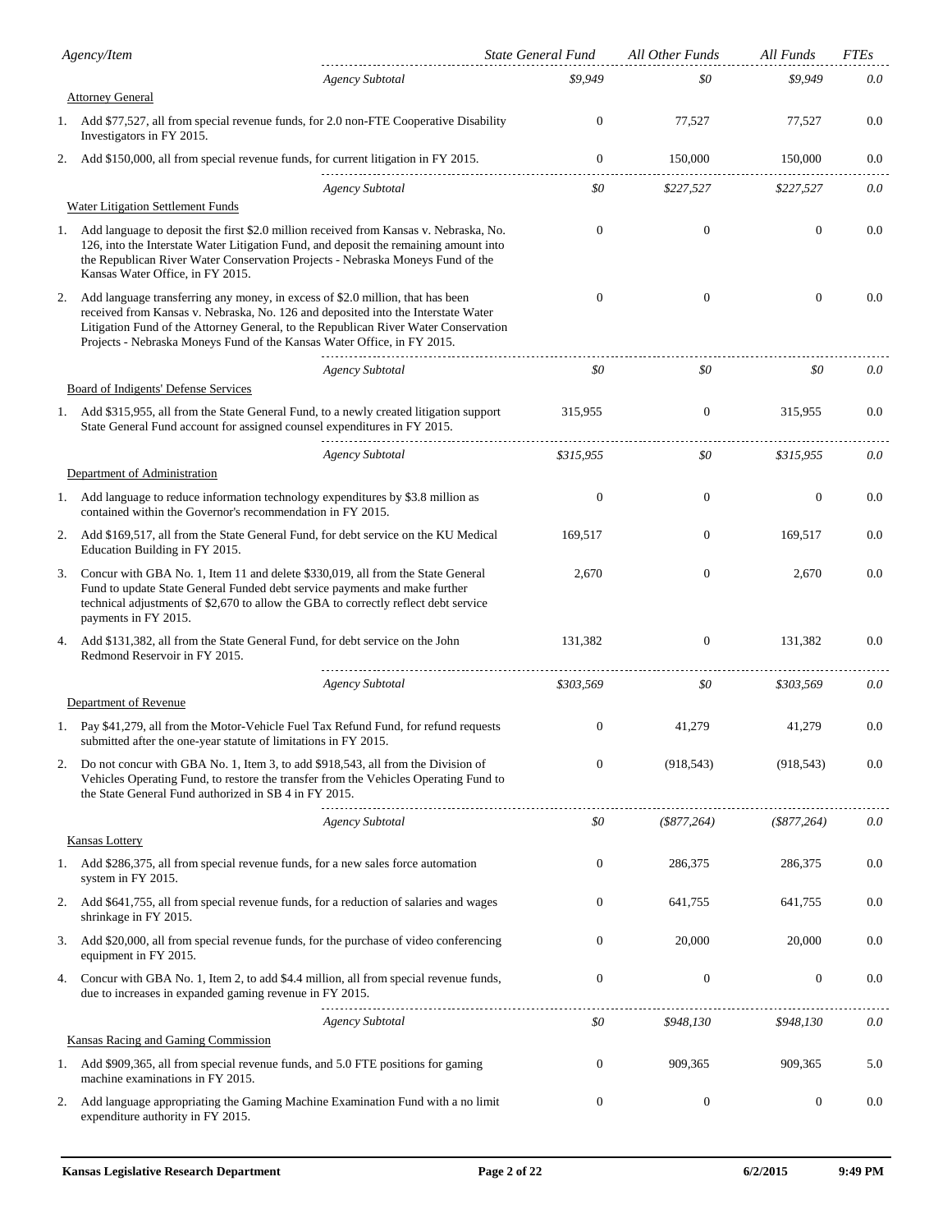| Agency/Item | State General Fund | All Other Funds | All Funds | FTEs |
|---|---|---|---|---|
| *Agency Subtotal* | *$9,949* | *$0* | *$9,949* | *0.0* |
| **Attorney General** | | | | |
| 1. Add $77,527, all from special revenue funds, for 2.0 non-FTE Cooperative Disability Investigators in FY 2015. | 0 | 77,527 | 77,527 | 0.0 |
| 2. Add $150,000, all from special revenue funds, for current litigation in FY 2015. | 0 | 150,000 | 150,000 | 0.0 |
| *Agency Subtotal* | *$0* | *$227,527* | *$227,527* | *0.0* |
| **Water Litigation Settlement Funds** | | | | |
| 1. Add language to deposit the first $2.0 million received from Kansas v. Nebraska, No. 126, into the Interstate Water Litigation Fund, and deposit the remaining amount into the Republican River Water Conservation Projects - Nebraska Moneys Fund of the Kansas Water Office, in FY 2015. | 0 | 0 | 0 | 0.0 |
| 2. Add language transferring any money, in excess of $2.0 million, that has been received from Kansas v. Nebraska, No. 126 and deposited into the Interstate Water Litigation Fund of the Attorney General, to the Republican River Water Conservation Projects - Nebraska Moneys Fund of the Kansas Water Office, in FY 2015. | 0 | 0 | 0 | 0.0 |
| *Agency Subtotal* | *$0* | *$0* | *$0* | *0.0* |
| **Board of Indigents' Defense Services** | | | | |
| 1. Add $315,955, all from the State General Fund, to a newly created litigation support State General Fund account for assigned counsel expenditures in FY 2015. | 315,955 | 0 | 315,955 | 0.0 |
| *Agency Subtotal* | *$315,955* | *$0* | *$315,955* | *0.0* |
| **Department of Administration** | | | | |
| 1. Add language to reduce information technology expenditures by $3.8 million as contained within the Governor's recommendation in FY 2015. | 0 | 0 | 0 | 0.0 |
| 2. Add $169,517, all from the State General Fund, for debt service on the KU Medical Education Building in FY 2015. | 169,517 | 0 | 169,517 | 0.0 |
| 3. Concur with GBA No. 1, Item 11 and delete $330,019, all from the State General Fund to update State General Funded debt service payments and make further technical adjustments of $2,670 to allow the GBA to correctly reflect debt service payments in FY 2015. | 2,670 | 0 | 2,670 | 0.0 |
| 4. Add $131,382, all from the State General Fund, for debt service on the John Redmond Reservoir in FY 2015. | 131,382 | 0 | 131,382 | 0.0 |
| *Agency Subtotal* | *$303,569* | *$0* | *$303,569* | *0.0* |
| **Department of Revenue** | | | | |
| 1. Pay $41,279, all from the Motor-Vehicle Fuel Tax Refund Fund, for refund requests submitted after the one-year statute of limitations in FY 2015. | 0 | 41,279 | 41,279 | 0.0 |
| 2. Do not concur with GBA No. 1, Item 3, to add $918,543, all from the Division of Vehicles Operating Fund, to restore the transfer from the Vehicles Operating Fund to the State General Fund authorized in SB 4 in FY 2015. | 0 | (918,543) | (918,543) | 0.0 |
| *Agency Subtotal* | *$0* | *($877,264)* | *($877,264)* | *0.0* |
| **Kansas Lottery** | | | | |
| 1. Add $286,375, all from special revenue funds, for a new sales force automation system in FY 2015. | 0 | 286,375 | 286,375 | 0.0 |
| 2. Add $641,755, all from special revenue funds, for a reduction of salaries and wages shrinkage in FY 2015. | 0 | 641,755 | 641,755 | 0.0 |
| 3. Add $20,000, all from special revenue funds, for the purchase of video conferencing equipment in FY 2015. | 0 | 20,000 | 20,000 | 0.0 |
| 4. Concur with GBA No. 1, Item 2, to add $4.4 million, all from special revenue funds, due to increases in expanded gaming revenue in FY 2015. | 0 | 0 | 0 | 0.0 |
| *Agency Subtotal* | *$0* | *$948,130* | *$948,130* | *0.0* |
| **Kansas Racing and Gaming Commission** | | | | |
| 1. Add $909,365, all from special revenue funds, and 5.0 FTE positions for gaming machine examinations in FY 2015. | 0 | 909,365 | 909,365 | 5.0 |
| 2. Add language appropriating the Gaming Machine Examination Fund with a no limit expenditure authority in FY 2015. | 0 | 0 | 0 | 0.0 |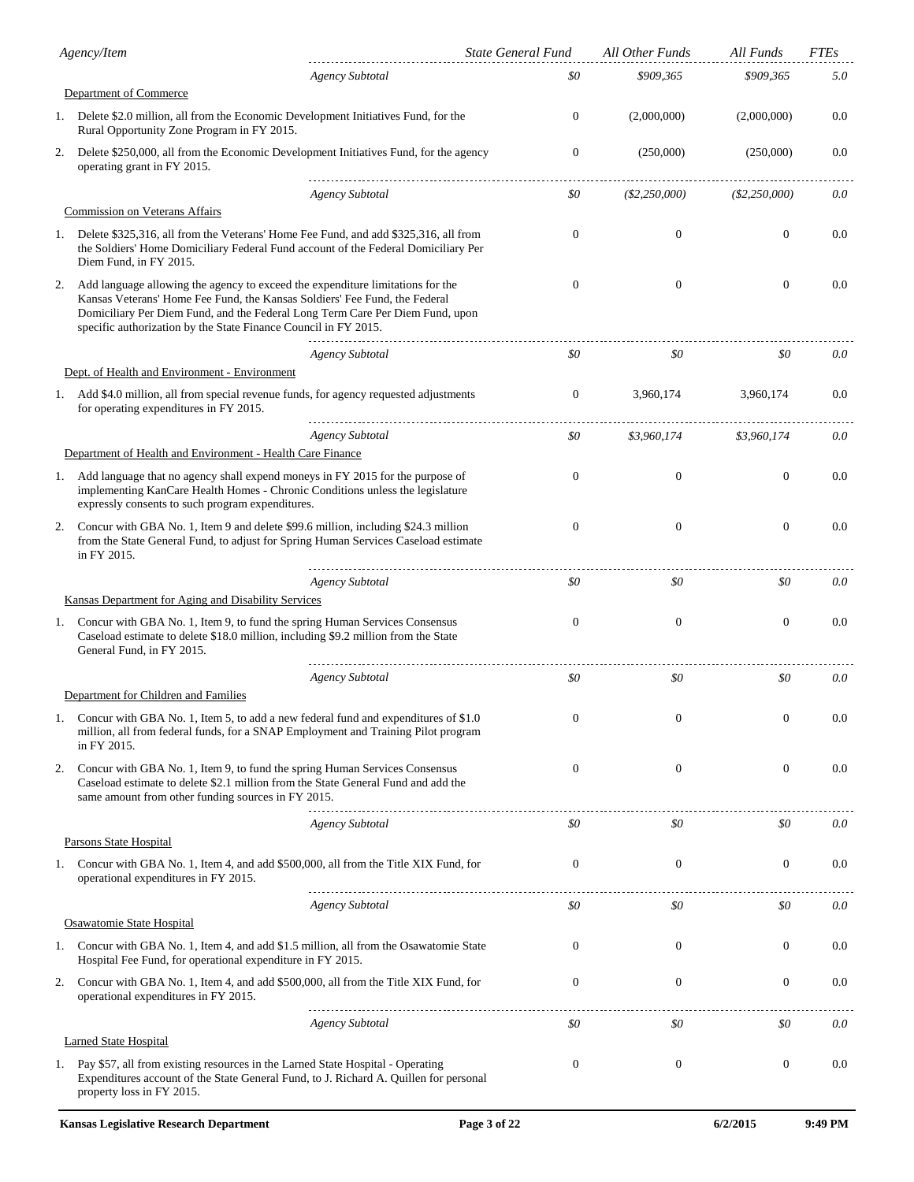| Agency/Item | State General Fund | All Other Funds | All Funds | FTEs |
|---|---|---|---|---|
| *Agency Subtotal* | *$0* | *$909,365* | *$909,365* | *5.0* |
| **Department of Commerce** | | | | |
| 1. Delete $2.0 million, all from the Economic Development Initiatives Fund, for the Rural Opportunity Zone Program in FY 2015. | 0 | (2,000,000) | (2,000,000) | 0.0 |
| 2. Delete $250,000, all from the Economic Development Initiatives Fund, for the agency operating grant in FY 2015. | 0 | (250,000) | (250,000) | 0.0 |
| *Agency Subtotal* | *$0* | *($2,250,000)* | *($2,250,000)* | *0.0* |
| **Commission on Veterans Affairs** | | | | |
| 1. Delete $325,316, all from the Veterans' Home Fee Fund, and add $325,316, all from the Soldiers' Home Domiciliary Federal Fund account of the Federal Domiciliary Per Diem Fund, in FY 2015. | 0 | 0 | 0 | 0.0 |
| 2. Add language allowing the agency to exceed the expenditure limitations for the Kansas Veterans' Home Fee Fund, the Kansas Soldiers' Fee Fund, the Federal Domiciliary Per Diem Fund, and the Federal Long Term Care Per Diem Fund, upon specific authorization by the State Finance Council in FY 2015. | 0 | 0 | 0 | 0.0 |
| *Agency Subtotal* | *$0* | *$0* | *$0* | *0.0* |
| **Dept. of Health and Environment - Environment** | | | | |
| 1. Add $4.0 million, all from special revenue funds, for agency requested adjustments for operating expenditures in FY 2015. | 0 | 3,960,174 | 3,960,174 | 0.0 |
| *Agency Subtotal* | *$0* | *$3,960,174* | *$3,960,174* | *0.0* |
| **Department of Health and Environment - Health Care Finance** | | | | |
| 1. Add language that no agency shall expend moneys in FY 2015 for the purpose of implementing KanCare Health Homes - Chronic Conditions unless the legislature expressly consents to such program expenditures. | 0 | 0 | 0 | 0.0 |
| 2. Concur with GBA No. 1, Item 9 and delete $99.6 million, including $24.3 million from the State General Fund, to adjust for Spring Human Services Caseload estimate in FY 2015. | 0 | 0 | 0 | 0.0 |
| *Agency Subtotal* | *$0* | *$0* | *$0* | *0.0* |
| **Kansas Department for Aging and Disability Services** | | | | |
| 1. Concur with GBA No. 1, Item 9, to fund the spring Human Services Consensus Caseload estimate to delete $18.0 million, including $9.2 million from the State General Fund, in FY 2015. | 0 | 0 | 0 | 0.0 |
| *Agency Subtotal* | *$0* | *$0* | *$0* | *0.0* |
| **Department for Children and Families** | | | | |
| 1. Concur with GBA No. 1, Item 5, to add a new federal fund and expenditures of $1.0 million, all from federal funds, for a SNAP Employment and Training Pilot program in FY 2015. | 0 | 0 | 0 | 0.0 |
| 2. Concur with GBA No. 1, Item 9, to fund the spring Human Services Consensus Caseload estimate to delete $2.1 million from the State General Fund and add the same amount from other funding sources in FY 2015. | 0 | 0 | 0 | 0.0 |
| *Agency Subtotal* | *$0* | *$0* | *$0* | *0.0* |
| **Parsons State Hospital** | | | | |
| 1. Concur with GBA No. 1, Item 4, and add $500,000, all from the Title XIX Fund, for operational expenditures in FY 2015. | 0 | 0 | 0 | 0.0 |
| *Agency Subtotal* | *$0* | *$0* | *$0* | *0.0* |
| **Osawatomie State Hospital** | | | | |
| 1. Concur with GBA No. 1, Item 4, and add $1.5 million, all from the Osawatomie State Hospital Fee Fund, for operational expenditure in FY 2015. | 0 | 0 | 0 | 0.0 |
| 2. Concur with GBA No. 1, Item 4, and add $500,000, all from the Title XIX Fund, for operational expenditures in FY 2015. | 0 | 0 | 0 | 0.0 |
| *Agency Subtotal* | *$0* | *$0* | *$0* | *0.0* |
| **Larned State Hospital** | | | | |
| 1. Pay $57, all from existing resources in the Larned State Hospital - Operating Expenditures account of the State General Fund, to J. Richard A. Quillen for personal property loss in FY 2015. | 0 | 0 | 0 | 0.0 |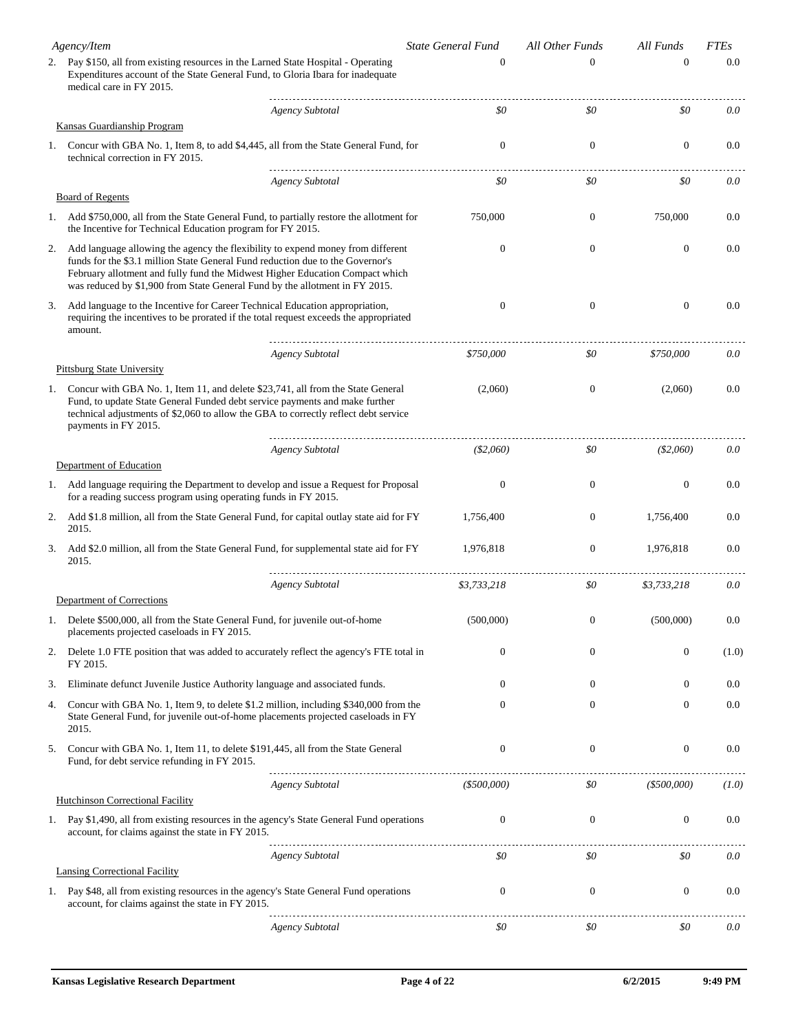| Agency/Item | State General Fund | All Other Funds | All Funds | FTEs |
|---|---|---|---|---|
| 2. Pay $150, all from existing resources in the Larned State Hospital - Operating Expenditures account of the State General Fund, to Gloria Ibara for inadequate medical care in FY 2015. | 0 | 0 | 0 | 0.0 |
| *Agency Subtotal* | *$0* | *$0* | *$0* | *0.0* |
| Kansas Guardianship Program | | | | |
| 1. Concur with GBA No. 1, Item 8, to add $4,445, all from the State General Fund, for technical correction in FY 2015. | 0 | 0 | 0 | 0.0 |
| *Agency Subtotal* | *$0* | *$0* | *$0* | *0.0* |
| Board of Regents | | | | |
| 1. Add $750,000, all from the State General Fund, to partially restore the allotment for the Incentive for Technical Education program for FY 2015. | 750,000 | 0 | 750,000 | 0.0 |
| 2. Add language allowing the agency the flexibility to expend money from different funds for the $3.1 million State General Fund reduction due to the Governor's February allotment and fully fund the Midwest Higher Education Compact which was reduced by $1,900 from State General Fund by the allotment in FY 2015. | 0 | 0 | 0 | 0.0 |
| 3. Add language to the Incentive for Career Technical Education appropriation, requiring the incentives to be prorated if the total request exceeds the appropriated amount. | 0 | 0 | 0 | 0.0 |
| *Agency Subtotal* | *$750,000* | *$0* | *$750,000* | *0.0* |
| Pittsburg State University | | | | |
| 1. Concur with GBA No. 1, Item 11, and delete $23,741, all from the State General Fund, to update State General Funded debt service payments and make further technical adjustments of $2,060 to allow the GBA to correctly reflect debt service payments in FY 2015. | (2,060) | 0 | (2,060) | 0.0 |
| *Agency Subtotal* | *($2,060)* | *$0* | *($2,060)* | *0.0* |
| Department of Education | | | | |
| 1. Add language requiring the Department to develop and issue a Request for Proposal for a reading success program using operating funds in FY 2015. | 0 | 0 | 0 | 0.0 |
| 2. Add $1.8 million, all from the State General Fund, for capital outlay state aid for FY 2015. | 1,756,400 | 0 | 1,756,400 | 0.0 |
| 3. Add $2.0 million, all from the State General Fund, for supplemental state aid for FY 2015. | 1,976,818 | 0 | 1,976,818 | 0.0 |
| *Agency Subtotal* | *$3,733,218* | *$0* | *$3,733,218* | *0.0* |
| Department of Corrections | | | | |
| 1. Delete $500,000, all from the State General Fund, for juvenile out-of-home placements projected caseloads in FY 2015. | (500,000) | 0 | (500,000) | 0.0 |
| 2. Delete 1.0 FTE position that was added to accurately reflect the agency's FTE total in FY 2015. | 0 | 0 | 0 | (1.0) |
| 3. Eliminate defunct Juvenile Justice Authority language and associated funds. | 0 | 0 | 0 | 0.0 |
| 4. Concur with GBA No. 1, Item 9, to delete $1.2 million, including $340,000 from the State General Fund, for juvenile out-of-home placements projected caseloads in FY 2015. | 0 | 0 | 0 | 0.0 |
| 5. Concur with GBA No. 1, Item 11, to delete $191,445, all from the State General Fund, for debt service refunding in FY 2015. | 0 | 0 | 0 | 0.0 |
| *Agency Subtotal* | *($500,000)* | *$0* | *($500,000)* | *(1.0)* |
| Hutchinson Correctional Facility | | | | |
| 1. Pay $1,490, all from existing resources in the agency's State General Fund operations account, for claims against the state in FY 2015. | 0 | 0 | 0 | 0.0 |
| *Agency Subtotal* | *$0* | *$0* | *$0* | *0.0* |
| Lansing Correctional Facility | | | | |
| 1. Pay $48, all from existing resources in the agency's State General Fund operations account, for claims against the state in FY 2015. | 0 | 0 | 0 | 0.0 |
| *Agency Subtotal* | *$0* | *$0* | *$0* | *0.0* |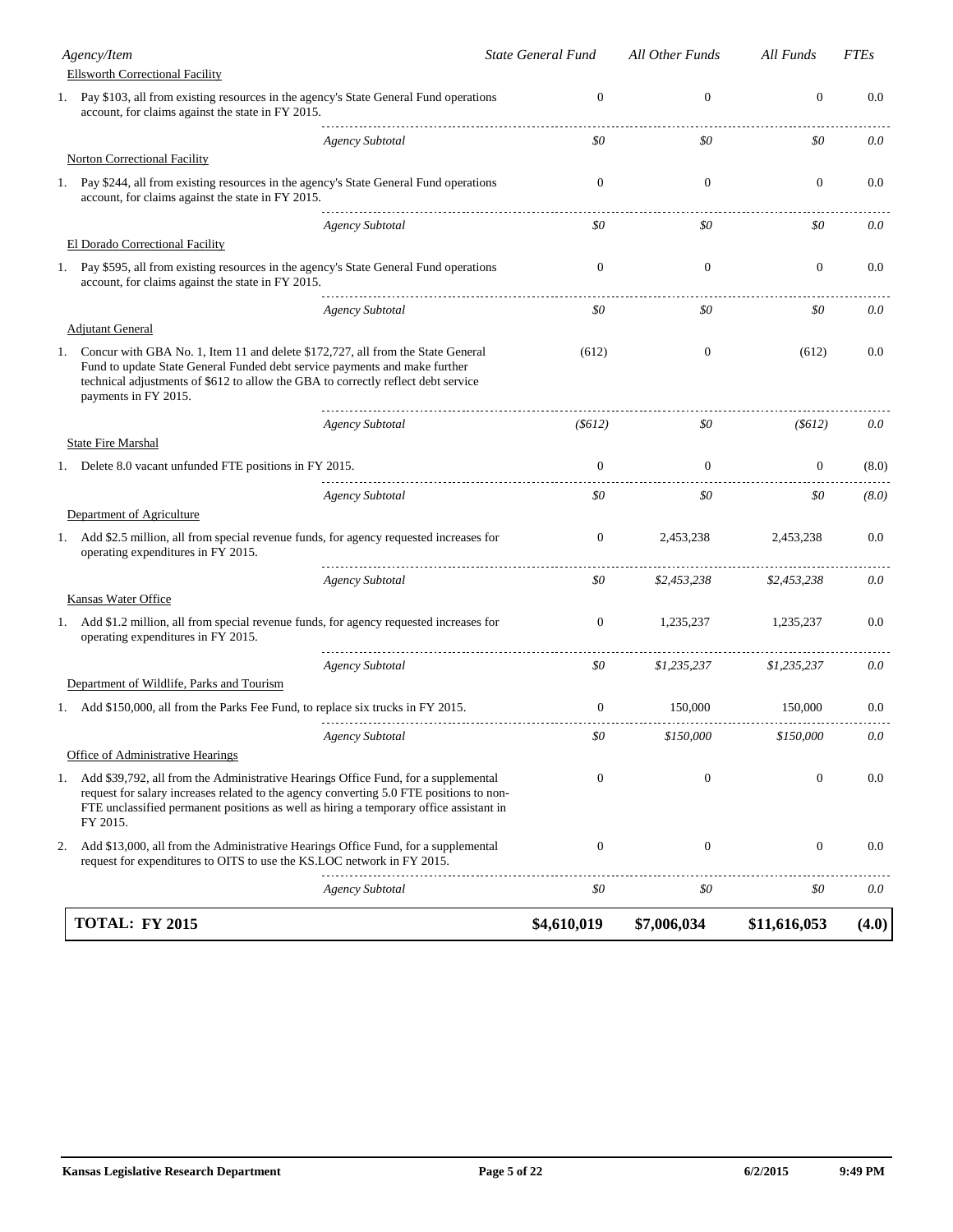| Agency/Item | State General Fund | All Other Funds | All Funds | FTEs |
|---|---|---|---|---|
| **Ellsworth Correctional Facility** | | | | |
| 1. Pay $103, all from existing resources in the agency's State General Fund operations account, for claims against the state in FY 2015. | 0 | 0 | 0 | 0.0 |
| *Agency Subtotal* | *$0* | *$0* | *$0* | *0.0* |
| **Norton Correctional Facility** | | | | |
| 1. Pay $244, all from existing resources in the agency's State General Fund operations account, for claims against the state in FY 2015. | 0 | 0 | 0 | 0.0 |
| *Agency Subtotal* | *$0* | *$0* | *$0* | *0.0* |
| **El Dorado Correctional Facility** | | | | |
| 1. Pay $595, all from existing resources in the agency's State General Fund operations account, for claims against the state in FY 2015. | 0 | 0 | 0 | 0.0 |
| *Agency Subtotal* | *$0* | *$0* | *$0* | *0.0* |
| **Adjutant General** | | | | |
| 1. Concur with GBA No. 1, Item 11 and delete $172,727, all from the State General Fund to update State General Funded debt service payments and make further technical adjustments of $612 to allow the GBA to correctly reflect debt service payments in FY 2015. | (612) | 0 | (612) | 0.0 |
| *Agency Subtotal* | *($612)* | *$0* | *($612)* | *0.0* |
| **State Fire Marshal** | | | | |
| 1. Delete 8.0 vacant unfunded FTE positions in FY 2015. | 0 | 0 | 0 | (8.0) |
| *Agency Subtotal* | *$0* | *$0* | *$0* | *(8.0)* |
| **Department of Agriculture** | | | | |
| 1. Add $2.5 million, all from special revenue funds, for agency requested increases for operating expenditures in FY 2015. | 0 | 2,453,238 | 2,453,238 | 0.0 |
| *Agency Subtotal* | *$0* | *$2,453,238* | *$2,453,238* | *0.0* |
| **Kansas Water Office** | | | | |
| 1. Add $1.2 million, all from special revenue funds, for agency requested increases for operating expenditures in FY 2015. | 0 | 1,235,237 | 1,235,237 | 0.0 |
| *Agency Subtotal* | *$0* | *$1,235,237* | *$1,235,237* | *0.0* |
| **Department of Wildlife, Parks and Tourism** | | | | |
| 1. Add $150,000, all from the Parks Fee Fund, to replace six trucks in FY 2015. | 0 | 150,000 | 150,000 | 0.0 |
| *Agency Subtotal* | *$0* | *$150,000* | *$150,000* | *0.0* |
| **Office of Administrative Hearings** | | | | |
| 1. Add $39,792, all from the Administrative Hearings Office Fund, for a supplemental request for salary increases related to the agency converting 5.0 FTE positions to non-FTE unclassified permanent positions as well as hiring a temporary office assistant in FY 2015. | 0 | 0 | 0 | 0.0 |
| 2. Add $13,000, all from the Administrative Hearings Office Fund, for a supplemental request for expenditures to OITS to use the KS.LOC network in FY 2015. | 0 | 0 | 0 | 0.0 |
| *Agency Subtotal* | *$0* | *$0* | *$0* | *0.0* |
| **TOTAL: FY 2015** | **$4,610,019** | **$7,006,034** | **$11,616,053** | **(4.0)** |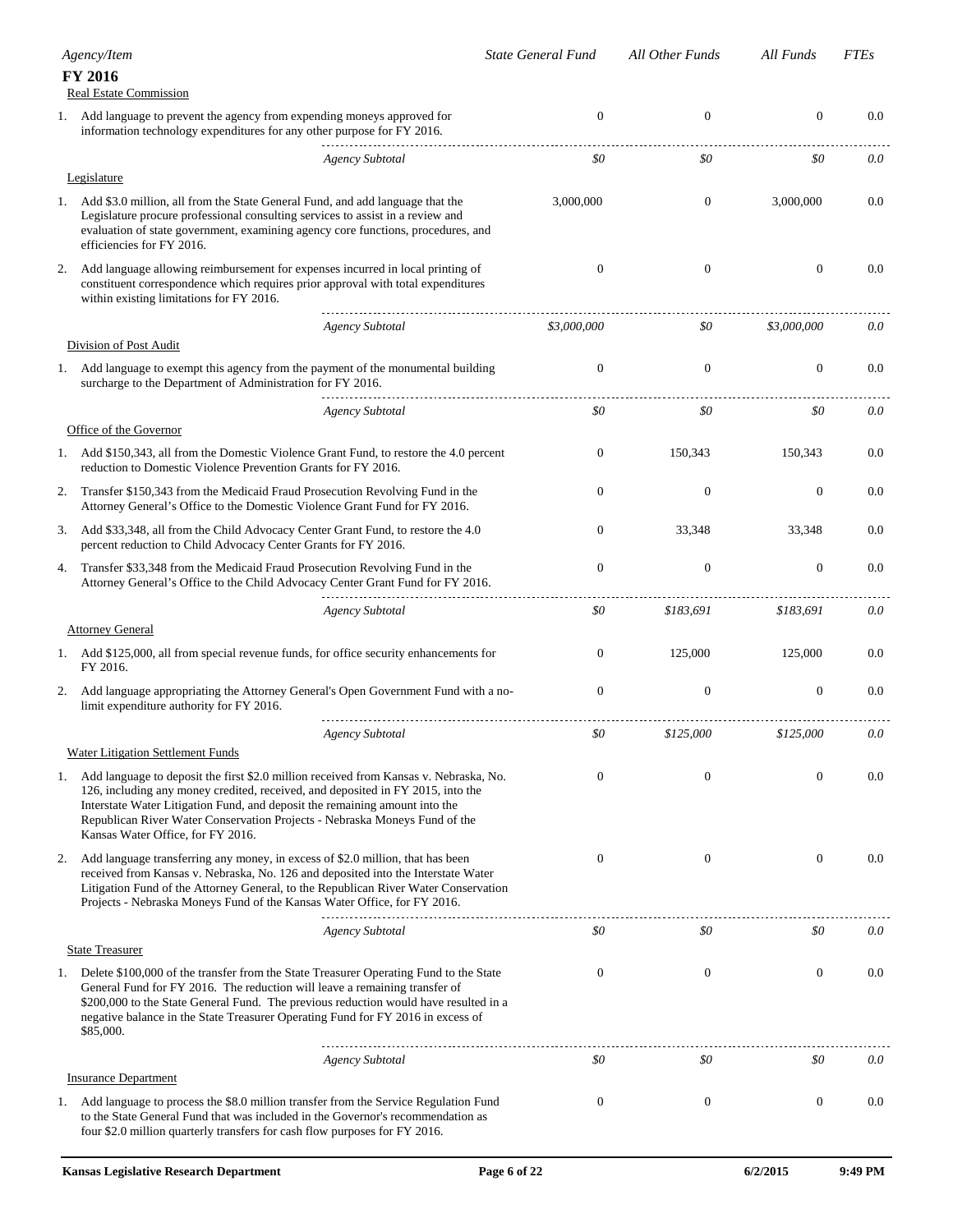| Agency/Item | State General Fund | All Other Funds | All Funds | FTEs |
|---|---|---|---|---|
| **FY 2016** | | | | |
| Real Estate Commission | | | | |
| 1. Add language to prevent the agency from expending moneys approved for information technology expenditures for any other purpose for FY 2016. | 0 | 0 | 0 | 0.0 |
| *Agency Subtotal* | *$0* | *$0* | *$0* | *0.0* |
| Legislature | | | | |
| 1. Add $3.0 million, all from the State General Fund, and add language that the Legislature procure professional consulting services to assist in a review and evaluation of state government, examining agency core functions, procedures, and efficiencies for FY 2016. | 3,000,000 | 0 | 3,000,000 | 0.0 |
| 2. Add language allowing reimbursement for expenses incurred in local printing of constituent correspondence which requires prior approval with total expenditures within existing limitations for FY 2016. | 0 | 0 | 0 | 0.0 |
| *Agency Subtotal* | *$3,000,000* | *$0* | *$3,000,000* | *0.0* |
| Division of Post Audit | | | | |
| 1. Add language to exempt this agency from the payment of the monumental building surcharge to the Department of Administration for FY 2016. | 0 | 0 | 0 | 0.0 |
| *Agency Subtotal* | *$0* | *$0* | *$0* | *0.0* |
| Office of the Governor | | | | |
| 1. Add $150,343, all from the Domestic Violence Grant Fund, to restore the 4.0 percent reduction to Domestic Violence Prevention Grants for FY 2016. | 0 | 150,343 | 150,343 | 0.0 |
| 2. Transfer $150,343 from the Medicaid Fraud Prosecution Revolving Fund in the Attorney General's Office to the Domestic Violence Grant Fund for FY 2016. | 0 | 0 | 0 | 0.0 |
| 3. Add $33,348, all from the Child Advocacy Center Grant Fund, to restore the 4.0 percent reduction to Child Advocacy Center Grants for FY 2016. | 0 | 33,348 | 33,348 | 0.0 |
| 4. Transfer $33,348 from the Medicaid Fraud Prosecution Revolving Fund in the Attorney General's Office to the Child Advocacy Center Grant Fund for FY 2016. | 0 | 0 | 0 | 0.0 |
| *Agency Subtotal* | *$0* | *$183,691* | *$183,691* | *0.0* |
| Attorney General | | | | |
| 1. Add $125,000, all from special revenue funds, for office security enhancements for FY 2016. | 0 | 125,000 | 125,000 | 0.0 |
| 2. Add language appropriating the Attorney General's Open Government Fund with a no-limit expenditure authority for FY 2016. | 0 | 0 | 0 | 0.0 |
| *Agency Subtotal* | *$0* | *$125,000* | *$125,000* | *0.0* |
| Water Litigation Settlement Funds | | | | |
| 1. Add language to deposit the first $2.0 million received from Kansas v. Nebraska, No. 126, including any money credited, received, and deposited in FY 2015, into the Interstate Water Litigation Fund, and deposit the remaining amount into the Republican River Water Conservation Projects - Nebraska Moneys Fund of the Kansas Water Office, for FY 2016. | 0 | 0 | 0 | 0.0 |
| 2. Add language transferring any money, in excess of $2.0 million, that has been received from Kansas v. Nebraska, No. 126 and deposited into the Interstate Water Litigation Fund of the Attorney General, to the Republican River Water Conservation Projects - Nebraska Moneys Fund of the Kansas Water Office, for FY 2016. | 0 | 0 | 0 | 0.0 |
| *Agency Subtotal* | *$0* | *$0* | *$0* | *0.0* |
| State Treasurer | | | | |
| 1. Delete $100,000 of the transfer from the State Treasurer Operating Fund to the State General Fund for FY 2016. The reduction will leave a remaining transfer of $200,000 to the State General Fund. The previous reduction would have resulted in a negative balance in the State Treasurer Operating Fund for FY 2016 in excess of $85,000. | 0 | 0 | 0 | 0.0 |
| *Agency Subtotal* | *$0* | *$0* | *$0* | *0.0* |
| Insurance Department | | | | |
| 1. Add language to process the $8.0 million transfer from the Service Regulation Fund to the State General Fund that was included in the Governor's recommendation as four $2.0 million quarterly transfers for cash flow purposes for FY 2016. | 0 | 0 | 0 | 0.0 |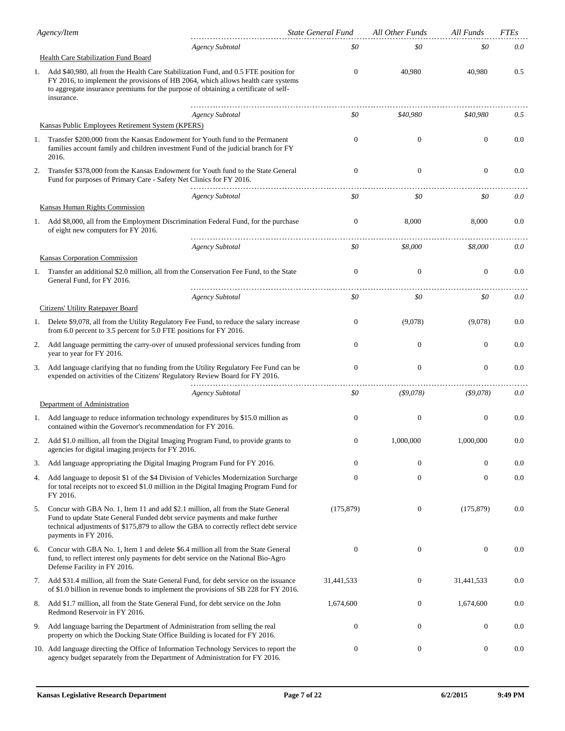| Agency/Item | State General Fund | All Other Funds | All Funds | FTEs |
|---|---|---|---|---|
| *Agency Subtotal* | *$0* | *$0* | *$0* | *0.0* |
| Health Care Stabilization Fund Board | | | | |
| 1. Add $40,980, all from the Health Care Stabilization Fund, and 0.5 FTE position for FY 2016, to implement the provisions of HB 2064, which allows health care systems to aggregate insurance premiums for the purpose of obtaining a certificate of self-insurance. | 0 | 40,980 | 40,980 | 0.5 |
| *Agency Subtotal* | *$0* | *$40,980* | *$40,980* | *0.5* |
| Kansas Public Employees Retirement System (KPERS) | | | | |
| 1. Transfer $200,000 from the Kansas Endowment for Youth fund to the Permanent families account family and children investment Fund of the judicial branch for FY 2016. | 0 | 0 | 0 | 0.0 |
| 2. Transfer $378,000 from the Kansas Endowment for Youth fund to the State General Fund for purposes of Primary Care - Safety Net Clinics for FY 2016. | 0 | 0 | 0 | 0.0 |
| *Agency Subtotal* | *$0* | *$0* | *$0* | *0.0* |
| Kansas Human Rights Commission | | | | |
| 1. Add $8,000, all from the Employment Discrimination Federal Fund, for the purchase of eight new computers for FY 2016. | 0 | 8,000 | 8,000 | 0.0 |
| *Agency Subtotal* | *$0* | *$8,000* | *$8,000* | *0.0* |
| Kansas Corporation Commission | | | | |
| 1. Transfer an additional $2.0 million, all from the Conservation Fee Fund, to the State General Fund, for FY 2016. | 0 | 0 | 0 | 0.0 |
| *Agency Subtotal* | *$0* | *$0* | *$0* | *0.0* |
| Citizens' Utility Ratepayer Board | | | | |
| 1. Delete $9,078, all from the Utility Regulatory Fee Fund, to reduce the salary increase from 6.0 percent to 3.5 percent for 5.0 FTE positions for FY 2016. | 0 | (9,078) | (9,078) | 0.0 |
| 2. Add language permitting the carry-over of unused professional services funding from year to year for FY 2016. | 0 | 0 | 0 | 0.0 |
| 3. Add language clarifying that no funding from the Utility Regulatory Fee Fund can be expended on activities of the Citizens' Regulatory Review Board for FY 2016. | 0 | 0 | 0 | 0.0 |
| *Agency Subtotal* | *$0* | *($9,078)* | *($9,078)* | *0.0* |
| Department of Administration | | | | |
| 1. Add language to reduce information technology expenditures by $15.0 million as contained within the Governor's recommendation for FY 2016. | 0 | 0 | 0 | 0.0 |
| 2. Add $1.0 million, all from the Digital Imaging Program Fund, to provide grants to agencies for digital imaging projects for FY 2016. | 0 | 1,000,000 | 1,000,000 | 0.0 |
| 3. Add language appropriating the Digital Imaging Program Fund for FY 2016. | 0 | 0 | 0 | 0.0 |
| 4. Add language to deposit $1 of the $4 Division of Vehicles Modernization Surcharge for total receipts not to exceed $1.0 million in the Digital Imaging Program Fund for FY 2016. | 0 | 0 | 0 | 0.0 |
| 5. Concur with GBA No. 1, Item 11 and add $2.1 million, all from the State General Fund to update State General Funded debt service payments and make further technical adjustments of $175,879 to allow the GBA to correctly reflect debt service payments in FY 2016. | (175,879) | 0 | (175,879) | 0.0 |
| 6. Concur with GBA No. 1, Item 1 and delete $6.4 million all from the State General fund, to reflect interest only payments for debt service on the National Bio-Agro Defense Facility in FY 2016. | 0 | 0 | 0 | 0.0 |
| 7. Add $31.4 million, all from the State General Fund, for debt service on the issuance of $1.0 billion in revenue bonds to implement the provisions of SB 228 for FY 2016. | 31,441,533 | 0 | 31,441,533 | 0.0 |
| 8. Add $1.7 million, all from the State General Fund, for debt service on the John Redmond Reservoir in FY 2016. | 1,674,600 | 0 | 1,674,600 | 0.0 |
| 9. Add language barring the Department of Administration from selling the real property on which the Docking State Office Building is located for FY 2016. | 0 | 0 | 0 | 0.0 |
| 10. Add language directing the Office of Information Technology Services to report the agency budget separately from the Department of Administration for FY 2016. | 0 | 0 | 0 | 0.0 |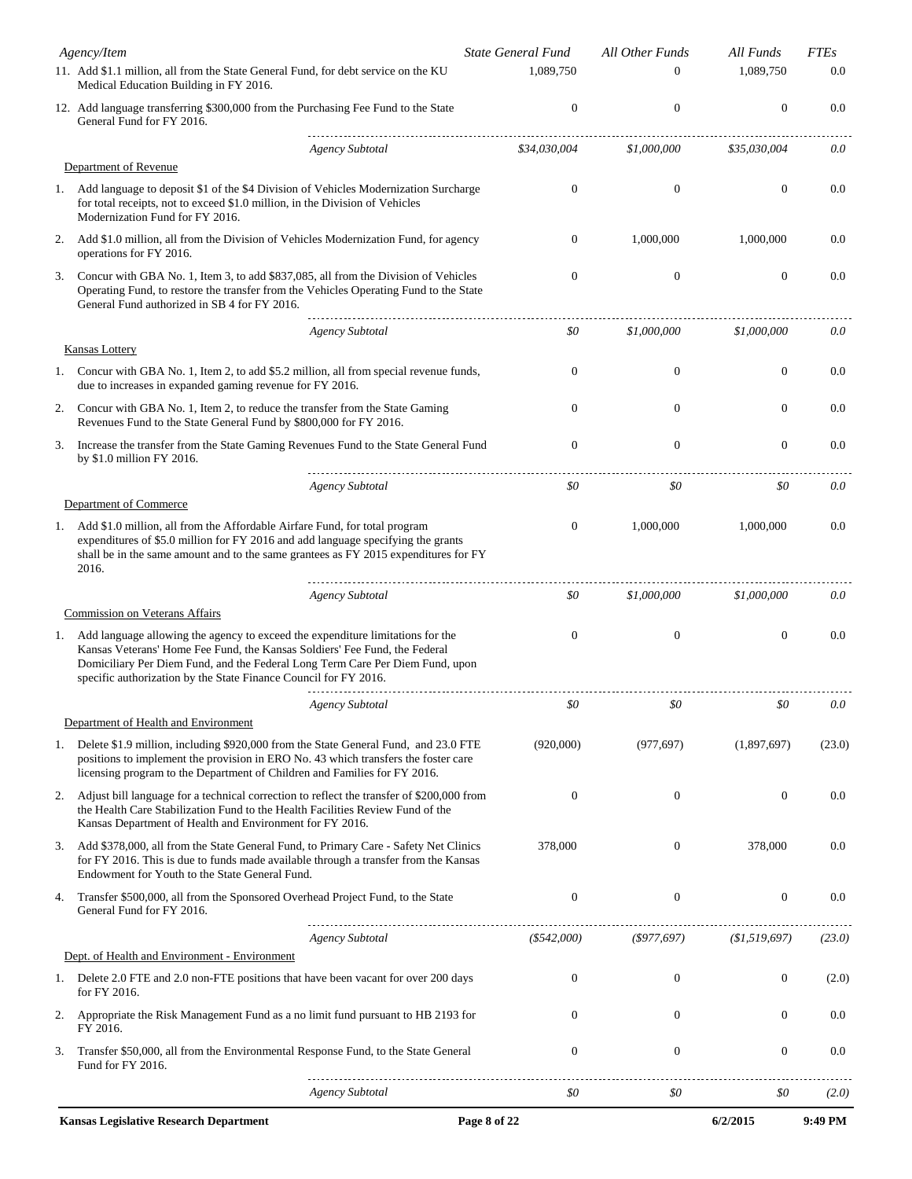| Agency/Item | State General Fund | All Other Funds | All Funds | FTEs |
|---|---|---|---|---|
| 11. Add $1.1 million, all from the State General Fund, for debt service on the KU Medical Education Building in FY 2016. | 1,089,750 | 0 | 1,089,750 | 0.0 |
| 12. Add language transferring $300,000 from the Purchasing Fee Fund to the State General Fund for FY 2016. | 0 | 0 | 0 | 0.0 |
| *Agency Subtotal* | *$34,030,004* | *$1,000,000* | *$35,030,004* | *0.0* |
| Department of Revenue | | | | |
| 1. Add language to deposit $1 of the $4 Division of Vehicles Modernization Surcharge for total receipts, not to exceed $1.0 million, in the Division of Vehicles Modernization Fund for FY 2016. | 0 | 0 | 0 | 0.0 |
| 2. Add $1.0 million, all from the Division of Vehicles Modernization Fund, for agency operations for FY 2016. | 0 | 1,000,000 | 1,000,000 | 0.0 |
| 3. Concur with GBA No. 1, Item 3, to add $837,085, all from the Division of Vehicles Operating Fund, to restore the transfer from the Vehicles Operating Fund to the State General Fund authorized in SB 4 for FY 2016. | 0 | 0 | 0 | 0.0 |
| *Agency Subtotal* | *$0* | *$1,000,000* | *$1,000,000* | *0.0* |
| Kansas Lottery | | | | |
| 1. Concur with GBA No. 1, Item 2, to add $5.2 million, all from special revenue funds, due to increases in expanded gaming revenue for FY 2016. | 0 | 0 | 0 | 0.0 |
| 2. Concur with GBA No. 1, Item 2, to reduce the transfer from the State Gaming Revenues Fund to the State General Fund by $800,000 for FY 2016. | 0 | 0 | 0 | 0.0 |
| 3. Increase the transfer from the State Gaming Revenues Fund to the State General Fund by $1.0 million FY 2016. | 0 | 0 | 0 | 0.0 |
| *Agency Subtotal* | *$0* | *$0* | *$0* | *0.0* |
| Department of Commerce | | | | |
| 1. Add $1.0 million, all from the Affordable Airfare Fund, for total program expenditures of $5.0 million for FY 2016 and add language specifying the grants shall be in the same amount and to the same grantees as FY 2015 expenditures for FY 2016. | 0 | 1,000,000 | 1,000,000 | 0.0 |
| *Agency Subtotal* | *$0* | *$1,000,000* | *$1,000,000* | *0.0* |
| Commission on Veterans Affairs | | | | |
| 1. Add language allowing the agency to exceed the expenditure limitations for the Kansas Veterans' Home Fee Fund, the Kansas Soldiers' Fee Fund, the Federal Domiciliary Per Diem Fund, and the Federal Long Term Care Per Diem Fund, upon specific authorization by the State Finance Council for FY 2016. | 0 | 0 | 0 | 0.0 |
| *Agency Subtotal* | *$0* | *$0* | *$0* | *0.0* |
| Department of Health and Environment | | | | |
| 1. Delete $1.9 million, including $920,000 from the State General Fund, and 23.0 FTE positions to implement the provision in ERO No. 43 which transfers the foster care licensing program to the Department of Children and Families for FY 2016. | (920,000) | (977,697) | (1,897,697) | (23.0) |
| 2. Adjust bill language for a technical correction to reflect the transfer of $200,000 from the Health Care Stabilization Fund to the Health Facilities Review Fund of the Kansas Department of Health and Environment for FY 2016. | 0 | 0 | 0 | 0.0 |
| 3. Add $378,000, all from the State General Fund, to Primary Care - Safety Net Clinics for FY 2016. This is due to funds made available through a transfer from the Kansas Endowment for Youth to the State General Fund. | 378,000 | 0 | 378,000 | 0.0 |
| 4. Transfer $500,000, all from the Sponsored Overhead Project Fund, to the State General Fund for FY 2016. | 0 | 0 | 0 | 0.0 |
| *Agency Subtotal* | *($542,000)* | *($977,697)* | *($1,519,697)* | *(23.0)* |
| Dept. of Health and Environment - Environment | | | | |
| 1. Delete 2.0 FTE and 2.0 non-FTE positions that have been vacant for over 200 days for FY 2016. | 0 | 0 | 0 | (2.0) |
| 2. Appropriate the Risk Management Fund as a no limit fund pursuant to HB 2193 for FY 2016. | 0 | 0 | 0 | 0.0 |
| 3. Transfer $50,000, all from the Environmental Response Fund, to the State General Fund for FY 2016. | 0 | 0 | 0 | 0.0 |
| *Agency Subtotal* | *$0* | *$0* | *$0* | *(2.0)* |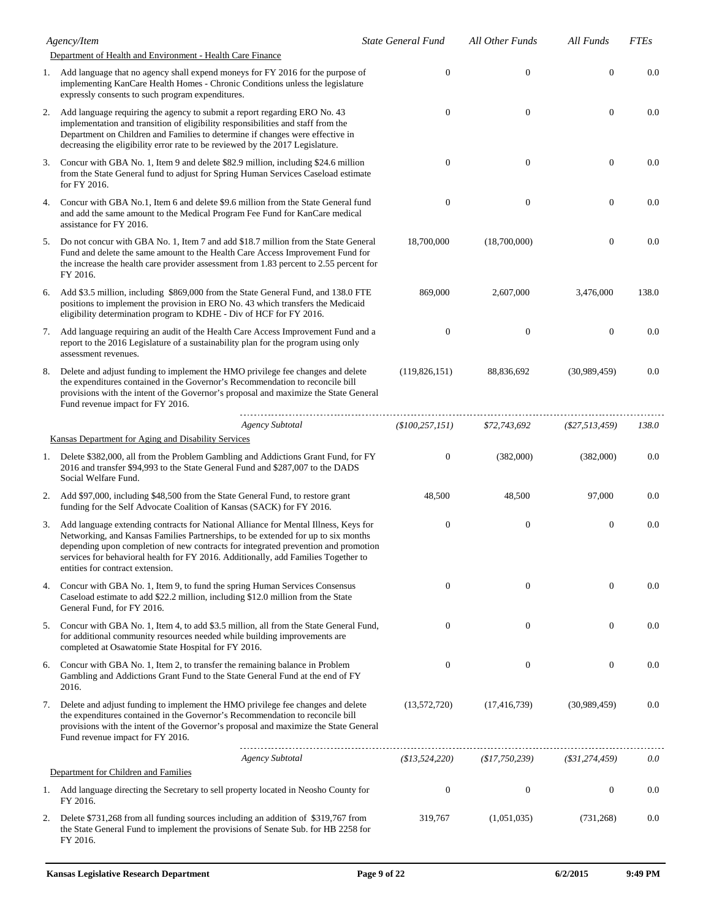| Agency/Item | State General Fund | All Other Funds | All Funds | FTEs |
|---|---|---|---|---|
| **Department of Health and Environment - Health Care Finance** | | | | |
| 1. Add language that no agency shall expend moneys for FY 2016 for the purpose of implementing KanCare Health Homes - Chronic Conditions unless the legislature expressly consents to such program expenditures. | 0 | 0 | 0 | 0.0 |
| 2. Add language requiring the agency to submit a report regarding ERO No. 43 implementation and transition of eligibility responsibilities and staff from the Department on Children and Families to determine if changes were effective in decreasing the eligibility error rate to be reviewed by the 2017 Legislature. | 0 | 0 | 0 | 0.0 |
| 3. Concur with GBA No. 1, Item 9 and delete $82.9 million, including $24.6 million from the State General fund to adjust for Spring Human Services Caseload estimate for FY 2016. | 0 | 0 | 0 | 0.0 |
| 4. Concur with GBA No.1, Item 6 and delete $9.6 million from the State General fund and add the same amount to the Medical Program Fee Fund for KanCare medical assistance for FY 2016. | 0 | 0 | 0 | 0.0 |
| 5. Do not concur with GBA No. 1, Item 7 and add $18.7 million from the State General Fund and delete the same amount to the Health Care Access Improvement Fund for the increase the health care provider assessment from 1.83 percent to 2.55 percent for FY 2016. | 18,700,000 | (18,700,000) | 0 | 0.0 |
| 6. Add $3.5 million, including $869,000 from the State General Fund, and 138.0 FTE positions to implement the provision in ERO No. 43 which transfers the Medicaid eligibility determination program to KDHE - Div of HCF for FY 2016. | 869,000 | 2,607,000 | 3,476,000 | 138.0 |
| 7. Add language requiring an audit of the Health Care Access Improvement Fund and a report to the 2016 Legislature of a sustainability plan for the program using only assessment revenues. | 0 | 0 | 0 | 0.0 |
| 8. Delete and adjust funding to implement the HMO privilege fee changes and delete the expenditures contained in the Governor's Recommendation to reconcile bill provisions with the intent of the Governor's proposal and maximize the State General Fund revenue impact for FY 2016. | (119,826,151) | 88,836,692 | (30,989,459) | 0.0 |
| *Agency Subtotal* | *($100,257,151)* | *$72,743,692* | *($27,513,459)* | *138.0* |
| **Kansas Department for Aging and Disability Services** | | | | |
| 1. Delete $382,000, all from the Problem Gambling and Addictions Grant Fund, for FY 2016 and transfer $94,993 to the State General Fund and $287,007 to the DADS Social Welfare Fund. | 0 | (382,000) | (382,000) | 0.0 |
| 2. Add $97,000, including $48,500 from the State General Fund, to restore grant funding for the Self Advocate Coalition of Kansas (SACK) for FY 2016. | 48,500 | 48,500 | 97,000 | 0.0 |
| 3. Add language extending contracts for National Alliance for Mental Illness, Keys for Networking, and Kansas Families Partnerships, to be extended for up to six months depending upon completion of new contracts for integrated prevention and promotion services for behavioral health for FY 2016. Additionally, add Families Together to entities for contract extension. | 0 | 0 | 0 | 0.0 |
| 4. Concur with GBA No. 1, Item 9, to fund the spring Human Services Consensus Caseload estimate to add $22.2 million, including $12.0 million from the State General Fund, for FY 2016. | 0 | 0 | 0 | 0.0 |
| 5. Concur with GBA No. 1, Item 4, to add $3.5 million, all from the State General Fund, for additional community resources needed while building improvements are completed at Osawatomie State Hospital for FY 2016. | 0 | 0 | 0 | 0.0 |
| 6. Concur with GBA No. 1, Item 2, to transfer the remaining balance in Problem Gambling and Addictions Grant Fund to the State General Fund at the end of FY 2016. | 0 | 0 | 0 | 0.0 |
| 7. Delete and adjust funding to implement the HMO privilege fee changes and delete the expenditures contained in the Governor's Recommendation to reconcile bill provisions with the intent of the Governor's proposal and maximize the State General Fund revenue impact for FY 2016. | (13,572,720) | (17,416,739) | (30,989,459) | 0.0 |
| *Agency Subtotal* | *($13,524,220)* | *($17,750,239)* | *($31,274,459)* | *0.0* |
| **Department for Children and Families** | | | | |
| 1. Add language directing the Secretary to sell property located in Neosho County for FY 2016. | 0 | 0 | 0 | 0.0 |
| 2. Delete $731,268 from all funding sources including an addition of $319,767 from the State General Fund to implement the provisions of Senate Sub. for HB 2258 for FY 2016. | 319,767 | (1,051,035) | (731,268) | 0.0 |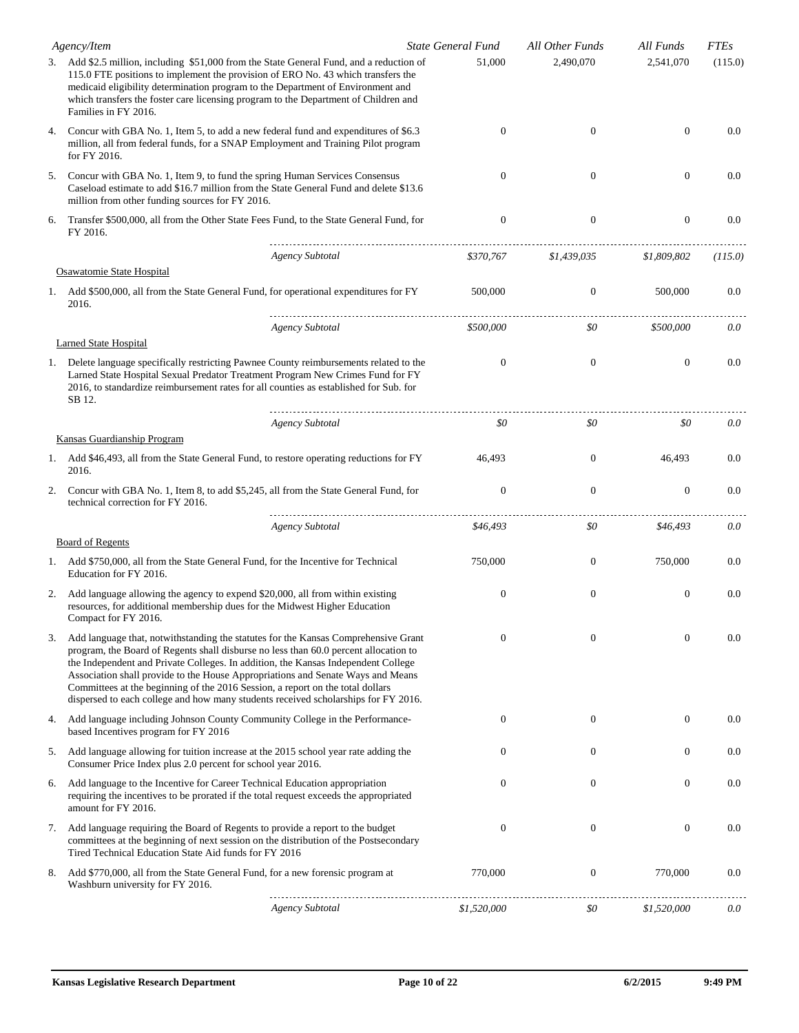| Agency/Item | State General Fund | All Other Funds | All Funds | FTEs |
|---|---|---|---|---|
| 3. Add $2.5 million, including $51,000 from the State General Fund, and a reduction of 115.0 FTE positions to implement the provision of ERO No. 43 which transfers the medicaid eligibility determination program to the Department of Environment and which transfers the foster care licensing program to the Department of Children and Families in FY 2016. | 51,000 | 2,490,070 | 2,541,070 | (115.0) |
| 4. Concur with GBA No. 1, Item 5, to add a new federal fund and expenditures of $6.3 million, all from federal funds, for a SNAP Employment and Training Pilot program for FY 2016. | 0 | 0 | 0 | 0.0 |
| 5. Concur with GBA No. 1, Item 9, to fund the spring Human Services Consensus Caseload estimate to add $16.7 million from the State General Fund and delete $13.6 million from other funding sources for FY 2016. | 0 | 0 | 0 | 0.0 |
| 6. Transfer $500,000, all from the Other State Fees Fund, to the State General Fund, for FY 2016. | 0 | 0 | 0 | 0.0 |
| *Agency Subtotal* | *$370,767* | *$1,439,035* | *$1,809,802* | *(115.0)* |
| Osawatomie State Hospital | | | | |
| 1. Add $500,000, all from the State General Fund, for operational expenditures for FY 2016. | 500,000 | 0 | 500,000 | 0.0 |
| *Agency Subtotal* | *$500,000* | *$0* | *$500,000* | *0.0* |
| Larned State Hospital | | | | |
| 1. Delete language specifically restricting Pawnee County reimbursements related to the Larned State Hospital Sexual Predator Treatment Program New Crimes Fund for FY 2016, to standardize reimbursement rates for all counties as established for Sub. for SB 12. | 0 | 0 | 0 | 0.0 |
| *Agency Subtotal* | *$0* | *$0* | *$0* | *0.0* |
| Kansas Guardianship Program | | | | |
| 1. Add $46,493, all from the State General Fund, to restore operating reductions for FY 2016. | 46,493 | 0 | 46,493 | 0.0 |
| 2. Concur with GBA No. 1, Item 8, to add $5,245, all from the State General Fund, for technical correction for FY 2016. | 0 | 0 | 0 | 0.0 |
| *Agency Subtotal* | *$46,493* | *$0* | *$46,493* | *0.0* |
| Board of Regents | | | | |
| 1. Add $750,000, all from the State General Fund, for the Incentive for Technical Education for FY 2016. | 750,000 | 0 | 750,000 | 0.0 |
| 2. Add language allowing the agency to expend $20,000, all from within existing resources, for additional membership dues for the Midwest Higher Education Compact for FY 2016. | 0 | 0 | 0 | 0.0 |
| 3. Add language that, notwithstanding the statutes for the Kansas Comprehensive Grant program, the Board of Regents shall disburse no less than 60.0 percent allocation to the Independent and Private Colleges. In addition, the Kansas Independent College Association shall provide to the House Appropriations and Senate Ways and Means Committees at the beginning of the 2016 Session, a report on the total dollars dispersed to each college and how many students received scholarships for FY 2016. | 0 | 0 | 0 | 0.0 |
| 4. Add language including Johnson County Community College in the Performance-based Incentives program for FY 2016 | 0 | 0 | 0 | 0.0 |
| 5. Add language allowing for tuition increase at the 2015 school year rate adding the Consumer Price Index plus 2.0 percent for school year 2016. | 0 | 0 | 0 | 0.0 |
| 6. Add language to the Incentive for Career Technical Education appropriation requiring the incentives to be prorated if the total request exceeds the appropriated amount for FY 2016. | 0 | 0 | 0 | 0.0 |
| 7. Add language requiring the Board of Regents to provide a report to the budget committees at the beginning of next session on the distribution of the Postsecondary Tired Technical Education State Aid funds for FY 2016 | 0 | 0 | 0 | 0.0 |
| 8. Add $770,000, all from the State General Fund, for a new forensic program at Washburn university for FY 2016. | 770,000 | 0 | 770,000 | 0.0 |
| *Agency Subtotal* | *$1,520,000* | *$0* | *$1,520,000* | *0.0* |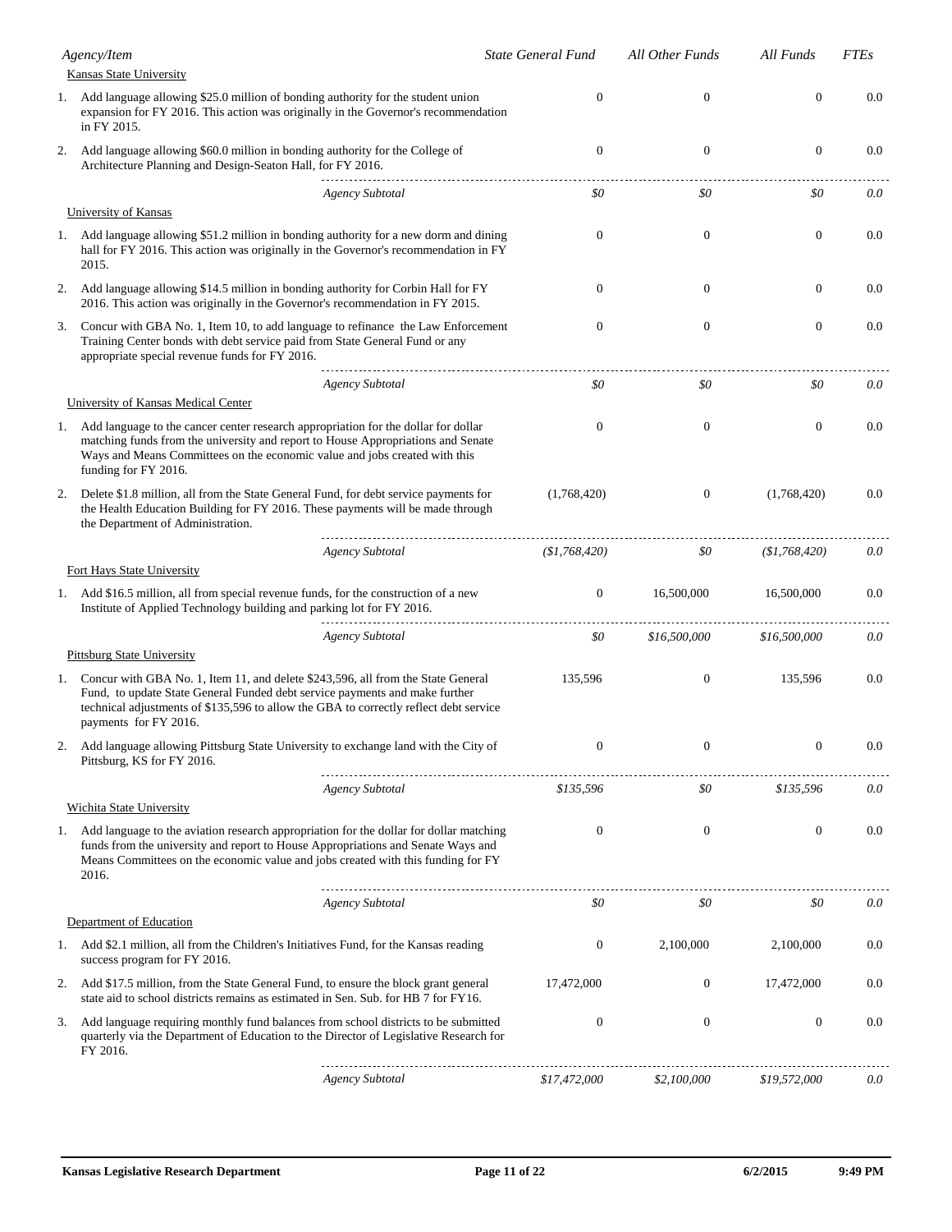| Agency/Item | State General Fund | All Other Funds | All Funds | FTEs |
|---|---|---|---|---|
| **Kansas State University** | | | | |
| 1. Add language allowing $25.0 million of bonding authority for the student union expansion for FY 2016. This action was originally in the Governor's recommendation in FY 2015. | 0 | 0 | 0 | 0.0 |
| 2. Add language allowing $60.0 million in bonding authority for the College of Architecture Planning and Design-Seaton Hall, for FY 2016. | 0 | 0 | 0 | 0.0 |
| *Agency Subtotal* | *$0* | *$0* | *$0* | *0.0* |
| **University of Kansas** | | | | |
| 1. Add language allowing $51.2 million in bonding authority for a new dorm and dining hall for FY 2016. This action was originally in the Governor's recommendation in FY 2015. | 0 | 0 | 0 | 0.0 |
| 2. Add language allowing $14.5 million in bonding authority for Corbin Hall for FY 2016. This action was originally in the Governor's recommendation in FY 2015. | 0 | 0 | 0 | 0.0 |
| 3. Concur with GBA No. 1, Item 10, to add language to refinance the Law Enforcement Training Center bonds with debt service paid from State General Fund or any appropriate special revenue funds for FY 2016. | 0 | 0 | 0 | 0.0 |
| *Agency Subtotal* | *$0* | *$0* | *$0* | *0.0* |
| **University of Kansas Medical Center** | | | | |
| 1. Add language to the cancer center research appropriation for the dollar for dollar matching funds from the university and report to House Appropriations and Senate Ways and Means Committees on the economic value and jobs created with this funding for FY 2016. | 0 | 0 | 0 | 0.0 |
| 2. Delete $1.8 million, all from the State General Fund, for debt service payments for the Health Education Building for FY 2016. These payments will be made through the Department of Administration. | (1,768,420) | 0 | (1,768,420) | 0.0 |
| *Agency Subtotal* | *($1,768,420)* | *$0* | *($1,768,420)* | *0.0* |
| **Fort Hays State University** | | | | |
| 1. Add $16.5 million, all from special revenue funds, for the construction of a new Institute of Applied Technology building and parking lot for FY 2016. | 0 | 16,500,000 | 16,500,000 | 0.0 |
| *Agency Subtotal* | *$0* | *$16,500,000* | *$16,500,000* | *0.0* |
| **Pittsburg State University** | | | | |
| 1. Concur with GBA No. 1, Item 11, and delete $243,596, all from the State General Fund, to update State General Funded debt service payments and make further technical adjustments of $135,596 to allow the GBA to correctly reflect debt service payments for FY 2016. | 135,596 | 0 | 135,596 | 0.0 |
| 2. Add language allowing Pittsburg State University to exchange land with the City of Pittsburg, KS for FY 2016. | 0 | 0 | 0 | 0.0 |
| *Agency Subtotal* | *$135,596* | *$0* | *$135,596* | *0.0* |
| **Wichita State University** | | | | |
| 1. Add language to the aviation research appropriation for the dollar for dollar matching funds from the university and report to House Appropriations and Senate Ways and Means Committees on the economic value and jobs created with this funding for FY 2016. | 0 | 0 | 0 | 0.0 |
| *Agency Subtotal* | *$0* | *$0* | *$0* | *0.0* |
| **Department of Education** | | | | |
| 1. Add $2.1 million, all from the Children's Initiatives Fund, for the Kansas reading success program for FY 2016. | 0 | 2,100,000 | 2,100,000 | 0.0 |
| 2. Add $17.5 million, from the State General Fund, to ensure the block grant general state aid to school districts remains as estimated in Sen. Sub. for HB 7 for FY16. | 17,472,000 | 0 | 17,472,000 | 0.0 |
| 3. Add language requiring monthly fund balances from school districts to be submitted quarterly via the Department of Education to the Director of Legislative Research for FY 2016. | 0 | 0 | 0 | 0.0 |
| *Agency Subtotal* | *$17,472,000* | *$2,100,000* | *$19,572,000* | *0.0* |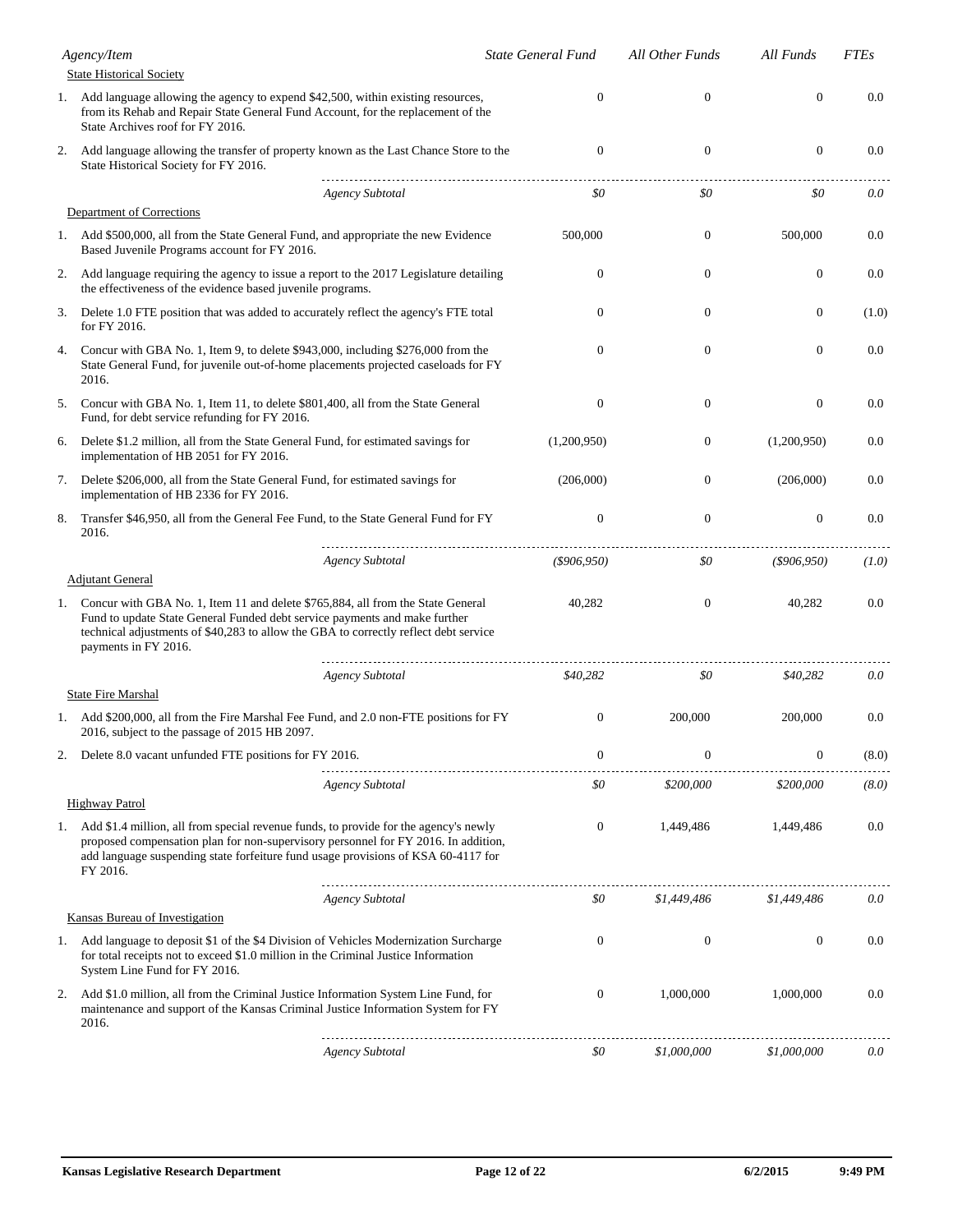| Agency/Item | State General Fund | All Other Funds | All Funds | FTEs |
|---|---|---|---|---|
| **State Historical Society** | | | | |
| 1. Add language allowing the agency to expend $42,500, within existing resources, from its Rehab and Repair State General Fund Account, for the replacement of the State Archives roof for FY 2016. | 0 | 0 | 0 | 0.0 |
| 2. Add language allowing the transfer of property known as the Last Chance Store to the State Historical Society for FY 2016. | 0 | 0 | 0 | 0.0 |
| *Agency Subtotal* | *$0* | *$0* | *$0* | *0.0* |
| **Department of Corrections** | | | | |
| 1. Add $500,000, all from the State General Fund, and appropriate the new Evidence Based Juvenile Programs account for FY 2016. | 500,000 | 0 | 500,000 | 0.0 |
| 2. Add language requiring the agency to issue a report to the 2017 Legislature detailing the effectiveness of the evidence based juvenile programs. | 0 | 0 | 0 | 0.0 |
| 3. Delete 1.0 FTE position that was added to accurately reflect the agency's FTE total for FY 2016. | 0 | 0 | 0 | (1.0) |
| 4. Concur with GBA No. 1, Item 9, to delete $943,000, including $276,000 from the State General Fund, for juvenile out-of-home placements projected caseloads for FY 2016. | 0 | 0 | 0 | 0.0 |
| 5. Concur with GBA No. 1, Item 11, to delete $801,400, all from the State General Fund, for debt service refunding for FY 2016. | 0 | 0 | 0 | 0.0 |
| 6. Delete $1.2 million, all from the State General Fund, for estimated savings for implementation of HB 2051 for FY 2016. | (1,200,950) | 0 | (1,200,950) | 0.0 |
| 7. Delete $206,000, all from the State General Fund, for estimated savings for implementation of HB 2336 for FY 2016. | (206,000) | 0 | (206,000) | 0.0 |
| 8. Transfer $46,950, all from the General Fee Fund, to the State General Fund for FY 2016. | 0 | 0 | 0 | 0.0 |
| *Agency Subtotal* | *($906,950)* | *$0* | *($906,950)* | *(1.0)* |
| **Adjutant General** | | | | |
| 1. Concur with GBA No. 1, Item 11 and delete $765,884, all from the State General Fund to update State General Funded debt service payments and make further technical adjustments of $40,283 to allow the GBA to correctly reflect debt service payments in FY 2016. | 40,282 | 0 | 40,282 | 0.0 |
| *Agency Subtotal* | *$40,282* | *$0* | *$40,282* | *0.0* |
| **State Fire Marshal** | | | | |
| 1. Add $200,000, all from the Fire Marshal Fee Fund, and 2.0 non-FTE positions for FY 2016, subject to the passage of 2015 HB 2097. | 0 | 200,000 | 200,000 | 0.0 |
| 2. Delete 8.0 vacant unfunded FTE positions for FY 2016. | 0 | 0 | 0 | (8.0) |
| *Agency Subtotal* | *$0* | *$200,000* | *$200,000* | *(8.0)* |
| **Highway Patrol** | | | | |
| 1. Add $1.4 million, all from special revenue funds, to provide for the agency's newly proposed compensation plan for non-supervisory personnel for FY 2016. In addition, add language suspending state forfeiture fund usage provisions of KSA 60-4117 for FY 2016. | 0 | 1,449,486 | 1,449,486 | 0.0 |
| *Agency Subtotal* | *$0* | *$1,449,486* | *$1,449,486* | *0.0* |
| **Kansas Bureau of Investigation** | | | | |
| 1. Add language to deposit $1 of the $4 Division of Vehicles Modernization Surcharge for total receipts not to exceed $1.0 million in the Criminal Justice Information System Line Fund for FY 2016. | 0 | 0 | 0 | 0.0 |
| 2. Add $1.0 million, all from the Criminal Justice Information System Line Fund, for maintenance and support of the Kansas Criminal Justice Information System for FY 2016. | 0 | 1,000,000 | 1,000,000 | 0.0 |
| *Agency Subtotal* | *$0* | *$1,000,000* | *$1,000,000* | *0.0* |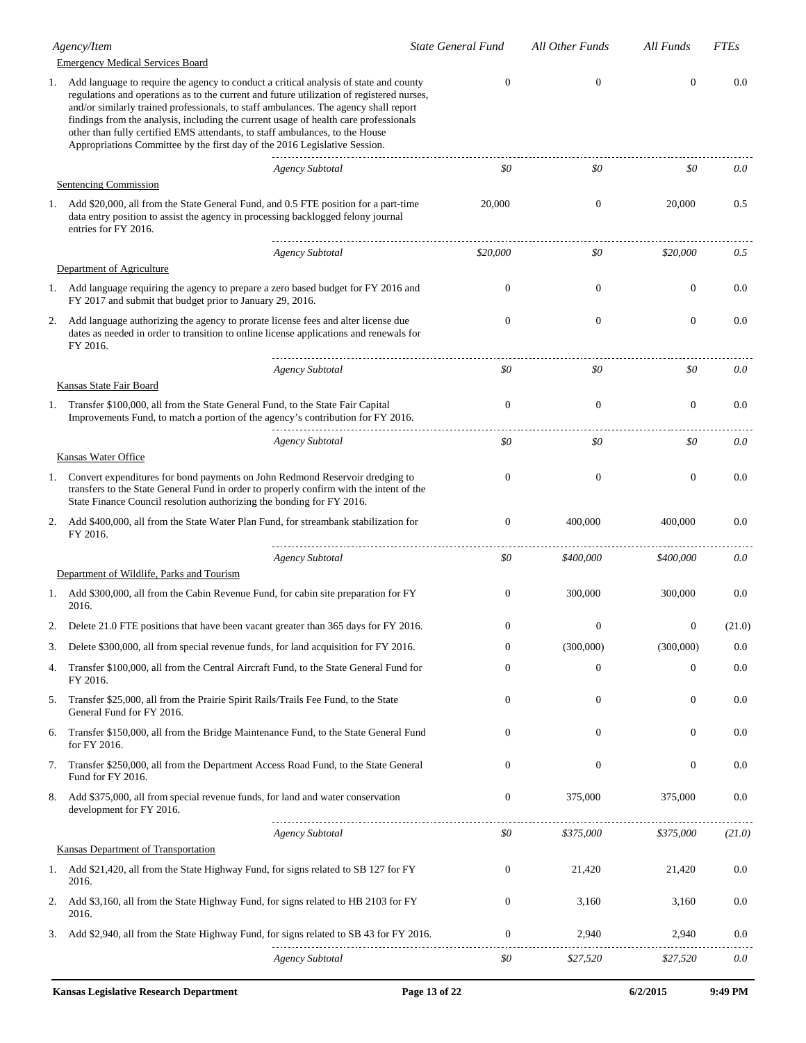| Agency/Item | State General Fund | All Other Funds | All Funds | FTEs |
|---|---|---|---|---|
| **Emergency Medical Services Board** | | | | |
| 1. Add language to require the agency to conduct a critical analysis of state and county regulations and operations as to the current and future utilization of registered nurses, and/or similarly trained professionals, to staff ambulances. The agency shall report findings from the analysis, including the current usage of health care professionals other than fully certified EMS attendants, to staff ambulances, to the House Appropriations Committee by the first day of the 2016 Legislative Session. | 0 | 0 | 0 | 0.0 |
| *Agency Subtotal* | *$0* | *$0* | *$0* | *0.0* |
| **Sentencing Commission** | | | | |
| 1. Add $20,000, all from the State General Fund, and 0.5 FTE position for a part-time data entry position to assist the agency in processing backlogged felony journal entries for FY 2016. | 20,000 | 0 | 20,000 | 0.5 |
| *Agency Subtotal* | *$20,000* | *$0* | *$20,000* | *0.5* |
| **Department of Agriculture** | | | | |
| 1. Add language requiring the agency to prepare a zero based budget for FY 2016 and FY 2017 and submit that budget prior to January 29, 2016. | 0 | 0 | 0 | 0.0 |
| 2. Add language authorizing the agency to prorate license fees and alter license due dates as needed in order to transition to online license applications and renewals for FY 2016. | 0 | 0 | 0 | 0.0 |
| *Agency Subtotal* | *$0* | *$0* | *$0* | *0.0* |
| **Kansas State Fair Board** | | | | |
| 1. Transfer $100,000, all from the State General Fund, to the State Fair Capital Improvements Fund, to match a portion of the agency's contribution for FY 2016. | 0 | 0 | 0 | 0.0 |
| *Agency Subtotal* | *$0* | *$0* | *$0* | *0.0* |
| **Kansas Water Office** | | | | |
| 1. Convert expenditures for bond payments on John Redmond Reservoir dredging to transfers to the State General Fund in order to properly confirm with the intent of the State Finance Council resolution authorizing the bonding for FY 2016. | 0 | 0 | 0 | 0.0 |
| 2. Add $400,000, all from the State Water Plan Fund, for streambank stabilization for FY 2016. | 0 | 400,000 | 400,000 | 0.0 |
| *Agency Subtotal* | *$0* | *$400,000* | *$400,000* | *0.0* |
| **Department of Wildlife, Parks and Tourism** | | | | |
| 1. Add $300,000, all from the Cabin Revenue Fund, for cabin site preparation for FY 2016. | 0 | 300,000 | 300,000 | 0.0 |
| 2. Delete 21.0 FTE positions that have been vacant greater than 365 days for FY 2016. | 0 | 0 | 0 | (21.0) |
| 3. Delete $300,000, all from special revenue funds, for land acquisition for FY 2016. | 0 | (300,000) | (300,000) | 0.0 |
| 4. Transfer $100,000, all from the Central Aircraft Fund, to the State General Fund for FY 2016. | 0 | 0 | 0 | 0.0 |
| 5. Transfer $25,000, all from the Prairie Spirit Rails/Trails Fee Fund, to the State General Fund for FY 2016. | 0 | 0 | 0 | 0.0 |
| 6. Transfer $150,000, all from the Bridge Maintenance Fund, to the State General Fund for FY 2016. | 0 | 0 | 0 | 0.0 |
| 7. Transfer $250,000, all from the Department Access Road Fund, to the State General Fund for FY 2016. | 0 | 0 | 0 | 0.0 |
| 8. Add $375,000, all from special revenue funds, for land and water conservation development for FY 2016. | 0 | 375,000 | 375,000 | 0.0 |
| *Agency Subtotal* | *$0* | *$375,000* | *$375,000* | *(21.0)* |
| **Kansas Department of Transportation** | | | | |
| 1. Add $21,420, all from the State Highway Fund, for signs related to SB 127 for FY 2016. | 0 | 21,420 | 21,420 | 0.0 |
| 2. Add $3,160, all from the State Highway Fund, for signs related to HB 2103 for FY 2016. | 0 | 3,160 | 3,160 | 0.0 |
| 3. Add $2,940, all from the State Highway Fund, for signs related to SB 43 for FY 2016. | 0 | 2,940 | 2,940 | 0.0 |
| *Agency Subtotal* | *$0* | *$27,520* | *$27,520* | *0.0* |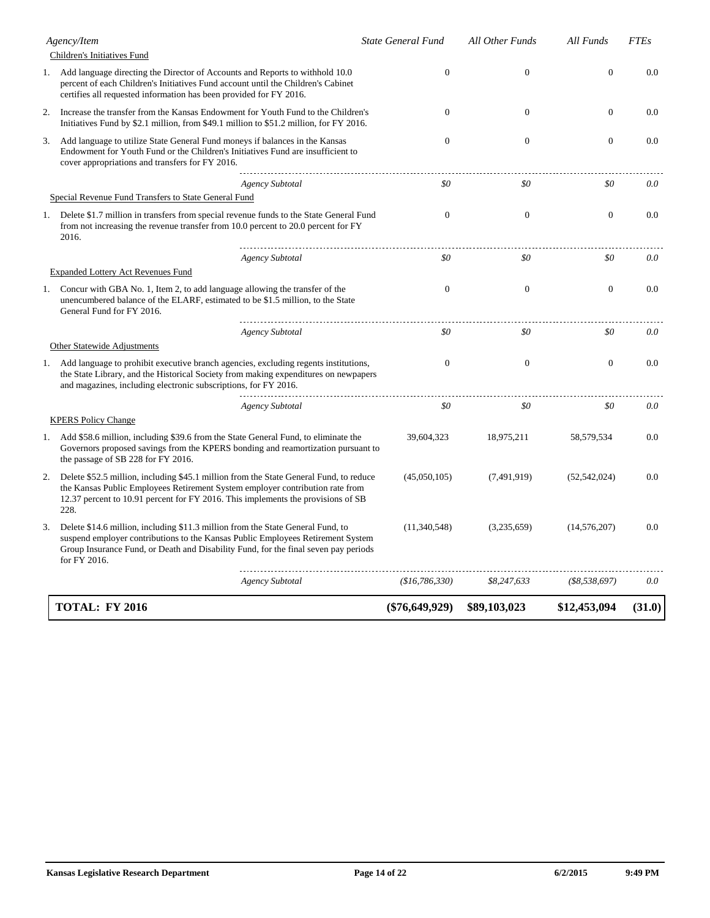| Agency/Item | State General Fund | All Other Funds | All Funds | FTEs |
|---|---|---|---|---|
| Children's Initiatives Fund | | | | |
| 1. Add language directing the Director of Accounts and Reports to withhold 10.0 percent of each Children's Initiatives Fund account until the Children's Cabinet certifies all requested information has been provided for FY 2016. | 0 | 0 | 0 | 0.0 |
| 2. Increase the transfer from the Kansas Endowment for Youth Fund to the Children's Initiatives Fund by $2.1 million, from $49.1 million to $51.2 million, for FY 2016. | 0 | 0 | 0 | 0.0 |
| 3. Add language to utilize State General Fund moneys if balances in the Kansas Endowment for Youth Fund or the Children's Initiatives Fund are insufficient to cover appropriations and transfers for FY 2016. | 0 | 0 | 0 | 0.0 |
| *Agency Subtotal* | *$0* | *$0* | *$0* | *0.0* |
| Special Revenue Fund Transfers to State General Fund | | | | |
| 1. Delete $1.7 million in transfers from special revenue funds to the State General Fund from not increasing the revenue transfer from 10.0 percent to 20.0 percent for FY 2016. | 0 | 0 | 0 | 0.0 |
| *Agency Subtotal* | *$0* | *$0* | *$0* | *0.0* |
| Expanded Lottery Act Revenues Fund | | | | |
| 1. Concur with GBA No. 1, Item 2, to add language allowing the transfer of the unencumbered balance of the ELARF, estimated to be $1.5 million, to the State General Fund for FY 2016. | 0 | 0 | 0 | 0.0 |
| *Agency Subtotal* | *$0* | *$0* | *$0* | *0.0* |
| Other Statewide Adjustments | | | | |
| 1. Add language to prohibit executive branch agencies, excluding regents institutions, the State Library, and the Historical Society from making expenditures on newpapers and magazines, including electronic subscriptions, for FY 2016. | 0 | 0 | 0 | 0.0 |
| *Agency Subtotal* | *$0* | *$0* | *$0* | *0.0* |
| KPERS Policy Change | | | | |
| 1. Add $58.6 million, including $39.6 from the State General Fund, to eliminate the Governors proposed savings from the KPERS bonding and reamortization pursuant to the passage of SB 228 for FY 2016. | 39,604,323 | 18,975,211 | 58,579,534 | 0.0 |
| 2. Delete $52.5 million, including $45.1 million from the State General Fund, to reduce the Kansas Public Employees Retirement System employer contribution rate from 12.37 percent to 10.91 percent for FY 2016. This implements the provisions of SB 228. | (45,050,105) | (7,491,919) | (52,542,024) | 0.0 |
| 3. Delete $14.6 million, including $11.3 million from the State General Fund, to suspend employer contributions to the Kansas Public Employees Retirement System Group Insurance Fund, or Death and Disability Fund, for the final seven pay periods for FY 2016. | (11,340,548) | (3,235,659) | (14,576,207) | 0.0 |
| *Agency Subtotal* | *($16,786,330)* | *$8,247,633* | *($8,538,697)* | *0.0* |
| **TOTAL: FY 2016** | **($76,649,929)** | **$89,103,023** | **$12,453,094** | **(31.0)** |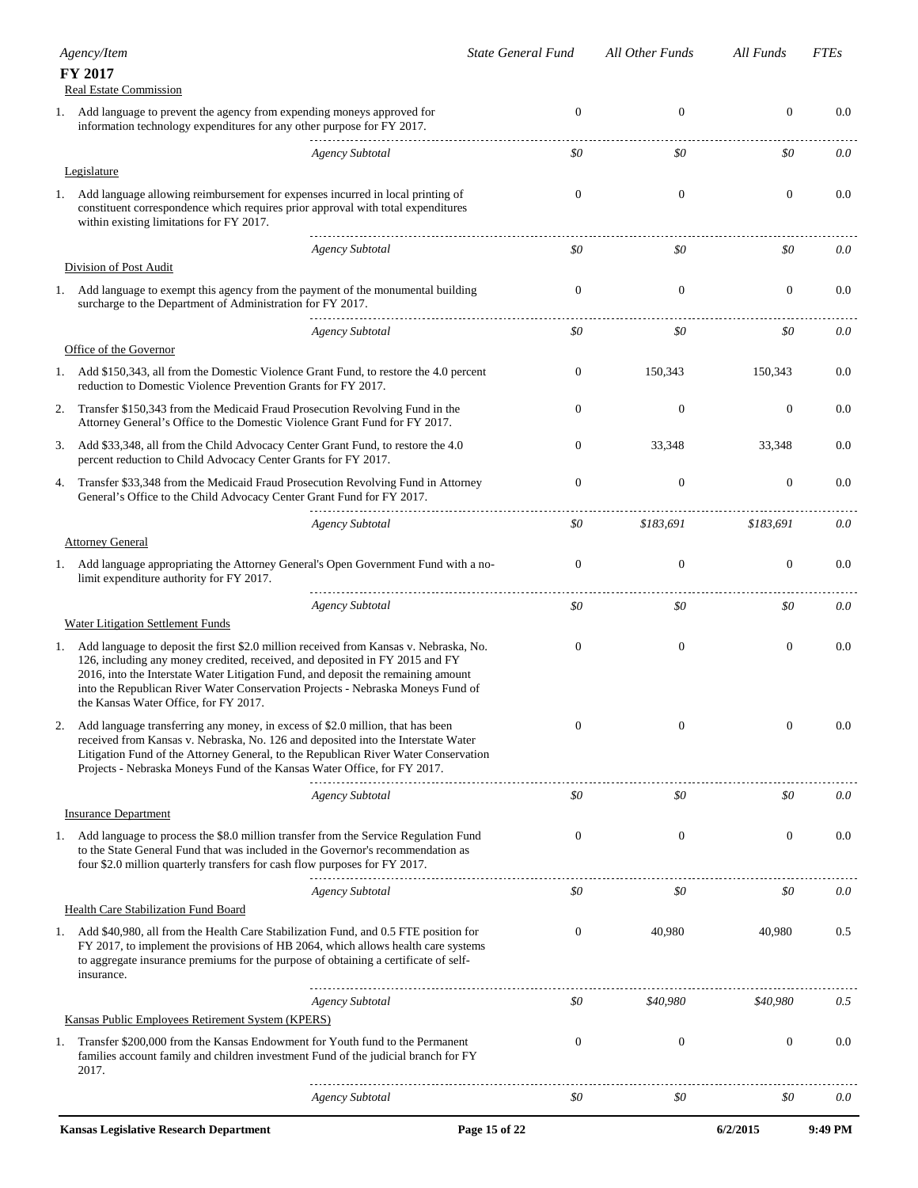| Agency/Item | State General Fund | All Other Funds | All Funds | FTEs |
|---|---|---|---|---|
| **FY 2017** | | | | |
| Real Estate Commission | | | | |
| 1. Add language to prevent the agency from expending moneys approved for information technology expenditures for any other purpose for FY 2017. | 0 | 0 | 0 | 0.0 |
| *Agency Subtotal* | *$0* | *$0* | *$0* | *0.0* |
| Legislature | | | | |
| 1. Add language allowing reimbursement for expenses incurred in local printing of constituent correspondence which requires prior approval with total expenditures within existing limitations for FY 2017. | 0 | 0 | 0 | 0.0 |
| *Agency Subtotal* | *$0* | *$0* | *$0* | *0.0* |
| Division of Post Audit | | | | |
| 1. Add language to exempt this agency from the payment of the monumental building surcharge to the Department of Administration for FY 2017. | 0 | 0 | 0 | 0.0 |
| *Agency Subtotal* | *$0* | *$0* | *$0* | *0.0* |
| Office of the Governor | | | | |
| 1. Add $150,343, all from the Domestic Violence Grant Fund, to restore the 4.0 percent reduction to Domestic Violence Prevention Grants for FY 2017. | 0 | 150,343 | 150,343 | 0.0 |
| 2. Transfer $150,343 from the Medicaid Fraud Prosecution Revolving Fund in the Attorney General's Office to the Domestic Violence Grant Fund for FY 2017. | 0 | 0 | 0 | 0.0 |
| 3. Add $33,348, all from the Child Advocacy Center Grant Fund, to restore the 4.0 percent reduction to Child Advocacy Center Grants for FY 2017. | 0 | 33,348 | 33,348 | 0.0 |
| 4. Transfer $33,348 from the Medicaid Fraud Prosecution Revolving Fund in Attorney General's Office to the Child Advocacy Center Grant Fund for FY 2017. | 0 | 0 | 0 | 0.0 |
| *Agency Subtotal* | *$0* | *$183,691* | *$183,691* | *0.0* |
| Attorney General | | | | |
| 1. Add language appropriating the Attorney General's Open Government Fund with a no-limit expenditure authority for FY 2017. | 0 | 0 | 0 | 0.0 |
| *Agency Subtotal* | *$0* | *$0* | *$0* | *0.0* |
| Water Litigation Settlement Funds | | | | |
| 1. Add language to deposit the first $2.0 million received from Kansas v. Nebraska, No. 126, including any money credited, received, and deposited in FY 2015 and FY 2016, into the Interstate Water Litigation Fund, and deposit the remaining amount into the Republican River Water Conservation Projects - Nebraska Moneys Fund of the Kansas Water Office, for FY 2017. | 0 | 0 | 0 | 0.0 |
| 2. Add language transferring any money, in excess of $2.0 million, that has been received from Kansas v. Nebraska, No. 126 and deposited into the Interstate Water Litigation Fund of the Attorney General, to the Republican River Water Conservation Projects - Nebraska Moneys Fund of the Kansas Water Office, for FY 2017. | 0 | 0 | 0 | 0.0 |
| *Agency Subtotal* | *$0* | *$0* | *$0* | *0.0* |
| Insurance Department | | | | |
| 1. Add language to process the $8.0 million transfer from the Service Regulation Fund to the State General Fund that was included in the Governor's recommendation as four $2.0 million quarterly transfers for cash flow purposes for FY 2017. | 0 | 0 | 0 | 0.0 |
| *Agency Subtotal* | *$0* | *$0* | *$0* | *0.0* |
| Health Care Stabilization Fund Board | | | | |
| 1. Add $40,980, all from the Health Care Stabilization Fund, and 0.5 FTE position for FY 2017, to implement the provisions of HB 2064, which allows health care systems to aggregate insurance premiums for the purpose of obtaining a certificate of self-insurance. | 0 | 40,980 | 40,980 | 0.5 |
| *Agency Subtotal* | *$0* | *$40,980* | *$40,980* | *0.5* |
| Kansas Public Employees Retirement System (KPERS) | | | | |
| 1. Transfer $200,000 from the Kansas Endowment for Youth fund to the Permanent families account family and children investment Fund of the judicial branch for FY 2017. | 0 | 0 | 0 | 0.0 |
| *Agency Subtotal* | *$0* | *$0* | *$0* | *0.0* |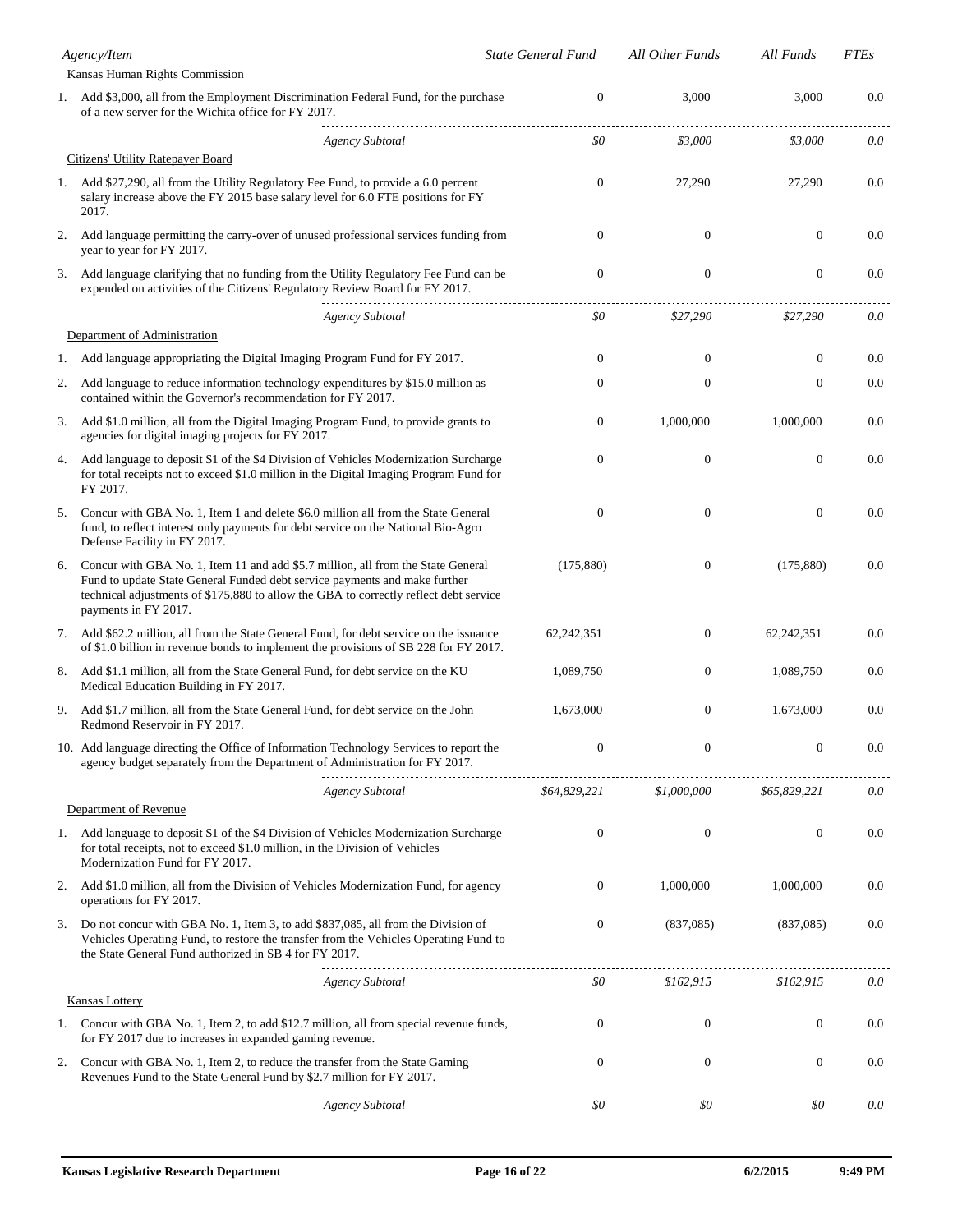| Agency/Item | State General Fund | All Other Funds | All Funds | FTEs |
|---|---|---|---|---|
| **Kansas Human Rights Commission** | | | | |
| 1. Add $3,000, all from the Employment Discrimination Federal Fund, for the purchase of a new server for the Wichita office for FY 2017. | 0 | 3,000 | 3,000 | 0.0 |
| *Agency Subtotal* | *$0* | *$3,000* | *$3,000* | *0.0* |
| **Citizens' Utility Ratepayer Board** | | | | |
| 1. Add $27,290, all from the Utility Regulatory Fee Fund, to provide a 6.0 percent salary increase above the FY 2015 base salary level for 6.0 FTE positions for FY 2017. | 0 | 27,290 | 27,290 | 0.0 |
| 2. Add language permitting the carry-over of unused professional services funding from year to year for FY 2017. | 0 | 0 | 0 | 0.0 |
| 3. Add language clarifying that no funding from the Utility Regulatory Fee Fund can be expended on activities of the Citizens' Regulatory Review Board for FY 2017. | 0 | 0 | 0 | 0.0 |
| *Agency Subtotal* | *$0* | *$27,290* | *$27,290* | *0.0* |
| **Department of Administration** | | | | |
| 1. Add language appropriating the Digital Imaging Program Fund for FY 2017. | 0 | 0 | 0 | 0.0 |
| 2. Add language to reduce information technology expenditures by $15.0 million as contained within the Governor's recommendation for FY 2017. | 0 | 0 | 0 | 0.0 |
| 3. Add $1.0 million, all from the Digital Imaging Program Fund, to provide grants to agencies for digital imaging projects for FY 2017. | 0 | 1,000,000 | 1,000,000 | 0.0 |
| 4. Add language to deposit $1 of the $4 Division of Vehicles Modernization Surcharge for total receipts not to exceed $1.0 million in the Digital Imaging Program Fund for FY 2017. | 0 | 0 | 0 | 0.0 |
| 5. Concur with GBA No. 1, Item 1 and delete $6.0 million all from the State General fund, to reflect interest only payments for debt service on the National Bio-Agro Defense Facility in FY 2017. | 0 | 0 | 0 | 0.0 |
| 6. Concur with GBA No. 1, Item 11 and add $5.7 million, all from the State General Fund to update State General Funded debt service payments and make further technical adjustments of $175,880 to allow the GBA to correctly reflect debt service payments in FY 2017. | (175,880) | 0 | (175,880) | 0.0 |
| 7. Add $62.2 million, all from the State General Fund, for debt service on the issuance of $1.0 billion in revenue bonds to implement the provisions of SB 228 for FY 2017. | 62,242,351 | 0 | 62,242,351 | 0.0 |
| 8. Add $1.1 million, all from the State General Fund, for debt service on the KU Medical Education Building in FY 2017. | 1,089,750 | 0 | 1,089,750 | 0.0 |
| 9. Add $1.7 million, all from the State General Fund, for debt service on the John Redmond Reservoir in FY 2017. | 1,673,000 | 0 | 1,673,000 | 0.0 |
| 10. Add language directing the Office of Information Technology Services to report the agency budget separately from the Department of Administration for FY 2017. | 0 | 0 | 0 | 0.0 |
| *Agency Subtotal* | *$64,829,221* | *$1,000,000* | *$65,829,221* | *0.0* |
| **Department of Revenue** | | | | |
| 1. Add language to deposit $1 of the $4 Division of Vehicles Modernization Surcharge for total receipts, not to exceed $1.0 million, in the Division of Vehicles Modernization Fund for FY 2017. | 0 | 0 | 0 | 0.0 |
| 2. Add $1.0 million, all from the Division of Vehicles Modernization Fund, for agency operations for FY 2017. | 0 | 1,000,000 | 1,000,000 | 0.0 |
| 3. Do not concur with GBA No. 1, Item 3, to add $837,085, all from the Division of Vehicles Operating Fund, to restore the transfer from the Vehicles Operating Fund to the State General Fund authorized in SB 4 for FY 2017. | 0 | (837,085) | (837,085) | 0.0 |
| *Agency Subtotal* | *$0* | *$162,915* | *$162,915* | *0.0* |
| **Kansas Lottery** | | | | |
| 1. Concur with GBA No. 1, Item 2, to add $12.7 million, all from special revenue funds, for FY 2017 due to increases in expanded gaming revenue. | 0 | 0 | 0 | 0.0 |
| 2. Concur with GBA No. 1, Item 2, to reduce the transfer from the State Gaming Revenues Fund to the State General Fund by $2.7 million for FY 2017. | 0 | 0 | 0 | 0.0 |
| *Agency Subtotal* | *$0* | *$0* | *$0* | *0.0* |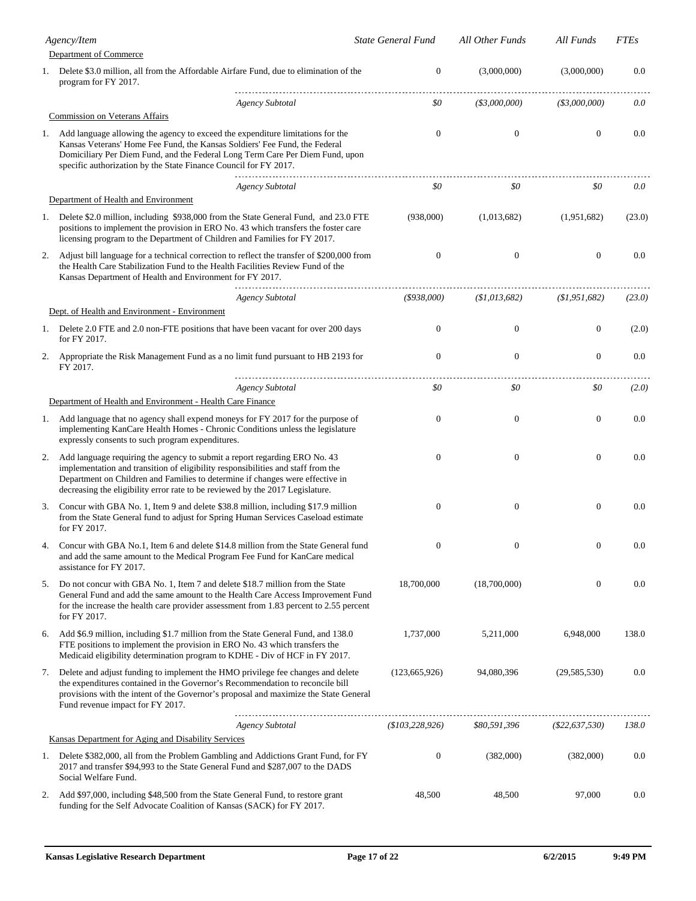| Agency/Item | State General Fund | All Other Funds | All Funds | FTEs |
|---|---|---|---|---|
| Department of Commerce | | | | |
| 1. Delete $3.0 million, all from the Affordable Airfare Fund, due to elimination of the program for FY 2017. | 0 | (3,000,000) | (3,000,000) | 0.0 |
| *Agency Subtotal* | *$0* | *($3,000,000)* | *($3,000,000)* | *0.0* |
| Commission on Veterans Affairs | | | | |
| 1. Add language allowing the agency to exceed the expenditure limitations for the Kansas Veterans' Home Fee Fund, the Kansas Soldiers' Fee Fund, the Federal Domiciliary Per Diem Fund, and the Federal Long Term Care Per Diem Fund, upon specific authorization by the State Finance Council for FY 2017. | 0 | 0 | 0 | 0.0 |
| *Agency Subtotal* | *$0* | *$0* | *$0* | *0.0* |
| Department of Health and Environment | | | | |
| 1. Delete $2.0 million, including $938,000 from the State General Fund, and 23.0 FTE positions to implement the provision in ERO No. 43 which transfers the foster care licensing program to the Department of Children and Families for FY 2017. | (938,000) | (1,013,682) | (1,951,682) | (23.0) |
| 2. Adjust bill language for a technical correction to reflect the transfer of $200,000 from the Health Care Stabilization Fund to the Health Facilities Review Fund of the Kansas Department of Health and Environment for FY 2017. | 0 | 0 | 0 | 0.0 |
| *Agency Subtotal* | *($938,000)* | *($1,013,682)* | *($1,951,682)* | *(23.0)* |
| Dept. of Health and Environment - Environment | | | | |
| 1. Delete 2.0 FTE and 2.0 non-FTE positions that have been vacant for over 200 days for FY 2017. | 0 | 0 | 0 | (2.0) |
| 2. Appropriate the Risk Management Fund as a no limit fund pursuant to HB 2193 for FY 2017. | 0 | 0 | 0 | 0.0 |
| *Agency Subtotal* | *$0* | *$0* | *$0* | *(2.0)* |
| Department of Health and Environment - Health Care Finance | | | | |
| 1. Add language that no agency shall expend moneys for FY 2017 for the purpose of implementing KanCare Health Homes - Chronic Conditions unless the legislature expressly consents to such program expenditures. | 0 | 0 | 0 | 0.0 |
| 2. Add language requiring the agency to submit a report regarding ERO No. 43 implementation and transition of eligibility responsibilities and staff from the Department on Children and Families to determine if changes were effective in decreasing the eligibility error rate to be reviewed by the 2017 Legislature. | 0 | 0 | 0 | 0.0 |
| 3. Concur with GBA No. 1, Item 9 and delete $38.8 million, including $17.9 million from the State General fund to adjust for Spring Human Services Caseload estimate for FY 2017. | 0 | 0 | 0 | 0.0 |
| 4. Concur with GBA No.1, Item 6 and delete $14.8 million from the State General fund and add the same amount to the Medical Program Fee Fund for KanCare medical assistance for FY 2017. | 0 | 0 | 0 | 0.0 |
| 5. Do not concur with GBA No. 1, Item 7 and delete $18.7 million from the State General Fund and add the same amount to the Health Care Access Improvement Fund for the increase the health care provider assessment from 1.83 percent to 2.55 percent for FY 2017. | 18,700,000 | (18,700,000) | 0 | 0.0 |
| 6. Add $6.9 million, including $1.7 million from the State General Fund, and 138.0 FTE positions to implement the provision in ERO No. 43 which transfers the Medicaid eligibility determination program to KDHE - Div of HCF in FY 2017. | 1,737,000 | 5,211,000 | 6,948,000 | 138.0 |
| 7. Delete and adjust funding to implement the HMO privilege fee changes and delete the expenditures contained in the Governor's Recommendation to reconcile bill provisions with the intent of the Governor's proposal and maximize the State General Fund revenue impact for FY 2017. | (123,665,926) | 94,080,396 | (29,585,530) | 0.0 |
| *Agency Subtotal* | *($103,228,926)* | *$80,591,396* | *($22,637,530)* | *138.0* |
| Kansas Department for Aging and Disability Services | | | | |
| 1. Delete $382,000, all from the Problem Gambling and Addictions Grant Fund, for FY 2017 and transfer $94,993 to the State General Fund and $287,007 to the DADS Social Welfare Fund. | 0 | (382,000) | (382,000) | 0.0 |
| 2. Add $97,000, including $48,500 from the State General Fund, to restore grant funding for the Self Advocate Coalition of Kansas (SACK) for FY 2017. | 48,500 | 48,500 | 97,000 | 0.0 |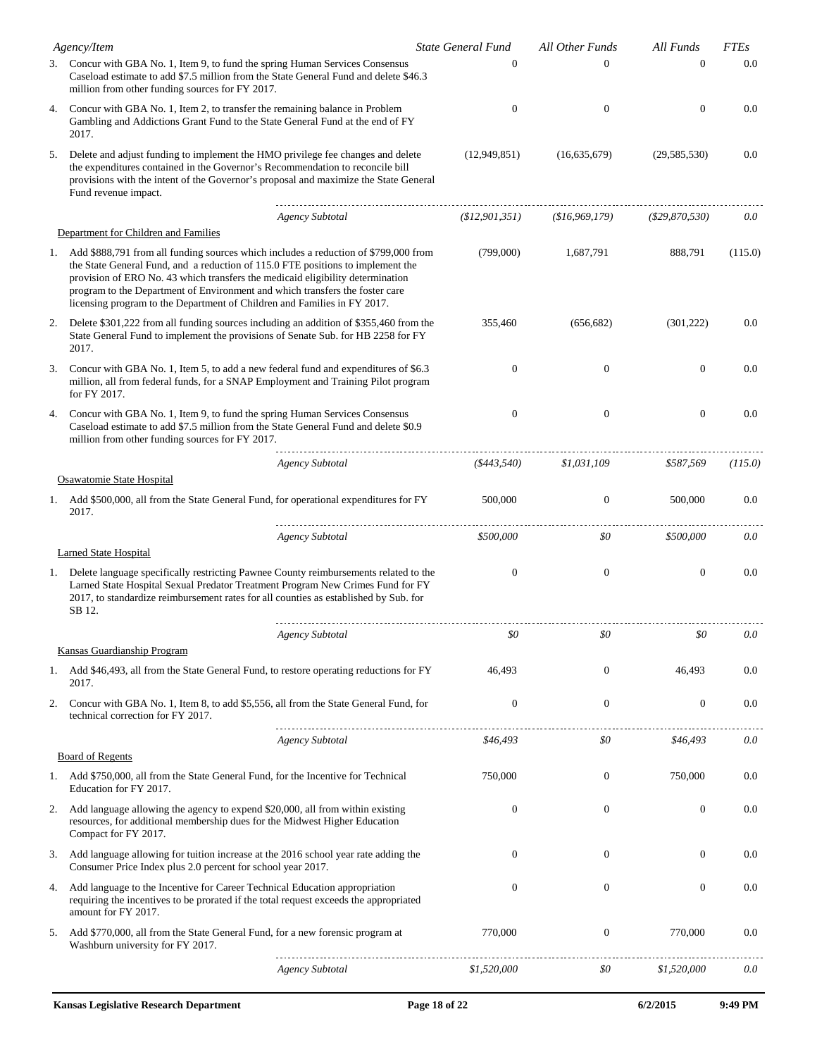| Agency/Item | State General Fund | All Other Funds | All Funds | FTEs |
|---|---|---|---|---|
| 3. Concur with GBA No. 1, Item 9, to fund the spring Human Services Consensus Caseload estimate to add $7.5 million from the State General Fund and delete $46.3 million from other funding sources for FY 2017. | 0 | 0 | 0 | 0.0 |
| 4. Concur with GBA No. 1, Item 2, to transfer the remaining balance in Problem Gambling and Addictions Grant Fund to the State General Fund at the end of FY 2017. | 0 | 0 | 0 | 0.0 |
| 5. Delete and adjust funding to implement the HMO privilege fee changes and delete the expenditures contained in the Governor's Recommendation to reconcile bill provisions with the intent of the Governor's proposal and maximize the State General Fund revenue impact. | (12,949,851) | (16,635,679) | (29,585,530) | 0.0 |
| *Agency Subtotal* | *($12,901,351)* | *($16,969,179)* | *($29,870,530)* | *0.0* |
| Department for Children and Families | | | | |
| 1. Add $888,791 from all funding sources which includes a reduction of $799,000 from the State General Fund, and a reduction of 115.0 FTE positions to implement the provision of ERO No. 43 which transfers the medicaid eligibility determination program to the Department of Environment and which transfers the foster care licensing program to the Department of Children and Families in FY 2017. | (799,000) | 1,687,791 | 888,791 | (115.0) |
| 2. Delete $301,222 from all funding sources including an addition of $355,460 from the State General Fund to implement the provisions of Senate Sub. for HB 2258 for FY 2017. | 355,460 | (656,682) | (301,222) | 0.0 |
| 3. Concur with GBA No. 1, Item 5, to add a new federal fund and expenditures of $6.3 million, all from federal funds, for a SNAP Employment and Training Pilot program for FY 2017. | 0 | 0 | 0 | 0.0 |
| 4. Concur with GBA No. 1, Item 9, to fund the spring Human Services Consensus Caseload estimate to add $7.5 million from the State General Fund and delete $0.9 million from other funding sources for FY 2017. | 0 | 0 | 0 | 0.0 |
| *Agency Subtotal* | *($443,540)* | *$1,031,109* | *$587,569* | *(115.0)* |
| Osawatomie State Hospital | | | | |
| 1. Add $500,000, all from the State General Fund, for operational expenditures for FY 2017. | 500,000 | 0 | 500,000 | 0.0 |
| *Agency Subtotal* | *$500,000* | *$0* | *$500,000* | *0.0* |
| Larned State Hospital | | | | |
| 1. Delete language specifically restricting Pawnee County reimbursements related to the Larned State Hospital Sexual Predator Treatment Program New Crimes Fund for FY 2017, to standardize reimbursement rates for all counties as established by Sub. for SB 12. | 0 | 0 | 0 | 0.0 |
| *Agency Subtotal* | *$0* | *$0* | *$0* | *0.0* |
| Kansas Guardianship Program | | | | |
| 1. Add $46,493, all from the State General Fund, to restore operating reductions for FY 2017. | 46,493 | 0 | 46,493 | 0.0 |
| 2. Concur with GBA No. 1, Item 8, to add $5,556, all from the State General Fund, for technical correction for FY 2017. | 0 | 0 | 0 | 0.0 |
| *Agency Subtotal* | *$46,493* | *$0* | *$46,493* | *0.0* |
| Board of Regents | | | | |
| 1. Add $750,000, all from the State General Fund, for the Incentive for Technical Education for FY 2017. | 750,000 | 0 | 750,000 | 0.0 |
| 2. Add language allowing the agency to expend $20,000, all from within existing resources, for additional membership dues for the Midwest Higher Education Compact for FY 2017. | 0 | 0 | 0 | 0.0 |
| 3. Add language allowing for tuition increase at the 2016 school year rate adding the Consumer Price Index plus 2.0 percent for school year 2017. | 0 | 0 | 0 | 0.0 |
| 4. Add language to the Incentive for Career Technical Education appropriation requiring the incentives to be prorated if the total request exceeds the appropriated amount for FY 2017. | 0 | 0 | 0 | 0.0 |
| 5. Add $770,000, all from the State General Fund, for a new forensic program at Washburn university for FY 2017. | 770,000 | 0 | 770,000 | 0.0 |
| *Agency Subtotal* | *$1,520,000* | *$0* | *$1,520,000* | *0.0* |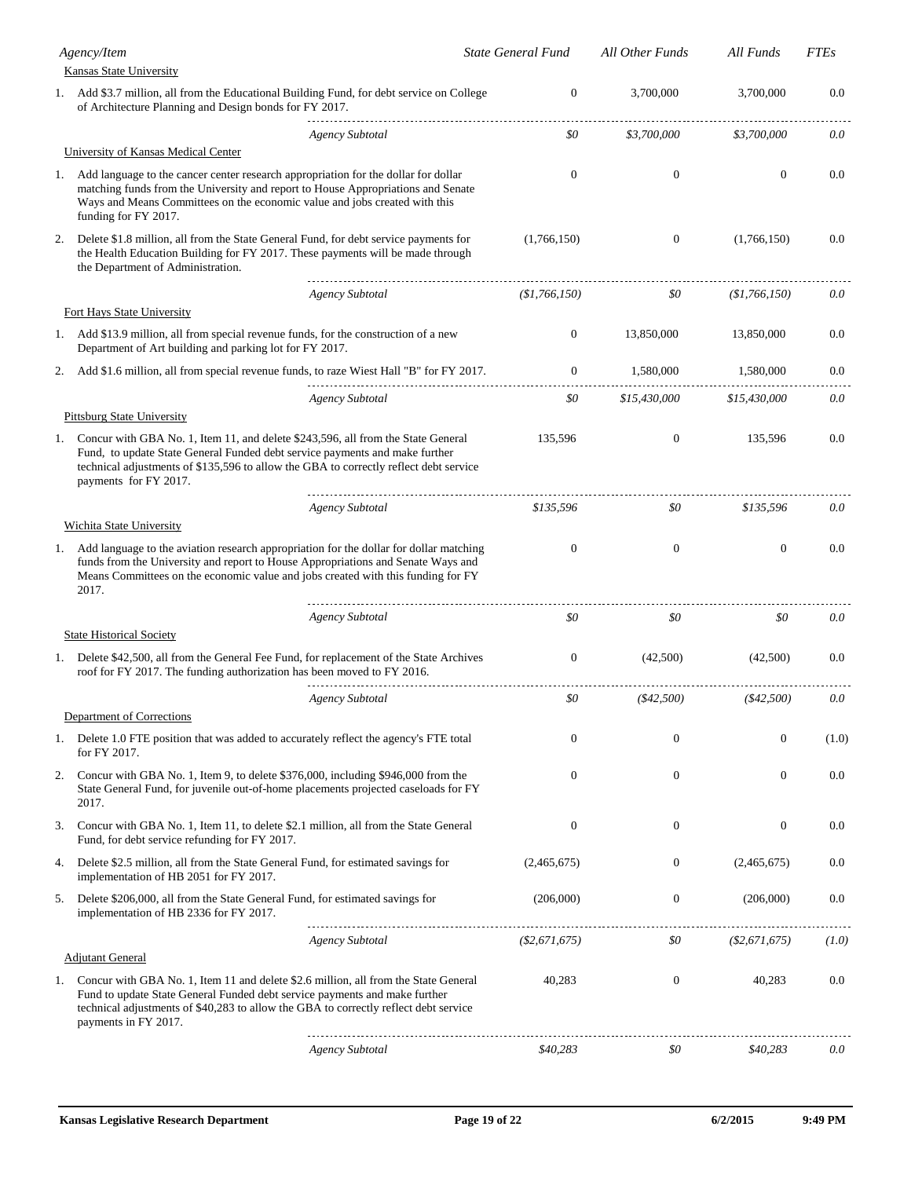| Agency/Item | State General Fund | All Other Funds | All Funds | FTEs |
|---|---|---|---|---|
| **Kansas State University** | | | | |
| 1. Add $3.7 million, all from the Educational Building Fund, for debt service on College of Architecture Planning and Design bonds for FY 2017. | 0 | 3,700,000 | 3,700,000 | 0.0 |
| *Agency Subtotal* | *$0* | *$3,700,000* | *$3,700,000* | *0.0* |
| **University of Kansas Medical Center** | | | | |
| 1. Add language to the cancer center research appropriation for the dollar for dollar matching funds from the University and report to House Appropriations and Senate Ways and Means Committees on the economic value and jobs created with this funding for FY 2017. | 0 | 0 | 0 | 0.0 |
| 2. Delete $1.8 million, all from the State General Fund, for debt service payments for the Health Education Building for FY 2017. These payments will be made through the Department of Administration. | (1,766,150) | 0 | (1,766,150) | 0.0 |
| *Agency Subtotal* | *($1,766,150)* | *$0* | *($1,766,150)* | *0.0* |
| **Fort Hays State University** | | | | |
| 1. Add $13.9 million, all from special revenue funds, for the construction of a new Department of Art building and parking lot for FY 2017. | 0 | 13,850,000 | 13,850,000 | 0.0 |
| 2. Add $1.6 million, all from special revenue funds, to raze Wiest Hall "B" for FY 2017. | 0 | 1,580,000 | 1,580,000 | 0.0 |
| *Agency Subtotal* | *$0* | *$15,430,000* | *$15,430,000* | *0.0* |
| **Pittsburg State University** | | | | |
| 1. Concur with GBA No. 1, Item 11, and delete $243,596, all from the State General Fund, to update State General Funded debt service payments and make further technical adjustments of $135,596 to allow the GBA to correctly reflect debt service payments for FY 2017. | 135,596 | 0 | 135,596 | 0.0 |
| *Agency Subtotal* | *$135,596* | *$0* | *$135,596* | *0.0* |
| **Wichita State University** | | | | |
| 1. Add language to the aviation research appropriation for the dollar for dollar matching funds from the University and report to House Appropriations and Senate Ways and Means Committees on the economic value and jobs created with this funding for FY 2017. | 0 | 0 | 0 | 0.0 |
| *Agency Subtotal* | *$0* | *$0* | *$0* | *0.0* |
| **State Historical Society** | | | | |
| 1. Delete $42,500, all from the General Fee Fund, for replacement of the State Archives roof for FY 2017. The funding authorization has been moved to FY 2016. | 0 | (42,500) | (42,500) | 0.0 |
| *Agency Subtotal* | *$0* | *($42,500)* | *($42,500)* | *0.0* |
| **Department of Corrections** | | | | |
| 1. Delete 1.0 FTE position that was added to accurately reflect the agency's FTE total for FY 2017. | 0 | 0 | 0 | (1.0) |
| 2. Concur with GBA No. 1, Item 9, to delete $376,000, including $946,000 from the State General Fund, for juvenile out-of-home placements projected caseloads for FY 2017. | 0 | 0 | 0 | 0.0 |
| 3. Concur with GBA No. 1, Item 11, to delete $2.1 million, all from the State General Fund, for debt service refunding for FY 2017. | 0 | 0 | 0 | 0.0 |
| 4. Delete $2.5 million, all from the State General Fund, for estimated savings for implementation of HB 2051 for FY 2017. | (2,465,675) | 0 | (2,465,675) | 0.0 |
| 5. Delete $206,000, all from the State General Fund, for estimated savings for implementation of HB 2336 for FY 2017. | (206,000) | 0 | (206,000) | 0.0 |
| *Agency Subtotal* | *($2,671,675)* | *$0* | *($2,671,675)* | *(1.0)* |
| **Adjutant General** | | | | |
| 1. Concur with GBA No. 1, Item 11 and delete $2.6 million, all from the State General Fund to update State General Funded debt service payments and make further technical adjustments of $40,283 to allow the GBA to correctly reflect debt service payments in FY 2017. | 40,283 | 0 | 40,283 | 0.0 |
| *Agency Subtotal* | *$40,283* | *$0* | *$40,283* | *0.0* |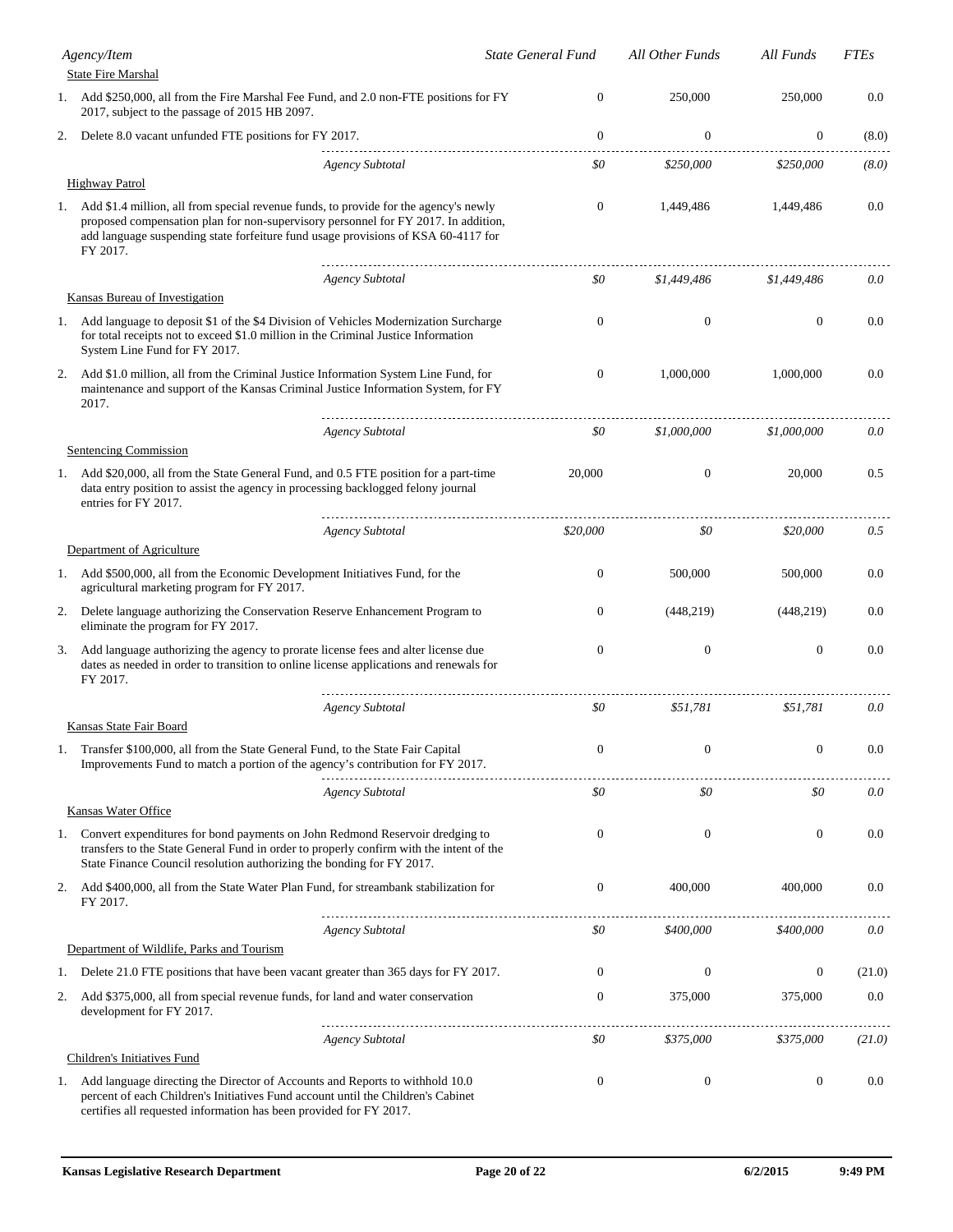| Agency/Item | State General Fund | All Other Funds | All Funds | FTEs |
|---|---|---|---|---|
| **State Fire Marshal** | | | | |
| 1. Add $250,000, all from the Fire Marshal Fee Fund, and 2.0 non-FTE positions for FY 2017, subject to the passage of 2015 HB 2097. | 0 | 250,000 | 250,000 | 0.0 |
| 2. Delete 8.0 vacant unfunded FTE positions for FY 2017. | 0 | 0 | 0 | (8.0) |
| *Agency Subtotal* | *$0* | *$250,000* | *$250,000* | *(8.0)* |
| **Highway Patrol** | | | | |
| 1. Add $1.4 million, all from special revenue funds, to provide for the agency's newly proposed compensation plan for non-supervisory personnel for FY 2017. In addition, add language suspending state forfeiture fund usage provisions of KSA 60-4117 for FY 2017. | 0 | 1,449,486 | 1,449,486 | 0.0 |
| *Agency Subtotal* | *$0* | *$1,449,486* | *$1,449,486* | *0.0* |
| **Kansas Bureau of Investigation** | | | | |
| 1. Add language to deposit $1 of the $4 Division of Vehicles Modernization Surcharge for total receipts not to exceed $1.0 million in the Criminal Justice Information System Line Fund for FY 2017. | 0 | 0 | 0 | 0.0 |
| 2. Add $1.0 million, all from the Criminal Justice Information System Line Fund, for maintenance and support of the Kansas Criminal Justice Information System, for FY 2017. | 0 | 1,000,000 | 1,000,000 | 0.0 |
| *Agency Subtotal* | *$0* | *$1,000,000* | *$1,000,000* | *0.0* |
| **Sentencing Commission** | | | | |
| 1. Add $20,000, all from the State General Fund, and 0.5 FTE position for a part-time data entry position to assist the agency in processing backlogged felony journal entries for FY 2017. | 20,000 | 0 | 20,000 | 0.5 |
| *Agency Subtotal* | *$20,000* | *$0* | *$20,000* | *0.5* |
| **Department of Agriculture** | | | | |
| 1. Add $500,000, all from the Economic Development Initiatives Fund, for the agricultural marketing program for FY 2017. | 0 | 500,000 | 500,000 | 0.0 |
| 2. Delete language authorizing the Conservation Reserve Enhancement Program to eliminate the program for FY 2017. | 0 | (448,219) | (448,219) | 0.0 |
| 3. Add language authorizing the agency to prorate license fees and alter license due dates as needed in order to transition to online license applications and renewals for FY 2017. | 0 | 0 | 0 | 0.0 |
| *Agency Subtotal* | *$0* | *$51,781* | *$51,781* | *0.0* |
| **Kansas State Fair Board** | | | | |
| 1. Transfer $100,000, all from the State General Fund, to the State Fair Capital Improvements Fund to match a portion of the agency's contribution for FY 2017. | 0 | 0 | 0 | 0.0 |
| *Agency Subtotal* | *$0* | *$0* | *$0* | *0.0* |
| **Kansas Water Office** | | | | |
| 1. Convert expenditures for bond payments on John Redmond Reservoir dredging to transfers to the State General Fund in order to properly confirm with the intent of the State Finance Council resolution authorizing the bonding for FY 2017. | 0 | 0 | 0 | 0.0 |
| 2. Add $400,000, all from the State Water Plan Fund, for streambank stabilization for FY 2017. | 0 | 400,000 | 400,000 | 0.0 |
| *Agency Subtotal* | *$0* | *$400,000* | *$400,000* | *0.0* |
| **Department of Wildlife, Parks and Tourism** | | | | |
| 1. Delete 21.0 FTE positions that have been vacant greater than 365 days for FY 2017. | 0 | 0 | 0 | (21.0) |
| 2. Add $375,000, all from special revenue funds, for land and water conservation development for FY 2017. | 0 | 375,000 | 375,000 | 0.0 |
| *Agency Subtotal* | *$0* | *$375,000* | *$375,000* | *(21.0)* |
| **Children's Initiatives Fund** | | | | |
| 1. Add language directing the Director of Accounts and Reports to withhold 10.0 percent of each Children's Initiatives Fund account until the Children's Cabinet certifies all requested information has been provided for FY 2017. | 0 | 0 | 0 | 0.0 |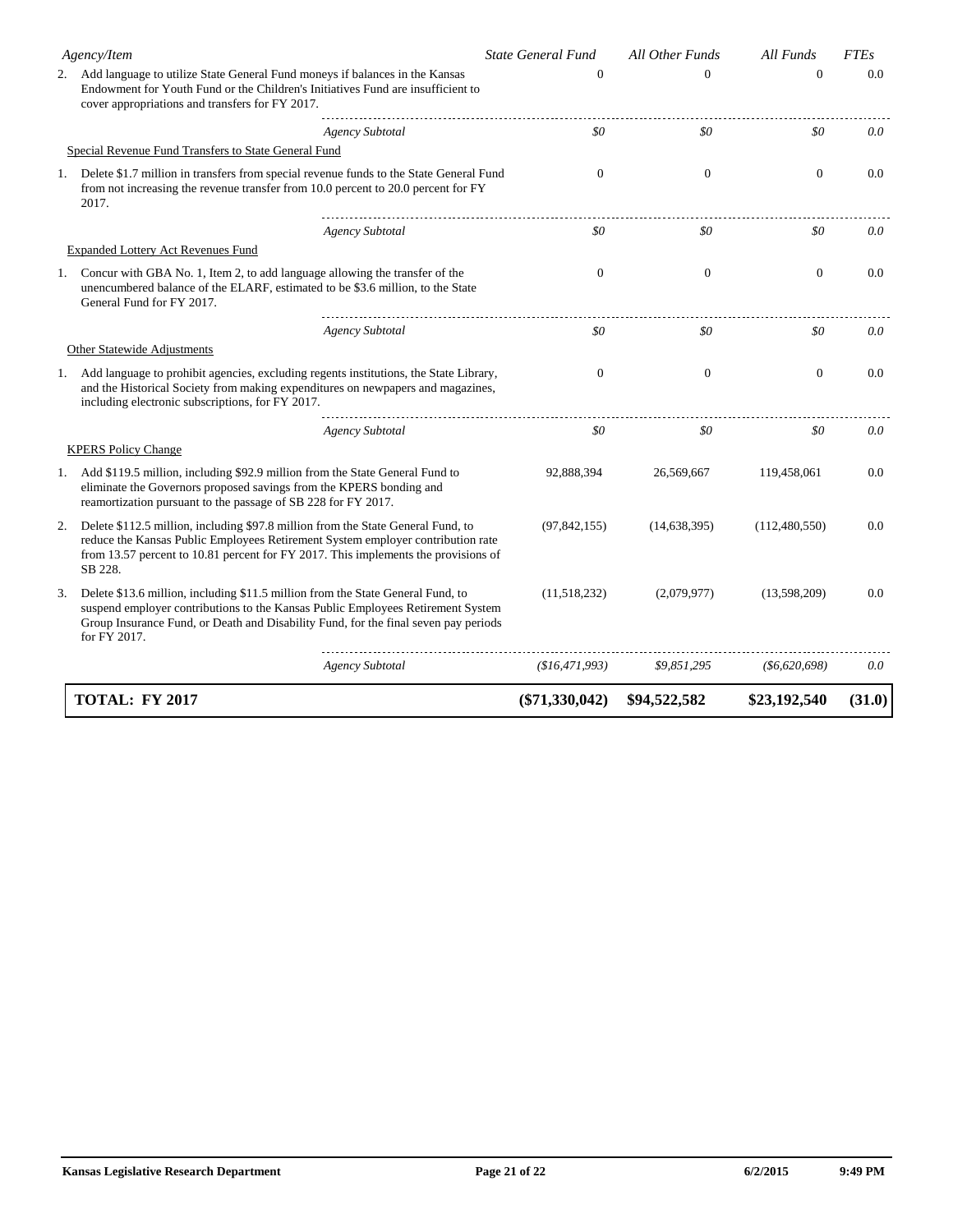| Agency/Item | State General Fund | All Other Funds | All Funds | FTEs |
|---|---|---|---|---|
| 2. Add language to utilize State General Fund moneys if balances in the Kansas Endowment for Youth Fund or the Children's Initiatives Fund are insufficient to cover appropriations and transfers for FY 2017. | 0 | 0 | 0 | 0.0 |
| *Agency Subtotal* | *$0* | *$0* | *$0* | *0.0* |
| Special Revenue Fund Transfers to State General Fund | | | | |
| 1. Delete $1.7 million in transfers from special revenue funds to the State General Fund from not increasing the revenue transfer from 10.0 percent to 20.0 percent for FY 2017. | 0 | 0 | 0 | 0.0 |
| *Agency Subtotal* | *$0* | *$0* | *$0* | *0.0* |
| Expanded Lottery Act Revenues Fund | | | | |
| 1. Concur with GBA No. 1, Item 2, to add language allowing the transfer of the unencumbered balance of the ELARF, estimated to be $3.6 million, to the State General Fund for FY 2017. | 0 | 0 | 0 | 0.0 |
| *Agency Subtotal* | *$0* | *$0* | *$0* | *0.0* |
| Other Statewide Adjustments | | | | |
| 1. Add language to prohibit agencies, excluding regents institutions, the State Library, and the Historical Society from making expenditures on newspapers and magazines, including electronic subscriptions, for FY 2017. | 0 | 0 | 0 | 0.0 |
| *Agency Subtotal* | *$0* | *$0* | *$0* | *0.0* |
| KPERS Policy Change | | | | |
| 1. Add $119.5 million, including $92.9 million from the State General Fund to eliminate the Governors proposed savings from the KPERS bonding and reamortization pursuant to the passage of SB 228 for FY 2017. | 92,888,394 | 26,569,667 | 119,458,061 | 0.0 |
| 2. Delete $112.5 million, including $97.8 million from the State General Fund, to reduce the Kansas Public Employees Retirement System employer contribution rate from 13.57 percent to 10.81 percent for FY 2017. This implements the provisions of SB 228. | (97,842,155) | (14,638,395) | (112,480,550) | 0.0 |
| 3. Delete $13.6 million, including $11.5 million from the State General Fund, to suspend employer contributions to the Kansas Public Employees Retirement System Group Insurance Fund, or Death and Disability Fund, for the final seven pay periods for FY 2017. | (11,518,232) | (2,079,977) | (13,598,209) | 0.0 |
| *Agency Subtotal* | *($16,471,993)* | *$9,851,295* | *($6,620,698)* | *0.0* |
| **TOTAL: FY 2017** | **($71,330,042)** | **$94,522,582** | **$23,192,540** | **(31.0)** |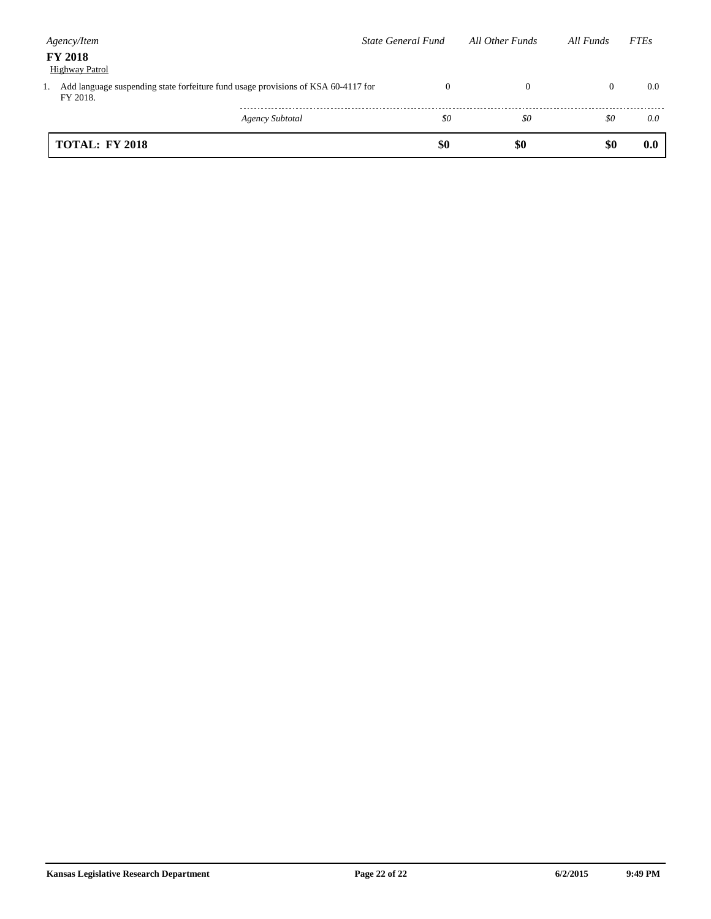| Agency/Item | State General Fund | All Other Funds | All Funds | FTEs |
|---|---|---|---|---|
| **FY 2018** | | | | |
| Highway Patrol | | | | |
| 1. Add language suspending state forfeiture fund usage provisions of KSA 60-4117 for FY 2018. | 0 | 0 | 0 | 0.0 |
| *Agency Subtotal* | *$0* | *$0* | *$0* | *0.0* |
| **TOTAL: FY 2018** | **$0** | **$0** | **$0** | **0.0** |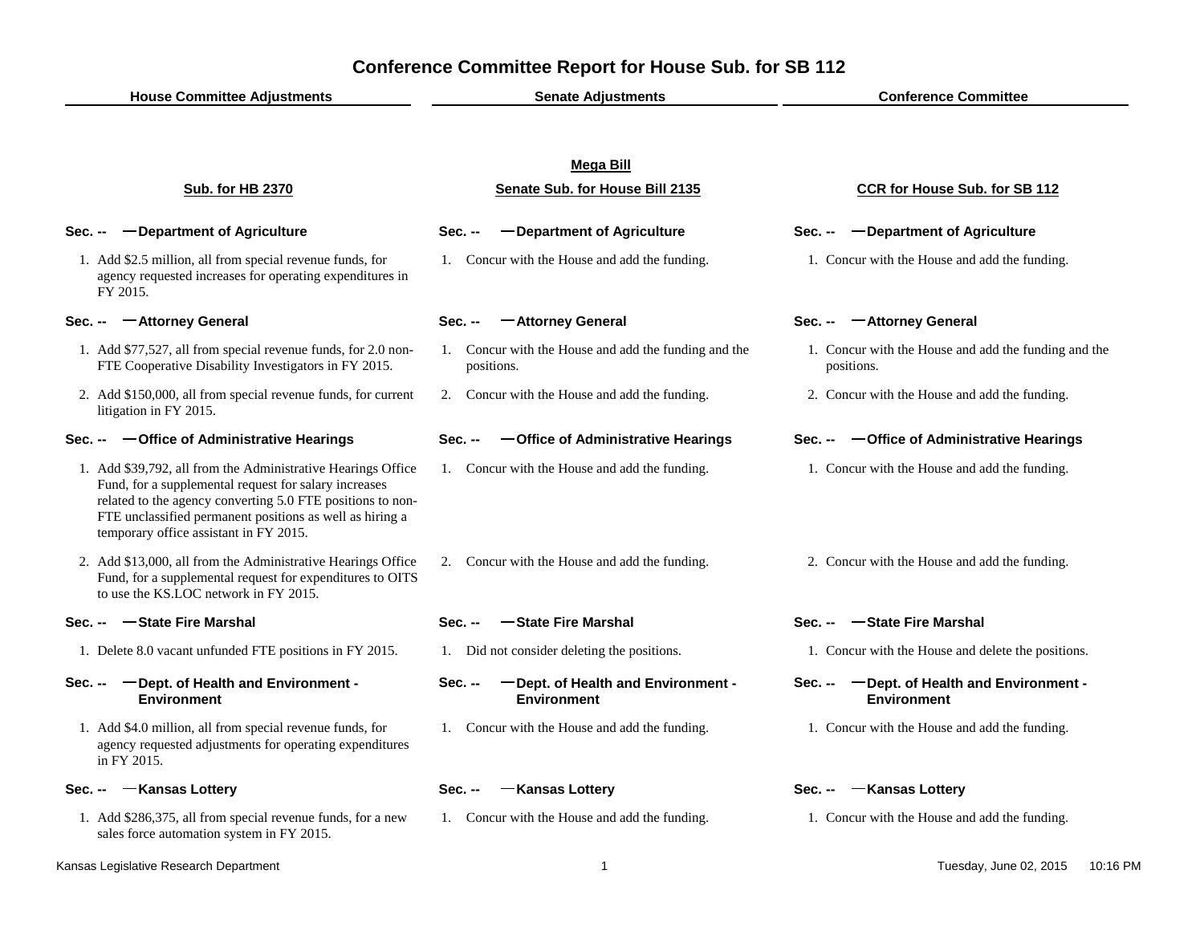# Conference Committee Report for House Sub. for SB 112

| House Committee Adjustments | Senate Adjustments | Conference Committee |
|---|---|---|
| | **Mega Bill** | |
| **Sub. for HB 2370** | **Senate Sub. for House Bill 2135** | **CCR for House Sub. for SB 112** |
| **Sec. -- — Department of Agriculture** | **Sec. -- — Department of Agriculture** | **Sec. -- — Department of Agriculture** |
| 1. Add $2.5 million, all from special revenue funds, for agency requested increases for operating expenditures in FY 2015. | 1. Concur with the House and add the funding. | 1. Concur with the House and add the funding. |
| **Sec. -- — Attorney General** | **Sec. -- — Attorney General** | **Sec. -- — Attorney General** |
| 1. Add $77,527, all from special revenue funds, for 2.0 non-FTE Cooperative Disability Investigators in FY 2015. | 1. Concur with the House and add the funding and the positions. | 1. Concur with the House and add the funding and the positions. |
| 2. Add $150,000, all from special revenue funds, for current litigation in FY 2015. | 2. Concur with the House and add the funding. | 2. Concur with the House and add the funding. |
| **Sec. -- — Office of Administrative Hearings** | **Sec. -- — Office of Administrative Hearings** | **Sec. -- — Office of Administrative Hearings** |
| 1. Add $39,792, all from the Administrative Hearings Office Fund, for a supplemental request for salary increases related to the agency converting 5.0 FTE positions to non-FTE unclassified permanent positions as well as hiring a temporary office assistant in FY 2015. | 1. Concur with the House and add the funding. | 1. Concur with the House and add the funding. |
| 2. Add $13,000, all from the Administrative Hearings Office Fund, for a supplemental request for expenditures to OITS to use the KS.LOC network in FY 2015. | 2. Concur with the House and add the funding. | 2. Concur with the House and add the funding. |
| **Sec. -- — State Fire Marshal** | **Sec. -- — State Fire Marshal** | **Sec. -- — State Fire Marshal** |
| 1. Delete 8.0 vacant unfunded FTE positions in FY 2015. | 1. Did not consider deleting the positions. | 1. Concur with the House and delete the positions. |
| **Sec. -- — Dept. of Health and Environment - Environment** | **Sec. -- — Dept. of Health and Environment - Environment** | **Sec. -- — Dept. of Health and Environment - Environment** |
| 1. Add $4.0 million, all from special revenue funds, for agency requested adjustments for operating expenditures in FY 2015. | 1. Concur with the House and add the funding. | 1. Concur with the House and add the funding. |
| **Sec. -- — Kansas Lottery** | **Sec. -- — Kansas Lottery** | **Sec. -- — Kansas Lottery** |
| 1. Add $286,375, all from special revenue funds, for a new sales force automation system in FY 2015. | 1. Concur with the House and add the funding. | 1. Concur with the House and add the funding. |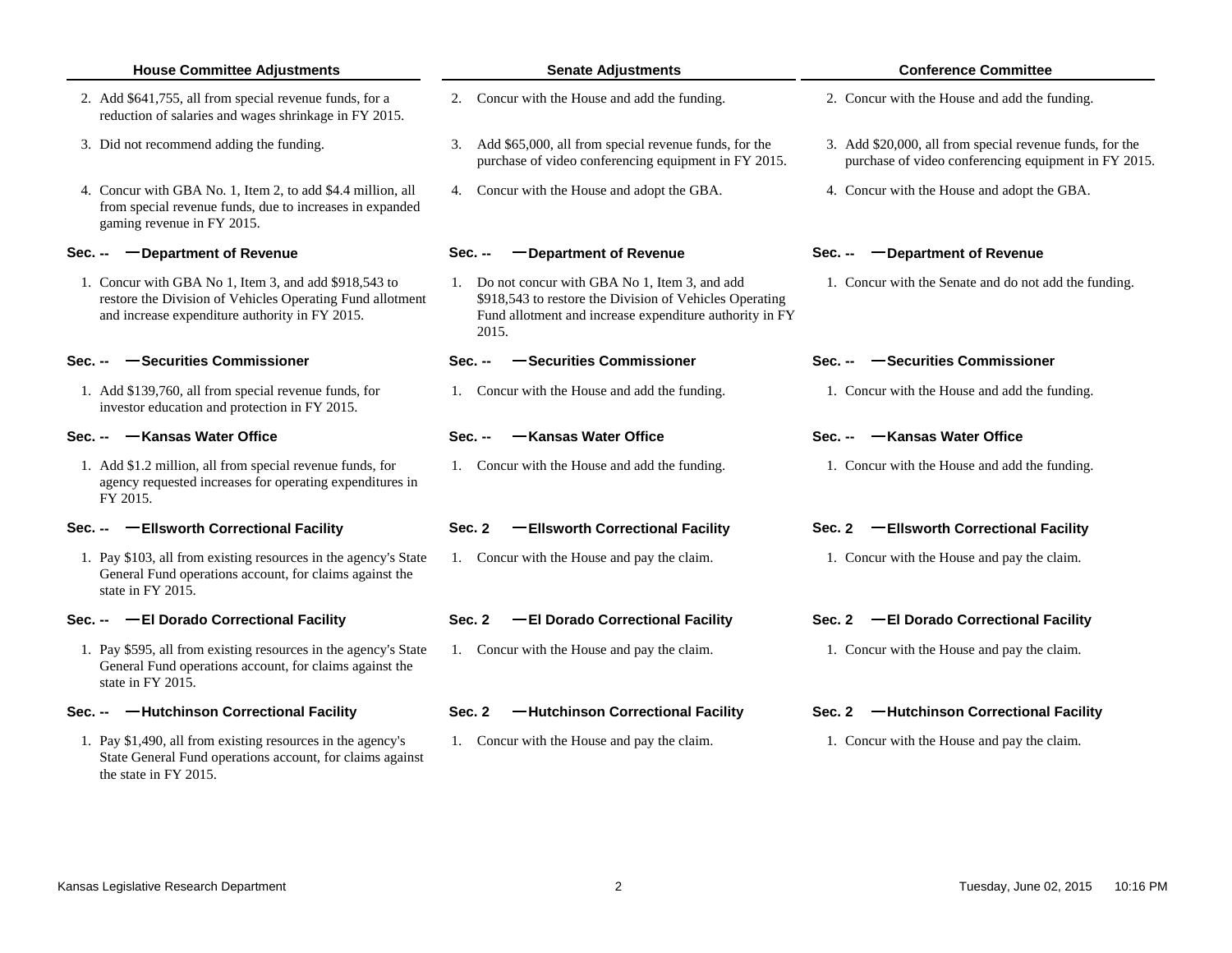| House Committee Adjustments | Senate Adjustments | Conference Committee |
| --- | --- | --- |
| 2. Add $641,755, all from special revenue funds, for a reduction of salaries and wages shrinkage in FY 2015. | 2. Concur with the House and add the funding. | 2. Concur with the House and add the funding. |
| 3. Did not recommend adding the funding. | 3. Add $65,000, all from special revenue funds, for the purchase of video conferencing equipment in FY 2015. | 3. Add $20,000, all from special revenue funds, for the purchase of video conferencing equipment in FY 2015. |
| 4. Concur with GBA No. 1, Item 2, to add $4.4 million, all from special revenue funds, due to increases in expanded gaming revenue in FY 2015. | 4. Concur with the House and adopt the GBA. | 4. Concur with the House and adopt the GBA. |
| **Sec. -- — Department of Revenue** | **Sec. -- — Department of Revenue** | **Sec. -- — Department of Revenue** |
| 1. Concur with GBA No 1, Item 3, and add $918,543 to restore the Division of Vehicles Operating Fund allotment and increase expenditure authority in FY 2015. | 1. Do not concur with GBA No 1, Item 3, and add $918,543 to restore the Division of Vehicles Operating Fund allotment and increase expenditure authority in FY 2015. | 1. Concur with the Senate and do not add the funding. |
| **Sec. -- — Securities Commissioner** | **Sec. -- — Securities Commissioner** | **Sec. -- — Securities Commissioner** |
| 1. Add $139,760, all from special revenue funds, for investor education and protection in FY 2015. | 1. Concur with the House and add the funding. | 1. Concur with the House and add the funding. |
| **Sec. -- — Kansas Water Office** | **Sec. -- — Kansas Water Office** | **Sec. -- — Kansas Water Office** |
| 1. Add $1.2 million, all from special revenue funds, for agency requested increases for operating expenditures in FY 2015. | 1. Concur with the House and add the funding. | 1. Concur with the House and add the funding. |
| **Sec. -- — Ellsworth Correctional Facility** | **Sec. 2 — Ellsworth Correctional Facility** | **Sec. 2 — Ellsworth Correctional Facility** |
| 1. Pay $103, all from existing resources in the agency's State General Fund operations account, for claims against the state in FY 2015. | 1. Concur with the House and pay the claim. | 1. Concur with the House and pay the claim. |
| **Sec. -- — El Dorado Correctional Facility** | **Sec. 2 — El Dorado Correctional Facility** | **Sec. 2 — El Dorado Correctional Facility** |
| 1. Pay $595, all from existing resources in the agency's State General Fund operations account, for claims against the state in FY 2015. | 1. Concur with the House and pay the claim. | 1. Concur with the House and pay the claim. |
| **Sec. -- — Hutchinson Correctional Facility** | **Sec. 2 — Hutchinson Correctional Facility** | **Sec. 2 — Hutchinson Correctional Facility** |
| 1. Pay $1,490, all from existing resources in the agency's State General Fund operations account, for claims against the state in FY 2015. | 1. Concur with the House and pay the claim. | 1. Concur with the House and pay the claim. |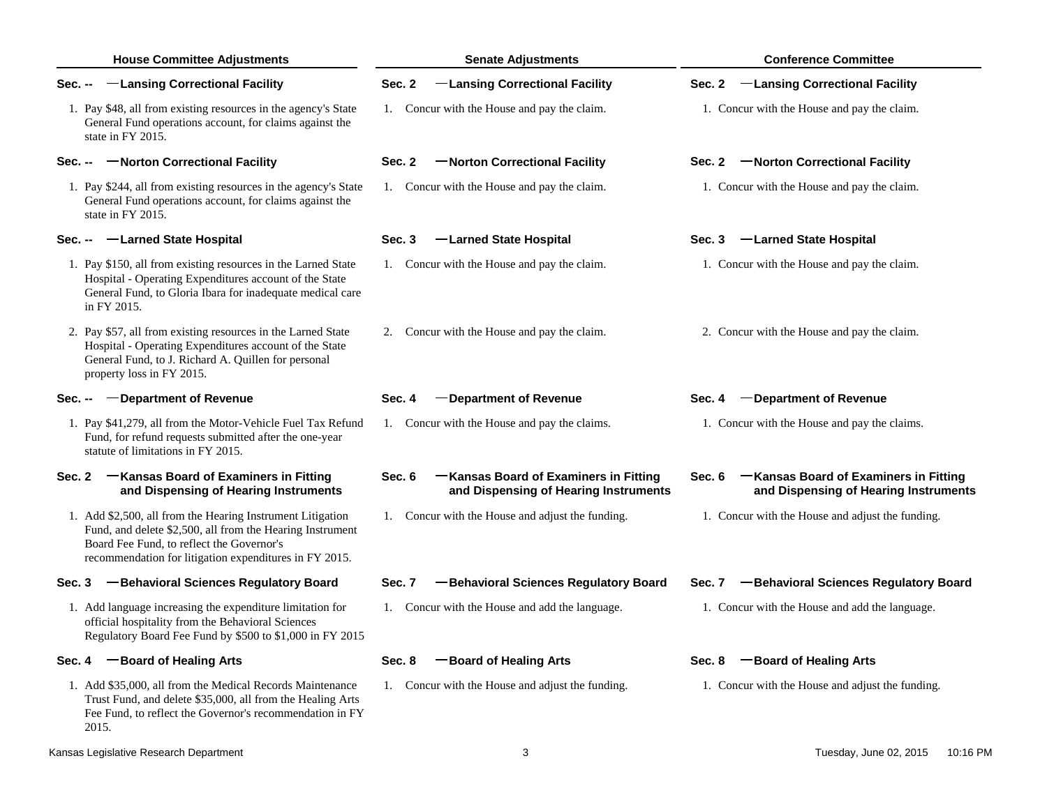| House Committee Adjustments | Senate Adjustments | Conference Committee |
|---|---|---|
| **Sec. -- —Lansing Correctional Facility** | **Sec. 2 —Lansing Correctional Facility** | **Sec. 2 —Lansing Correctional Facility** |
| 1. Pay $48, all from existing resources in the agency's State General Fund operations account, for claims against the state in FY 2015. | 1. Concur with the House and pay the claim. | 1. Concur with the House and pay the claim. |
| **Sec. -- —Norton Correctional Facility** | **Sec. 2 —Norton Correctional Facility** | **Sec. 2 —Norton Correctional Facility** |
| 1. Pay $244, all from existing resources in the agency's State General Fund operations account, for claims against the state in FY 2015. | 1. Concur with the House and pay the claim. | 1. Concur with the House and pay the claim. |
| **Sec. -- —Larned State Hospital** | **Sec. 3 —Larned State Hospital** | **Sec. 3 —Larned State Hospital** |
| 1. Pay $150, all from existing resources in the Larned State Hospital - Operating Expenditures account of the State General Fund, to Gloria Ibara for inadequate medical care in FY 2015. | 1. Concur with the House and pay the claim. | 1. Concur with the House and pay the claim. |
| 2. Pay $57, all from existing resources in the Larned State Hospital - Operating Expenditures account of the State General Fund, to J. Richard A. Quillen for personal property loss in FY 2015. | 2. Concur with the House and pay the claim. | 2. Concur with the House and pay the claim. |
| **Sec. -- —Department of Revenue** | **Sec. 4 —Department of Revenue** | **Sec. 4 —Department of Revenue** |
| 1. Pay $41,279, all from the Motor-Vehicle Fuel Tax Refund Fund, for refund requests submitted after the one-year statute of limitations in FY 2015. | 1. Concur with the House and pay the claims. | 1. Concur with the House and pay the claims. |
| **Sec. 2 —Kansas Board of Examiners in Fitting and Dispensing of Hearing Instruments** | **Sec. 6 —Kansas Board of Examiners in Fitting and Dispensing of Hearing Instruments** | **Sec. 6 —Kansas Board of Examiners in Fitting and Dispensing of Hearing Instruments** |
| 1. Add $2,500, all from the Hearing Instrument Litigation Fund, and delete $2,500, all from the Hearing Instrument Board Fee Fund, to reflect the Governor's recommendation for litigation expenditures in FY 2015. | 1. Concur with the House and adjust the funding. | 1. Concur with the House and adjust the funding. |
| **Sec. 3 —Behavioral Sciences Regulatory Board** | **Sec. 7 —Behavioral Sciences Regulatory Board** | **Sec. 7 —Behavioral Sciences Regulatory Board** |
| 1. Add language increasing the expenditure limitation for official hospitality from the Behavioral Sciences Regulatory Board Fee Fund by $500 to $1,000 in FY 2015 | 1. Concur with the House and add the language. | 1. Concur with the House and add the language. |
| **Sec. 4 —Board of Healing Arts** | **Sec. 8 —Board of Healing Arts** | **Sec. 8 —Board of Healing Arts** |
| 1. Add $35,000, all from the Medical Records Maintenance Trust Fund, and delete $35,000, all from the Healing Arts Fee Fund, to reflect the Governor's recommendation in FY 2015. | 1. Concur with the House and adjust the funding. | 1. Concur with the House and adjust the funding. |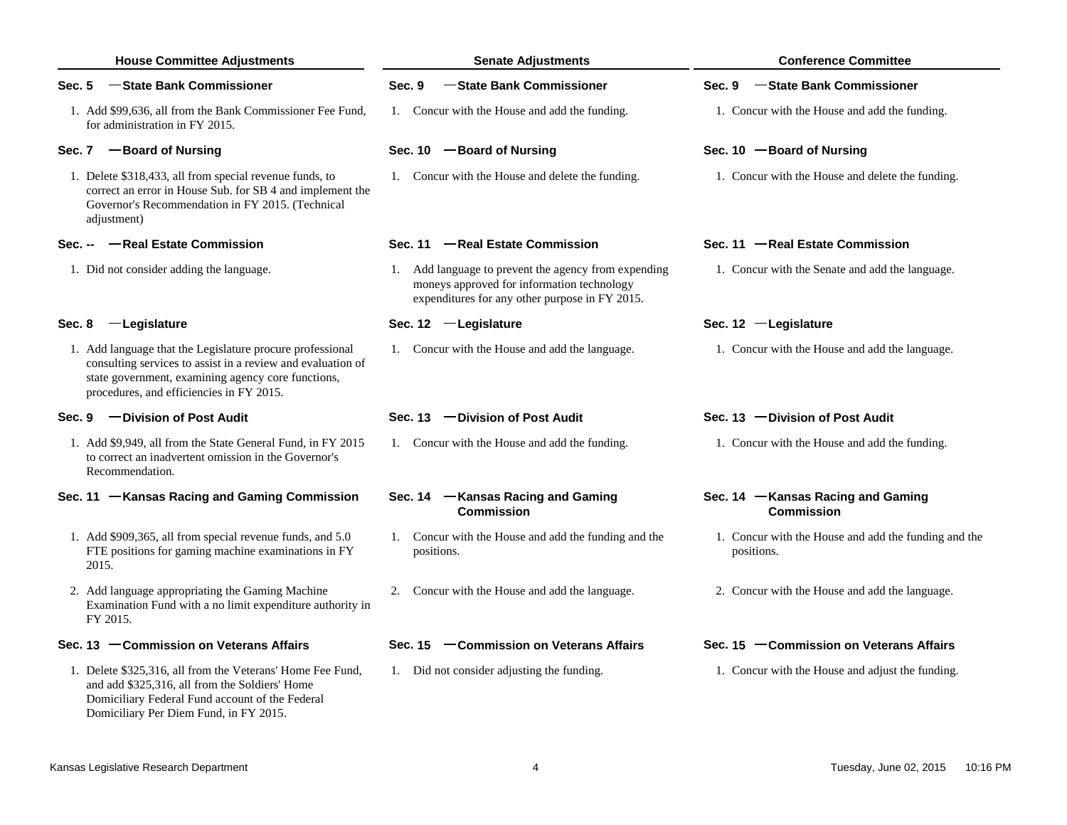| House Committee Adjustments | Senate Adjustments | Conference Committee |
|---|---|---|
| **Sec. 5 —State Bank Commissioner** | **Sec. 9 —State Bank Commissioner** | **Sec. 9 —State Bank Commissioner** |
| 1. Add $99,636, all from the Bank Commissioner Fee Fund, for administration in FY 2015. | 1. Concur with the House and add the funding. | 1. Concur with the House and add the funding. |
| **Sec. 7 —Board of Nursing** | **Sec. 10 —Board of Nursing** | **Sec. 10 —Board of Nursing** |
| 1. Delete $318,433, all from special revenue funds, to correct an error in House Sub. for SB 4 and implement the Governor's Recommendation in FY 2015. (Technical adjustment) | 1. Concur with the House and delete the funding. | 1. Concur with the House and delete the funding. |
| **Sec. -- —Real Estate Commission** | **Sec. 11 —Real Estate Commission** | **Sec. 11 —Real Estate Commission** |
| 1. Did not consider adding the language. | 1. Add language to prevent the agency from expending moneys approved for information technology expenditures for any other purpose in FY 2015. | 1. Concur with the Senate and add the language. |
| **Sec. 8 —Legislature** | **Sec. 12 —Legislature** | **Sec. 12 —Legislature** |
| 1. Add language that the Legislature procure professional consulting services to assist in a review and evaluation of state government, examining agency core functions, procedures, and efficiencies in FY 2015. | 1. Concur with the House and add the language. | 1. Concur with the House and add the language. |
| **Sec. 9 —Division of Post Audit** | **Sec. 13 —Division of Post Audit** | **Sec. 13 —Division of Post Audit** |
| 1. Add $9,949, all from the State General Fund, in FY 2015 to correct an inadvertent omission in the Governor's Recommendation. | 1. Concur with the House and add the funding. | 1. Concur with the House and add the funding. |
| **Sec. 11 —Kansas Racing and Gaming Commission** | **Sec. 14 —Kansas Racing and Gaming Commission** | **Sec. 14 —Kansas Racing and Gaming Commission** |
| 1. Add $909,365, all from special revenue funds, and 5.0 FTE positions for gaming machine examinations in FY 2015. | 1. Concur with the House and add the funding and the positions. | 1. Concur with the House and add the funding and the positions. |
| 2. Add language appropriating the Gaming Machine Examination Fund with a no limit expenditure authority in FY 2015. | 2. Concur with the House and add the language. | 2. Concur with the House and add the language. |
| **Sec. 13 —Commission on Veterans Affairs** | **Sec. 15 —Commission on Veterans Affairs** | **Sec. 15 —Commission on Veterans Affairs** |
| 1. Delete $325,316, all from the Veterans' Home Fee Fund, and add $325,316, all from the Soldiers' Home Domiciliary Federal Fund account of the Federal Domiciliary Per Diem Fund, in FY 2015. | 1. Did not consider adjusting the funding. | 1. Concur with the House and adjust the funding. |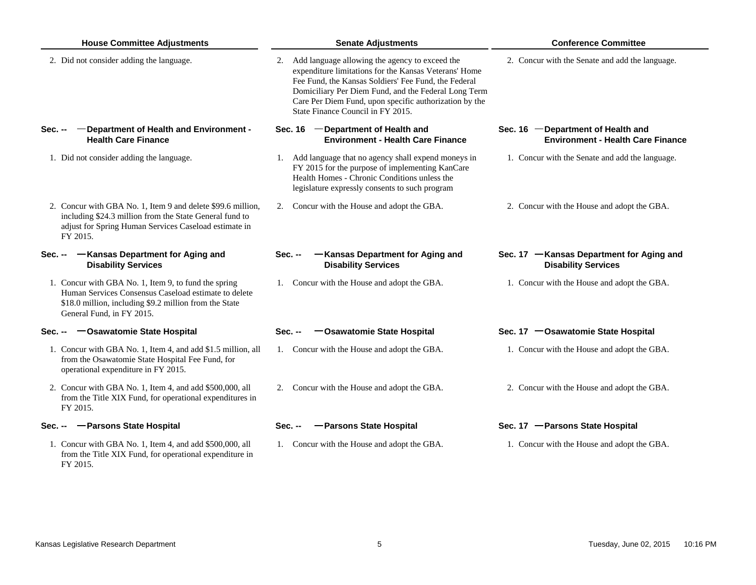| House Committee Adjustments | Senate Adjustments | Conference Committee |
|---|---|---|
| 2. Did not consider adding the language. | 2. Add language allowing the agency to exceed the expenditure limitations for the Kansas Veterans' Home Fee Fund, the Kansas Soldiers' Fee Fund, the Federal Domiciliary Per Diem Fund, and the Federal Long Term Care Per Diem Fund, upon specific authorization by the State Finance Council in FY 2015. | 2. Concur with the Senate and add the language. |
| **Sec. -- — Department of Health and Environment - Health Care Finance** | **Sec. 16 — Department of Health and Environment - Health Care Finance** | **Sec. 16 — Department of Health and Environment - Health Care Finance** |
| 1. Did not consider adding the language. | 1. Add language that no agency shall expend moneys in FY 2015 for the purpose of implementing KanCare Health Homes - Chronic Conditions unless the legislature expressly consents to such program | 1. Concur with the Senate and add the language. |
| 2. Concur with GBA No. 1, Item 9 and delete $99.6 million, including $24.3 million from the State General fund to adjust for Spring Human Services Caseload estimate in FY 2015. | 2. Concur with the House and adopt the GBA. | 2. Concur with the House and adopt the GBA. |
| **Sec. -- — Kansas Department for Aging and Disability Services** | **Sec. -- — Kansas Department for Aging and Disability Services** | **Sec. 17 — Kansas Department for Aging and Disability Services** |
| 1. Concur with GBA No. 1, Item 9, to fund the spring Human Services Consensus Caseload estimate to delete $18.0 million, including $9.2 million from the State General Fund, in FY 2015. | 1. Concur with the House and adopt the GBA. | 1. Concur with the House and adopt the GBA. |
| **Sec. -- — Osawatomie State Hospital** | **Sec. -- — Osawatomie State Hospital** | **Sec. 17 — Osawatomie State Hospital** |
| 1. Concur with GBA No. 1, Item 4, and add $1.5 million, all from the Osawatomie State Hospital Fee Fund, for operational expenditure in FY 2015. | 1. Concur with the House and adopt the GBA. | 1. Concur with the House and adopt the GBA. |
| 2. Concur with GBA No. 1, Item 4, and add $500,000, all from the Title XIX Fund, for operational expenditures in FY 2015. | 2. Concur with the House and adopt the GBA. | 2. Concur with the House and adopt the GBA. |
| **Sec. -- — Parsons State Hospital** | **Sec. -- — Parsons State Hospital** | **Sec. 17 — Parsons State Hospital** |
| 1. Concur with GBA No. 1, Item 4, and add $500,000, all from the Title XIX Fund, for operational expenditure in FY 2015. | 1. Concur with the House and adopt the GBA. | 1. Concur with the House and adopt the GBA. |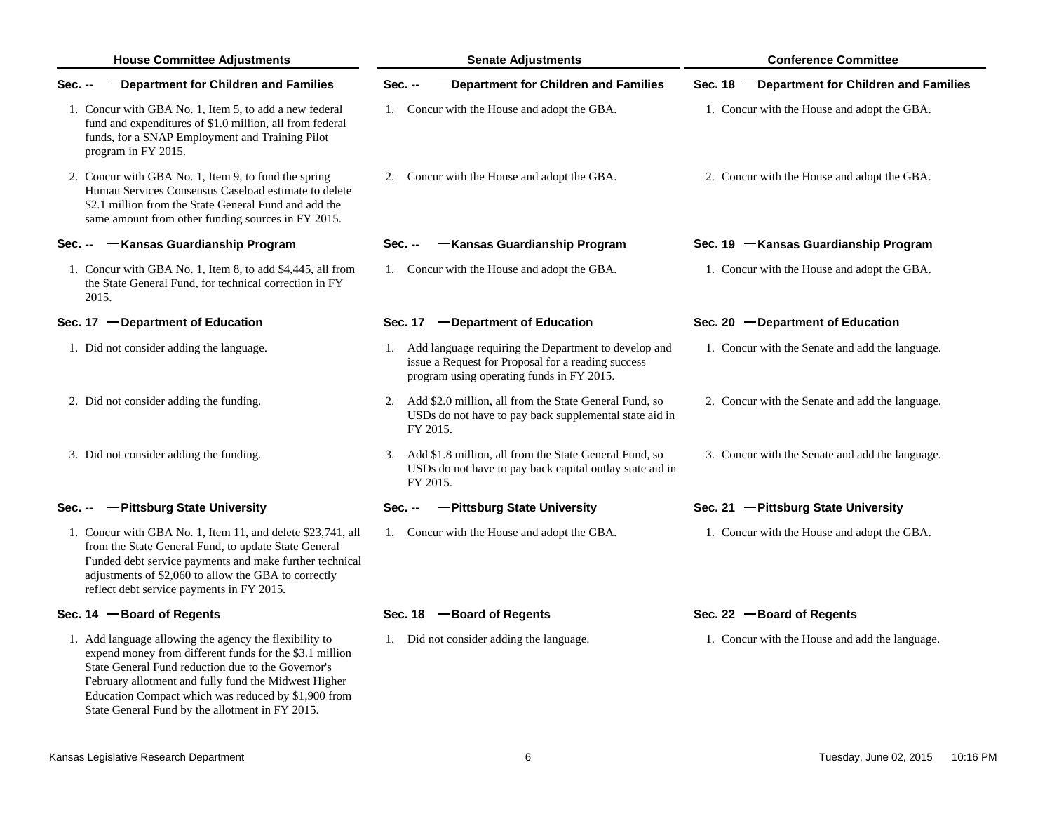| House Committee Adjustments | Senate Adjustments | Conference Committee |
|---|---|---|
| **Sec. -- —Department for Children and Families** | **Sec. -- —Department for Children and Families** | **Sec. 18 —Department for Children and Families** |
| 1. Concur with GBA No. 1, Item 5, to add a new federal fund and expenditures of $1.0 million, all from federal funds, for a SNAP Employment and Training Pilot program in FY 2015. | 1. Concur with the House and adopt the GBA. | 1. Concur with the House and adopt the GBA. |
| 2. Concur with GBA No. 1, Item 9, to fund the spring Human Services Consensus Caseload estimate to delete $2.1 million from the State General Fund and add the same amount from other funding sources in FY 2015. | 2. Concur with the House and adopt the GBA. | 2. Concur with the House and adopt the GBA. |
| **Sec. -- —Kansas Guardianship Program** | **Sec. -- —Kansas Guardianship Program** | **Sec. 19 —Kansas Guardianship Program** |
| 1. Concur with GBA No. 1, Item 8, to add $4,445, all from the State General Fund, for technical correction in FY 2015. | 1. Concur with the House and adopt the GBA. | 1. Concur with the House and adopt the GBA. |
| **Sec. 17 —Department of Education** | **Sec. 17 —Department of Education** | **Sec. 20 —Department of Education** |
| 1. Did not consider adding the language. | 1. Add language requiring the Department to develop and issue a Request for Proposal for a reading success program using operating funds in FY 2015. | 1. Concur with the Senate and add the language. |
| 2. Did not consider adding the funding. | 2. Add $2.0 million, all from the State General Fund, so USDs do not have to pay back supplemental state aid in FY 2015. | 2. Concur with the Senate and add the language. |
| 3. Did not consider adding the funding. | 3. Add $1.8 million, all from the State General Fund, so USDs do not have to pay back capital outlay state aid in FY 2015. | 3. Concur with the Senate and add the language. |
| **Sec. -- —Pittsburg State University** | **Sec. -- —Pittsburg State University** | **Sec. 21 —Pittsburg State University** |
| 1. Concur with GBA No. 1, Item 11, and delete $23,741, all from the State General Fund, to update State General Funded debt service payments and make further technical adjustments of $2,060 to allow the GBA to correctly reflect debt service payments in FY 2015. | 1. Concur with the House and adopt the GBA. | 1. Concur with the House and adopt the GBA. |
| **Sec. 14 —Board of Regents** | **Sec. 18 —Board of Regents** | **Sec. 22 —Board of Regents** |
| 1. Add language allowing the agency the flexibility to expend money from different funds for the $3.1 million State General Fund reduction due to the Governor's February allotment and fully fund the Midwest Higher Education Compact which was reduced by $1,900 from State General Fund by the allotment in FY 2015. | 1. Did not consider adding the language. | 1. Concur with the House and add the language. |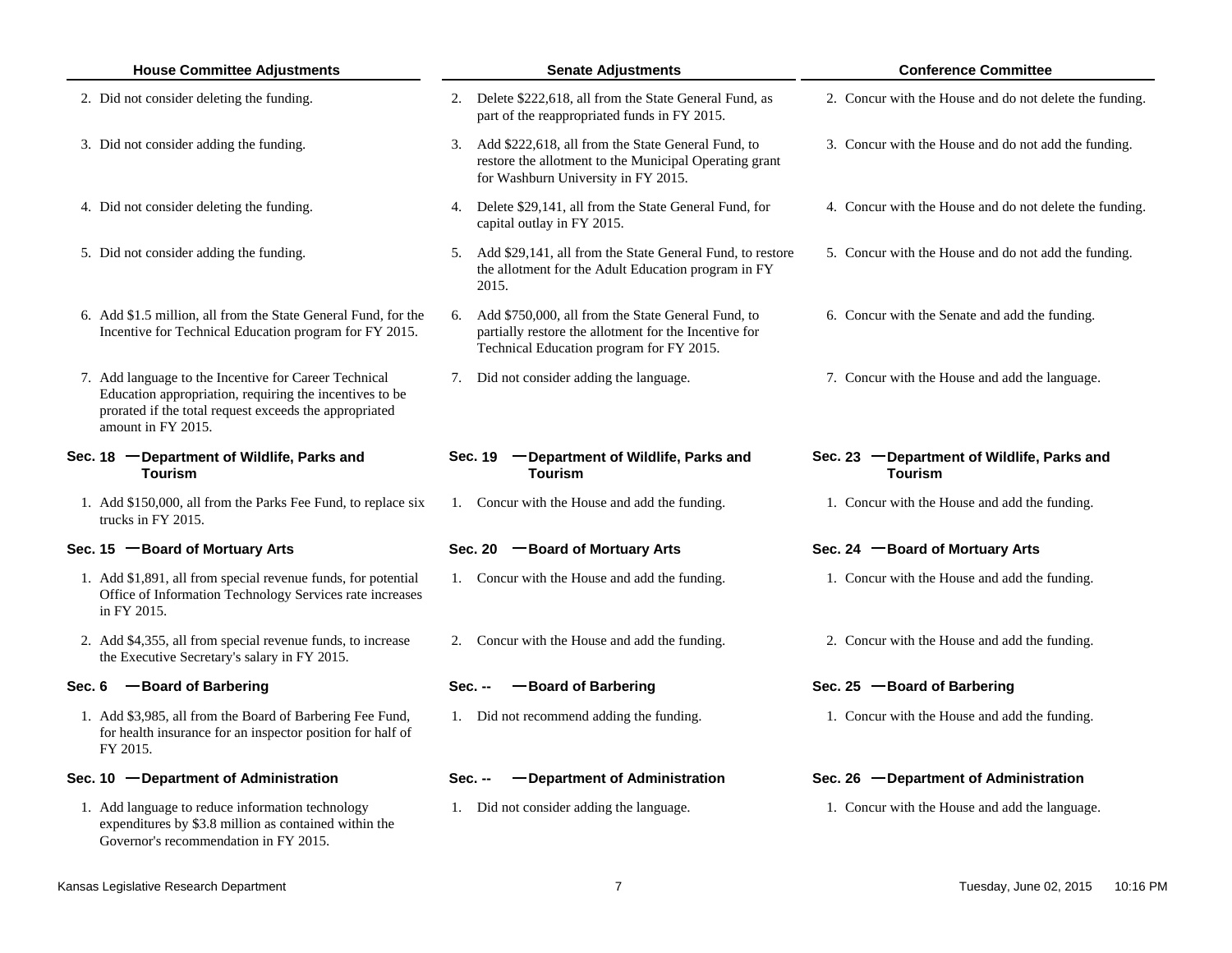| House Committee Adjustments | Senate Adjustments | Conference Committee |
|---|---|---|
| 2. Did not consider deleting the funding. | 2. Delete $222,618, all from the State General Fund, as part of the reappropriated funds in FY 2015. | 2. Concur with the House and do not delete the funding. |
| 3. Did not consider adding the funding. | 3. Add $222,618, all from the State General Fund, to restore the allotment to the Municipal Operating grant for Washburn University in FY 2015. | 3. Concur with the House and do not add the funding. |
| 4. Did not consider deleting the funding. | 4. Delete $29,141, all from the State General Fund, for capital outlay in FY 2015. | 4. Concur with the House and do not delete the funding. |
| 5. Did not consider adding the funding. | 5. Add $29,141, all from the State General Fund, to restore the allotment for the Adult Education program in FY 2015. | 5. Concur with the House and do not add the funding. |
| 6. Add $1.5 million, all from the State General Fund, for the Incentive for Technical Education program for FY 2015. | 6. Add $750,000, all from the State General Fund, to partially restore the allotment for the Incentive for Technical Education program for FY 2015. | 6. Concur with the Senate and add the funding. |
| 7. Add language to the Incentive for Career Technical Education appropriation, requiring the incentives to be prorated if the total request exceeds the appropriated amount in FY 2015. | 7. Did not consider adding the language. | 7. Concur with the House and add the language. |
| **Sec. 18 — Department of Wildlife, Parks and Tourism** | **Sec. 19 — Department of Wildlife, Parks and Tourism** | **Sec. 23 — Department of Wildlife, Parks and Tourism** |
| 1. Add $150,000, all from the Parks Fee Fund, to replace six trucks in FY 2015. | 1. Concur with the House and add the funding. | 1. Concur with the House and add the funding. |
| **Sec. 15 — Board of Mortuary Arts** | **Sec. 20 — Board of Mortuary Arts** | **Sec. 24 — Board of Mortuary Arts** |
| 1. Add $1,891, all from special revenue funds, for potential Office of Information Technology Services rate increases in FY 2015. | 1. Concur with the House and add the funding. | 1. Concur with the House and add the funding. |
| 2. Add $4,355, all from special revenue funds, to increase the Executive Secretary's salary in FY 2015. | 2. Concur with the House and add the funding. | 2. Concur with the House and add the funding. |
| **Sec. 6 — Board of Barbering** | **Sec. -- — Board of Barbering** | **Sec. 25 — Board of Barbering** |
| 1. Add $3,985, all from the Board of Barbering Fee Fund, for health insurance for an inspector position for half of FY 2015. | 1. Did not recommend adding the funding. | 1. Concur with the House and add the funding. |
| **Sec. 10 — Department of Administration** | **Sec. -- — Department of Administration** | **Sec. 26 — Department of Administration** |
| 1. Add language to reduce information technology expenditures by $3.8 million as contained within the Governor's recommendation in FY 2015. | 1. Did not consider adding the language. | 1. Concur with the House and add the language. |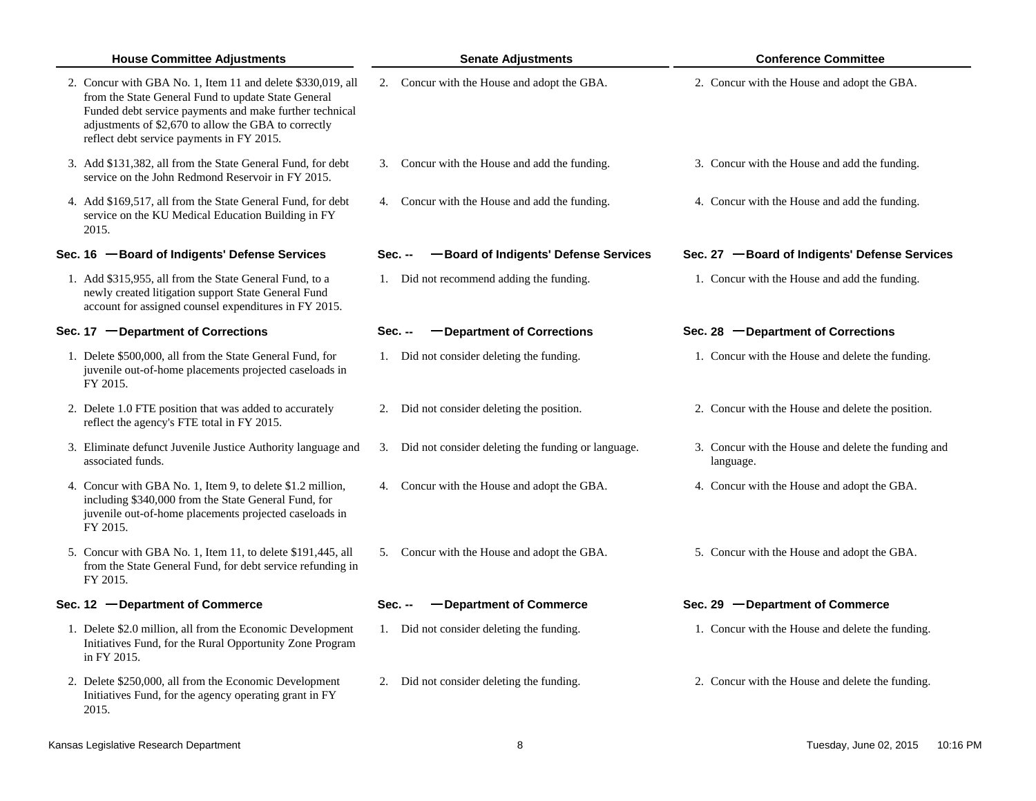| House Committee Adjustments | Senate Adjustments | Conference Committee |
|---|---|---|
| 2. Concur with GBA No. 1, Item 11 and delete $330,019, all from the State General Fund to update State General Funded debt service payments and make further technical adjustments of $2,670 to allow the GBA to correctly reflect debt service payments in FY 2015. | 2. Concur with the House and adopt the GBA. | 2. Concur with the House and adopt the GBA. |
| 3. Add $131,382, all from the State General Fund, for debt service on the John Redmond Reservoir in FY 2015. | 3. Concur with the House and add the funding. | 3. Concur with the House and add the funding. |
| 4. Add $169,517, all from the State General Fund, for debt service on the KU Medical Education Building in FY 2015. | 4. Concur with the House and add the funding. | 4. Concur with the House and add the funding. |
| **Sec. 16 —Board of Indigents' Defense Services** | **Sec. -- —Board of Indigents' Defense Services** | **Sec. 27 —Board of Indigents' Defense Services** |
| 1. Add $315,955, all from the State General Fund, to a newly created litigation support State General Fund account for assigned counsel expenditures in FY 2015. | 1. Did not recommend adding the funding. | 1. Concur with the House and add the funding. |
| **Sec. 17 —Department of Corrections** | **Sec. -- —Department of Corrections** | **Sec. 28 —Department of Corrections** |
| 1. Delete $500,000, all from the State General Fund, for juvenile out-of-home placements projected caseloads in FY 2015. | 1. Did not consider deleting the funding. | 1. Concur with the House and delete the funding. |
| 2. Delete 1.0 FTE position that was added to accurately reflect the agency's FTE total in FY 2015. | 2. Did not consider deleting the position. | 2. Concur with the House and delete the position. |
| 3. Eliminate defunct Juvenile Justice Authority language and associated funds. | 3. Did not consider deleting the funding or language. | 3. Concur with the House and delete the funding and language. |
| 4. Concur with GBA No. 1, Item 9, to delete $1.2 million, including $340,000 from the State General Fund, for juvenile out-of-home placements projected caseloads in FY 2015. | 4. Concur with the House and adopt the GBA. | 4. Concur with the House and adopt the GBA. |
| 5. Concur with GBA No. 1, Item 11, to delete $191,445, all from the State General Fund, for debt service refunding in FY 2015. | 5. Concur with the House and adopt the GBA. | 5. Concur with the House and adopt the GBA. |
| **Sec. 12 —Department of Commerce** | **Sec. -- —Department of Commerce** | **Sec. 29 —Department of Commerce** |
| 1. Delete $2.0 million, all from the Economic Development Initiatives Fund, for the Rural Opportunity Zone Program in FY 2015. | 1. Did not consider deleting the funding. | 1. Concur with the House and delete the funding. |
| 2. Delete $250,000, all from the Economic Development Initiatives Fund, for the agency operating grant in FY 2015. | 2. Did not consider deleting the funding. | 2. Concur with the House and delete the funding. |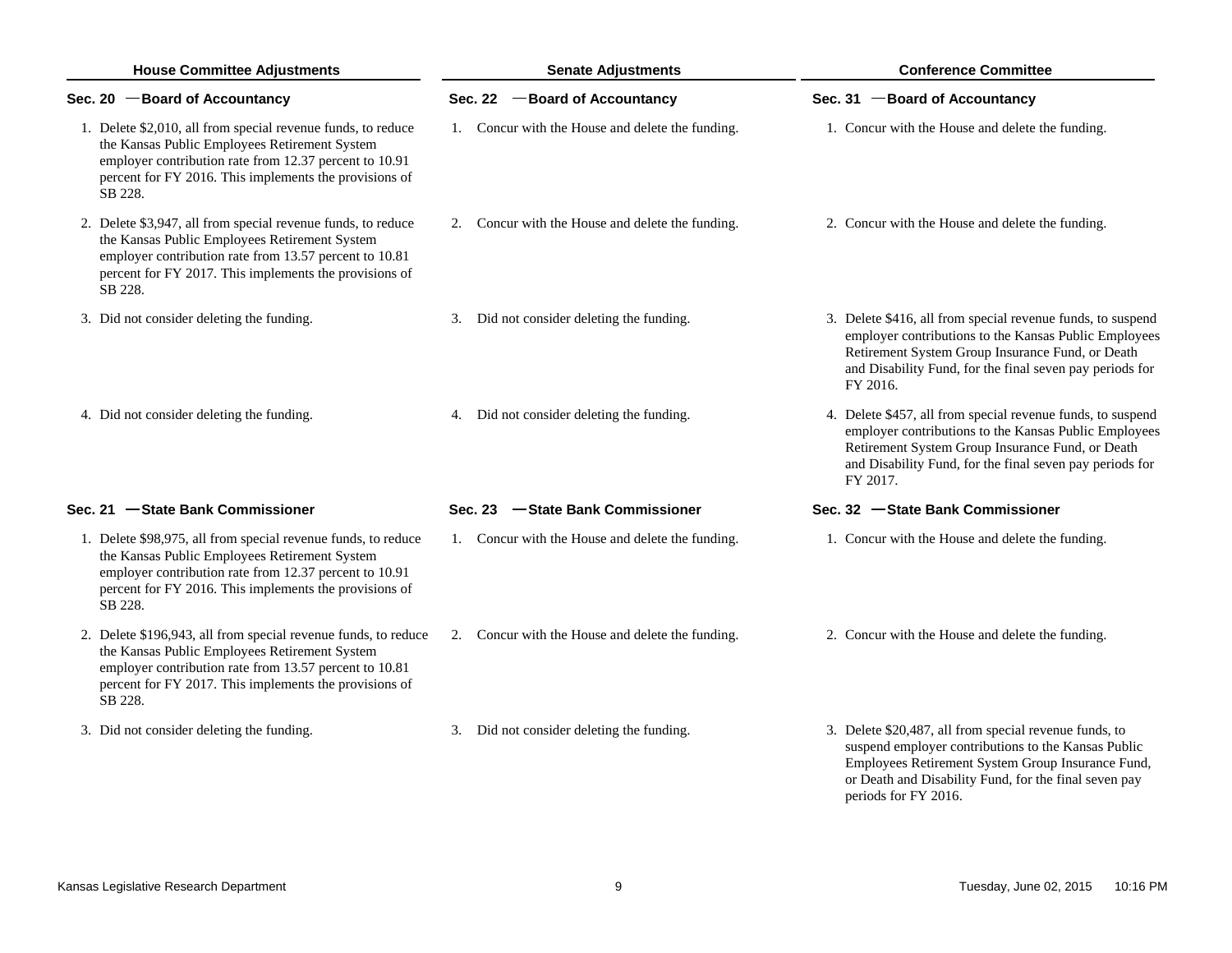| House Committee Adjustments | Senate Adjustments | Conference Committee |
|---|---|---|
| **Sec. 20 —Board of Accountancy** | **Sec. 22 —Board of Accountancy** | **Sec. 31 —Board of Accountancy** |
| 1. Delete $2,010, all from special revenue funds, to reduce the Kansas Public Employees Retirement System employer contribution rate from 12.37 percent to 10.91 percent for FY 2016. This implements the provisions of SB 228. | 1. Concur with the House and delete the funding. | 1. Concur with the House and delete the funding. |
| 2. Delete $3,947, all from special revenue funds, to reduce the Kansas Public Employees Retirement System employer contribution rate from 13.57 percent to 10.81 percent for FY 2017. This implements the provisions of SB 228. | 2. Concur with the House and delete the funding. | 2. Concur with the House and delete the funding. |
| 3. Did not consider deleting the funding. | 3. Did not consider deleting the funding. | 3. Delete $416, all from special revenue funds, to suspend employer contributions to the Kansas Public Employees Retirement System Group Insurance Fund, or Death and Disability Fund, for the final seven pay periods for FY 2016. |
| 4. Did not consider deleting the funding. | 4. Did not consider deleting the funding. | 4. Delete $457, all from special revenue funds, to suspend employer contributions to the Kansas Public Employees Retirement System Group Insurance Fund, or Death and Disability Fund, for the final seven pay periods for FY 2017. |
| **Sec. 21 —State Bank Commissioner** | **Sec. 23 —State Bank Commissioner** | **Sec. 32 —State Bank Commissioner** |
| 1. Delete $98,975, all from special revenue funds, to reduce the Kansas Public Employees Retirement System employer contribution rate from 12.37 percent to 10.91 percent for FY 2016. This implements the provisions of SB 228. | 1. Concur with the House and delete the funding. | 1. Concur with the House and delete the funding. |
| 2. Delete $196,943, all from special revenue funds, to reduce the Kansas Public Employees Retirement System employer contribution rate from 13.57 percent to 10.81 percent for FY 2017. This implements the provisions of SB 228. | 2. Concur with the House and delete the funding. | 2. Concur with the House and delete the funding. |
| 3. Did not consider deleting the funding. | 3. Did not consider deleting the funding. | 3. Delete $20,487, all from special revenue funds, to suspend employer contributions to the Kansas Public Employees Retirement System Group Insurance Fund, or Death and Disability Fund, for the final seven pay periods for FY 2016. |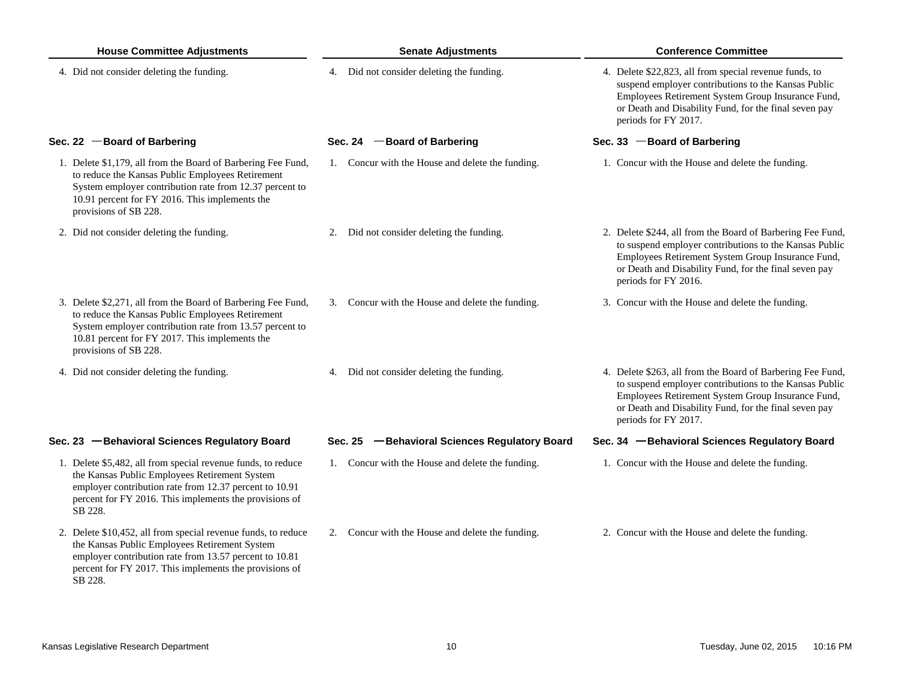| House Committee Adjustments | Senate Adjustments | Conference Committee |
|---|---|---|
| 4. Did not consider deleting the funding. | 4. Did not consider deleting the funding. | 4. Delete $22,823, all from special revenue funds, to suspend employer contributions to the Kansas Public Employees Retirement System Group Insurance Fund, or Death and Disability Fund, for the final seven pay periods for FY 2017. |
| **Sec. 22 —Board of Barbering** | **Sec. 24 —Board of Barbering** | **Sec. 33 —Board of Barbering** |
| 1. Delete $1,179, all from the Board of Barbering Fee Fund, to reduce the Kansas Public Employees Retirement System employer contribution rate from 12.37 percent to 10.91 percent for FY 2016. This implements the provisions of SB 228. | 1. Concur with the House and delete the funding. | 1. Concur with the House and delete the funding. |
| 2. Did not consider deleting the funding. | 2. Did not consider deleting the funding. | 2. Delete $244, all from the Board of Barbering Fee Fund, to suspend employer contributions to the Kansas Public Employees Retirement System Group Insurance Fund, or Death and Disability Fund, for the final seven pay periods for FY 2016. |
| 3. Delete $2,271, all from the Board of Barbering Fee Fund, to reduce the Kansas Public Employees Retirement System employer contribution rate from 13.57 percent to 10.81 percent for FY 2017. This implements the provisions of SB 228. | 3. Concur with the House and delete the funding. | 3. Concur with the House and delete the funding. |
| 4. Did not consider deleting the funding. | 4. Did not consider deleting the funding. | 4. Delete $263, all from the Board of Barbering Fee Fund, to suspend employer contributions to the Kansas Public Employees Retirement System Group Insurance Fund, or Death and Disability Fund, for the final seven pay periods for FY 2017. |
| **Sec. 23 —Behavioral Sciences Regulatory Board** | **Sec. 25 —Behavioral Sciences Regulatory Board** | **Sec. 34 —Behavioral Sciences Regulatory Board** |
| 1. Delete $5,482, all from special revenue funds, to reduce the Kansas Public Employees Retirement System employer contribution rate from 12.37 percent to 10.91 percent for FY 2016. This implements the provisions of SB 228. | 1. Concur with the House and delete the funding. | 1. Concur with the House and delete the funding. |
| 2. Delete $10,452, all from special revenue funds, to reduce the Kansas Public Employees Retirement System employer contribution rate from 13.57 percent to 10.81 percent for FY 2017. This implements the provisions of SB 228. | 2. Concur with the House and delete the funding. | 2. Concur with the House and delete the funding. |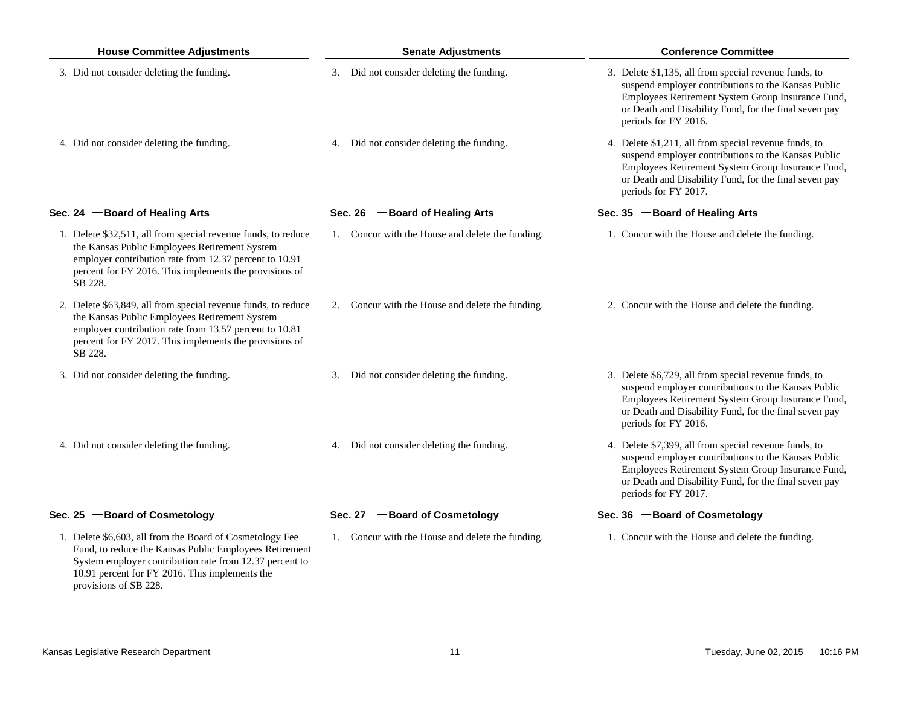| House Committee Adjustments | Senate Adjustments | Conference Committee |
|---|---|---|
| 3. Did not consider deleting the funding. | 3. Did not consider deleting the funding. | 3. Delete $1,135, all from special revenue funds, to suspend employer contributions to the Kansas Public Employees Retirement System Group Insurance Fund, or Death and Disability Fund, for the final seven pay periods for FY 2016. |
| 4. Did not consider deleting the funding. | 4. Did not consider deleting the funding. | 4. Delete $1,211, all from special revenue funds, to suspend employer contributions to the Kansas Public Employees Retirement System Group Insurance Fund, or Death and Disability Fund, for the final seven pay periods for FY 2017. |
| **Sec. 24 —Board of Healing Arts** | **Sec. 26 —Board of Healing Arts** | **Sec. 35 —Board of Healing Arts** |
| 1. Delete $32,511, all from special revenue funds, to reduce the Kansas Public Employees Retirement System employer contribution rate from 12.37 percent to 10.91 percent for FY 2016. This implements the provisions of SB 228. | 1. Concur with the House and delete the funding. | 1. Concur with the House and delete the funding. |
| 2. Delete $63,849, all from special revenue funds, to reduce the Kansas Public Employees Retirement System employer contribution rate from 13.57 percent to 10.81 percent for FY 2017. This implements the provisions of SB 228. | 2. Concur with the House and delete the funding. | 2. Concur with the House and delete the funding. |
| 3. Did not consider deleting the funding. | 3. Did not consider deleting the funding. | 3. Delete $6,729, all from special revenue funds, to suspend employer contributions to the Kansas Public Employees Retirement System Group Insurance Fund, or Death and Disability Fund, for the final seven pay periods for FY 2016. |
| 4. Did not consider deleting the funding. | 4. Did not consider deleting the funding. | 4. Delete $7,399, all from special revenue funds, to suspend employer contributions to the Kansas Public Employees Retirement System Group Insurance Fund, or Death and Disability Fund, for the final seven pay periods for FY 2017. |
| **Sec. 25 —Board of Cosmetology** | **Sec. 27 —Board of Cosmetology** | **Sec. 36 —Board of Cosmetology** |
| 1. Delete $6,603, all from the Board of Cosmetology Fee Fund, to reduce the Kansas Public Employees Retirement System employer contribution rate from 12.37 percent to 10.91 percent for FY 2016. This implements the provisions of SB 228. | 1. Concur with the House and delete the funding. | 1. Concur with the House and delete the funding. |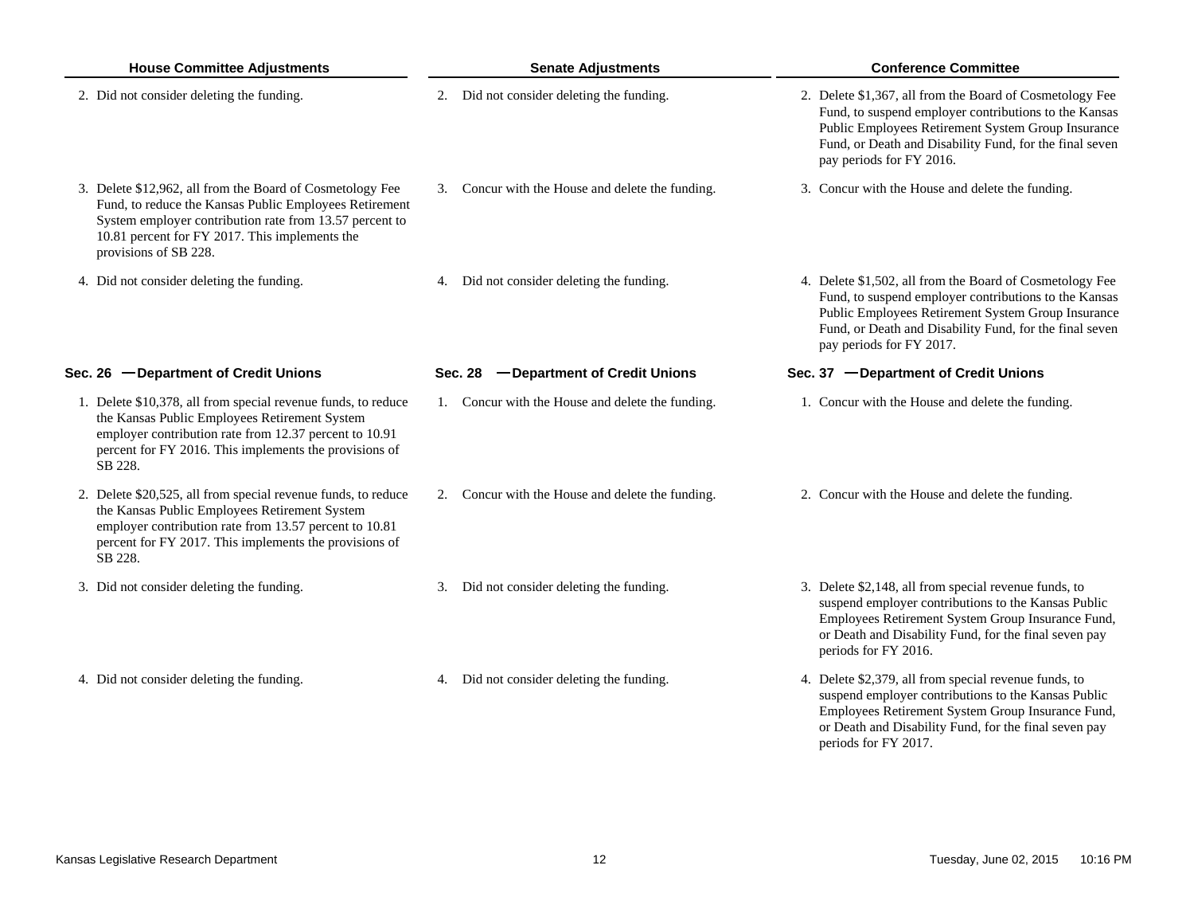| House Committee Adjustments | Senate Adjustments | Conference Committee |
|---|---|---|
| 2. Did not consider deleting the funding. | 2. Did not consider deleting the funding. | 2. Delete $1,367, all from the Board of Cosmetology Fee Fund, to suspend employer contributions to the Kansas Public Employees Retirement System Group Insurance Fund, or Death and Disability Fund, for the final seven pay periods for FY 2016. |
| 3. Delete $12,962, all from the Board of Cosmetology Fee Fund, to reduce the Kansas Public Employees Retirement System employer contribution rate from 13.57 percent to 10.81 percent for FY 2017. This implements the provisions of SB 228. | 3. Concur with the House and delete the funding. | 3. Concur with the House and delete the funding. |
| 4. Did not consider deleting the funding. | 4. Did not consider deleting the funding. | 4. Delete $1,502, all from the Board of Cosmetology Fee Fund, to suspend employer contributions to the Kansas Public Employees Retirement System Group Insurance Fund, or Death and Disability Fund, for the final seven pay periods for FY 2017. |
| **Sec. 26 — Department of Credit Unions** | **Sec. 28 — Department of Credit Unions** | **Sec. 37 — Department of Credit Unions** |
| 1. Delete $10,378, all from special revenue funds, to reduce the Kansas Public Employees Retirement System employer contribution rate from 12.37 percent to 10.91 percent for FY 2016. This implements the provisions of SB 228. | 1. Concur with the House and delete the funding. | 1. Concur with the House and delete the funding. |
| 2. Delete $20,525, all from special revenue funds, to reduce the Kansas Public Employees Retirement System employer contribution rate from 13.57 percent to 10.81 percent for FY 2017. This implements the provisions of SB 228. | 2. Concur with the House and delete the funding. | 2. Concur with the House and delete the funding. |
| 3. Did not consider deleting the funding. | 3. Did not consider deleting the funding. | 3. Delete $2,148, all from special revenue funds, to suspend employer contributions to the Kansas Public Employees Retirement System Group Insurance Fund, or Death and Disability Fund, for the final seven pay periods for FY 2016. |
| 4. Did not consider deleting the funding. | 4. Did not consider deleting the funding. | 4. Delete $2,379, all from special revenue funds, to suspend employer contributions to the Kansas Public Employees Retirement System Group Insurance Fund, or Death and Disability Fund, for the final seven pay periods for FY 2017. |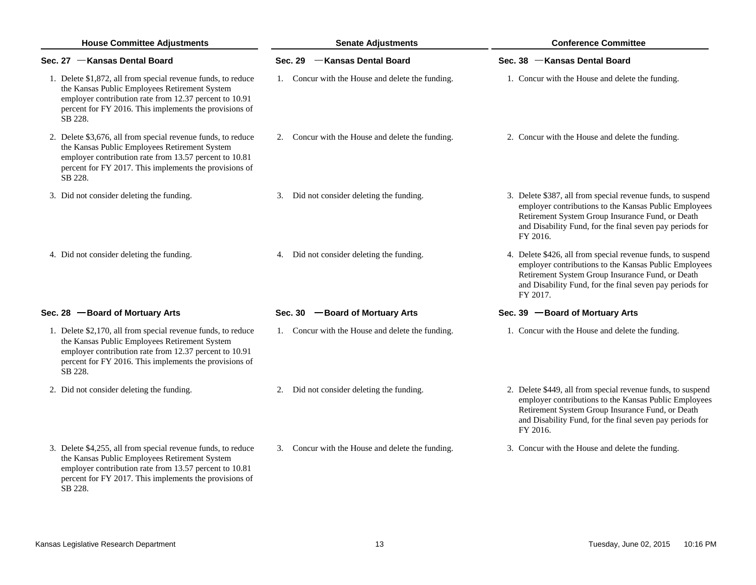| House Committee Adjustments | Senate Adjustments | Conference Committee |
|---|---|---|
| **Sec. 27 —Kansas Dental Board** | **Sec. 29 —Kansas Dental Board** | **Sec. 38 —Kansas Dental Board** |
| 1. Delete $1,872, all from special revenue funds, to reduce the Kansas Public Employees Retirement System employer contribution rate from 12.37 percent to 10.91 percent for FY 2016. This implements the provisions of SB 228. | 1. Concur with the House and delete the funding. | 1. Concur with the House and delete the funding. |
| 2. Delete $3,676, all from special revenue funds, to reduce the Kansas Public Employees Retirement System employer contribution rate from 13.57 percent to 10.81 percent for FY 2017. This implements the provisions of SB 228. | 2. Concur with the House and delete the funding. | 2. Concur with the House and delete the funding. |
| 3. Did not consider deleting the funding. | 3. Did not consider deleting the funding. | 3. Delete $387, all from special revenue funds, to suspend employer contributions to the Kansas Public Employees Retirement System Group Insurance Fund, or Death and Disability Fund, for the final seven pay periods for FY 2016. |
| 4. Did not consider deleting the funding. | 4. Did not consider deleting the funding. | 4. Delete $426, all from special revenue funds, to suspend employer contributions to the Kansas Public Employees Retirement System Group Insurance Fund, or Death and Disability Fund, for the final seven pay periods for FY 2017. |
| **Sec. 28 —Board of Mortuary Arts** | **Sec. 30 —Board of Mortuary Arts** | **Sec. 39 —Board of Mortuary Arts** |
| 1. Delete $2,170, all from special revenue funds, to reduce the Kansas Public Employees Retirement System employer contribution rate from 12.37 percent to 10.91 percent for FY 2016. This implements the provisions of SB 228. | 1. Concur with the House and delete the funding. | 1. Concur with the House and delete the funding. |
| 2. Did not consider deleting the funding. | 2. Did not consider deleting the funding. | 2. Delete $449, all from special revenue funds, to suspend employer contributions to the Kansas Public Employees Retirement System Group Insurance Fund, or Death and Disability Fund, for the final seven pay periods for FY 2016. |
| 3. Delete $4,255, all from special revenue funds, to reduce the Kansas Public Employees Retirement System employer contribution rate from 13.57 percent to 10.81 percent for FY 2017. This implements the provisions of SB 228. | 3. Concur with the House and delete the funding. | 3. Concur with the House and delete the funding. |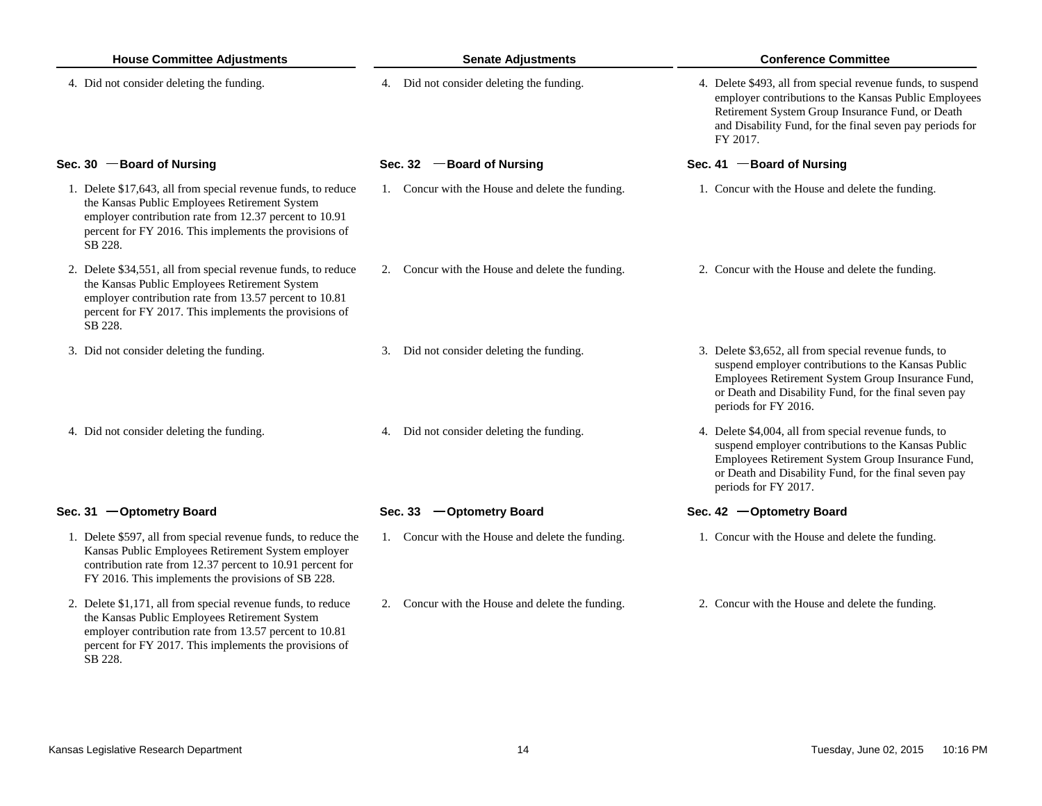| House Committee Adjustments | Senate Adjustments | Conference Committee |
|---|---|---|
| 4. Did not consider deleting the funding. | 4. Did not consider deleting the funding. | 4. Delete $493, all from special revenue funds, to suspend employer contributions to the Kansas Public Employees Retirement System Group Insurance Fund, or Death and Disability Fund, for the final seven pay periods for FY 2017. |
| **Sec. 30 —Board of Nursing** | **Sec. 32 —Board of Nursing** | **Sec. 41 —Board of Nursing** |
| 1. Delete $17,643, all from special revenue funds, to reduce the Kansas Public Employees Retirement System employer contribution rate from 12.37 percent to 10.91 percent for FY 2016. This implements the provisions of SB 228. | 1. Concur with the House and delete the funding. | 1. Concur with the House and delete the funding. |
| 2. Delete $34,551, all from special revenue funds, to reduce the Kansas Public Employees Retirement System employer contribution rate from 13.57 percent to 10.81 percent for FY 2017. This implements the provisions of SB 228. | 2. Concur with the House and delete the funding. | 2. Concur with the House and delete the funding. |
| 3. Did not consider deleting the funding. | 3. Did not consider deleting the funding. | 3. Delete $3,652, all from special revenue funds, to suspend employer contributions to the Kansas Public Employees Retirement System Group Insurance Fund, or Death and Disability Fund, for the final seven pay periods for FY 2016. |
| 4. Did not consider deleting the funding. | 4. Did not consider deleting the funding. | 4. Delete $4,004, all from special revenue funds, to suspend employer contributions to the Kansas Public Employees Retirement System Group Insurance Fund, or Death and Disability Fund, for the final seven pay periods for FY 2017. |
| **Sec. 31 —Optometry Board** | **Sec. 33 —Optometry Board** | **Sec. 42 —Optometry Board** |
| 1. Delete $597, all from special revenue funds, to reduce the Kansas Public Employees Retirement System employer contribution rate from 12.37 percent to 10.91 percent for FY 2016. This implements the provisions of SB 228. | 1. Concur with the House and delete the funding. | 1. Concur with the House and delete the funding. |
| 2. Delete $1,171, all from special revenue funds, to reduce the Kansas Public Employees Retirement System employer contribution rate from 13.57 percent to 10.81 percent for FY 2017. This implements the provisions of SB 228. | 2. Concur with the House and delete the funding. | 2. Concur with the House and delete the funding. |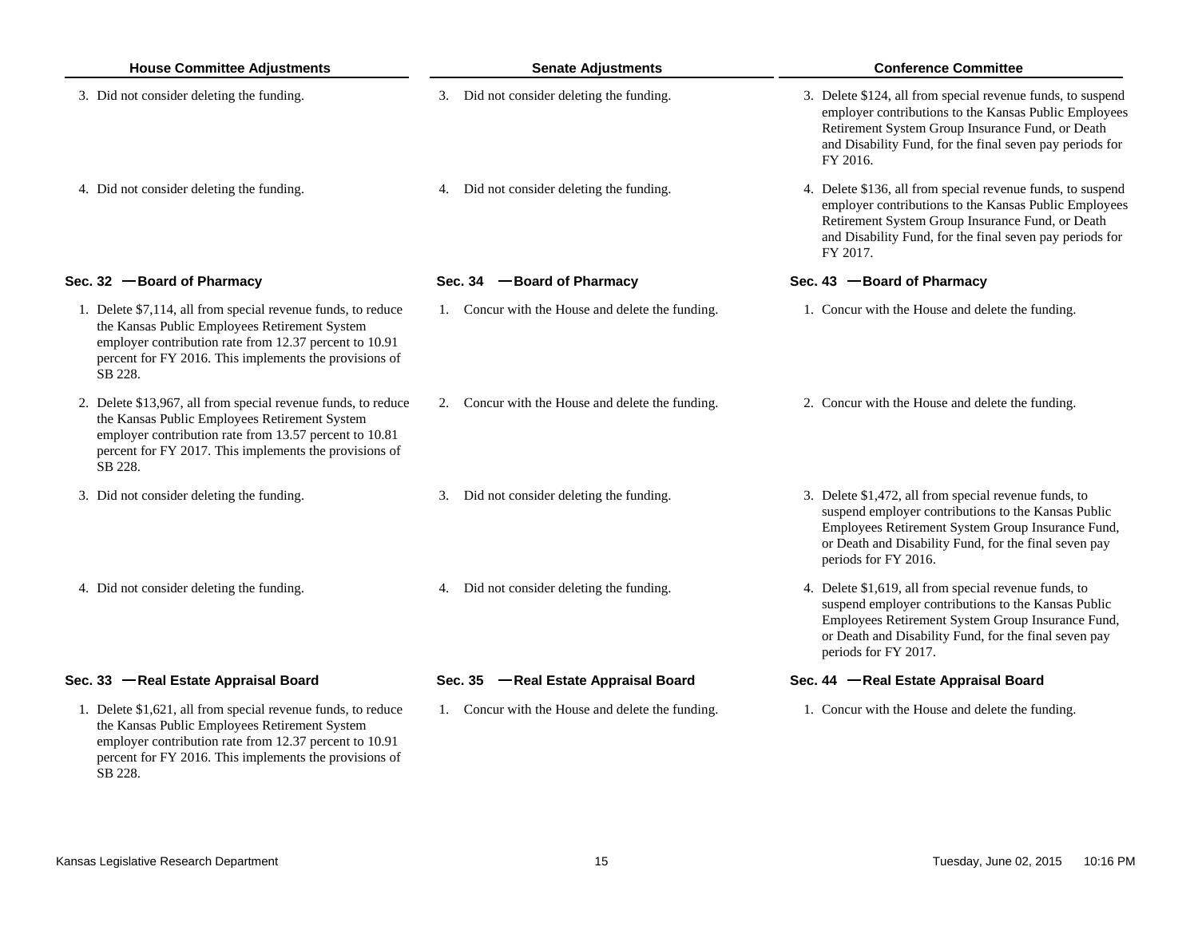| House Committee Adjustments | Senate Adjustments | Conference Committee |
|---|---|---|
| 3. Did not consider deleting the funding. | 3. Did not consider deleting the funding. | 3. Delete $124, all from special revenue funds, to suspend employer contributions to the Kansas Public Employees Retirement System Group Insurance Fund, or Death and Disability Fund, for the final seven pay periods for FY 2016. |
| 4. Did not consider deleting the funding. | 4. Did not consider deleting the funding. | 4. Delete $136, all from special revenue funds, to suspend employer contributions to the Kansas Public Employees Retirement System Group Insurance Fund, or Death and Disability Fund, for the final seven pay periods for FY 2017. |
| **Sec. 32 —Board of Pharmacy** | **Sec. 34 —Board of Pharmacy** | **Sec. 43 —Board of Pharmacy** |
| 1. Delete $7,114, all from special revenue funds, to reduce the Kansas Public Employees Retirement System employer contribution rate from 12.37 percent to 10.91 percent for FY 2016. This implements the provisions of SB 228. | 1. Concur with the House and delete the funding. | 1. Concur with the House and delete the funding. |
| 2. Delete $13,967, all from special revenue funds, to reduce the Kansas Public Employees Retirement System employer contribution rate from 13.57 percent to 10.81 percent for FY 2017. This implements the provisions of SB 228. | 2. Concur with the House and delete the funding. | 2. Concur with the House and delete the funding. |
| 3. Did not consider deleting the funding. | 3. Did not consider deleting the funding. | 3. Delete $1,472, all from special revenue funds, to suspend employer contributions to the Kansas Public Employees Retirement System Group Insurance Fund, or Death and Disability Fund, for the final seven pay periods for FY 2016. |
| 4. Did not consider deleting the funding. | 4. Did not consider deleting the funding. | 4. Delete $1,619, all from special revenue funds, to suspend employer contributions to the Kansas Public Employees Retirement System Group Insurance Fund, or Death and Disability Fund, for the final seven pay periods for FY 2017. |
| **Sec. 33 —Real Estate Appraisal Board** | **Sec. 35 —Real Estate Appraisal Board** | **Sec. 44 —Real Estate Appraisal Board** |
| 1. Delete $1,621, all from special revenue funds, to reduce the Kansas Public Employees Retirement System employer contribution rate from 12.37 percent to 10.91 percent for FY 2016. This implements the provisions of SB 228. | 1. Concur with the House and delete the funding. | 1. Concur with the House and delete the funding. |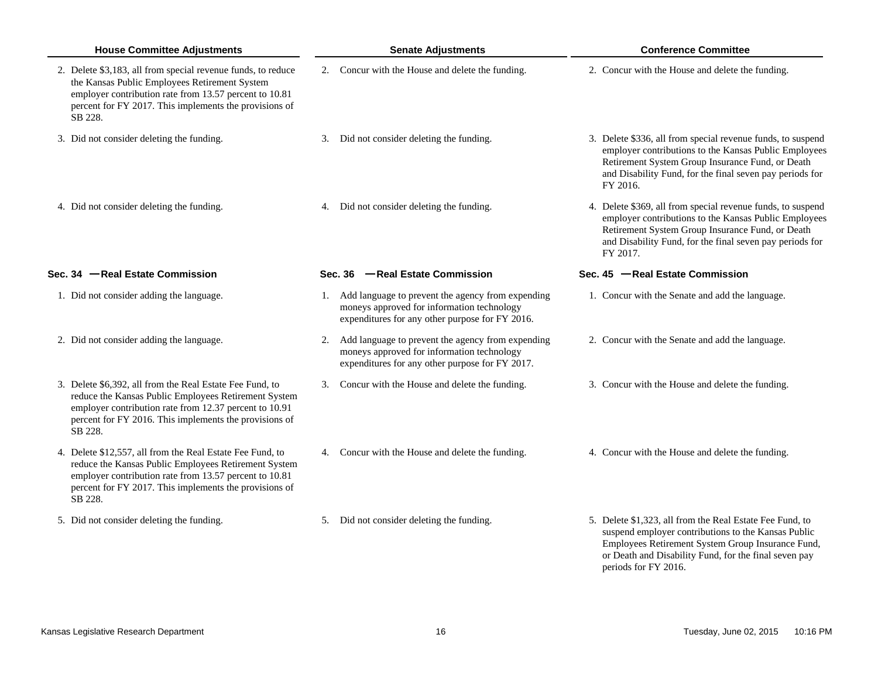| House Committee Adjustments | Senate Adjustments | Conference Committee |
|---|---|---|
| 2. Delete $3,183, all from special revenue funds, to reduce the Kansas Public Employees Retirement System employer contribution rate from 13.57 percent to 10.81 percent for FY 2017. This implements the provisions of SB 228. | 2. Concur with the House and delete the funding. | 2. Concur with the House and delete the funding. |
| 3. Did not consider deleting the funding. | 3. Did not consider deleting the funding. | 3. Delete $336, all from special revenue funds, to suspend employer contributions to the Kansas Public Employees Retirement System Group Insurance Fund, or Death and Disability Fund, for the final seven pay periods for FY 2016. |
| 4. Did not consider deleting the funding. | 4. Did not consider deleting the funding. | 4. Delete $369, all from special revenue funds, to suspend employer contributions to the Kansas Public Employees Retirement System Group Insurance Fund, or Death and Disability Fund, for the final seven pay periods for FY 2017. |
| **Sec. 34 — Real Estate Commission** | **Sec. 36 — Real Estate Commission** | **Sec. 45 — Real Estate Commission** |
| 1. Did not consider adding the language. | 1. Add language to prevent the agency from expending moneys approved for information technology expenditures for any other purpose for FY 2016. | 1. Concur with the Senate and add the language. |
| 2. Did not consider adding the language. | 2. Add language to prevent the agency from expending moneys approved for information technology expenditures for any other purpose for FY 2017. | 2. Concur with the Senate and add the language. |
| 3. Delete $6,392, all from the Real Estate Fee Fund, to reduce the Kansas Public Employees Retirement System employer contribution rate from 12.37 percent to 10.91 percent for FY 2016. This implements the provisions of SB 228. | 3. Concur with the House and delete the funding. | 3. Concur with the House and delete the funding. |
| 4. Delete $12,557, all from the Real Estate Fee Fund, to reduce the Kansas Public Employees Retirement System employer contribution rate from 13.57 percent to 10.81 percent for FY 2017. This implements the provisions of SB 228. | 4. Concur with the House and delete the funding. | 4. Concur with the House and delete the funding. |
| 5. Did not consider deleting the funding. | 5. Did not consider deleting the funding. | 5. Delete $1,323, all from the Real Estate Fee Fund, to suspend employer contributions to the Kansas Public Employees Retirement System Group Insurance Fund, or Death and Disability Fund, for the final seven pay periods for FY 2016. |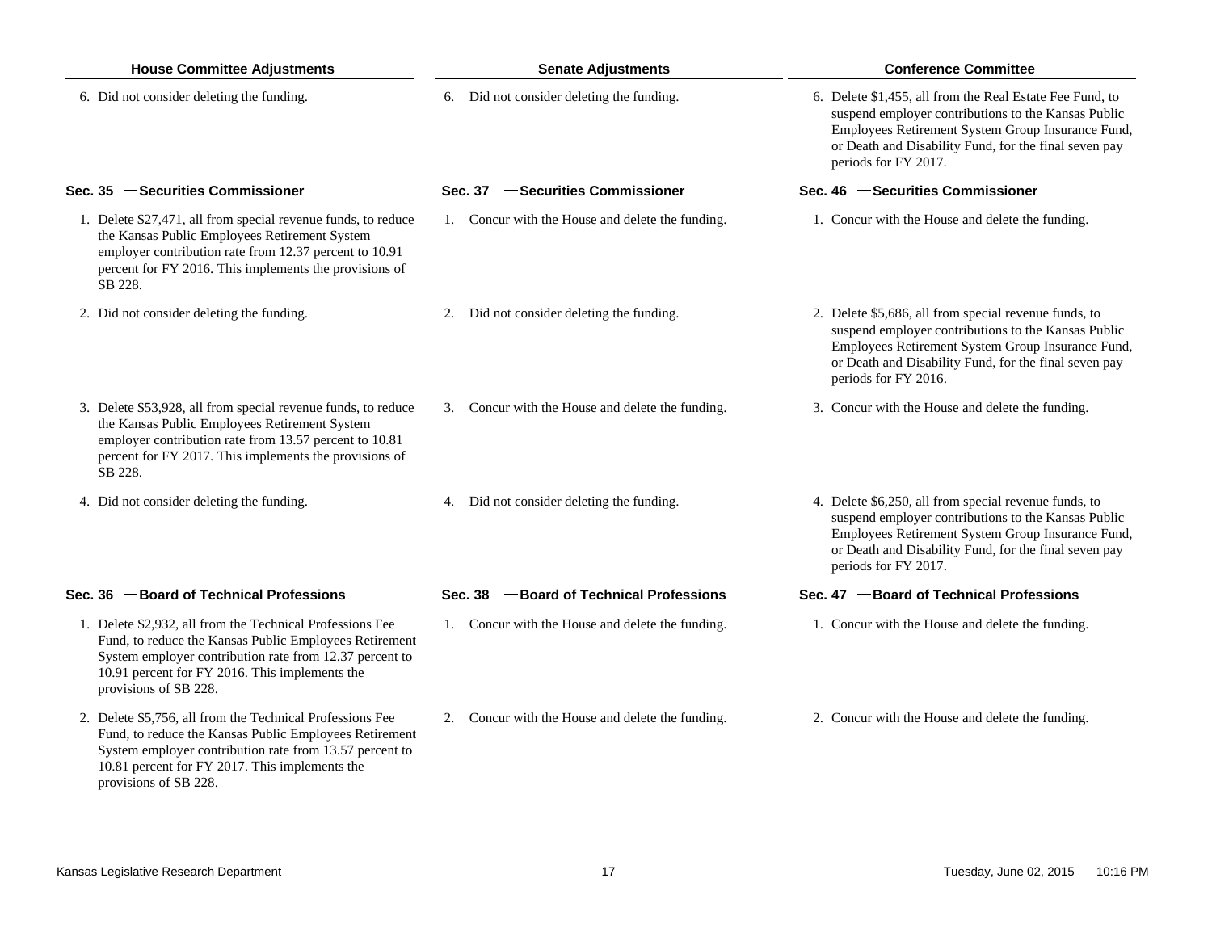| House Committee Adjustments | Senate Adjustments | Conference Committee |
| --- | --- | --- |
| 6. Did not consider deleting the funding. | 6. Did not consider deleting the funding. | 6. Delete $1,455, all from the Real Estate Fee Fund, to suspend employer contributions to the Kansas Public Employees Retirement System Group Insurance Fund, or Death and Disability Fund, for the final seven pay periods for FY 2017. |
| **Sec. 35 —Securities Commissioner** | **Sec. 37 —Securities Commissioner** | **Sec. 46 —Securities Commissioner** |
| 1. Delete $27,471, all from special revenue funds, to reduce the Kansas Public Employees Retirement System employer contribution rate from 12.37 percent to 10.91 percent for FY 2016. This implements the provisions of SB 228. | 1. Concur with the House and delete the funding. | 1. Concur with the House and delete the funding. |
| 2. Did not consider deleting the funding. | 2. Did not consider deleting the funding. | 2. Delete $5,686, all from special revenue funds, to suspend employer contributions to the Kansas Public Employees Retirement System Group Insurance Fund, or Death and Disability Fund, for the final seven pay periods for FY 2016. |
| 3. Delete $53,928, all from special revenue funds, to reduce the Kansas Public Employees Retirement System employer contribution rate from 13.57 percent to 10.81 percent for FY 2017. This implements the provisions of SB 228. | 3. Concur with the House and delete the funding. | 3. Concur with the House and delete the funding. |
| 4. Did not consider deleting the funding. | 4. Did not consider deleting the funding. | 4. Delete $6,250, all from special revenue funds, to suspend employer contributions to the Kansas Public Employees Retirement System Group Insurance Fund, or Death and Disability Fund, for the final seven pay periods for FY 2017. |
| **Sec. 36 —Board of Technical Professions** | **Sec. 38 —Board of Technical Professions** | **Sec. 47 —Board of Technical Professions** |
| 1. Delete $2,932, all from the Technical Professions Fee Fund, to reduce the Kansas Public Employees Retirement System employer contribution rate from 12.37 percent to 10.91 percent for FY 2016. This implements the provisions of SB 228. | 1. Concur with the House and delete the funding. | 1. Concur with the House and delete the funding. |
| 2. Delete $5,756, all from the Technical Professions Fee Fund, to reduce the Kansas Public Employees Retirement System employer contribution rate from 13.57 percent to 10.81 percent for FY 2017. This implements the provisions of SB 228. | 2. Concur with the House and delete the funding. | 2. Concur with the House and delete the funding. |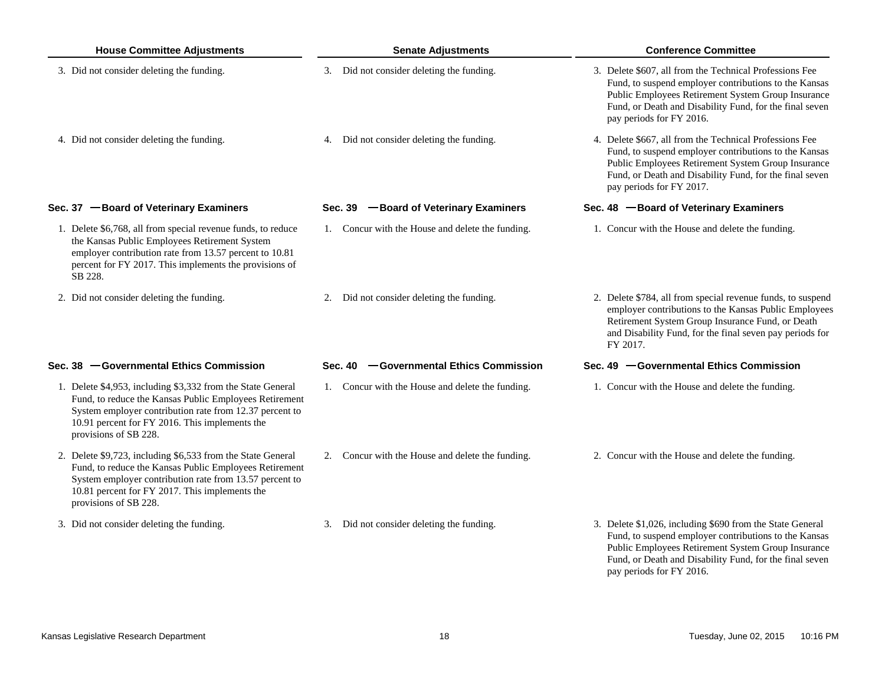| House Committee Adjustments | Senate Adjustments | Conference Committee |
|---|---|---|
| 3. Did not consider deleting the funding. | 3. Did not consider deleting the funding. | 3. Delete $607, all from the Technical Professions Fee Fund, to suspend employer contributions to the Kansas Public Employees Retirement System Group Insurance Fund, or Death and Disability Fund, for the final seven pay periods for FY 2016. |
| 4. Did not consider deleting the funding. | 4. Did not consider deleting the funding. | 4. Delete $667, all from the Technical Professions Fee Fund, to suspend employer contributions to the Kansas Public Employees Retirement System Group Insurance Fund, or Death and Disability Fund, for the final seven pay periods for FY 2017. |
| **Sec. 37 —Board of Veterinary Examiners** | **Sec. 39 —Board of Veterinary Examiners** | **Sec. 48 —Board of Veterinary Examiners** |
| 1. Delete $6,768, all from special revenue funds, to reduce the Kansas Public Employees Retirement System employer contribution rate from 13.57 percent to 10.81 percent for FY 2017. This implements the provisions of SB 228. | 1. Concur with the House and delete the funding. | 1. Concur with the House and delete the funding. |
| 2. Did not consider deleting the funding. | 2. Did not consider deleting the funding. | 2. Delete $784, all from special revenue funds, to suspend employer contributions to the Kansas Public Employees Retirement System Group Insurance Fund, or Death and Disability Fund, for the final seven pay periods for FY 2017. |
| **Sec. 38 —Governmental Ethics Commission** | **Sec. 40 —Governmental Ethics Commission** | **Sec. 49 —Governmental Ethics Commission** |
| 1. Delete $4,953, including $3,332 from the State General Fund, to reduce the Kansas Public Employees Retirement System employer contribution rate from 12.37 percent to 10.91 percent for FY 2016. This implements the provisions of SB 228. | 1. Concur with the House and delete the funding. | 1. Concur with the House and delete the funding. |
| 2. Delete $9,723, including $6,533 from the State General Fund, to reduce the Kansas Public Employees Retirement System employer contribution rate from 13.57 percent to 10.81 percent for FY 2017. This implements the provisions of SB 228. | 2. Concur with the House and delete the funding. | 2. Concur with the House and delete the funding. |
| 3. Did not consider deleting the funding. | 3. Did not consider deleting the funding. | 3. Delete $1,026, including $690 from the State General Fund, to suspend employer contributions to the Kansas Public Employees Retirement System Group Insurance Fund, or Death and Disability Fund, for the final seven pay periods for FY 2016. |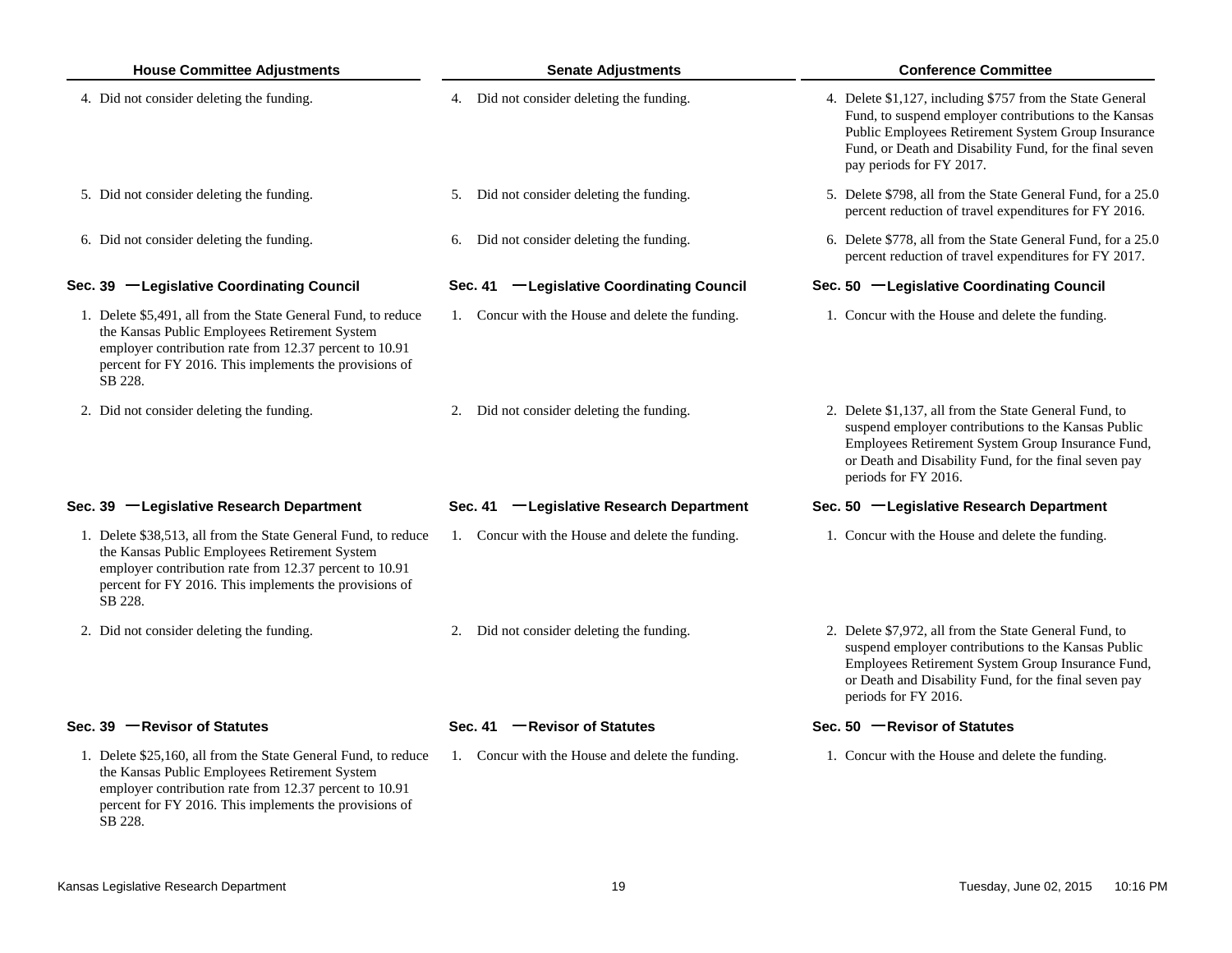| House Committee Adjustments | Senate Adjustments | Conference Committee |
|---|---|---|
| 4. Did not consider deleting the funding. | 4. Did not consider deleting the funding. | 4. Delete $1,127, including $757 from the State General Fund, to suspend employer contributions to the Kansas Public Employees Retirement System Group Insurance Fund, or Death and Disability Fund, for the final seven pay periods for FY 2017. |
| 5. Did not consider deleting the funding. | 5. Did not consider deleting the funding. | 5. Delete $798, all from the State General Fund, for a 25.0 percent reduction of travel expenditures for FY 2016. |
| 6. Did not consider deleting the funding. | 6. Did not consider deleting the funding. | 6. Delete $778, all from the State General Fund, for a 25.0 percent reduction of travel expenditures for FY 2017. |
| **Sec. 39 — Legislative Coordinating Council** | **Sec. 41 — Legislative Coordinating Council** | **Sec. 50 — Legislative Coordinating Council** |
| 1. Delete $5,491, all from the State General Fund, to reduce the Kansas Public Employees Retirement System employer contribution rate from 12.37 percent to 10.91 percent for FY 2016. This implements the provisions of SB 228. | 1. Concur with the House and delete the funding. | 1. Concur with the House and delete the funding. |
| 2. Did not consider deleting the funding. | 2. Did not consider deleting the funding. | 2. Delete $1,137, all from the State General Fund, to suspend employer contributions to the Kansas Public Employees Retirement System Group Insurance Fund, or Death and Disability Fund, for the final seven pay periods for FY 2016. |
| **Sec. 39 — Legislative Research Department** | **Sec. 41 — Legislative Research Department** | **Sec. 50 — Legislative Research Department** |
| 1. Delete $38,513, all from the State General Fund, to reduce the Kansas Public Employees Retirement System employer contribution rate from 12.37 percent to 10.91 percent for FY 2016. This implements the provisions of SB 228. | 1. Concur with the House and delete the funding. | 1. Concur with the House and delete the funding. |
| 2. Did not consider deleting the funding. | 2. Did not consider deleting the funding. | 2. Delete $7,972, all from the State General Fund, to suspend employer contributions to the Kansas Public Employees Retirement System Group Insurance Fund, or Death and Disability Fund, for the final seven pay periods for FY 2016. |
| **Sec. 39 — Revisor of Statutes** | **Sec. 41 — Revisor of Statutes** | **Sec. 50 — Revisor of Statutes** |
| 1. Delete $25,160, all from the State General Fund, to reduce the Kansas Public Employees Retirement System employer contribution rate from 12.37 percent to 10.91 percent for FY 2016. This implements the provisions of SB 228. | 1. Concur with the House and delete the funding. | 1. Concur with the House and delete the funding. |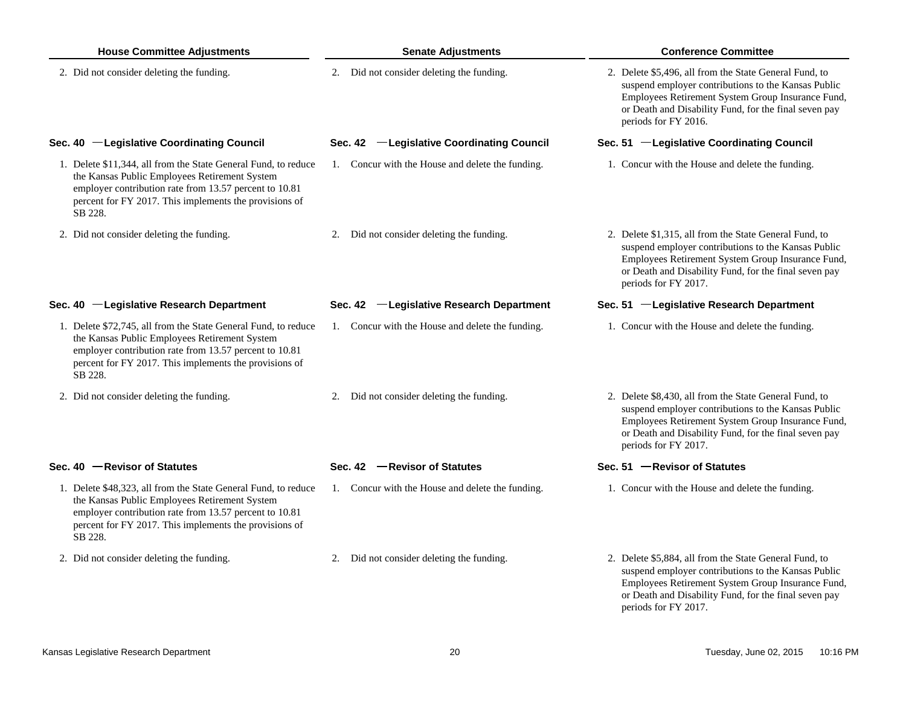| House Committee Adjustments | Senate Adjustments | Conference Committee |
|---|---|---|
| 2. Did not consider deleting the funding. | 2. Did not consider deleting the funding. | 2. Delete $5,496, all from the State General Fund, to suspend employer contributions to the Kansas Public Employees Retirement System Group Insurance Fund, or Death and Disability Fund, for the final seven pay periods for FY 2016. |
| **Sec. 40 —Legislative Coordinating Council** | **Sec. 42 —Legislative Coordinating Council** | **Sec. 51 —Legislative Coordinating Council** |
| 1. Delete $11,344, all from the State General Fund, to reduce the Kansas Public Employees Retirement System employer contribution rate from 13.57 percent to 10.81 percent for FY 2017. This implements the provisions of SB 228. | 1. Concur with the House and delete the funding. | 1. Concur with the House and delete the funding. |
| 2. Did not consider deleting the funding. | 2. Did not consider deleting the funding. | 2. Delete $1,315, all from the State General Fund, to suspend employer contributions to the Kansas Public Employees Retirement System Group Insurance Fund, or Death and Disability Fund, for the final seven pay periods for FY 2017. |
| **Sec. 40 —Legislative Research Department** | **Sec. 42 —Legislative Research Department** | **Sec. 51 —Legislative Research Department** |
| 1. Delete $72,745, all from the State General Fund, to reduce the Kansas Public Employees Retirement System employer contribution rate from 13.57 percent to 10.81 percent for FY 2017. This implements the provisions of SB 228. | 1. Concur with the House and delete the funding. | 1. Concur with the House and delete the funding. |
| 2. Did not consider deleting the funding. | 2. Did not consider deleting the funding. | 2. Delete $8,430, all from the State General Fund, to suspend employer contributions to the Kansas Public Employees Retirement System Group Insurance Fund, or Death and Disability Fund, for the final seven pay periods for FY 2017. |
| **Sec. 40 —Revisor of Statutes** | **Sec. 42 —Revisor of Statutes** | **Sec. 51 —Revisor of Statutes** |
| 1. Delete $48,323, all from the State General Fund, to reduce the Kansas Public Employees Retirement System employer contribution rate from 13.57 percent to 10.81 percent for FY 2017. This implements the provisions of SB 228. | 1. Concur with the House and delete the funding. | 1. Concur with the House and delete the funding. |
| 2. Did not consider deleting the funding. | 2. Did not consider deleting the funding. | 2. Delete $5,884, all from the State General Fund, to suspend employer contributions to the Kansas Public Employees Retirement System Group Insurance Fund, or Death and Disability Fund, for the final seven pay periods for FY 2017. |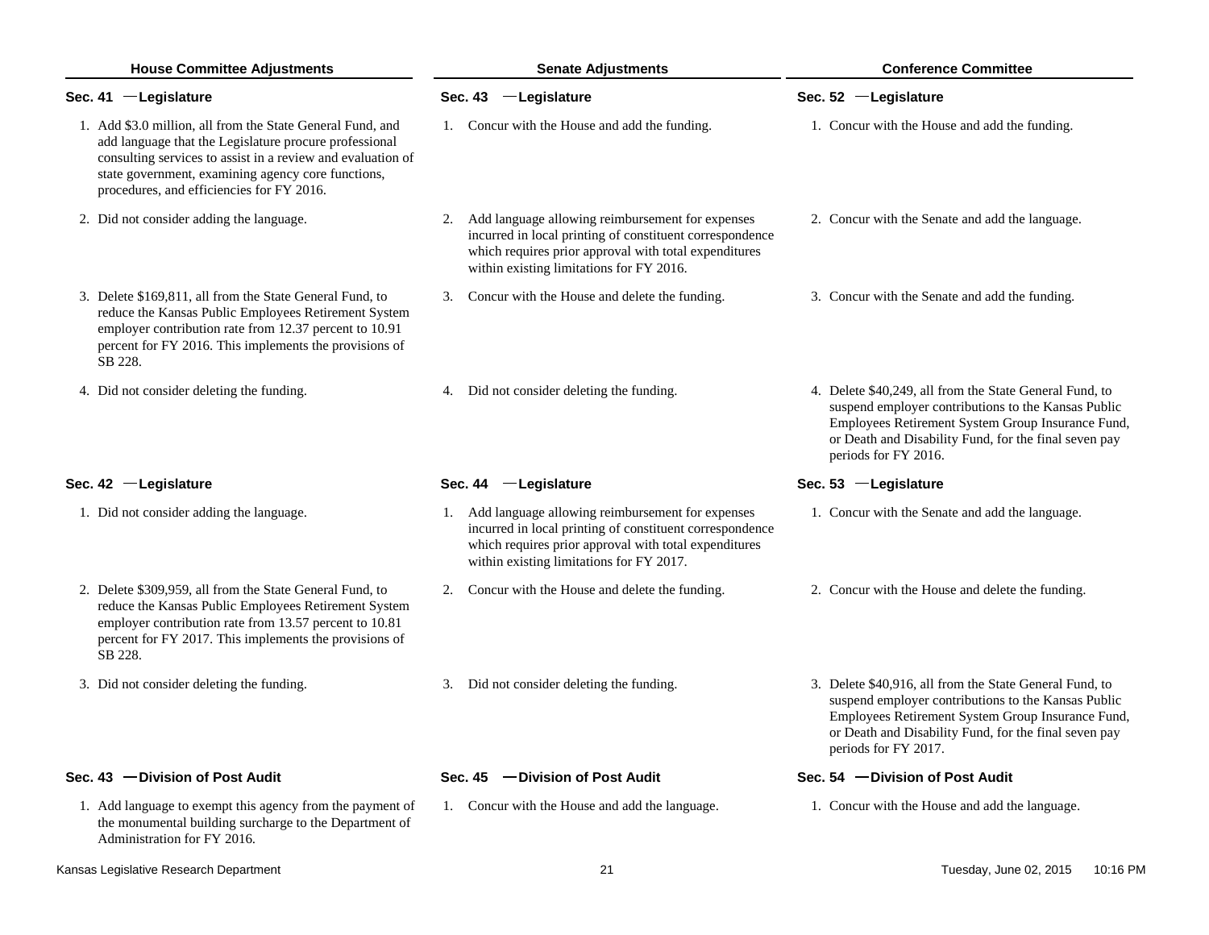| House Committee Adjustments | Senate Adjustments | Conference Committee |
|---|---|---|
| **Sec. 41 —Legislature** | **Sec. 43 —Legislature** | **Sec. 52 —Legislature** |
| 1. Add $3.0 million, all from the State General Fund, and add language that the Legislature procure professional consulting services to assist in a review and evaluation of state government, examining agency core functions, procedures, and efficiencies for FY 2016. | 1. Concur with the House and add the funding. | 1. Concur with the House and add the funding. |
| 2. Did not consider adding the language. | 2. Add language allowing reimbursement for expenses incurred in local printing of constituent correspondence which requires prior approval with total expenditures within existing limitations for FY 2016. | 2. Concur with the Senate and add the language. |
| 3. Delete $169,811, all from the State General Fund, to reduce the Kansas Public Employees Retirement System employer contribution rate from 12.37 percent to 10.91 percent for FY 2016. This implements the provisions of SB 228. | 3. Concur with the House and delete the funding. | 3. Concur with the Senate and add the funding. |
| 4. Did not consider deleting the funding. | 4. Did not consider deleting the funding. | 4. Delete $40,249, all from the State General Fund, to suspend employer contributions to the Kansas Public Employees Retirement System Group Insurance Fund, or Death and Disability Fund, for the final seven pay periods for FY 2016. |
| **Sec. 42 —Legislature** | **Sec. 44 —Legislature** | **Sec. 53 —Legislature** |
| 1. Did not consider adding the language. | 1. Add language allowing reimbursement for expenses incurred in local printing of constituent correspondence which requires prior approval with total expenditures within existing limitations for FY 2017. | 1. Concur with the Senate and add the language. |
| 2. Delete $309,959, all from the State General Fund, to reduce the Kansas Public Employees Retirement System employer contribution rate from 13.57 percent to 10.81 percent for FY 2017. This implements the provisions of SB 228. | 2. Concur with the House and delete the funding. | 2. Concur with the House and delete the funding. |
| 3. Did not consider deleting the funding. | 3. Did not consider deleting the funding. | 3. Delete $40,916, all from the State General Fund, to suspend employer contributions to the Kansas Public Employees Retirement System Group Insurance Fund, or Death and Disability Fund, for the final seven pay periods for FY 2017. |
| **Sec. 43 —Division of Post Audit** | **Sec. 45 —Division of Post Audit** | **Sec. 54 —Division of Post Audit** |
| 1. Add language to exempt this agency from the payment of the monumental building surcharge to the Department of Administration for FY 2016. | 1. Concur with the House and add the language. | 1. Concur with the House and add the language. |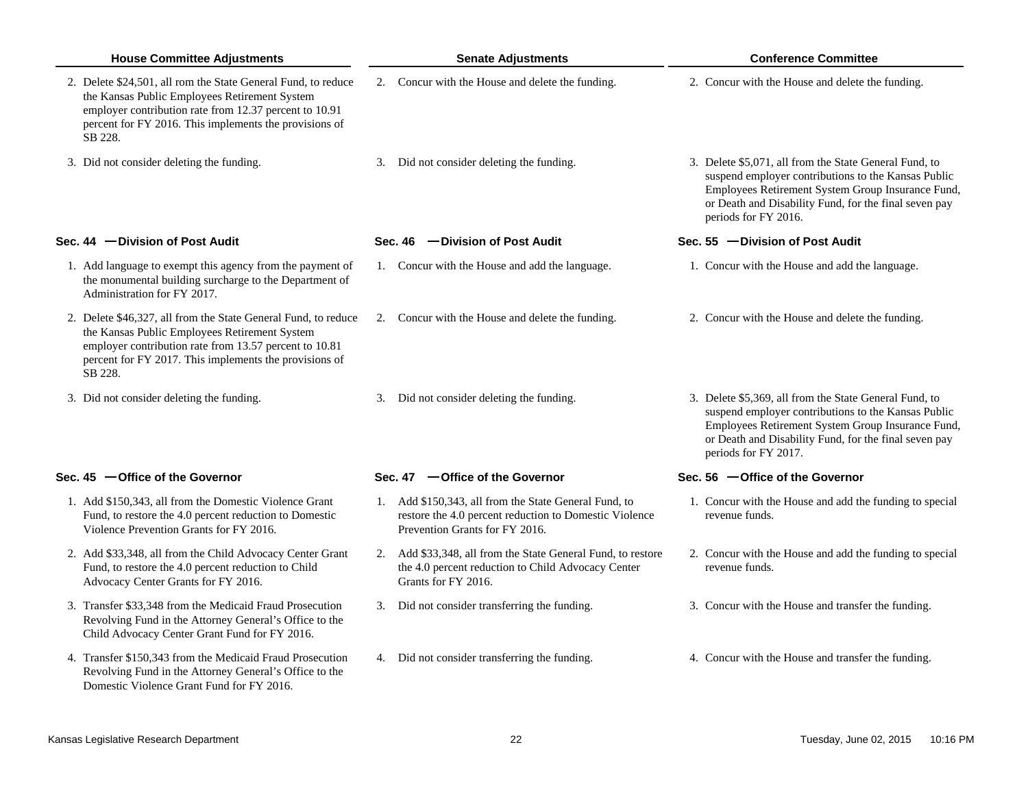| House Committee Adjustments | Senate Adjustments | Conference Committee |
|---|---|---|
| 2. Delete $24,501, all rom the State General Fund, to reduce the Kansas Public Employees Retirement System employer contribution rate from 12.37 percent to 10.91 percent for FY 2016. This implements the provisions of SB 228. | 2. Concur with the House and delete the funding. | 2. Concur with the House and delete the funding. |
| 3. Did not consider deleting the funding. | 3. Did not consider deleting the funding. | 3. Delete $5,071, all from the State General Fund, to suspend employer contributions to the Kansas Public Employees Retirement System Group Insurance Fund, or Death and Disability Fund, for the final seven pay periods for FY 2016. |
| **Sec. 44 —Division of Post Audit** | **Sec. 46 —Division of Post Audit** | **Sec. 55 —Division of Post Audit** |
| 1. Add language to exempt this agency from the payment of the monumental building surcharge to the Department of Administration for FY 2017. | 1. Concur with the House and add the language. | 1. Concur with the House and add the language. |
| 2. Delete $46,327, all from the State General Fund, to reduce the Kansas Public Employees Retirement System employer contribution rate from 13.57 percent to 10.81 percent for FY 2017. This implements the provisions of SB 228. | 2. Concur with the House and delete the funding. | 2. Concur with the House and delete the funding. |
| 3. Did not consider deleting the funding. | 3. Did not consider deleting the funding. | 3. Delete $5,369, all from the State General Fund, to suspend employer contributions to the Kansas Public Employees Retirement System Group Insurance Fund, or Death and Disability Fund, for the final seven pay periods for FY 2017. |
| **Sec. 45 —Office of the Governor** | **Sec. 47 —Office of the Governor** | **Sec. 56 —Office of the Governor** |
| 1. Add $150,343, all from the Domestic Violence Grant Fund, to restore the 4.0 percent reduction to Domestic Violence Prevention Grants for FY 2016. | 1. Add $150,343, all from the State General Fund, to restore the 4.0 percent reduction to Domestic Violence Prevention Grants for FY 2016. | 1. Concur with the House and add the funding to special revenue funds. |
| 2. Add $33,348, all from the Child Advocacy Center Grant Fund, to restore the 4.0 percent reduction to Child Advocacy Center Grants for FY 2016. | 2. Add $33,348, all from the State General Fund, to restore the 4.0 percent reduction to Child Advocacy Center Grants for FY 2016. | 2. Concur with the House and add the funding to special revenue funds. |
| 3. Transfer $33,348 from the Medicaid Fraud Prosecution Revolving Fund in the Attorney General's Office to the Child Advocacy Center Grant Fund for FY 2016. | 3. Did not consider transferring the funding. | 3. Concur with the House and transfer the funding. |
| 4. Transfer $150,343 from the Medicaid Fraud Prosecution Revolving Fund in the Attorney General's Office to the Domestic Violence Grant Fund for FY 2016. | 4. Did not consider transferring the funding. | 4. Concur with the House and transfer the funding. |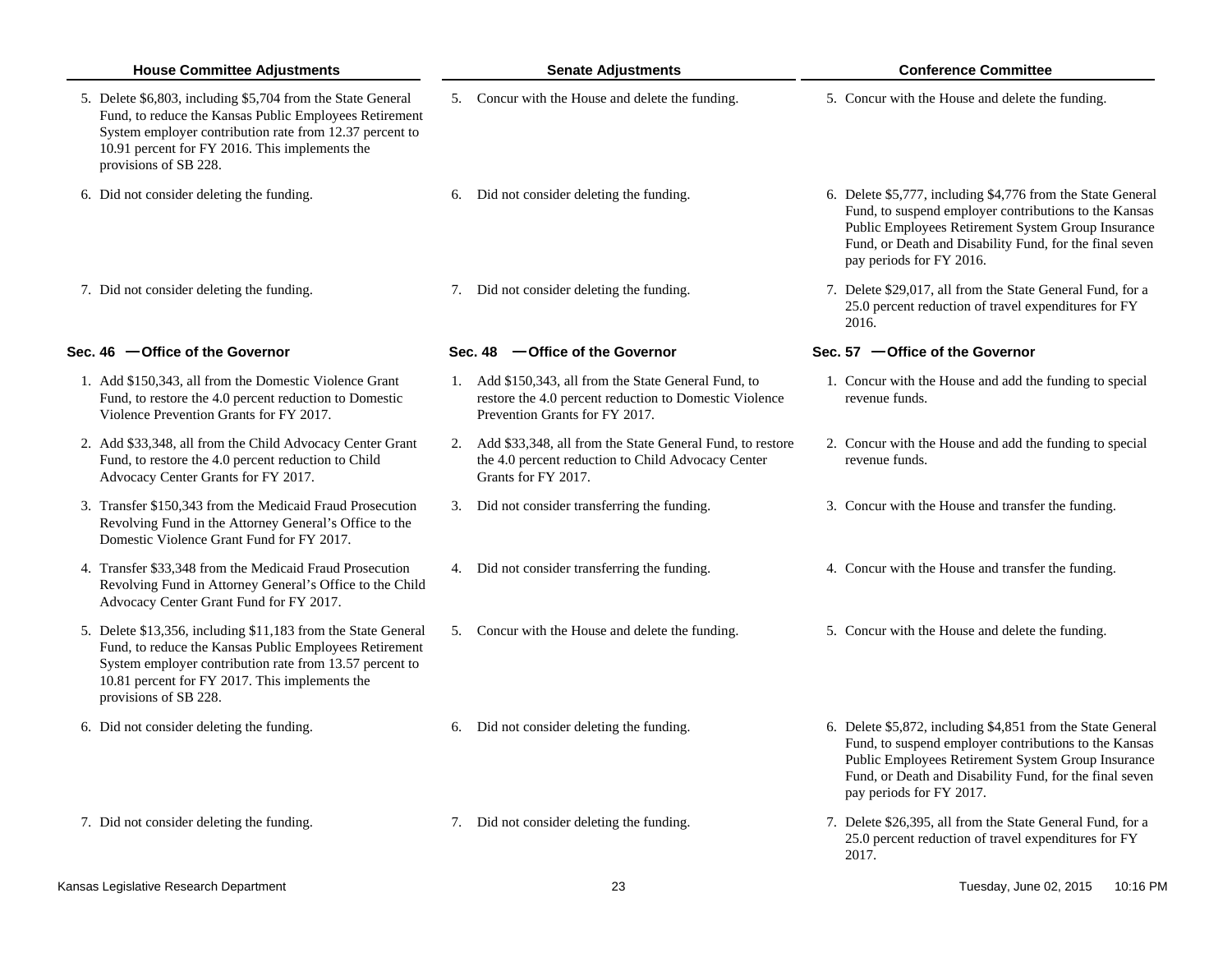| House Committee Adjustments | Senate Adjustments | Conference Committee |
|---|---|---|
| 5. Delete $6,803, including $5,704 from the State General Fund, to reduce the Kansas Public Employees Retirement System employer contribution rate from 12.37 percent to 10.91 percent for FY 2016. This implements the provisions of SB 228. | 5. Concur with the House and delete the funding. | 5. Concur with the House and delete the funding. |
| 6. Did not consider deleting the funding. | 6. Did not consider deleting the funding. | 6. Delete $5,777, including $4,776 from the State General Fund, to suspend employer contributions to the Kansas Public Employees Retirement System Group Insurance Fund, or Death and Disability Fund, for the final seven pay periods for FY 2016. |
| 7. Did not consider deleting the funding. | 7. Did not consider deleting the funding. | 7. Delete $29,017, all from the State General Fund, for a 25.0 percent reduction of travel expenditures for FY 2016. |
| **Sec. 46 —Office of the Governor** | **Sec. 48 —Office of the Governor** | **Sec. 57 —Office of the Governor** |
| 1. Add $150,343, all from the Domestic Violence Grant Fund, to restore the 4.0 percent reduction to Domestic Violence Prevention Grants for FY 2017. | 1. Add $150,343, all from the State General Fund, to restore the 4.0 percent reduction to Domestic Violence Prevention Grants for FY 2017. | 1. Concur with the House and add the funding to special revenue funds. |
| 2. Add $33,348, all from the Child Advocacy Center Grant Fund, to restore the 4.0 percent reduction to Child Advocacy Center Grants for FY 2017. | 2. Add $33,348, all from the State General Fund, to restore the 4.0 percent reduction to Child Advocacy Center Grants for FY 2017. | 2. Concur with the House and add the funding to special revenue funds. |
| 3. Transfer $150,343 from the Medicaid Fraud Prosecution Revolving Fund in the Attorney General's Office to the Domestic Violence Grant Fund for FY 2017. | 3. Did not consider transferring the funding. | 3. Concur with the House and transfer the funding. |
| 4. Transfer $33,348 from the Medicaid Fraud Prosecution Revolving Fund in Attorney General's Office to the Child Advocacy Center Grant Fund for FY 2017. | 4. Did not consider transferring the funding. | 4. Concur with the House and transfer the funding. |
| 5. Delete $13,356, including $11,183 from the State General Fund, to reduce the Kansas Public Employees Retirement System employer contribution rate from 13.57 percent to 10.81 percent for FY 2017. This implements the provisions of SB 228. | 5. Concur with the House and delete the funding. | 5. Concur with the House and delete the funding. |
| 6. Did not consider deleting the funding. | 6. Did not consider deleting the funding. | 6. Delete $5,872, including $4,851 from the State General Fund, to suspend employer contributions to the Kansas Public Employees Retirement System Group Insurance Fund, or Death and Disability Fund, for the final seven pay periods for FY 2017. |
| 7. Did not consider deleting the funding. | 7. Did not consider deleting the funding. | 7. Delete $26,395, all from the State General Fund, for a 25.0 percent reduction of travel expenditures for FY 2017. |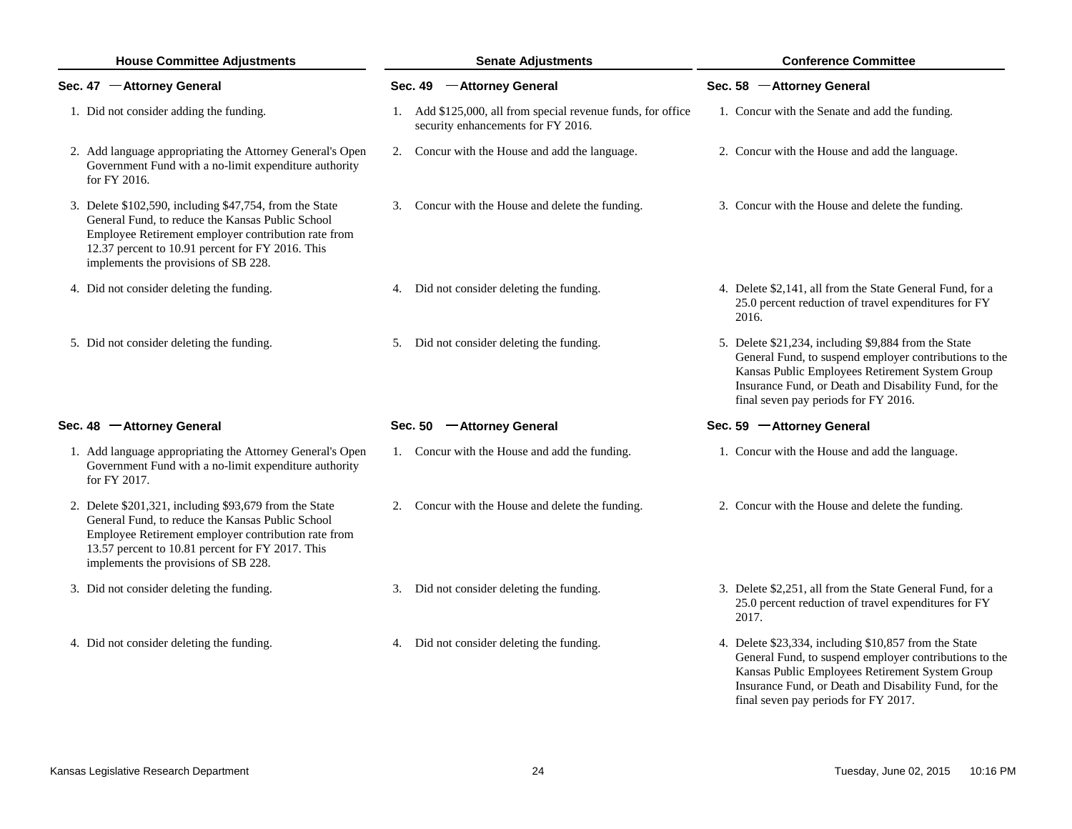| House Committee Adjustments | Senate Adjustments | Conference Committee |
|---|---|---|
| **Sec. 47 — Attorney General** | **Sec. 49 — Attorney General** | **Sec. 58 — Attorney General** |
| 1. Did not consider adding the funding. | 1. Add $125,000, all from special revenue funds, for office security enhancements for FY 2016. | 1. Concur with the Senate and add the funding. |
| 2. Add language appropriating the Attorney General's Open Government Fund with a no-limit expenditure authority for FY 2016. | 2. Concur with the House and add the language. | 2. Concur with the House and add the language. |
| 3. Delete $102,590, including $47,754, from the State General Fund, to reduce the Kansas Public School Employee Retirement employer contribution rate from 12.37 percent to 10.91 percent for FY 2016. This implements the provisions of SB 228. | 3. Concur with the House and delete the funding. | 3. Concur with the House and delete the funding. |
| 4. Did not consider deleting the funding. | 4. Did not consider deleting the funding. | 4. Delete $2,141, all from the State General Fund, for a 25.0 percent reduction of travel expenditures for FY 2016. |
| 5. Did not consider deleting the funding. | 5. Did not consider deleting the funding. | 5. Delete $21,234, including $9,884 from the State General Fund, to suspend employer contributions to the Kansas Public Employees Retirement System Group Insurance Fund, or Death and Disability Fund, for the final seven pay periods for FY 2016. |
| **Sec. 48 — Attorney General** | **Sec. 50 — Attorney General** | **Sec. 59 — Attorney General** |
| 1. Add language appropriating the Attorney General's Open Government Fund with a no-limit expenditure authority for FY 2017. | 1. Concur with the House and add the funding. | 1. Concur with the House and add the language. |
| 2. Delete $201,321, including $93,679 from the State General Fund, to reduce the Kansas Public School Employee Retirement employer contribution rate from 13.57 percent to 10.81 percent for FY 2017. This implements the provisions of SB 228. | 2. Concur with the House and delete the funding. | 2. Concur with the House and delete the funding. |
| 3. Did not consider deleting the funding. | 3. Did not consider deleting the funding. | 3. Delete $2,251, all from the State General Fund, for a 25.0 percent reduction of travel expenditures for FY 2017. |
| 4. Did not consider deleting the funding. | 4. Did not consider deleting the funding. | 4. Delete $23,334, including $10,857 from the State General Fund, to suspend employer contributions to the Kansas Public Employees Retirement System Group Insurance Fund, or Death and Disability Fund, for the final seven pay periods for FY 2017. |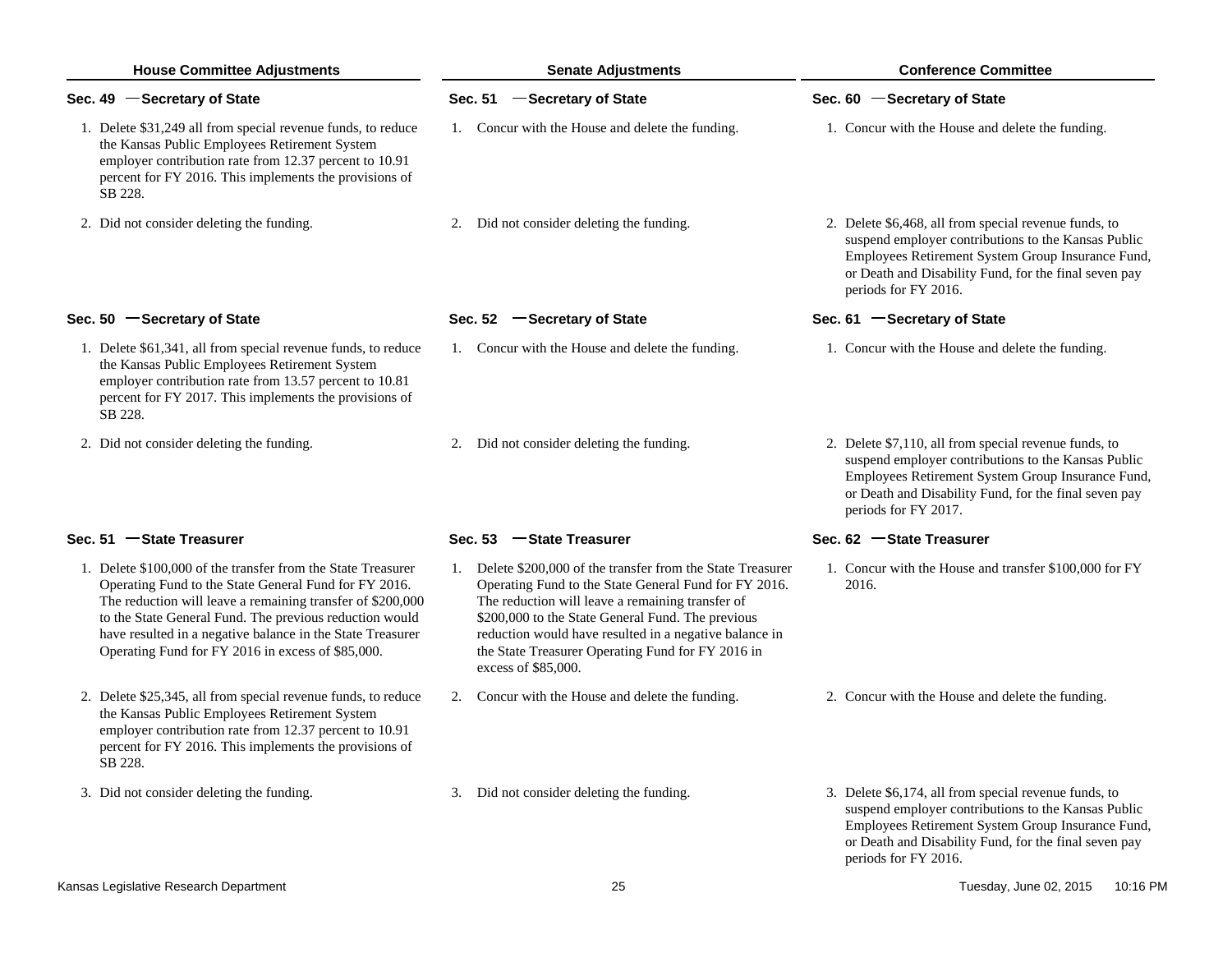| House Committee Adjustments | Senate Adjustments | Conference Committee |
|---|---|---|
| **Sec. 49 —Secretary of State** | **Sec. 51 —Secretary of State** | **Sec. 60 —Secretary of State** |
| 1. Delete $31,249 all from special revenue funds, to reduce the Kansas Public Employees Retirement System employer contribution rate from 12.37 percent to 10.91 percent for FY 2016. This implements the provisions of SB 228. | 1. Concur with the House and delete the funding. | 1. Concur with the House and delete the funding. |
| 2. Did not consider deleting the funding. | 2. Did not consider deleting the funding. | 2. Delete $6,468, all from special revenue funds, to suspend employer contributions to the Kansas Public Employees Retirement System Group Insurance Fund, or Death and Disability Fund, for the final seven pay periods for FY 2016. |
| **Sec. 50 —Secretary of State** | **Sec. 52 —Secretary of State** | **Sec. 61 —Secretary of State** |
| 1. Delete $61,341, all from special revenue funds, to reduce the Kansas Public Employees Retirement System employer contribution rate from 13.57 percent to 10.81 percent for FY 2017. This implements the provisions of SB 228. | 1. Concur with the House and delete the funding. | 1. Concur with the House and delete the funding. |
| 2. Did not consider deleting the funding. | 2. Did not consider deleting the funding. | 2. Delete $7,110, all from special revenue funds, to suspend employer contributions to the Kansas Public Employees Retirement System Group Insurance Fund, or Death and Disability Fund, for the final seven pay periods for FY 2017. |
| **Sec. 51 —State Treasurer** | **Sec. 53 —State Treasurer** | **Sec. 62 —State Treasurer** |
| 1. Delete $100,000 of the transfer from the State Treasurer Operating Fund to the State General Fund for FY 2016. The reduction will leave a remaining transfer of $200,000 to the State General Fund. The previous reduction would have resulted in a negative balance in the State Treasurer Operating Fund for FY 2016 in excess of $85,000. | 1. Delete $200,000 of the transfer from the State Treasurer Operating Fund to the State General Fund for FY 2016. The reduction will leave a remaining transfer of $200,000 to the State General Fund. The previous reduction would have resulted in a negative balance in the State Treasurer Operating Fund for FY 2016 in excess of $85,000. | 1. Concur with the House and transfer $100,000 for FY 2016. |
| 2. Delete $25,345, all from special revenue funds, to reduce the Kansas Public Employees Retirement System employer contribution rate from 12.37 percent to 10.91 percent for FY 2016. This implements the provisions of SB 228. | 2. Concur with the House and delete the funding. | 2. Concur with the House and delete the funding. |
| 3. Did not consider deleting the funding. | 3. Did not consider deleting the funding. | 3. Delete $6,174, all from special revenue funds, to suspend employer contributions to the Kansas Public Employees Retirement System Group Insurance Fund, or Death and Disability Fund, for the final seven pay periods for FY 2016. |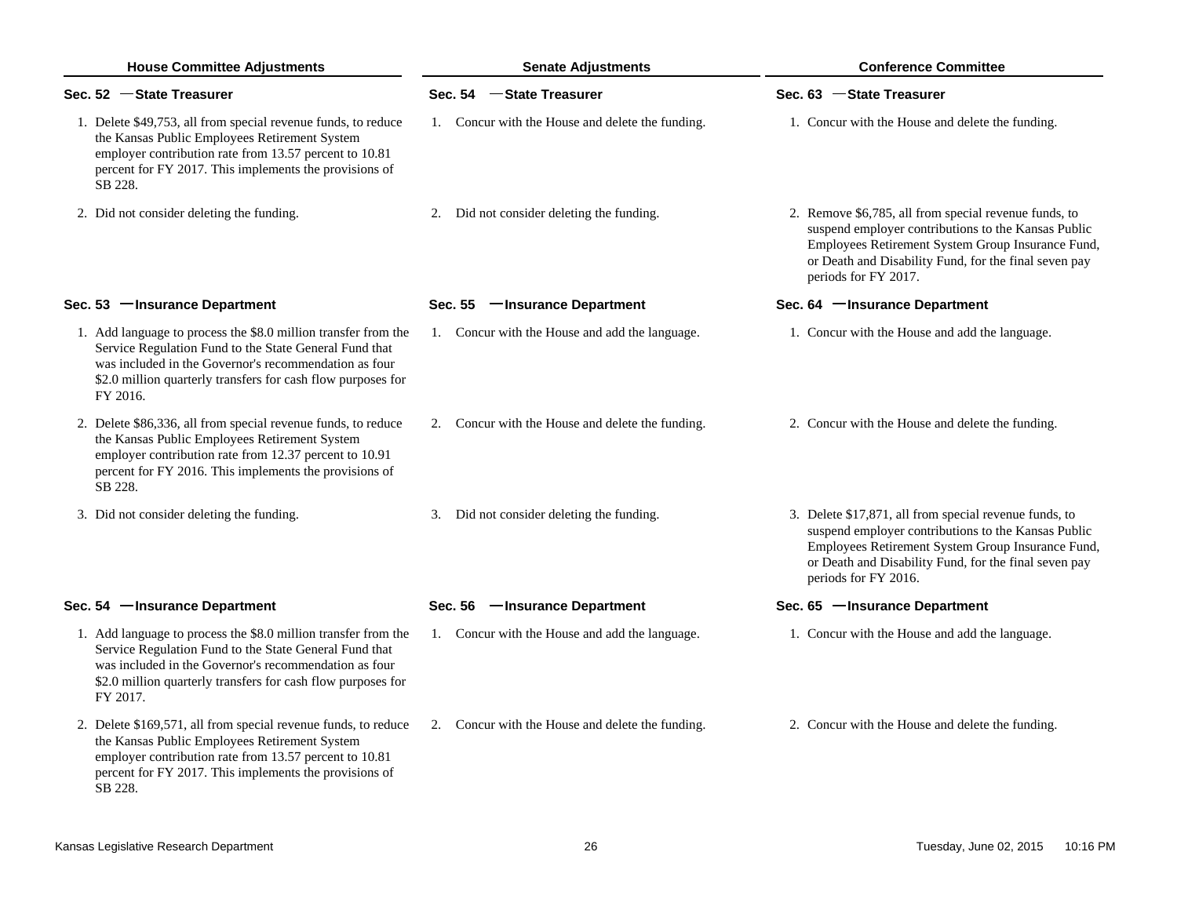| House Committee Adjustments | Senate Adjustments | Conference Committee |
|---|---|---|
| **Sec. 52 — State Treasurer** | **Sec. 54 — State Treasurer** | **Sec. 63 — State Treasurer** |
| 1. Delete $49,753, all from special revenue funds, to reduce the Kansas Public Employees Retirement System employer contribution rate from 13.57 percent to 10.81 percent for FY 2017. This implements the provisions of SB 228. | 1. Concur with the House and delete the funding. | 1. Concur with the House and delete the funding. |
| 2. Did not consider deleting the funding. | 2. Did not consider deleting the funding. | 2. Remove $6,785, all from special revenue funds, to suspend employer contributions to the Kansas Public Employees Retirement System Group Insurance Fund, or Death and Disability Fund, for the final seven pay periods for FY 2017. |
| **Sec. 53 — Insurance Department** | **Sec. 55 — Insurance Department** | **Sec. 64 — Insurance Department** |
| 1. Add language to process the $8.0 million transfer from the Service Regulation Fund to the State General Fund that was included in the Governor's recommendation as four $2.0 million quarterly transfers for cash flow purposes for FY 2016. | 1. Concur with the House and add the language. | 1. Concur with the House and add the language. |
| 2. Delete $86,336, all from special revenue funds, to reduce the Kansas Public Employees Retirement System employer contribution rate from 12.37 percent to 10.91 percent for FY 2016. This implements the provisions of SB 228. | 2. Concur with the House and delete the funding. | 2. Concur with the House and delete the funding. |
| 3. Did not consider deleting the funding. | 3. Did not consider deleting the funding. | 3. Delete $17,871, all from special revenue funds, to suspend employer contributions to the Kansas Public Employees Retirement System Group Insurance Fund, or Death and Disability Fund, for the final seven pay periods for FY 2016. |
| **Sec. 54 — Insurance Department** | **Sec. 56 — Insurance Department** | **Sec. 65 — Insurance Department** |
| 1. Add language to process the $8.0 million transfer from the Service Regulation Fund to the State General Fund that was included in the Governor's recommendation as four $2.0 million quarterly transfers for cash flow purposes for FY 2017. | 1. Concur with the House and add the language. | 1. Concur with the House and add the language. |
| 2. Delete $169,571, all from special revenue funds, to reduce the Kansas Public Employees Retirement System employer contribution rate from 13.57 percent to 10.81 percent for FY 2017. This implements the provisions of SB 228. | 2. Concur with the House and delete the funding. | 2. Concur with the House and delete the funding. |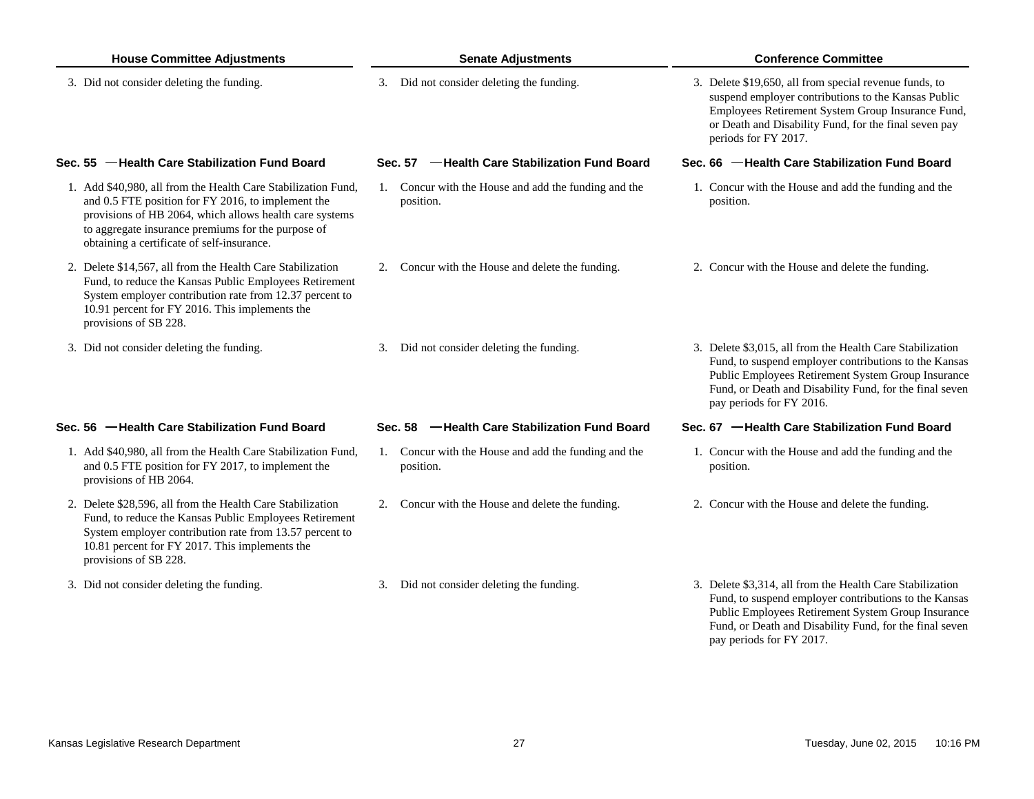| House Committee Adjustments | Senate Adjustments | Conference Committee |
|---|---|---|
| 3. Did not consider deleting the funding. | 3. Did not consider deleting the funding. | 3. Delete $19,650, all from special revenue funds, to suspend employer contributions to the Kansas Public Employees Retirement System Group Insurance Fund, or Death and Disability Fund, for the final seven pay periods for FY 2017. |
| **Sec. 55 —Health Care Stabilization Fund Board** | **Sec. 57 —Health Care Stabilization Fund Board** | **Sec. 66 —Health Care Stabilization Fund Board** |
| 1. Add $40,980, all from the Health Care Stabilization Fund, and 0.5 FTE position for FY 2016, to implement the provisions of HB 2064, which allows health care systems to aggregate insurance premiums for the purpose of obtaining a certificate of self-insurance. | 1. Concur with the House and add the funding and the position. | 1. Concur with the House and add the funding and the position. |
| 2. Delete $14,567, all from the Health Care Stabilization Fund, to reduce the Kansas Public Employees Retirement System employer contribution rate from 12.37 percent to 10.91 percent for FY 2016. This implements the provisions of SB 228. | 2. Concur with the House and delete the funding. | 2. Concur with the House and delete the funding. |
| 3. Did not consider deleting the funding. | 3. Did not consider deleting the funding. | 3. Delete $3,015, all from the Health Care Stabilization Fund, to suspend employer contributions to the Kansas Public Employees Retirement System Group Insurance Fund, or Death and Disability Fund, for the final seven pay periods for FY 2016. |
| **Sec. 56 —Health Care Stabilization Fund Board** | **Sec. 58 —Health Care Stabilization Fund Board** | **Sec. 67 —Health Care Stabilization Fund Board** |
| 1. Add $40,980, all from the Health Care Stabilization Fund, and 0.5 FTE position for FY 2017, to implement the provisions of HB 2064. | 1. Concur with the House and add the funding and the position. | 1. Concur with the House and add the funding and the position. |
| 2. Delete $28,596, all from the Health Care Stabilization Fund, to reduce the Kansas Public Employees Retirement System employer contribution rate from 13.57 percent to 10.81 percent for FY 2017. This implements the provisions of SB 228. | 2. Concur with the House and delete the funding. | 2. Concur with the House and delete the funding. |
| 3. Did not consider deleting the funding. | 3. Did not consider deleting the funding. | 3. Delete $3,314, all from the Health Care Stabilization Fund, to suspend employer contributions to the Kansas Public Employees Retirement System Group Insurance Fund, or Death and Disability Fund, for the final seven pay periods for FY 2017. |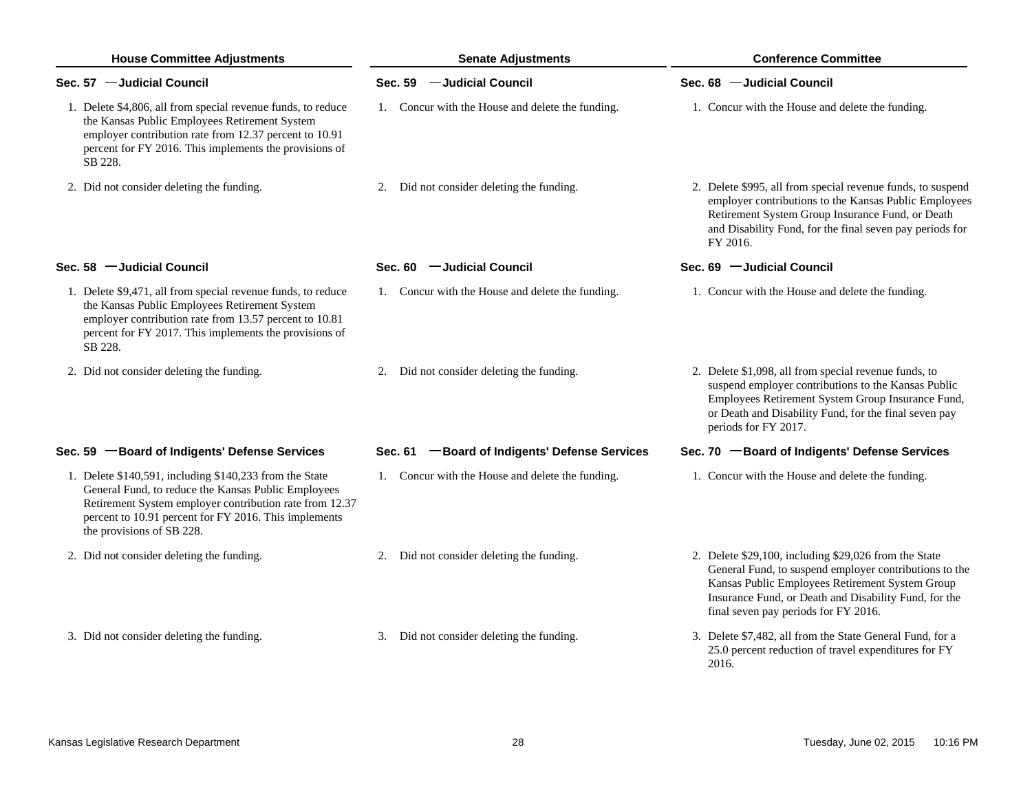| House Committee Adjustments | Senate Adjustments | Conference Committee |
|---|---|---|
| **Sec. 57 —Judicial Council** | **Sec. 59 —Judicial Council** | **Sec. 68 —Judicial Council** |
| 1. Delete $4,806, all from special revenue funds, to reduce the Kansas Public Employees Retirement System employer contribution rate from 12.37 percent to 10.91 percent for FY 2016. This implements the provisions of SB 228. | 1. Concur with the House and delete the funding. | 1. Concur with the House and delete the funding. |
| 2. Did not consider deleting the funding. | 2. Did not consider deleting the funding. | 2. Delete $995, all from special revenue funds, to suspend employer contributions to the Kansas Public Employees Retirement System Group Insurance Fund, or Death and Disability Fund, for the final seven pay periods for FY 2016. |
| **Sec. 58 —Judicial Council** | **Sec. 60 —Judicial Council** | **Sec. 69 —Judicial Council** |
| 1. Delete $9,471, all from special revenue funds, to reduce the Kansas Public Employees Retirement System employer contribution rate from 13.57 percent to 10.81 percent for FY 2017. This implements the provisions of SB 228. | 1. Concur with the House and delete the funding. | 1. Concur with the House and delete the funding. |
| 2. Did not consider deleting the funding. | 2. Did not consider deleting the funding. | 2. Delete $1,098, all from special revenue funds, to suspend employer contributions to the Kansas Public Employees Retirement System Group Insurance Fund, or Death and Disability Fund, for the final seven pay periods for FY 2017. |
| **Sec. 59 —Board of Indigents' Defense Services** | **Sec. 61 —Board of Indigents' Defense Services** | **Sec. 70 —Board of Indigents' Defense Services** |
| 1. Delete $140,591, including $140,233 from the State General Fund, to reduce the Kansas Public Employees Retirement System employer contribution rate from 12.37 percent to 10.91 percent for FY 2016. This implements the provisions of SB 228. | 1. Concur with the House and delete the funding. | 1. Concur with the House and delete the funding. |
| 2. Did not consider deleting the funding. | 2. Did not consider deleting the funding. | 2. Delete $29,100, including $29,026 from the State General Fund, to suspend employer contributions to the Kansas Public Employees Retirement System Group Insurance Fund, or Death and Disability Fund, for the final seven pay periods for FY 2016. |
| 3. Did not consider deleting the funding. | 3. Did not consider deleting the funding. | 3. Delete $7,482, all from the State General Fund, for a 25.0 percent reduction of travel expenditures for FY 2016. |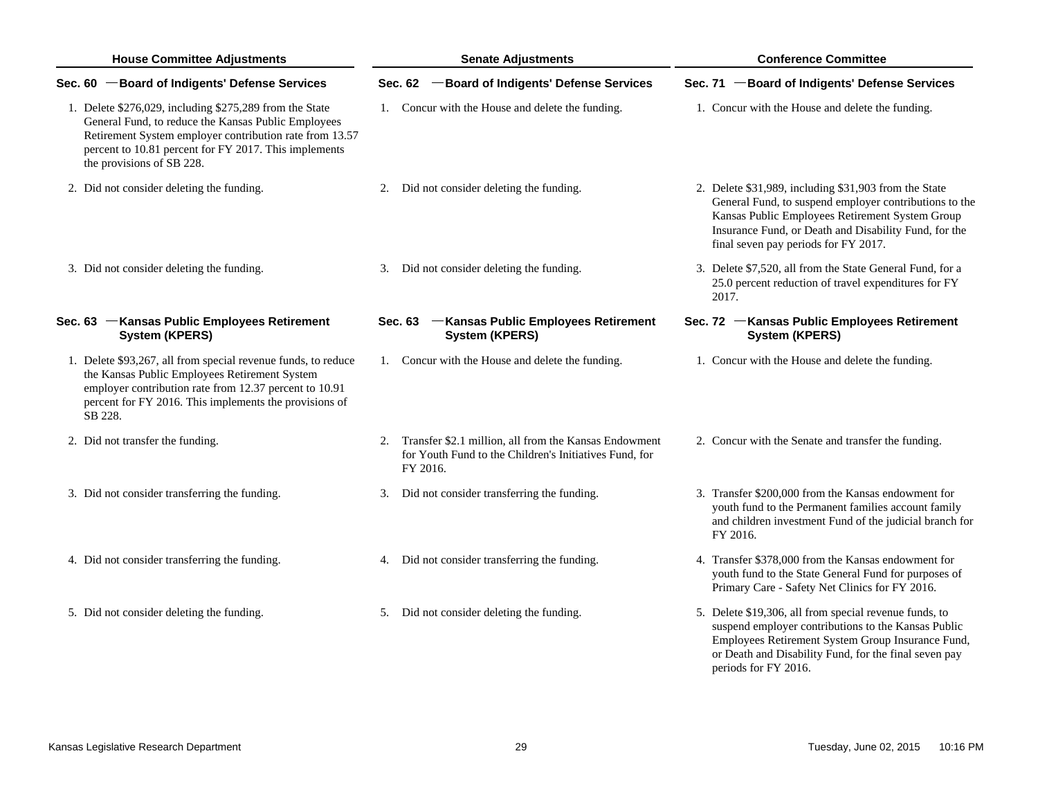| House Committee Adjustments | Senate Adjustments | Conference Committee |
|---|---|---|
| **Sec. 60 —Board of Indigents' Defense Services** | **Sec. 62 —Board of Indigents' Defense Services** | **Sec. 71 —Board of Indigents' Defense Services** |
| 1. Delete $276,029, including $275,289 from the State General Fund, to reduce the Kansas Public Employees Retirement System employer contribution rate from 13.57 percent to 10.81 percent for FY 2017. This implements the provisions of SB 228. | 1. Concur with the House and delete the funding. | 1. Concur with the House and delete the funding. |
| 2. Did not consider deleting the funding. | 2. Did not consider deleting the funding. | 2. Delete $31,989, including $31,903 from the State General Fund, to suspend employer contributions to the Kansas Public Employees Retirement System Group Insurance Fund, or Death and Disability Fund, for the final seven pay periods for FY 2017. |
| 3. Did not consider deleting the funding. | 3. Did not consider deleting the funding. | 3. Delete $7,520, all from the State General Fund, for a 25.0 percent reduction of travel expenditures for FY 2017. |
| **Sec. 63 —Kansas Public Employees Retirement System (KPERS)** | **Sec. 63 —Kansas Public Employees Retirement System (KPERS)** | **Sec. 72 —Kansas Public Employees Retirement System (KPERS)** |
| 1. Delete $93,267, all from special revenue funds, to reduce the Kansas Public Employees Retirement System employer contribution rate from 12.37 percent to 10.91 percent for FY 2016. This implements the provisions of SB 228. | 1. Concur with the House and delete the funding. | 1. Concur with the House and delete the funding. |
| 2. Did not transfer the funding. | 2. Transfer $2.1 million, all from the Kansas Endowment for Youth Fund to the Children's Initiatives Fund, for FY 2016. | 2. Concur with the Senate and transfer the funding. |
| 3. Did not consider transferring the funding. | 3. Did not consider transferring the funding. | 3. Transfer $200,000 from the Kansas endowment for youth fund to the Permanent families account family and children investment Fund of the judicial branch for FY 2016. |
| 4. Did not consider transferring the funding. | 4. Did not consider transferring the funding. | 4. Transfer $378,000 from the Kansas endowment for youth fund to the State General Fund for purposes of Primary Care - Safety Net Clinics for FY 2016. |
| 5. Did not consider deleting the funding. | 5. Did not consider deleting the funding. | 5. Delete $19,306, all from special revenue funds, to suspend employer contributions to the Kansas Public Employees Retirement System Group Insurance Fund, or Death and Disability Fund, for the final seven pay periods for FY 2016. |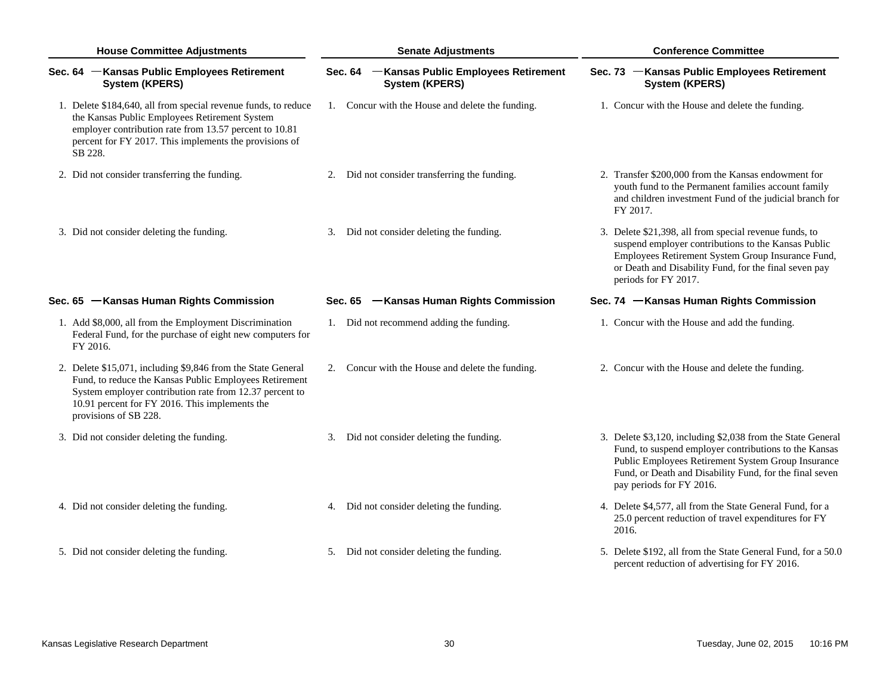| House Committee Adjustments | Senate Adjustments | Conference Committee |
|---|---|---|
| **Sec. 64 —Kansas Public Employees Retirement System (KPERS)** | **Sec. 64 —Kansas Public Employees Retirement System (KPERS)** | **Sec. 73 —Kansas Public Employees Retirement System (KPERS)** |
| 1. Delete $184,640, all from special revenue funds, to reduce the Kansas Public Employees Retirement System employer contribution rate from 13.57 percent to 10.81 percent for FY 2017. This implements the provisions of SB 228. | 1. Concur with the House and delete the funding. | 1. Concur with the House and delete the funding. |
| 2. Did not consider transferring the funding. | 2. Did not consider transferring the funding. | 2. Transfer $200,000 from the Kansas endowment for youth fund to the Permanent families account family and children investment Fund of the judicial branch for FY 2017. |
| 3. Did not consider deleting the funding. | 3. Did not consider deleting the funding. | 3. Delete $21,398, all from special revenue funds, to suspend employer contributions to the Kansas Public Employees Retirement System Group Insurance Fund, or Death and Disability Fund, for the final seven pay periods for FY 2017. |
| **Sec. 65 —Kansas Human Rights Commission** | **Sec. 65 —Kansas Human Rights Commission** | **Sec. 74 —Kansas Human Rights Commission** |
| 1. Add $8,000, all from the Employment Discrimination Federal Fund, for the purchase of eight new computers for FY 2016. | 1. Did not recommend adding the funding. | 1. Concur with the House and add the funding. |
| 2. Delete $15,071, including $9,846 from the State General Fund, to reduce the Kansas Public Employees Retirement System employer contribution rate from 12.37 percent to 10.91 percent for FY 2016. This implements the provisions of SB 228. | 2. Concur with the House and delete the funding. | 2. Concur with the House and delete the funding. |
| 3. Did not consider deleting the funding. | 3. Did not consider deleting the funding. | 3. Delete $3,120, including $2,038 from the State General Fund, to suspend employer contributions to the Kansas Public Employees Retirement System Group Insurance Fund, or Death and Disability Fund, for the final seven pay periods for FY 2016. |
| 4. Did not consider deleting the funding. | 4. Did not consider deleting the funding. | 4. Delete $4,577, all from the State General Fund, for a 25.0 percent reduction of travel expenditures for FY 2016. |
| 5. Did not consider deleting the funding. | 5. Did not consider deleting the funding. | 5. Delete $192, all from the State General Fund, for a 50.0 percent reduction of advertising for FY 2016. |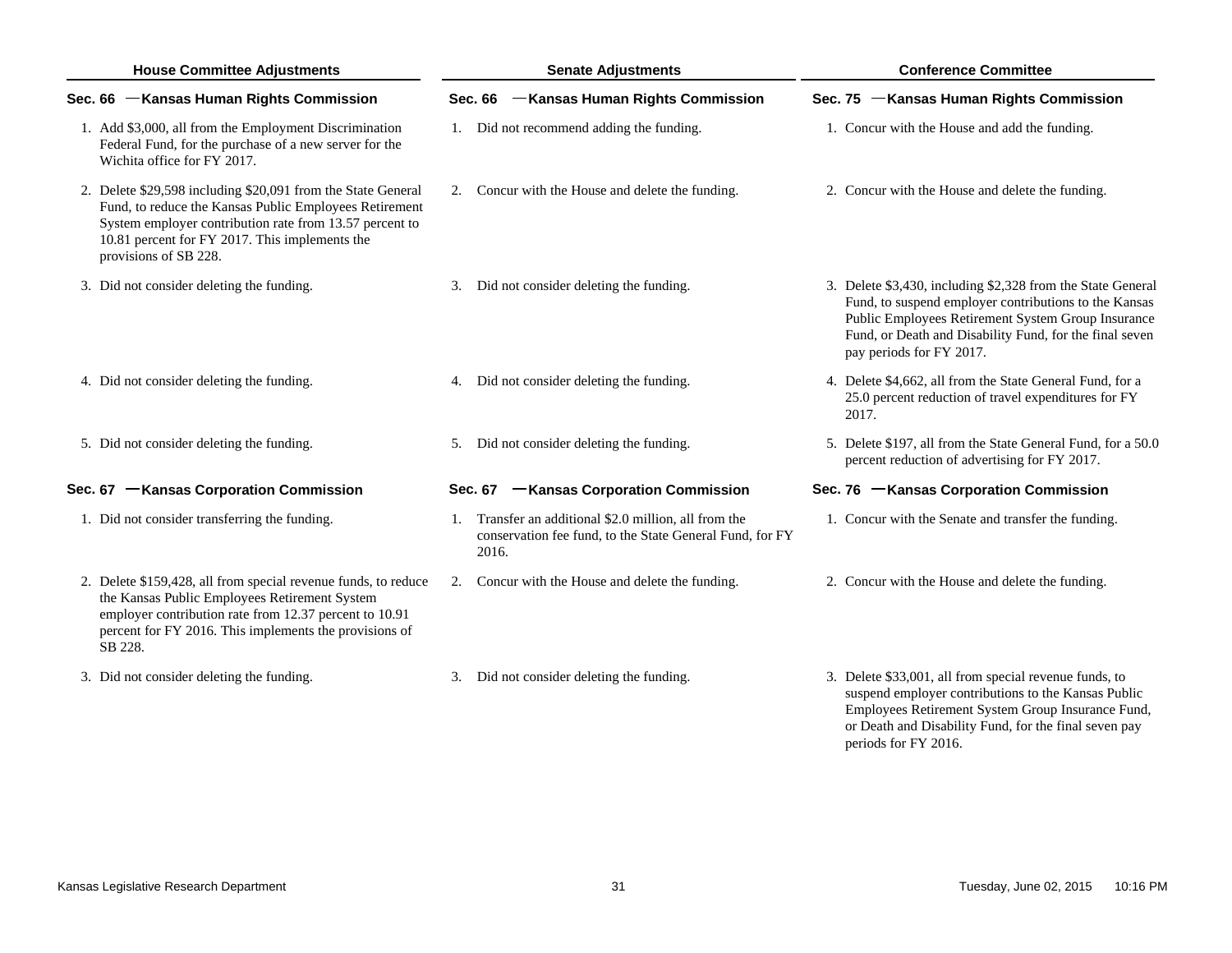| House Committee Adjustments | Senate Adjustments | Conference Committee |
|---|---|---|
| **Sec. 66 —Kansas Human Rights Commission** | **Sec. 66 —Kansas Human Rights Commission** | **Sec. 75 —Kansas Human Rights Commission** |
| 1. Add $3,000, all from the Employment Discrimination Federal Fund, for the purchase of a new server for the Wichita office for FY 2017. | 1. Did not recommend adding the funding. | 1. Concur with the House and add the funding. |
| 2. Delete $29,598 including $20,091 from the State General Fund, to reduce the Kansas Public Employees Retirement System employer contribution rate from 13.57 percent to 10.81 percent for FY 2017. This implements the provisions of SB 228. | 2. Concur with the House and delete the funding. | 2. Concur with the House and delete the funding. |
| 3. Did not consider deleting the funding. | 3. Did not consider deleting the funding. | 3. Delete $3,430, including $2,328 from the State General Fund, to suspend employer contributions to the Kansas Public Employees Retirement System Group Insurance Fund, or Death and Disability Fund, for the final seven pay periods for FY 2017. |
| 4. Did not consider deleting the funding. | 4. Did not consider deleting the funding. | 4. Delete $4,662, all from the State General Fund, for a 25.0 percent reduction of travel expenditures for FY 2017. |
| 5. Did not consider deleting the funding. | 5. Did not consider deleting the funding. | 5. Delete $197, all from the State General Fund, for a 50.0 percent reduction of advertising for FY 2017. |
| **Sec. 67 —Kansas Corporation Commission** | **Sec. 67 —Kansas Corporation Commission** | **Sec. 76 —Kansas Corporation Commission** |
| 1. Did not consider transferring the funding. | 1. Transfer an additional $2.0 million, all from the conservation fee fund, to the State General Fund, for FY 2016. | 1. Concur with the Senate and transfer the funding. |
| 2. Delete $159,428, all from special revenue funds, to reduce the Kansas Public Employees Retirement System employer contribution rate from 12.37 percent to 10.91 percent for FY 2016. This implements the provisions of SB 228. | 2. Concur with the House and delete the funding. | 2. Concur with the House and delete the funding. |
| 3. Did not consider deleting the funding. | 3. Did not consider deleting the funding. | 3. Delete $33,001, all from special revenue funds, to suspend employer contributions to the Kansas Public Employees Retirement System Group Insurance Fund, or Death and Disability Fund, for the final seven pay periods for FY 2016. |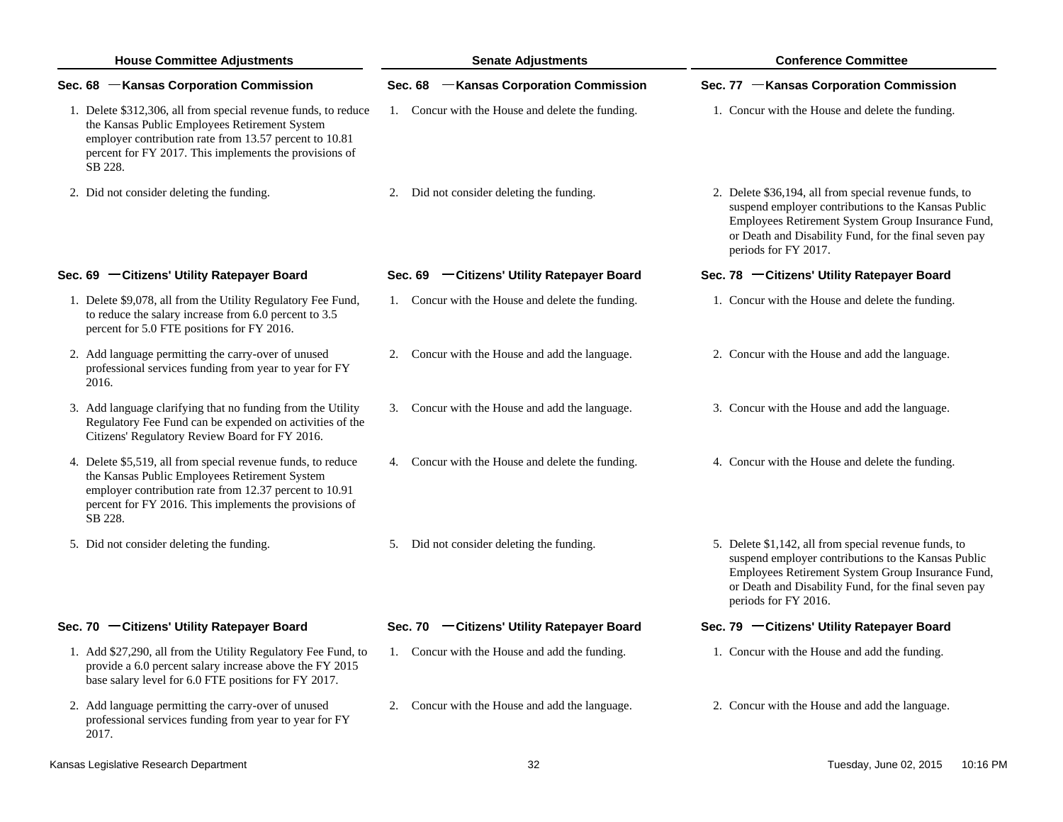| House Committee Adjustments | Senate Adjustments | Conference Committee |
|---|---|---|
| **Sec. 68 —Kansas Corporation Commission** | **Sec. 68 —Kansas Corporation Commission** | **Sec. 77 —Kansas Corporation Commission** |
| 1. Delete $312,306, all from special revenue funds, to reduce the Kansas Public Employees Retirement System employer contribution rate from 13.57 percent to 10.81 percent for FY 2017. This implements the provisions of SB 228. | 1. Concur with the House and delete the funding. | 1. Concur with the House and delete the funding. |
| 2. Did not consider deleting the funding. | 2. Did not consider deleting the funding. | 2. Delete $36,194, all from special revenue funds, to suspend employer contributions to the Kansas Public Employees Retirement System Group Insurance Fund, or Death and Disability Fund, for the final seven pay periods for FY 2017. |
| **Sec. 69 —Citizens' Utility Ratepayer Board** | **Sec. 69 —Citizens' Utility Ratepayer Board** | **Sec. 78 —Citizens' Utility Ratepayer Board** |
| 1. Delete $9,078, all from the Utility Regulatory Fee Fund, to reduce the salary increase from 6.0 percent to 3.5 percent for 5.0 FTE positions for FY 2016. | 1. Concur with the House and delete the funding. | 1. Concur with the House and delete the funding. |
| 2. Add language permitting the carry-over of unused professional services funding from year to year for FY 2016. | 2. Concur with the House and add the language. | 2. Concur with the House and add the language. |
| 3. Add language clarifying that no funding from the Utility Regulatory Fee Fund can be expended on activities of the Citizens' Regulatory Review Board for FY 2016. | 3. Concur with the House and add the language. | 3. Concur with the House and add the language. |
| 4. Delete $5,519, all from special revenue funds, to reduce the Kansas Public Employees Retirement System employer contribution rate from 12.37 percent to 10.91 percent for FY 2016. This implements the provisions of SB 228. | 4. Concur with the House and delete the funding. | 4. Concur with the House and delete the funding. |
| 5. Did not consider deleting the funding. | 5. Did not consider deleting the funding. | 5. Delete $1,142, all from special revenue funds, to suspend employer contributions to the Kansas Public Employees Retirement System Group Insurance Fund, or Death and Disability Fund, for the final seven pay periods for FY 2016. |
| **Sec. 70 —Citizens' Utility Ratepayer Board** | **Sec. 70 —Citizens' Utility Ratepayer Board** | **Sec. 79 —Citizens' Utility Ratepayer Board** |
| 1. Add $27,290, all from the Utility Regulatory Fee Fund, to provide a 6.0 percent salary increase above the FY 2015 base salary level for 6.0 FTE positions for FY 2017. | 1. Concur with the House and add the funding. | 1. Concur with the House and add the funding. |
| 2. Add language permitting the carry-over of unused professional services funding from year to year for FY 2017. | 2. Concur with the House and add the language. | 2. Concur with the House and add the language. |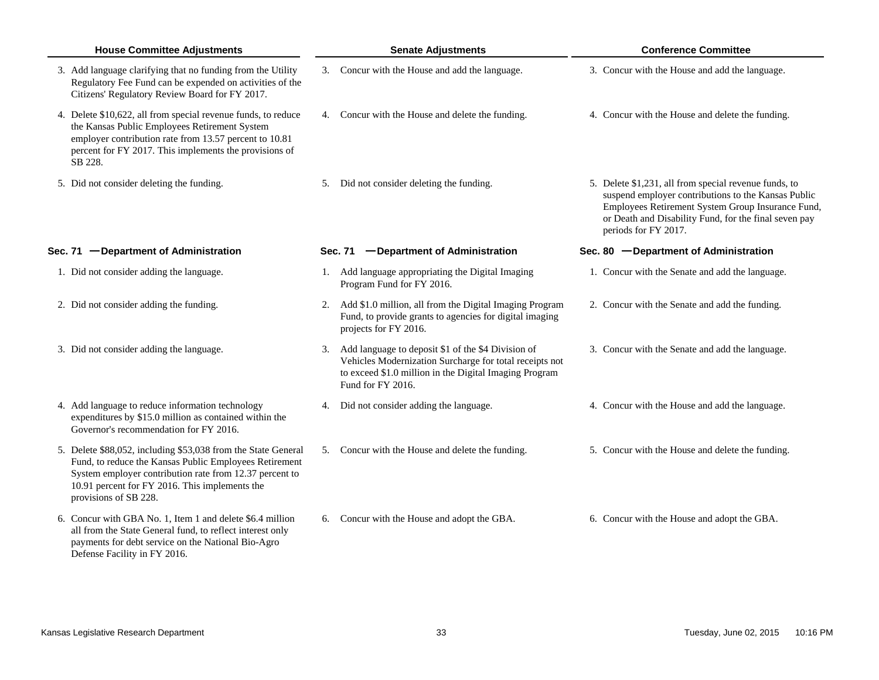| House Committee Adjustments | Senate Adjustments | Conference Committee |
|---|---|---|
| 3. Add language clarifying that no funding from the Utility Regulatory Fee Fund can be expended on activities of the Citizens' Regulatory Review Board for FY 2017. | 3. Concur with the House and add the language. | 3. Concur with the House and add the language. |
| 4. Delete $10,622, all from special revenue funds, to reduce the Kansas Public Employees Retirement System employer contribution rate from 13.57 percent to 10.81 percent for FY 2017. This implements the provisions of SB 228. | 4. Concur with the House and delete the funding. | 4. Concur with the House and delete the funding. |
| 5. Did not consider deleting the funding. | 5. Did not consider deleting the funding. | 5. Delete $1,231, all from special revenue funds, to suspend employer contributions to the Kansas Public Employees Retirement System Group Insurance Fund, or Death and Disability Fund, for the final seven pay periods for FY 2017. |
| **Sec. 71 — Department of Administration** | **Sec. 71 — Department of Administration** | **Sec. 80 — Department of Administration** |
| 1. Did not consider adding the language. | 1. Add language appropriating the Digital Imaging Program Fund for FY 2016. | 1. Concur with the Senate and add the language. |
| 2. Did not consider adding the funding. | 2. Add $1.0 million, all from the Digital Imaging Program Fund, to provide grants to agencies for digital imaging projects for FY 2016. | 2. Concur with the Senate and add the funding. |
| 3. Did not consider adding the language. | 3. Add language to deposit $1 of the $4 Division of Vehicles Modernization Surcharge for total receipts not to exceed $1.0 million in the Digital Imaging Program Fund for FY 2016. | 3. Concur with the Senate and add the language. |
| 4. Add language to reduce information technology expenditures by $15.0 million as contained within the Governor's recommendation for FY 2016. | 4. Did not consider adding the language. | 4. Concur with the House and add the language. |
| 5. Delete $88,052, including $53,038 from the State General Fund, to reduce the Kansas Public Employees Retirement System employer contribution rate from 12.37 percent to 10.91 percent for FY 2016. This implements the provisions of SB 228. | 5. Concur with the House and delete the funding. | 5. Concur with the House and delete the funding. |
| 6. Concur with GBA No. 1, Item 1 and delete $6.4 million all from the State General fund, to reflect interest only payments for debt service on the National Bio-Agro Defense Facility in FY 2016. | 6. Concur with the House and adopt the GBA. | 6. Concur with the House and adopt the GBA. |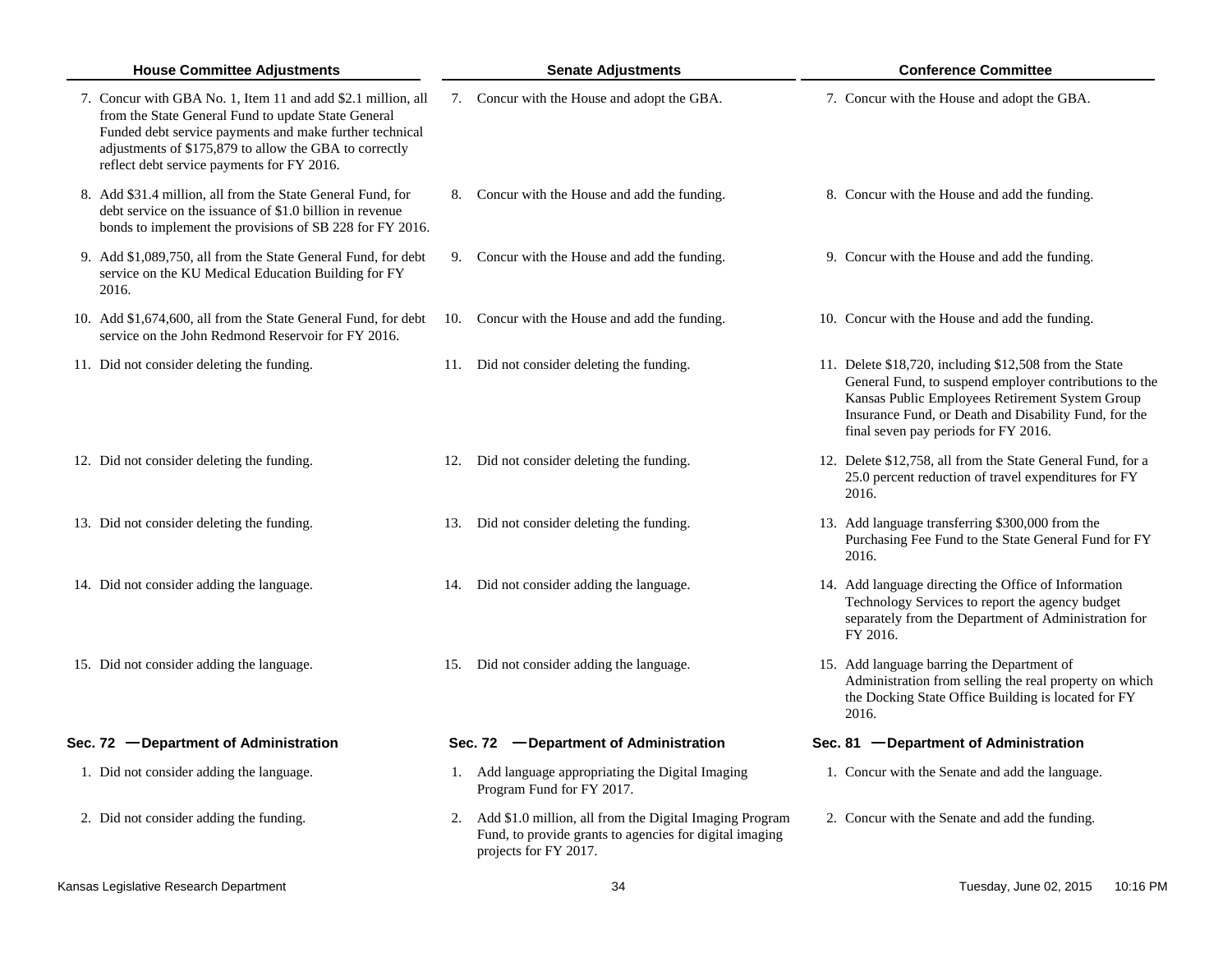| House Committee Adjustments | Senate Adjustments | Conference Committee |
|---|---|---|
| 7. Concur with GBA No. 1, Item 11 and add $2.1 million, all from the State General Fund to update State General Funded debt service payments and make further technical adjustments of $175,879 to allow the GBA to correctly reflect debt service payments for FY 2016. | 7. Concur with the House and adopt the GBA. | 7. Concur with the House and adopt the GBA. |
| 8. Add $31.4 million, all from the State General Fund, for debt service on the issuance of $1.0 billion in revenue bonds to implement the provisions of SB 228 for FY 2016. | 8. Concur with the House and add the funding. | 8. Concur with the House and add the funding. |
| 9. Add $1,089,750, all from the State General Fund, for debt service on the KU Medical Education Building for FY 2016. | 9. Concur with the House and add the funding. | 9. Concur with the House and add the funding. |
| 10. Add $1,674,600, all from the State General Fund, for debt service on the John Redmond Reservoir for FY 2016. | 10. Concur with the House and add the funding. | 10. Concur with the House and add the funding. |
| 11. Did not consider deleting the funding. | 11. Did not consider deleting the funding. | 11. Delete $18,720, including $12,508 from the State General Fund, to suspend employer contributions to the Kansas Public Employees Retirement System Group Insurance Fund, or Death and Disability Fund, for the final seven pay periods for FY 2016. |
| 12. Did not consider deleting the funding. | 12. Did not consider deleting the funding. | 12. Delete $12,758, all from the State General Fund, for a 25.0 percent reduction of travel expenditures for FY 2016. |
| 13. Did not consider deleting the funding. | 13. Did not consider deleting the funding. | 13. Add language transferring $300,000 from the Purchasing Fee Fund to the State General Fund for FY 2016. |
| 14. Did not consider adding the language. | 14. Did not consider adding the language. | 14. Add language directing the Office of Information Technology Services to report the agency budget separately from the Department of Administration for FY 2016. |
| 15. Did not consider adding the language. | 15. Did not consider adding the language. | 15. Add language barring the Department of Administration from selling the real property on which the Docking State Office Building is located for FY 2016. |
| **Sec. 72 —Department of Administration** | **Sec. 72 —Department of Administration** | **Sec. 81 —Department of Administration** |
| 1. Did not consider adding the language. | 1. Add language appropriating the Digital Imaging Program Fund for FY 2017. | 1. Concur with the Senate and add the language. |
| 2. Did not consider adding the funding. | 2. Add $1.0 million, all from the Digital Imaging Program Fund, to provide grants to agencies for digital imaging projects for FY 2017. | 2. Concur with the Senate and add the funding. |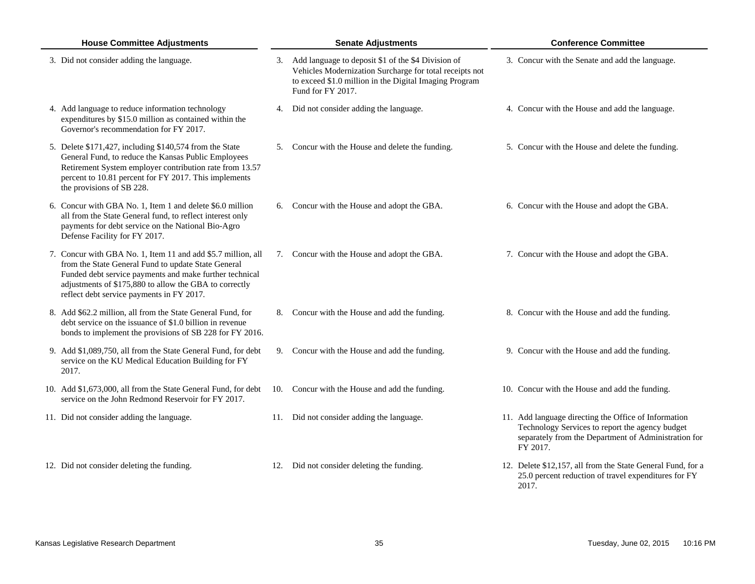| House Committee Adjustments | Senate Adjustments | Conference Committee |
|---|---|---|
| 3. Did not consider adding the language. | 3. Add language to deposit $1 of the $4 Division of Vehicles Modernization Surcharge for total receipts not to exceed $1.0 million in the Digital Imaging Program Fund for FY 2017. | 3. Concur with the Senate and add the language. |
| 4. Add language to reduce information technology expenditures by $15.0 million as contained within the Governor's recommendation for FY 2017. | 4. Did not consider adding the language. | 4. Concur with the House and add the language. |
| 5. Delete $171,427, including $140,574 from the State General Fund, to reduce the Kansas Public Employees Retirement System employer contribution rate from 13.57 percent to 10.81 percent for FY 2017. This implements the provisions of SB 228. | 5. Concur with the House and delete the funding. | 5. Concur with the House and delete the funding. |
| 6. Concur with GBA No. 1, Item 1 and delete $6.0 million all from the State General fund, to reflect interest only payments for debt service on the National Bio-Agro Defense Facility for FY 2017. | 6. Concur with the House and adopt the GBA. | 6. Concur with the House and adopt the GBA. |
| 7. Concur with GBA No. 1, Item 11 and add $5.7 million, all from the State General Fund to update State General Funded debt service payments and make further technical adjustments of $175,880 to allow the GBA to correctly reflect debt service payments in FY 2017. | 7. Concur with the House and adopt the GBA. | 7. Concur with the House and adopt the GBA. |
| 8. Add $62.2 million, all from the State General Fund, for debt service on the issuance of $1.0 billion in revenue bonds to implement the provisions of SB 228 for FY 2016. | 8. Concur with the House and add the funding. | 8. Concur with the House and add the funding. |
| 9. Add $1,089,750, all from the State General Fund, for debt service on the KU Medical Education Building for FY 2017. | 9. Concur with the House and add the funding. | 9. Concur with the House and add the funding. |
| 10. Add $1,673,000, all from the State General Fund, for debt service on the John Redmond Reservoir for FY 2017. | 10. Concur with the House and add the funding. | 10. Concur with the House and add the funding. |
| 11. Did not consider adding the language. | 11. Did not consider adding the language. | 11. Add language directing the Office of Information Technology Services to report the agency budget separately from the Department of Administration for FY 2017. |
| 12. Did not consider deleting the funding. | 12. Did not consider deleting the funding. | 12. Delete $12,157, all from the State General Fund, for a 25.0 percent reduction of travel expenditures for FY 2017. |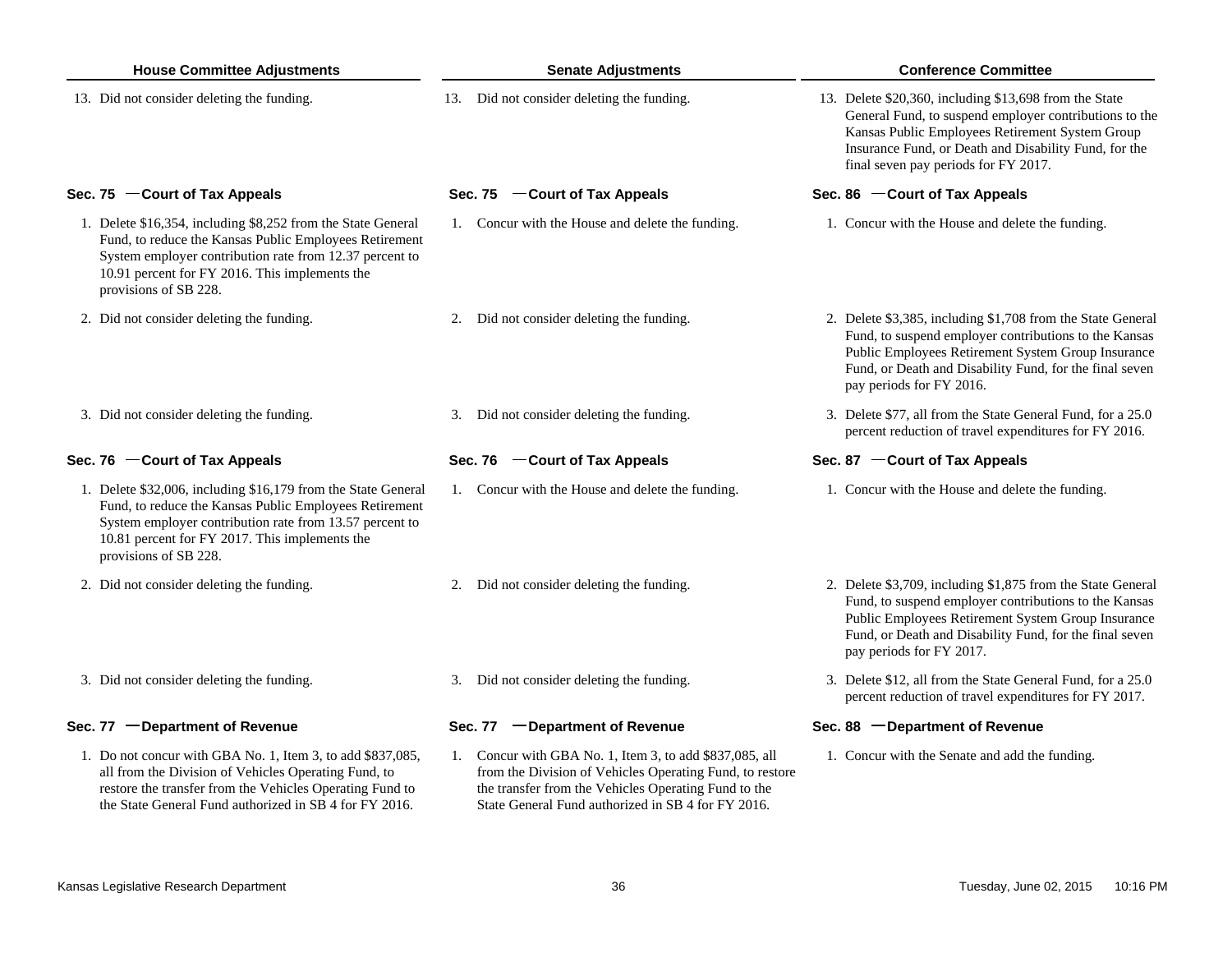| House Committee Adjustments | Senate Adjustments | Conference Committee |
|---|---|---|
| 13. Did not consider deleting the funding. | 13. Did not consider deleting the funding. | 13. Delete $20,360, including $13,698 from the State General Fund, to suspend employer contributions to the Kansas Public Employees Retirement System Group Insurance Fund, or Death and Disability Fund, for the final seven pay periods for FY 2017. |
| **Sec. 75 — Court of Tax Appeals** | **Sec. 75 — Court of Tax Appeals** | **Sec. 86 — Court of Tax Appeals** |
| 1. Delete $16,354, including $8,252 from the State General Fund, to reduce the Kansas Public Employees Retirement System employer contribution rate from 12.37 percent to 10.91 percent for FY 2016. This implements the provisions of SB 228. | 1. Concur with the House and delete the funding. | 1. Concur with the House and delete the funding. |
| 2. Did not consider deleting the funding. | 2. Did not consider deleting the funding. | 2. Delete $3,385, including $1,708 from the State General Fund, to suspend employer contributions to the Kansas Public Employees Retirement System Group Insurance Fund, or Death and Disability Fund, for the final seven pay periods for FY 2016. |
| 3. Did not consider deleting the funding. | 3. Did not consider deleting the funding. | 3. Delete $77, all from the State General Fund, for a 25.0 percent reduction of travel expenditures for FY 2016. |
| **Sec. 76 — Court of Tax Appeals** | **Sec. 76 — Court of Tax Appeals** | **Sec. 87 — Court of Tax Appeals** |
| 1. Delete $32,006, including $16,179 from the State General Fund, to reduce the Kansas Public Employees Retirement System employer contribution rate from 13.57 percent to 10.81 percent for FY 2017. This implements the provisions of SB 228. | 1. Concur with the House and delete the funding. | 1. Concur with the House and delete the funding. |
| 2. Did not consider deleting the funding. | 2. Did not consider deleting the funding. | 2. Delete $3,709, including $1,875 from the State General Fund, to suspend employer contributions to the Kansas Public Employees Retirement System Group Insurance Fund, or Death and Disability Fund, for the final seven pay periods for FY 2017. |
| 3. Did not consider deleting the funding. | 3. Did not consider deleting the funding. | 3. Delete $12, all from the State General Fund, for a 25.0 percent reduction of travel expenditures for FY 2017. |
| **Sec. 77 — Department of Revenue** | **Sec. 77 — Department of Revenue** | **Sec. 88 — Department of Revenue** |
| 1. Do not concur with GBA No. 1, Item 3, to add $837,085, all from the Division of Vehicles Operating Fund, to restore the transfer from the Vehicles Operating Fund to the State General Fund authorized in SB 4 for FY 2016. | 1. Concur with GBA No. 1, Item 3, to add $837,085, all from the Division of Vehicles Operating Fund, to restore the transfer from the Vehicles Operating Fund to the State General Fund authorized in SB 4 for FY 2016. | 1. Concur with the Senate and add the funding. |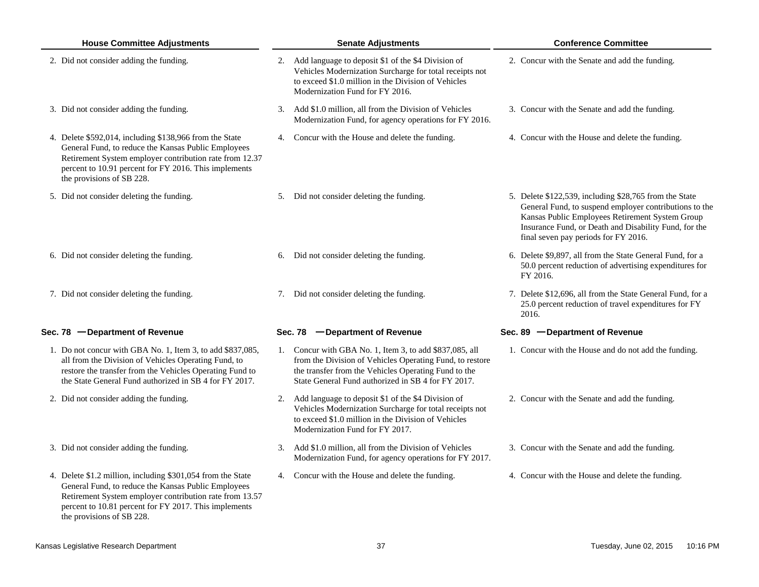| House Committee Adjustments | Senate Adjustments | Conference Committee |
|---|---|---|
| 2. Did not consider adding the funding. | 2. Add language to deposit $1 of the $4 Division of Vehicles Modernization Surcharge for total receipts not to exceed $1.0 million in the Division of Vehicles Modernization Fund for FY 2016. | 2. Concur with the Senate and add the funding. |
| 3. Did not consider adding the funding. | 3. Add $1.0 million, all from the Division of Vehicles Modernization Fund, for agency operations for FY 2016. | 3. Concur with the Senate and add the funding. |
| 4. Delete $592,014, including $138,966 from the State General Fund, to reduce the Kansas Public Employees Retirement System employer contribution rate from 12.37 percent to 10.91 percent for FY 2016. This implements the provisions of SB 228. | 4. Concur with the House and delete the funding. | 4. Concur with the House and delete the funding. |
| 5. Did not consider deleting the funding. | 5. Did not consider deleting the funding. | 5. Delete $122,539, including $28,765 from the State General Fund, to suspend employer contributions to the Kansas Public Employees Retirement System Group Insurance Fund, or Death and Disability Fund, for the final seven pay periods for FY 2016. |
| 6. Did not consider deleting the funding. | 6. Did not consider deleting the funding. | 6. Delete $9,897, all from the State General Fund, for a 50.0 percent reduction of advertising expenditures for FY 2016. |
| 7. Did not consider deleting the funding. | 7. Did not consider deleting the funding. | 7. Delete $12,696, all from the State General Fund, for a 25.0 percent reduction of travel expenditures for FY 2016. |
| **Sec. 78 —Department of Revenue** | **Sec. 78 —Department of Revenue** | **Sec. 89 —Department of Revenue** |
| 1. Do not concur with GBA No. 1, Item 3, to add $837,085, all from the Division of Vehicles Operating Fund, to restore the transfer from the Vehicles Operating Fund to the State General Fund authorized in SB 4 for FY 2017. | 1. Concur with GBA No. 1, Item 3, to add $837,085, all from the Division of Vehicles Operating Fund, to restore the transfer from the Vehicles Operating Fund to the State General Fund authorized in SB 4 for FY 2017. | 1. Concur with the House and do not add the funding. |
| 2. Did not consider adding the funding. | 2. Add language to deposit $1 of the $4 Division of Vehicles Modernization Surcharge for total receipts not to exceed $1.0 million in the Division of Vehicles Modernization Fund for FY 2017. | 2. Concur with the Senate and add the funding. |
| 3. Did not consider adding the funding. | 3. Add $1.0 million, all from the Division of Vehicles Modernization Fund, for agency operations for FY 2017. | 3. Concur with the Senate and add the funding. |
| 4. Delete $1.2 million, including $301,054 from the State General Fund, to reduce the Kansas Public Employees Retirement System employer contribution rate from 13.57 percent to 10.81 percent for FY 2017. This implements the provisions of SB 228. | 4. Concur with the House and delete the funding. | 4. Concur with the House and delete the funding. |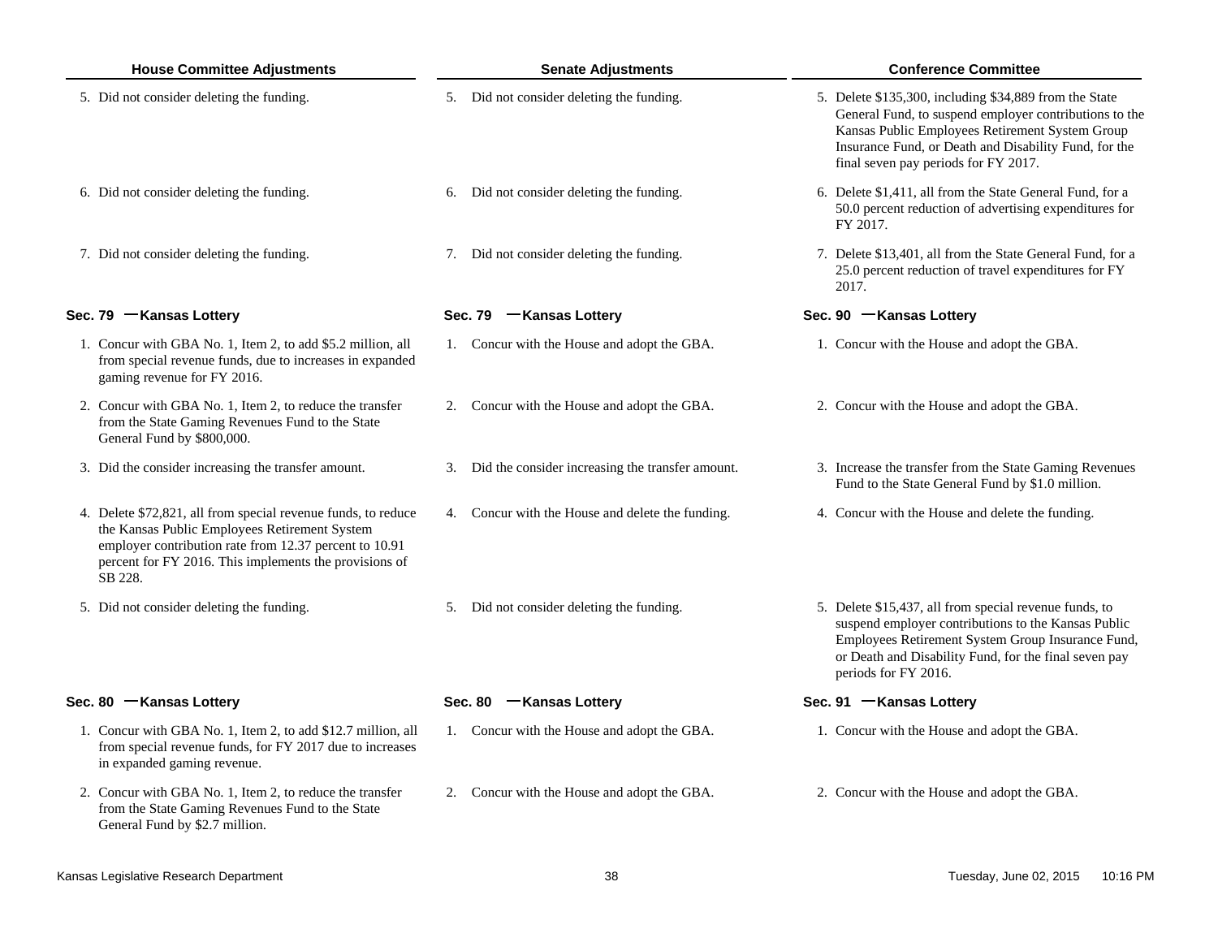| House Committee Adjustments | Senate Adjustments | Conference Committee |
|---|---|---|
| 5. Did not consider deleting the funding. | 5. Did not consider deleting the funding. | 5. Delete $135,300, including $34,889 from the State General Fund, to suspend employer contributions to the Kansas Public Employees Retirement System Group Insurance Fund, or Death and Disability Fund, for the final seven pay periods for FY 2017. |
| 6. Did not consider deleting the funding. | 6. Did not consider deleting the funding. | 6. Delete $1,411, all from the State General Fund, for a 50.0 percent reduction of advertising expenditures for FY 2017. |
| 7. Did not consider deleting the funding. | 7. Did not consider deleting the funding. | 7. Delete $13,401, all from the State General Fund, for a 25.0 percent reduction of travel expenditures for FY 2017. |
| **Sec. 79 — Kansas Lottery** | **Sec. 79 — Kansas Lottery** | **Sec. 90 — Kansas Lottery** |
| 1. Concur with GBA No. 1, Item 2, to add $5.2 million, all from special revenue funds, due to increases in expanded gaming revenue for FY 2016. | 1. Concur with the House and adopt the GBA. | 1. Concur with the House and adopt the GBA. |
| 2. Concur with GBA No. 1, Item 2, to reduce the transfer from the State Gaming Revenues Fund to the State General Fund by $800,000. | 2. Concur with the House and adopt the GBA. | 2. Concur with the House and adopt the GBA. |
| 3. Did the consider increasing the transfer amount. | 3. Did the consider increasing the transfer amount. | 3. Increase the transfer from the State Gaming Revenues Fund to the State General Fund by $1.0 million. |
| 4. Delete $72,821, all from special revenue funds, to reduce the Kansas Public Employees Retirement System employer contribution rate from 12.37 percent to 10.91 percent for FY 2016. This implements the provisions of SB 228. | 4. Concur with the House and delete the funding. | 4. Concur with the House and delete the funding. |
| 5. Did not consider deleting the funding. | 5. Did not consider deleting the funding. | 5. Delete $15,437, all from special revenue funds, to suspend employer contributions to the Kansas Public Employees Retirement System Group Insurance Fund, or Death and Disability Fund, for the final seven pay periods for FY 2016. |
| **Sec. 80 — Kansas Lottery** | **Sec. 80 — Kansas Lottery** | **Sec. 91 — Kansas Lottery** |
| 1. Concur with GBA No. 1, Item 2, to add $12.7 million, all from special revenue funds, for FY 2017 due to increases in expanded gaming revenue. | 1. Concur with the House and adopt the GBA. | 1. Concur with the House and adopt the GBA. |
| 2. Concur with GBA No. 1, Item 2, to reduce the transfer from the State Gaming Revenues Fund to the State General Fund by $2.7 million. | 2. Concur with the House and adopt the GBA. | 2. Concur with the House and adopt the GBA. |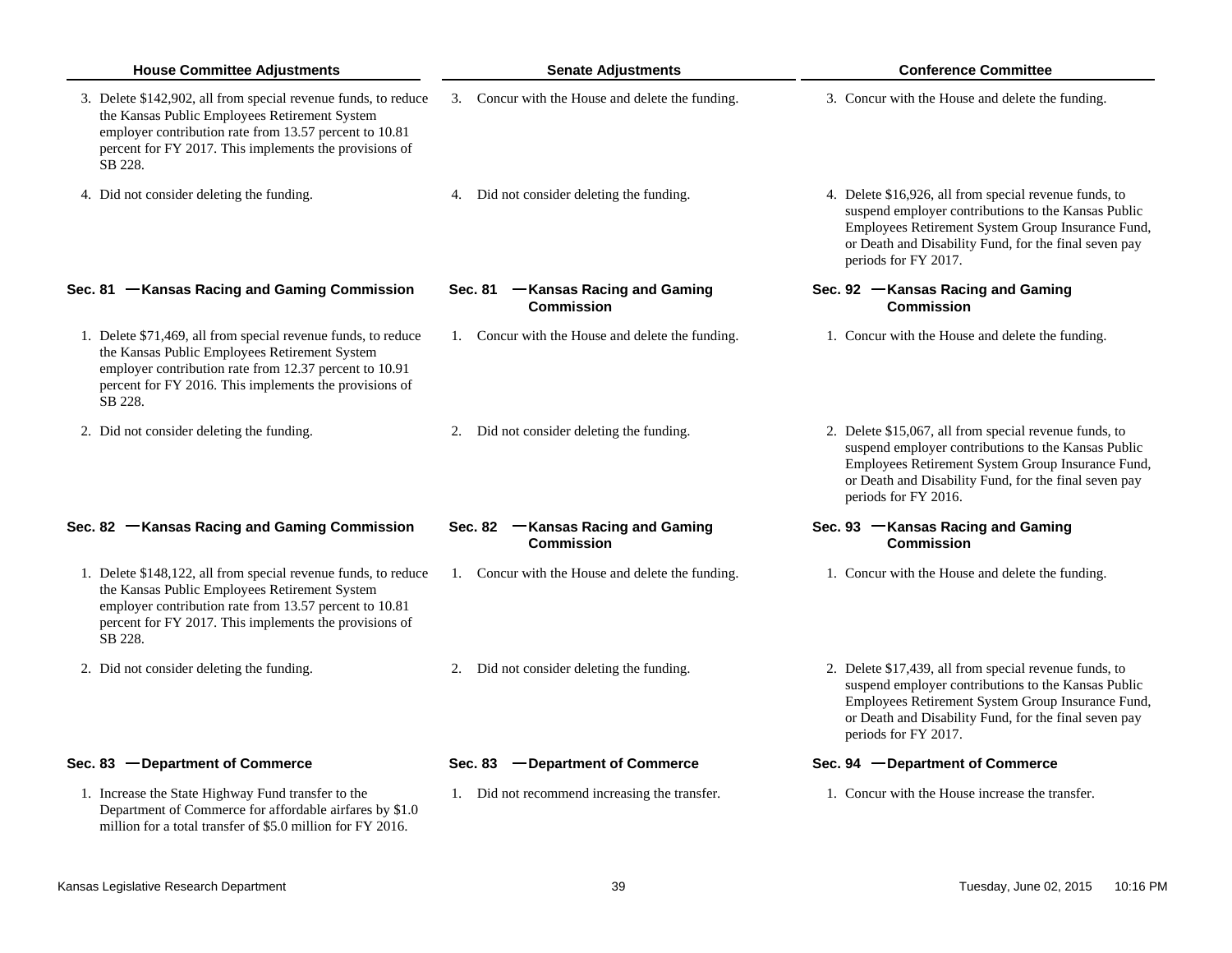| House Committee Adjustments | Senate Adjustments | Conference Committee |
|---|---|---|
| 3. Delete $142,902, all from special revenue funds, to reduce the Kansas Public Employees Retirement System employer contribution rate from 13.57 percent to 10.81 percent for FY 2017. This implements the provisions of SB 228. | 3. Concur with the House and delete the funding. | 3. Concur with the House and delete the funding. |
| 4. Did not consider deleting the funding. | 4. Did not consider deleting the funding. | 4. Delete $16,926, all from special revenue funds, to suspend employer contributions to the Kansas Public Employees Retirement System Group Insurance Fund, or Death and Disability Fund, for the final seven pay periods for FY 2017. |
| **Sec. 81 —Kansas Racing and Gaming Commission** | **Sec. 81 —Kansas Racing and Gaming Commission** | **Sec. 92 —Kansas Racing and Gaming Commission** |
| 1. Delete $71,469, all from special revenue funds, to reduce the Kansas Public Employees Retirement System employer contribution rate from 12.37 percent to 10.91 percent for FY 2016. This implements the provisions of SB 228. | 1. Concur with the House and delete the funding. | 1. Concur with the House and delete the funding. |
| 2. Did not consider deleting the funding. | 2. Did not consider deleting the funding. | 2. Delete $15,067, all from special revenue funds, to suspend employer contributions to the Kansas Public Employees Retirement System Group Insurance Fund, or Death and Disability Fund, for the final seven pay periods for FY 2016. |
| **Sec. 82 —Kansas Racing and Gaming Commission** | **Sec. 82 —Kansas Racing and Gaming Commission** | **Sec. 93 —Kansas Racing and Gaming Commission** |
| 1. Delete $148,122, all from special revenue funds, to reduce the Kansas Public Employees Retirement System employer contribution rate from 13.57 percent to 10.81 percent for FY 2017. This implements the provisions of SB 228. | 1. Concur with the House and delete the funding. | 1. Concur with the House and delete the funding. |
| 2. Did not consider deleting the funding. | 2. Did not consider deleting the funding. | 2. Delete $17,439, all from special revenue funds, to suspend employer contributions to the Kansas Public Employees Retirement System Group Insurance Fund, or Death and Disability Fund, for the final seven pay periods for FY 2017. |
| **Sec. 83 —Department of Commerce** | **Sec. 83 —Department of Commerce** | **Sec. 94 —Department of Commerce** |
| 1. Increase the State Highway Fund transfer to the Department of Commerce for affordable airfares by $1.0 million for a total transfer of $5.0 million for FY 2016. | 1. Did not recommend increasing the transfer. | 1. Concur with the House increase the transfer. |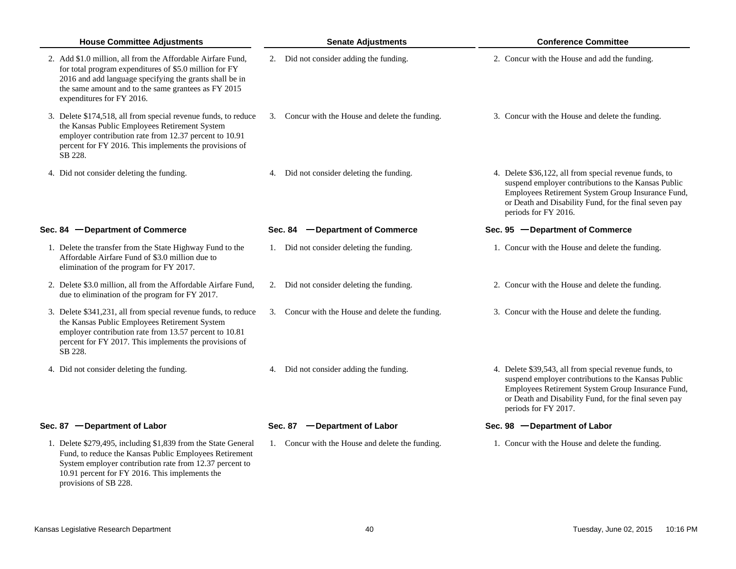| House Committee Adjustments | Senate Adjustments | Conference Committee |
|---|---|---|
| 2. Add $1.0 million, all from the Affordable Airfare Fund, for total program expenditures of $5.0 million for FY 2016 and add language specifying the grants shall be in the same amount and to the same grantees as FY 2015 expenditures for FY 2016. | 2. Did not consider adding the funding. | 2. Concur with the House and add the funding. |
| 3. Delete $174,518, all from special revenue funds, to reduce the Kansas Public Employees Retirement System employer contribution rate from 12.37 percent to 10.91 percent for FY 2016. This implements the provisions of SB 228. | 3. Concur with the House and delete the funding. | 3. Concur with the House and delete the funding. |
| 4. Did not consider deleting the funding. | 4. Did not consider deleting the funding. | 4. Delete $36,122, all from special revenue funds, to suspend employer contributions to the Kansas Public Employees Retirement System Group Insurance Fund, or Death and Disability Fund, for the final seven pay periods for FY 2016. |
| **Sec. 84 —Department of Commerce** | **Sec. 84 —Department of Commerce** | **Sec. 95 —Department of Commerce** |
| 1. Delete the transfer from the State Highway Fund to the Affordable Airfare Fund of $3.0 million due to elimination of the program for FY 2017. | 1. Did not consider deleting the funding. | 1. Concur with the House and delete the funding. |
| 2. Delete $3.0 million, all from the Affordable Airfare Fund, due to elimination of the program for FY 2017. | 2. Did not consider deleting the funding. | 2. Concur with the House and delete the funding. |
| 3. Delete $341,231, all from special revenue funds, to reduce the Kansas Public Employees Retirement System employer contribution rate from 13.57 percent to 10.81 percent for FY 2017. This implements the provisions of SB 228. | 3. Concur with the House and delete the funding. | 3. Concur with the House and delete the funding. |
| 4. Did not consider deleting the funding. | 4. Did not consider adding the funding. | 4. Delete $39,543, all from special revenue funds, to suspend employer contributions to the Kansas Public Employees Retirement System Group Insurance Fund, or Death and Disability Fund, for the final seven pay periods for FY 2017. |
| **Sec. 87 —Department of Labor** | **Sec. 87 —Department of Labor** | **Sec. 98 —Department of Labor** |
| 1. Delete $279,495, including $1,839 from the State General Fund, to reduce the Kansas Public Employees Retirement System employer contribution rate from 12.37 percent to 10.91 percent for FY 2016. This implements the provisions of SB 228. | 1. Concur with the House and delete the funding. | 1. Concur with the House and delete the funding. |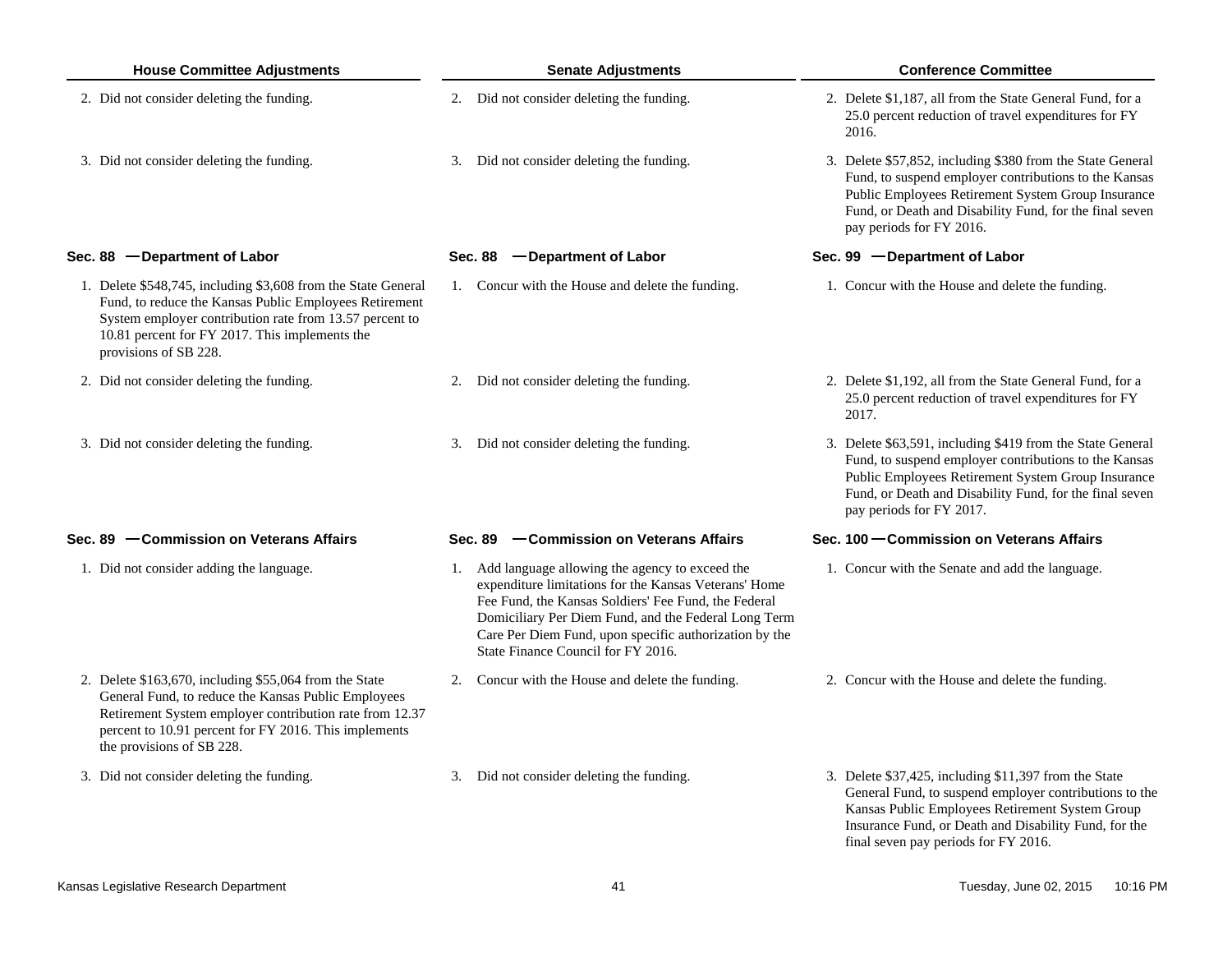| House Committee Adjustments | Senate Adjustments | Conference Committee |
|---|---|---|
| 2. Did not consider deleting the funding. | 2. Did not consider deleting the funding. | 2. Delete $1,187, all from the State General Fund, for a 25.0 percent reduction of travel expenditures for FY 2016. |
| 3. Did not consider deleting the funding. | 3. Did not consider deleting the funding. | 3. Delete $57,852, including $380 from the State General Fund, to suspend employer contributions to the Kansas Public Employees Retirement System Group Insurance Fund, or Death and Disability Fund, for the final seven pay periods for FY 2016. |
| **Sec. 88 —Department of Labor** | **Sec. 88 —Department of Labor** | **Sec. 99 —Department of Labor** |
| 1. Delete $548,745, including $3,608 from the State General Fund, to reduce the Kansas Public Employees Retirement System employer contribution rate from 13.57 percent to 10.81 percent for FY 2017. This implements the provisions of SB 228. | 1. Concur with the House and delete the funding. | 1. Concur with the House and delete the funding. |
| 2. Did not consider deleting the funding. | 2. Did not consider deleting the funding. | 2. Delete $1,192, all from the State General Fund, for a 25.0 percent reduction of travel expenditures for FY 2017. |
| 3. Did not consider deleting the funding. | 3. Did not consider deleting the funding. | 3. Delete $63,591, including $419 from the State General Fund, to suspend employer contributions to the Kansas Public Employees Retirement System Group Insurance Fund, or Death and Disability Fund, for the final seven pay periods for FY 2017. |
| **Sec. 89 —Commission on Veterans Affairs** | **Sec. 89 —Commission on Veterans Affairs** | **Sec. 100 —Commission on Veterans Affairs** |
| 1. Did not consider adding the language. | 1. Add language allowing the agency to exceed the expenditure limitations for the Kansas Veterans' Home Fee Fund, the Kansas Soldiers' Fee Fund, the Federal Domiciliary Per Diem Fund, and the Federal Long Term Care Per Diem Fund, upon specific authorization by the State Finance Council for FY 2016. | 1. Concur with the Senate and add the language. |
| 2. Delete $163,670, including $55,064 from the State General Fund, to reduce the Kansas Public Employees Retirement System employer contribution rate from 12.37 percent to 10.91 percent for FY 2016. This implements the provisions of SB 228. | 2. Concur with the House and delete the funding. | 2. Concur with the House and delete the funding. |
| 3. Did not consider deleting the funding. | 3. Did not consider deleting the funding. | 3. Delete $37,425, including $11,397 from the State General Fund, to suspend employer contributions to the Kansas Public Employees Retirement System Group Insurance Fund, or Death and Disability Fund, for the final seven pay periods for FY 2016. |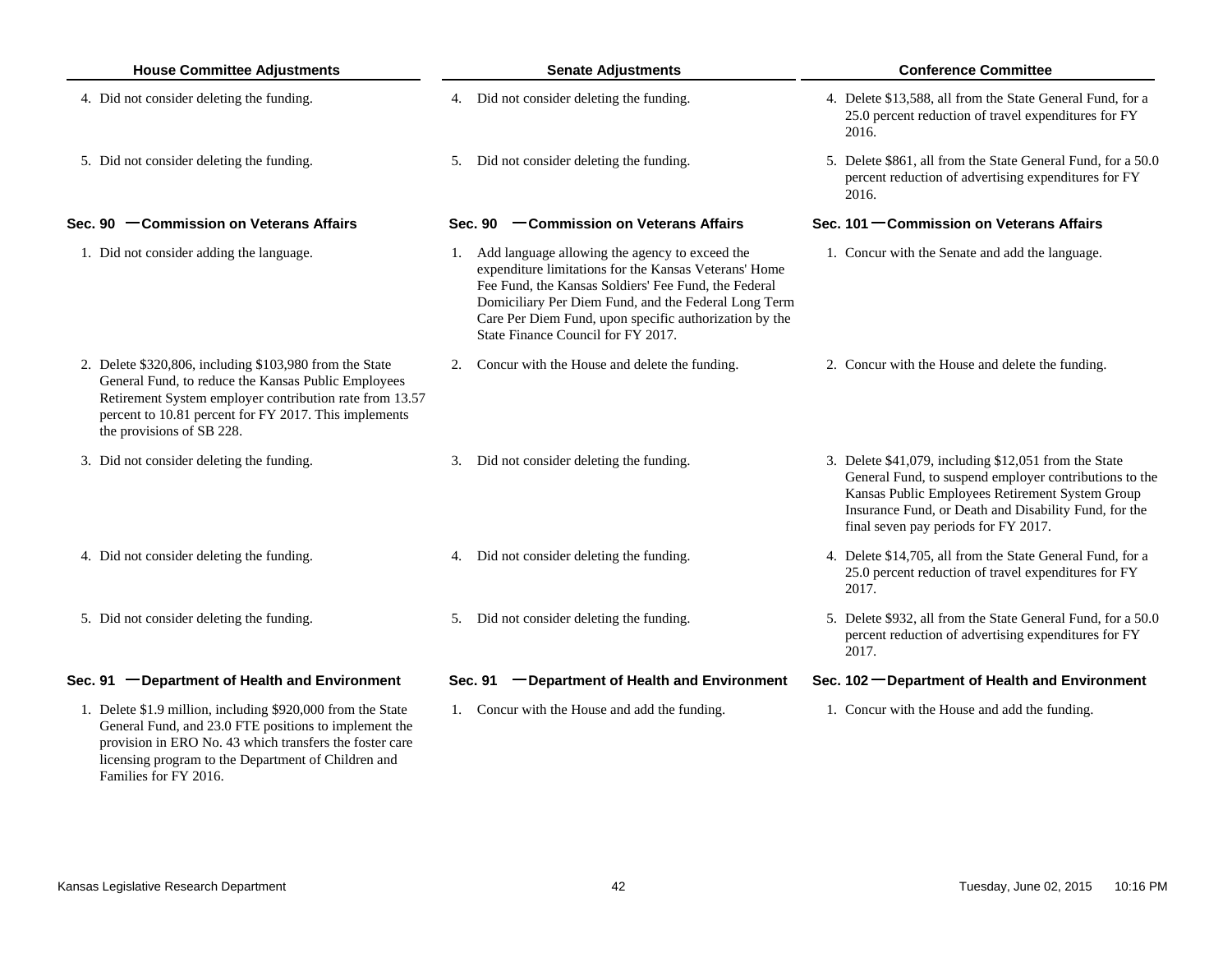| House Committee Adjustments | Senate Adjustments | Conference Committee |
| --- | --- | --- |
| 4. Did not consider deleting the funding. | 4. Did not consider deleting the funding. | 4. Delete $13,588, all from the State General Fund, for a 25.0 percent reduction of travel expenditures for FY 2016. |
| 5. Did not consider deleting the funding. | 5. Did not consider deleting the funding. | 5. Delete $861, all from the State General Fund, for a 50.0 percent reduction of advertising expenditures for FY 2016. |
| **Sec. 90 — Commission on Veterans Affairs** | **Sec. 90 — Commission on Veterans Affairs** | **Sec. 101 — Commission on Veterans Affairs** |
| 1. Did not consider adding the language. | 1. Add language allowing the agency to exceed the expenditure limitations for the Kansas Veterans' Home Fee Fund, the Kansas Soldiers' Fee Fund, the Federal Domiciliary Per Diem Fund, and the Federal Long Term Care Per Diem Fund, upon specific authorization by the State Finance Council for FY 2017. | 1. Concur with the Senate and add the language. |
| 2. Delete $320,806, including $103,980 from the State General Fund, to reduce the Kansas Public Employees Retirement System employer contribution rate from 13.57 percent to 10.81 percent for FY 2017. This implements the provisions of SB 228. | 2. Concur with the House and delete the funding. | 2. Concur with the House and delete the funding. |
| 3. Did not consider deleting the funding. | 3. Did not consider deleting the funding. | 3. Delete $41,079, including $12,051 from the State General Fund, to suspend employer contributions to the Kansas Public Employees Retirement System Group Insurance Fund, or Death and Disability Fund, for the final seven pay periods for FY 2017. |
| 4. Did not consider deleting the funding. | 4. Did not consider deleting the funding. | 4. Delete $14,705, all from the State General Fund, for a 25.0 percent reduction of travel expenditures for FY 2017. |
| 5. Did not consider deleting the funding. | 5. Did not consider deleting the funding. | 5. Delete $932, all from the State General Fund, for a 50.0 percent reduction of advertising expenditures for FY 2017. |
| **Sec. 91 — Department of Health and Environment** | **Sec. 91 — Department of Health and Environment** | **Sec. 102 — Department of Health and Environment** |
| 1. Delete $1.9 million, including $920,000 from the State General Fund, and 23.0 FTE positions to implement the provision in ERO No. 43 which transfers the foster care licensing program to the Department of Children and Families for FY 2016. | 1. Concur with the House and add the funding. | 1. Concur with the House and add the funding. |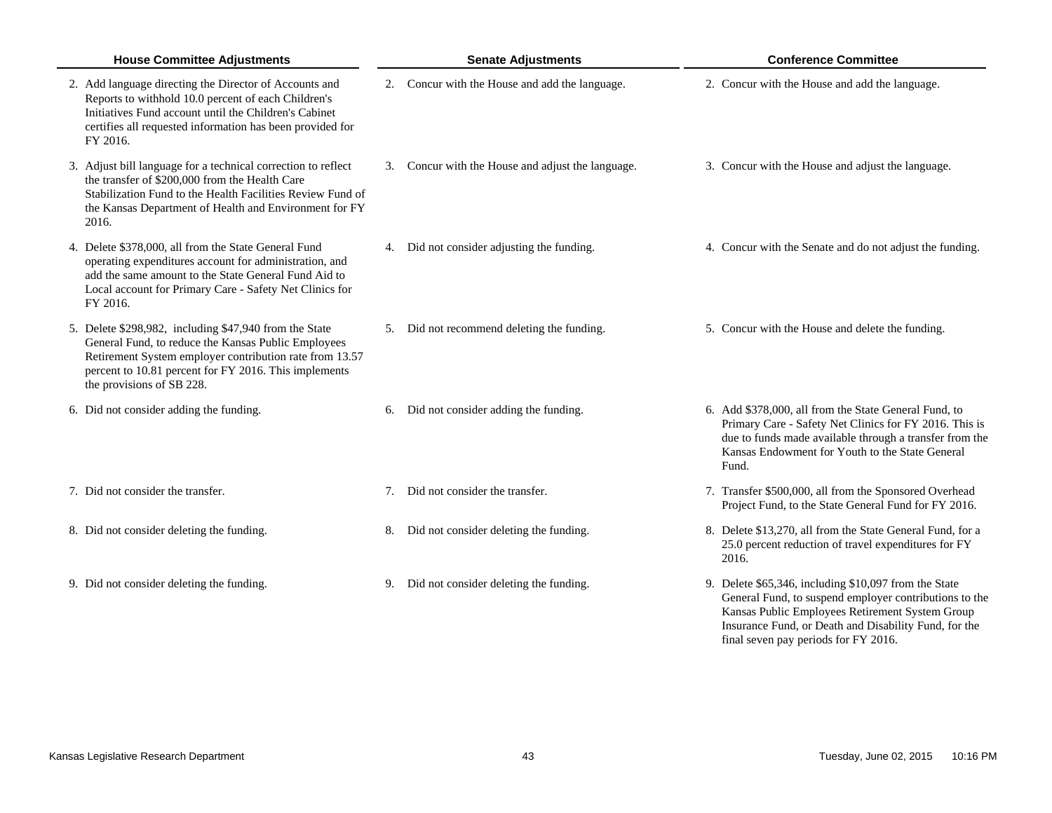| House Committee Adjustments | Senate Adjustments | Conference Committee |
|---|---|---|
| 2. Add language directing the Director of Accounts and Reports to withhold 10.0 percent of each Children's Initiatives Fund account until the Children's Cabinet certifies all requested information has been provided for FY 2016. | 2. Concur with the House and add the language. | 2. Concur with the House and add the language. |
| 3. Adjust bill language for a technical correction to reflect the transfer of $200,000 from the Health Care Stabilization Fund to the Health Facilities Review Fund of the Kansas Department of Health and Environment for FY 2016. | 3. Concur with the House and adjust the language. | 3. Concur with the House and adjust the language. |
| 4. Delete $378,000, all from the State General Fund operating expenditures account for administration, and add the same amount to the State General Fund Aid to Local account for Primary Care - Safety Net Clinics for FY 2016. | 4. Did not consider adjusting the funding. | 4. Concur with the Senate and do not adjust the funding. |
| 5. Delete $298,982, including $47,940 from the State General Fund, to reduce the Kansas Public Employees Retirement System employer contribution rate from 13.57 percent to 10.81 percent for FY 2016. This implements the provisions of SB 228. | 5. Did not recommend deleting the funding. | 5. Concur with the House and delete the funding. |
| 6. Did not consider adding the funding. | 6. Did not consider adding the funding. | 6. Add $378,000, all from the State General Fund, to Primary Care - Safety Net Clinics for FY 2016. This is due to funds made available through a transfer from the Kansas Endowment for Youth to the State General Fund. |
| 7. Did not consider the transfer. | 7. Did not consider the transfer. | 7. Transfer $500,000, all from the Sponsored Overhead Project Fund, to the State General Fund for FY 2016. |
| 8. Did not consider deleting the funding. | 8. Did not consider deleting the funding. | 8. Delete $13,270, all from the State General Fund, for a 25.0 percent reduction of travel expenditures for FY 2016. |
| 9. Did not consider deleting the funding. | 9. Did not consider deleting the funding. | 9. Delete $65,346, including $10,097 from the State General Fund, to suspend employer contributions to the Kansas Public Employees Retirement System Group Insurance Fund, or Death and Disability Fund, for the final seven pay periods for FY 2016. |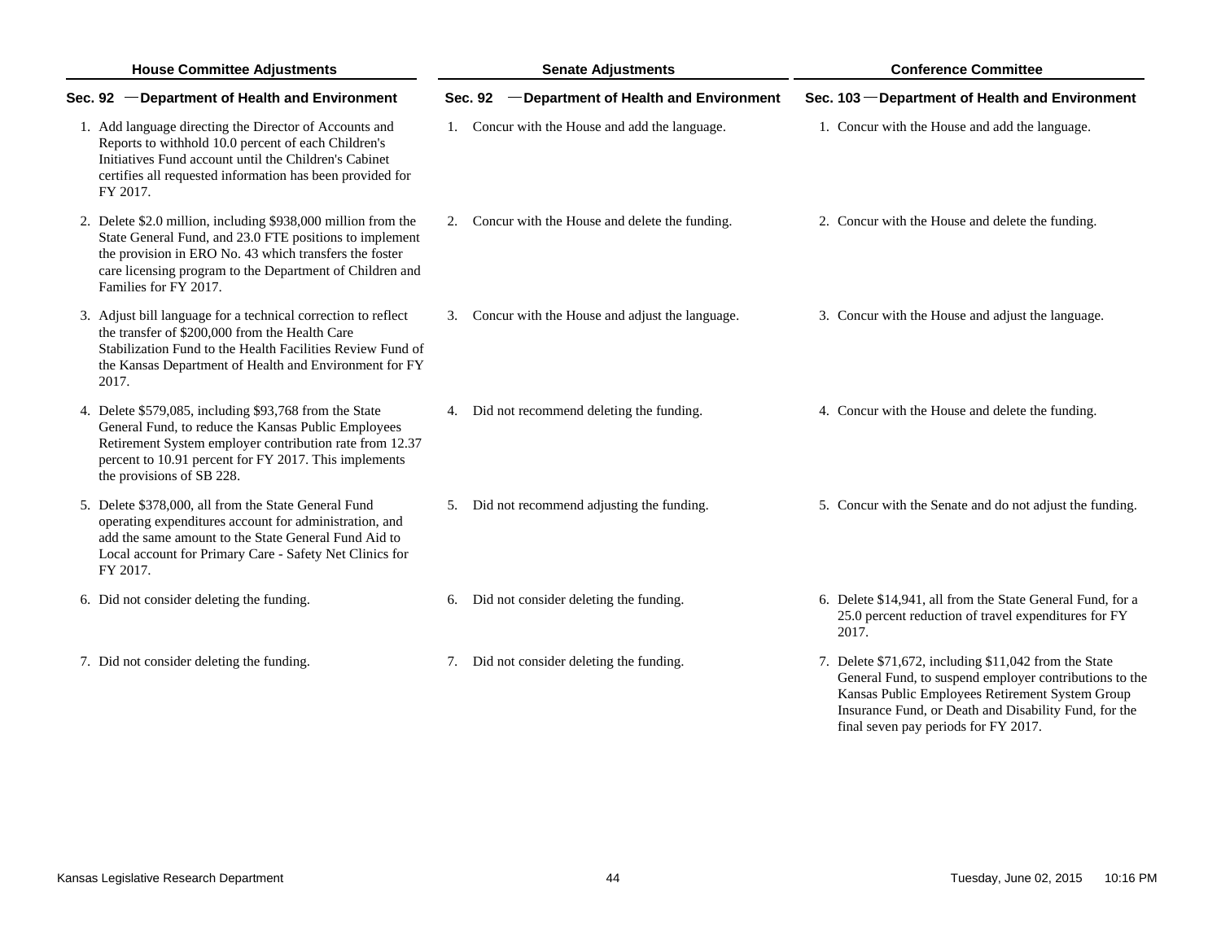| House Committee Adjustments | Senate Adjustments | Conference Committee |
|---|---|---|
| **Sec. 92 —Department of Health and Environment** | **Sec. 92 —Department of Health and Environment** | **Sec. 103 —Department of Health and Environment** |
| 1. Add language directing the Director of Accounts and Reports to withhold 10.0 percent of each Children's Initiatives Fund account until the Children's Cabinet certifies all requested information has been provided for FY 2017. | 1. Concur with the House and add the language. | 1. Concur with the House and add the language. |
| 2. Delete $2.0 million, including $938,000 million from the State General Fund, and 23.0 FTE positions to implement the provision in ERO No. 43 which transfers the foster care licensing program to the Department of Children and Families for FY 2017. | 2. Concur with the House and delete the funding. | 2. Concur with the House and delete the funding. |
| 3. Adjust bill language for a technical correction to reflect the transfer of $200,000 from the Health Care Stabilization Fund to the Health Facilities Review Fund of the Kansas Department of Health and Environment for FY 2017. | 3. Concur with the House and adjust the language. | 3. Concur with the House and adjust the language. |
| 4. Delete $579,085, including $93,768 from the State General Fund, to reduce the Kansas Public Employees Retirement System employer contribution rate from 12.37 percent to 10.91 percent for FY 2017. This implements the provisions of SB 228. | 4. Did not recommend deleting the funding. | 4. Concur with the House and delete the funding. |
| 5. Delete $378,000, all from the State General Fund operating expenditures account for administration, and add the same amount to the State General Fund Aid to Local account for Primary Care - Safety Net Clinics for FY 2017. | 5. Did not recommend adjusting the funding. | 5. Concur with the Senate and do not adjust the funding. |
| 6. Did not consider deleting the funding. | 6. Did not consider deleting the funding. | 6. Delete $14,941, all from the State General Fund, for a 25.0 percent reduction of travel expenditures for FY 2017. |
| 7. Did not consider deleting the funding. | 7. Did not consider deleting the funding. | 7. Delete $71,672, including $11,042 from the State General Fund, to suspend employer contributions to the Kansas Public Employees Retirement System Group Insurance Fund, or Death and Disability Fund, for the final seven pay periods for FY 2017. |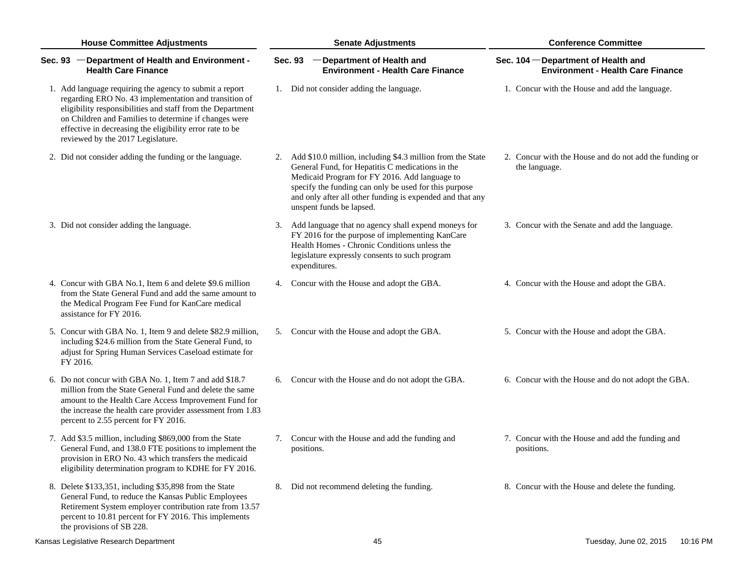| House Committee Adjustments | Senate Adjustments | Conference Committee |
|---|---|---|
| **Sec. 93 — Department of Health and Environment - Health Care Finance** | **Sec. 93 — Department of Health and Environment - Health Care Finance** | **Sec. 104 — Department of Health and Environment - Health Care Finance** |
| 1. Add language requiring the agency to submit a report regarding ERO No. 43 implementation and transition of eligibility responsibilities and staff from the Department on Children and Families to determine if changes were effective in decreasing the eligibility error rate to be reviewed by the 2017 Legislature. | 1. Did not consider adding the language. | 1. Concur with the House and add the language. |
| 2. Did not consider adding the funding or the language. | 2. Add $10.0 million, including $4.3 million from the State General Fund, for Hepatitis C medications in the Medicaid Program for FY 2016. Add language to specify the funding can only be used for this purpose and only after all other funding is expended and that any unspent funds be lapsed. | 2. Concur with the House and do not add the funding or the language. |
| 3. Did not consider adding the language. | 3. Add language that no agency shall expend moneys for FY 2016 for the purpose of implementing KanCare Health Homes - Chronic Conditions unless the legislature expressly consents to such program expenditures. | 3. Concur with the Senate and add the language. |
| 4. Concur with GBA No.1, Item 6 and delete $9.6 million from the State General Fund and add the same amount to the Medical Program Fee Fund for KanCare medical assistance for FY 2016. | 4. Concur with the House and adopt the GBA. | 4. Concur with the House and adopt the GBA. |
| 5. Concur with GBA No. 1, Item 9 and delete $82.9 million, including $24.6 million from the State General Fund, to adjust for Spring Human Services Caseload estimate for FY 2016. | 5. Concur with the House and adopt the GBA. | 5. Concur with the House and adopt the GBA. |
| 6. Do not concur with GBA No. 1, Item 7 and add $18.7 million from the State General Fund and delete the same amount to the Health Care Access Improvement Fund for the increase the health care provider assessment from 1.83 percent to 2.55 percent for FY 2016. | 6. Concur with the House and do not adopt the GBA. | 6. Concur with the House and do not adopt the GBA. |
| 7. Add $3.5 million, including $869,000 from the State General Fund, and 138.0 FTE positions to implement the provision in ERO No. 43 which transfers the medicaid eligibility determination program to KDHE for FY 2016. | 7. Concur with the House and add the funding and positions. | 7. Concur with the House and add the funding and positions. |
| 8. Delete $133,351, including $35,898 from the State General Fund, to reduce the Kansas Public Employees Retirement System employer contribution rate from 13.57 percent to 10.81 percent for FY 2016. This implements the provisions of SB 228. | 8. Did not recommend deleting the funding. | 8. Concur with the House and delete the funding. |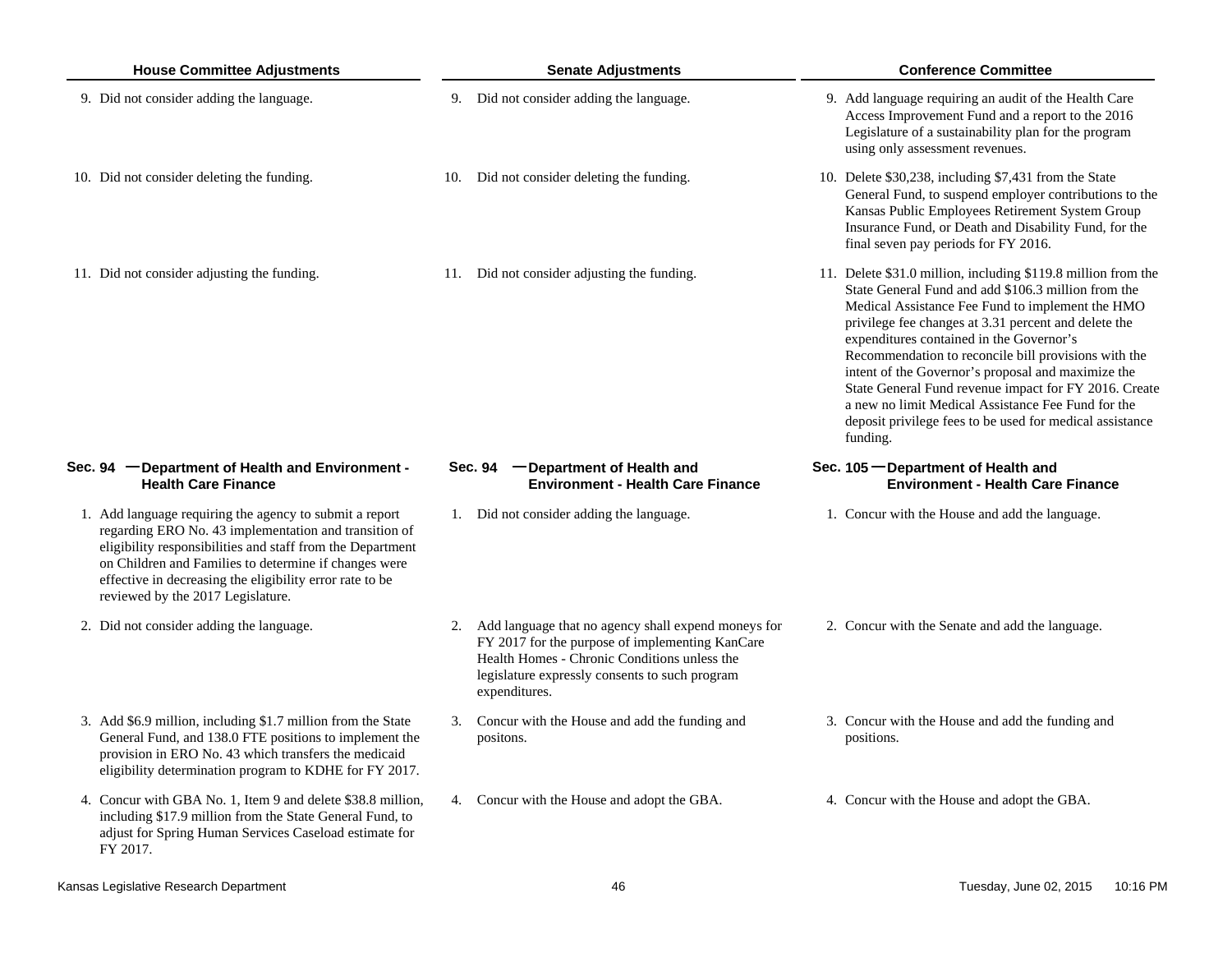| House Committee Adjustments | Senate Adjustments | Conference Committee |
|---|---|---|
| 9. Did not consider adding the language. | 9. Did not consider adding the language. | 9. Add language requiring an audit of the Health Care Access Improvement Fund and a report to the 2016 Legislature of a sustainability plan for the program using only assessment revenues. |
| 10. Did not consider deleting the funding. | 10. Did not consider deleting the funding. | 10. Delete $30,238, including $7,431 from the State General Fund, to suspend employer contributions to the Kansas Public Employees Retirement System Group Insurance Fund, or Death and Disability Fund, for the final seven pay periods for FY 2016. |
| 11. Did not consider adjusting the funding. | 11. Did not consider adjusting the funding. | 11. Delete $31.0 million, including $119.8 million from the State General Fund and add $106.3 million from the Medical Assistance Fee Fund to implement the HMO privilege fee changes at 3.31 percent and delete the expenditures contained in the Governor's Recommendation to reconcile bill provisions with the intent of the Governor's proposal and maximize the State General Fund revenue impact for FY 2016. Create a new no limit Medical Assistance Fee Fund for the deposit privilege fees to be used for medical assistance funding. |
| **Sec. 94 — Department of Health and Environment - Health Care Finance** | **Sec. 94 — Department of Health and Environment - Health Care Finance** | **Sec. 105 — Department of Health and Environment - Health Care Finance** |
| 1. Add language requiring the agency to submit a report regarding ERO No. 43 implementation and transition of eligibility responsibilities and staff from the Department on Children and Families to determine if changes were effective in decreasing the eligibility error rate to be reviewed by the 2017 Legislature. | 1. Did not consider adding the language. | 1. Concur with the House and add the language. |
| 2. Did not consider adding the language. | 2. Add language that no agency shall expend moneys for FY 2017 for the purpose of implementing KanCare Health Homes - Chronic Conditions unless the legislature expressly consents to such program expenditures. | 2. Concur with the Senate and add the language. |
| 3. Add $6.9 million, including $1.7 million from the State General Fund, and 138.0 FTE positions to implement the provision in ERO No. 43 which transfers the medicaid eligibility determination program to KDHE for FY 2017. | 3. Concur with the House and add the funding and positons. | 3. Concur with the House and add the funding and positions. |
| 4. Concur with GBA No. 1, Item 9 and delete $38.8 million, including $17.9 million from the State General Fund, to adjust for Spring Human Services Caseload estimate for FY 2017. | 4. Concur with the House and adopt the GBA. | 4. Concur with the House and adopt the GBA. |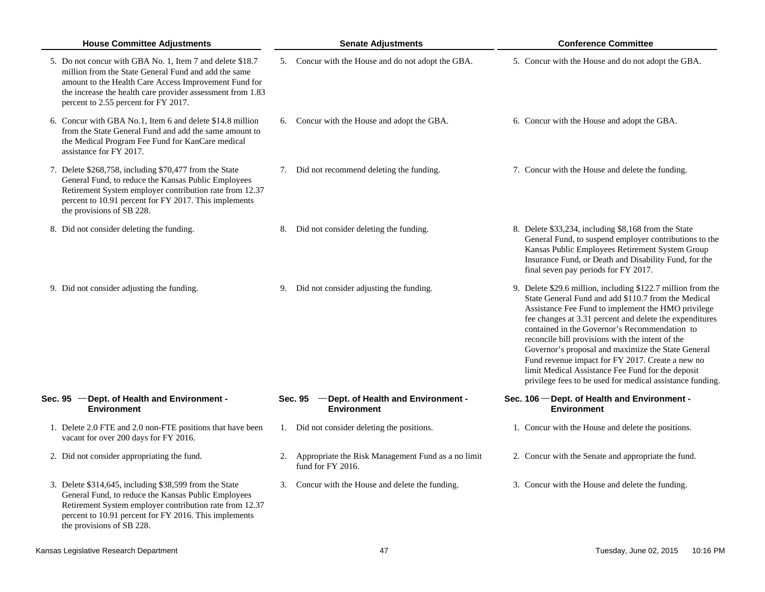| House Committee Adjustments | Senate Adjustments | Conference Committee |
|---|---|---|
| 5. Do not concur with GBA No. 1, Item 7 and delete $18.7 million from the State General Fund and add the same amount to the Health Care Access Improvement Fund for the increase the health care provider assessment from 1.83 percent to 2.55 percent for FY 2017. | 5. Concur with the House and do not adopt the GBA. | 5. Concur with the House and do not adopt the GBA. |
| 6. Concur with GBA No.1, Item 6 and delete $14.8 million from the State General Fund and add the same amount to the Medical Program Fee Fund for KanCare medical assistance for FY 2017. | 6. Concur with the House and adopt the GBA. | 6. Concur with the House and adopt the GBA. |
| 7. Delete $268,758, including $70,477 from the State General Fund, to reduce the Kansas Public Employees Retirement System employer contribution rate from 12.37 percent to 10.91 percent for FY 2017. This implements the provisions of SB 228. | 7. Did not recommend deleting the funding. | 7. Concur with the House and delete the funding. |
| 8. Did not consider deleting the funding. | 8. Did not consider deleting the funding. | 8. Delete $33,234, including $8,168 from the State General Fund, to suspend employer contributions to the Kansas Public Employees Retirement System Group Insurance Fund, or Death and Disability Fund, for the final seven pay periods for FY 2017. |
| 9. Did not consider adjusting the funding. | 9. Did not consider adjusting the funding. | 9. Delete $29.6 million, including $122.7 million from the State General Fund and add $110.7 from the Medical Assistance Fee Fund to implement the HMO privilege fee changes at 3.31 percent and delete the expenditures contained in the Governor's Recommendation to reconcile bill provisions with the intent of the Governor's proposal and maximize the State General Fund revenue impact for FY 2017. Create a new no limit Medical Assistance Fee Fund for the deposit privilege fees to be used for medical assistance funding. |
| **Sec. 95 — Dept. of Health and Environment - Environment** | **Sec. 95 — Dept. of Health and Environment - Environment** | **Sec. 106 — Dept. of Health and Environment - Environment** |
| 1. Delete 2.0 FTE and 2.0 non-FTE positions that have been vacant for over 200 days for FY 2016. | 1. Did not consider deleting the positions. | 1. Concur with the House and delete the positions. |
| 2. Did not consider appropriating the fund. | 2. Appropriate the Risk Management Fund as a no limit fund for FY 2016. | 2. Concur with the Senate and appropriate the fund. |
| 3. Delete $314,645, including $38,599 from the State General Fund, to reduce the Kansas Public Employees Retirement System employer contribution rate from 12.37 percent to 10.91 percent for FY 2016. This implements the provisions of SB 228. | 3. Concur with the House and delete the funding. | 3. Concur with the House and delete the funding. |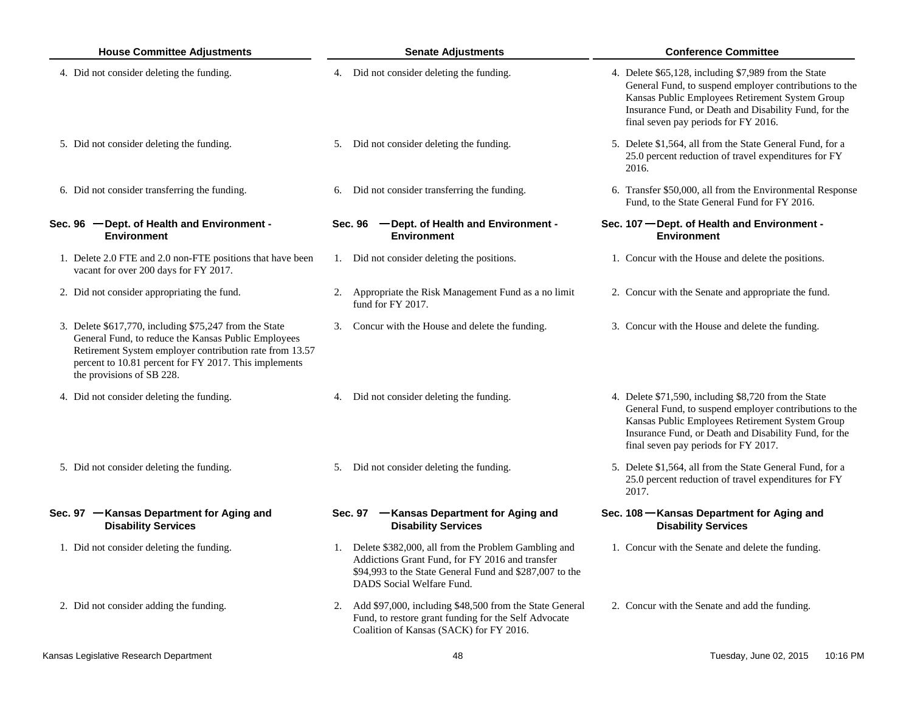| House Committee Adjustments | Senate Adjustments | Conference Committee |
|---|---|---|
| 4. Did not consider deleting the funding. | 4. Did not consider deleting the funding. | 4. Delete $65,128, including $7,989 from the State General Fund, to suspend employer contributions to the Kansas Public Employees Retirement System Group Insurance Fund, or Death and Disability Fund, for the final seven pay periods for FY 2016. |
| 5. Did not consider deleting the funding. | 5. Did not consider deleting the funding. | 5. Delete $1,564, all from the State General Fund, for a 25.0 percent reduction of travel expenditures for FY 2016. |
| 6. Did not consider transferring the funding. | 6. Did not consider transferring the funding. | 6. Transfer $50,000, all from the Environmental Response Fund, to the State General Fund for FY 2016. |
| **Sec. 96 — Dept. of Health and Environment - Environment** | **Sec. 96 — Dept. of Health and Environment - Environment** | **Sec. 107 — Dept. of Health and Environment - Environment** |
| 1. Delete 2.0 FTE and 2.0 non-FTE positions that have been vacant for over 200 days for FY 2017. | 1. Did not consider deleting the positions. | 1. Concur with the House and delete the positions. |
| 2. Did not consider appropriating the fund. | 2. Appropriate the Risk Management Fund as a no limit fund for FY 2017. | 2. Concur with the Senate and appropriate the fund. |
| 3. Delete $617,770, including $75,247 from the State General Fund, to reduce the Kansas Public Employees Retirement System employer contribution rate from 13.57 percent to 10.81 percent for FY 2017. This implements the provisions of SB 228. | 3. Concur with the House and delete the funding. | 3. Concur with the House and delete the funding. |
| 4. Did not consider deleting the funding. | 4. Did not consider deleting the funding. | 4. Delete $71,590, including $8,720 from the State General Fund, to suspend employer contributions to the Kansas Public Employees Retirement System Group Insurance Fund, or Death and Disability Fund, for the final seven pay periods for FY 2017. |
| 5. Did not consider deleting the funding. | 5. Did not consider deleting the funding. | 5. Delete $1,564, all from the State General Fund, for a 25.0 percent reduction of travel expenditures for FY 2017. |
| **Sec. 97 — Kansas Department for Aging and Disability Services** | **Sec. 97 — Kansas Department for Aging and Disability Services** | **Sec. 108 — Kansas Department for Aging and Disability Services** |
| 1. Did not consider deleting the funding. | 1. Delete $382,000, all from the Problem Gambling and Addictions Grant Fund, for FY 2016 and transfer $94,993 to the State General Fund and $287,007 to the DADS Social Welfare Fund. | 1. Concur with the Senate and delete the funding. |
| 2. Did not consider adding the funding. | 2. Add $97,000, including $48,500 from the State General Fund, to restore grant funding for the Self Advocate Coalition of Kansas (SACK) for FY 2016. | 2. Concur with the Senate and add the funding. |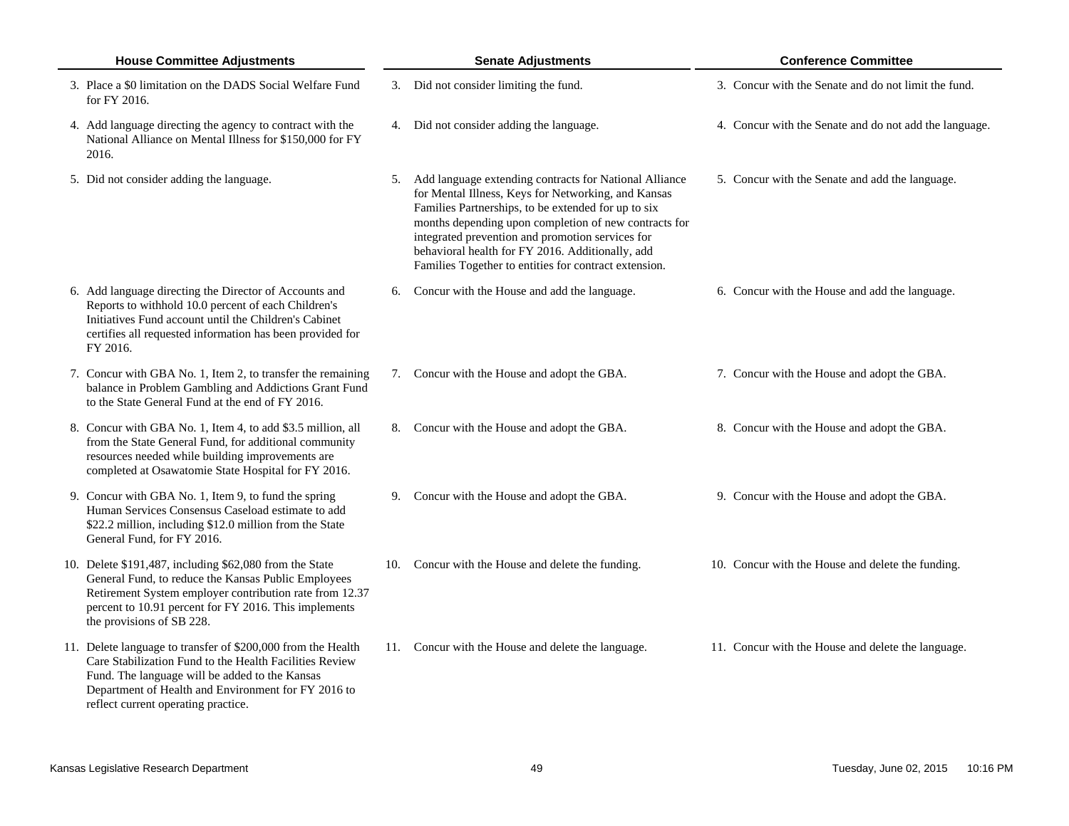| House Committee Adjustments | Senate Adjustments | Conference Committee |
|---|---|---|
| 3. Place a $0 limitation on the DADS Social Welfare Fund for FY 2016. | 3. Did not consider limiting the fund. | 3. Concur with the Senate and do not limit the fund. |
| 4. Add language directing the agency to contract with the National Alliance on Mental Illness for $150,000 for FY 2016. | 4. Did not consider adding the language. | 4. Concur with the Senate and do not add the language. |
| 5. Did not consider adding the language. | 5. Add language extending contracts for National Alliance for Mental Illness, Keys for Networking, and Kansas Families Partnerships, to be extended for up to six months depending upon completion of new contracts for integrated prevention and promotion services for behavioral health for FY 2016. Additionally, add Families Together to entities for contract extension. | 5. Concur with the Senate and add the language. |
| 6. Add language directing the Director of Accounts and Reports to withhold 10.0 percent of each Children's Initiatives Fund account until the Children's Cabinet certifies all requested information has been provided for FY 2016. | 6. Concur with the House and add the language. | 6. Concur with the House and add the language. |
| 7. Concur with GBA No. 1, Item 2, to transfer the remaining balance in Problem Gambling and Addictions Grant Fund to the State General Fund at the end of FY 2016. | 7. Concur with the House and adopt the GBA. | 7. Concur with the House and adopt the GBA. |
| 8. Concur with GBA No. 1, Item 4, to add $3.5 million, all from the State General Fund, for additional community resources needed while building improvements are completed at Osawatomie State Hospital for FY 2016. | 8. Concur with the House and adopt the GBA. | 8. Concur with the House and adopt the GBA. |
| 9. Concur with GBA No. 1, Item 9, to fund the spring Human Services Consensus Caseload estimate to add $22.2 million, including $12.0 million from the State General Fund, for FY 2016. | 9. Concur with the House and adopt the GBA. | 9. Concur with the House and adopt the GBA. |
| 10. Delete $191,487, including $62,080 from the State General Fund, to reduce the Kansas Public Employees Retirement System employer contribution rate from 12.37 percent to 10.91 percent for FY 2016. This implements the provisions of SB 228. | 10. Concur with the House and delete the funding. | 10. Concur with the House and delete the funding. |
| 11. Delete language to transfer of $200,000 from the Health Care Stabilization Fund to the Health Facilities Review Fund. The language will be added to the Kansas Department of Health and Environment for FY 2016 to reflect current operating practice. | 11. Concur with the House and delete the language. | 11. Concur with the House and delete the language. |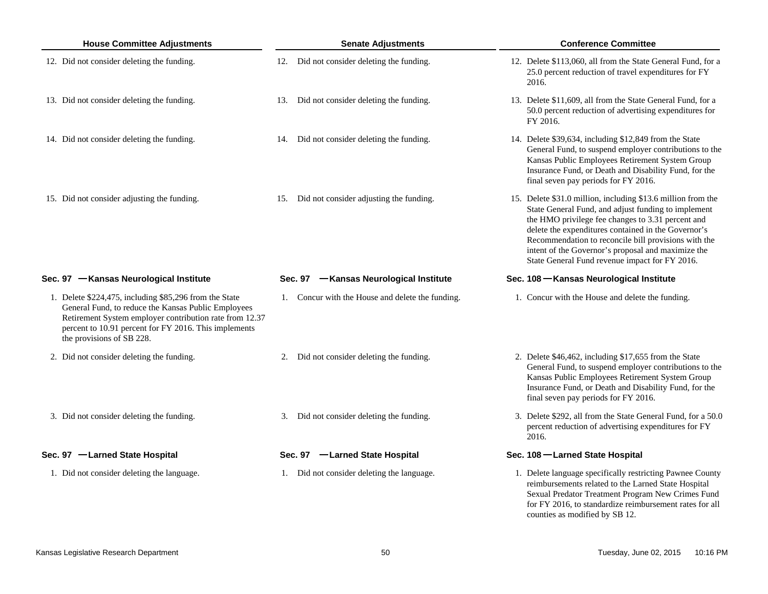| House Committee Adjustments | Senate Adjustments | Conference Committee |
|---|---|---|
| 12. Did not consider deleting the funding. | 12. Did not consider deleting the funding. | 12. Delete $113,060, all from the State General Fund, for a 25.0 percent reduction of travel expenditures for FY 2016. |
| 13. Did not consider deleting the funding. | 13. Did not consider deleting the funding. | 13. Delete $11,609, all from the State General Fund, for a 50.0 percent reduction of advertising expenditures for FY 2016. |
| 14. Did not consider deleting the funding. | 14. Did not consider deleting the funding. | 14. Delete $39,634, including $12,849 from the State General Fund, to suspend employer contributions to the Kansas Public Employees Retirement System Group Insurance Fund, or Death and Disability Fund, for the final seven pay periods for FY 2016. |
| 15. Did not consider adjusting the funding. | 15. Did not consider adjusting the funding. | 15. Delete $31.0 million, including $13.6 million from the State General Fund, and adjust funding to implement the HMO privilege fee changes to 3.31 percent and delete the expenditures contained in the Governor's Recommendation to reconcile bill provisions with the intent of the Governor's proposal and maximize the State General Fund revenue impact for FY 2016. |
| **Sec. 97 —Kansas Neurological Institute** | **Sec. 97 —Kansas Neurological Institute** | **Sec. 108 —Kansas Neurological Institute** |
| 1. Delete $224,475, including $85,296 from the State General Fund, to reduce the Kansas Public Employees Retirement System employer contribution rate from 12.37 percent to 10.91 percent for FY 2016. This implements the provisions of SB 228. | 1. Concur with the House and delete the funding. | 1. Concur with the House and delete the funding. |
| 2. Did not consider deleting the funding. | 2. Did not consider deleting the funding. | 2. Delete $46,462, including $17,655 from the State General Fund, to suspend employer contributions to the Kansas Public Employees Retirement System Group Insurance Fund, or Death and Disability Fund, for the final seven pay periods for FY 2016. |
| 3. Did not consider deleting the funding. | 3. Did not consider deleting the funding. | 3. Delete $292, all from the State General Fund, for a 50.0 percent reduction of advertising expenditures for FY 2016. |
| **Sec. 97 —Larned State Hospital** | **Sec. 97 —Larned State Hospital** | **Sec. 108 —Larned State Hospital** |
| 1. Did not consider deleting the language. | 1. Did not consider deleting the language. | 1. Delete language specifically restricting Pawnee County reimbursements related to the Larned State Hospital Sexual Predator Treatment Program New Crimes Fund for FY 2016, to standardize reimbursement rates for all counties as modified by SB 12. |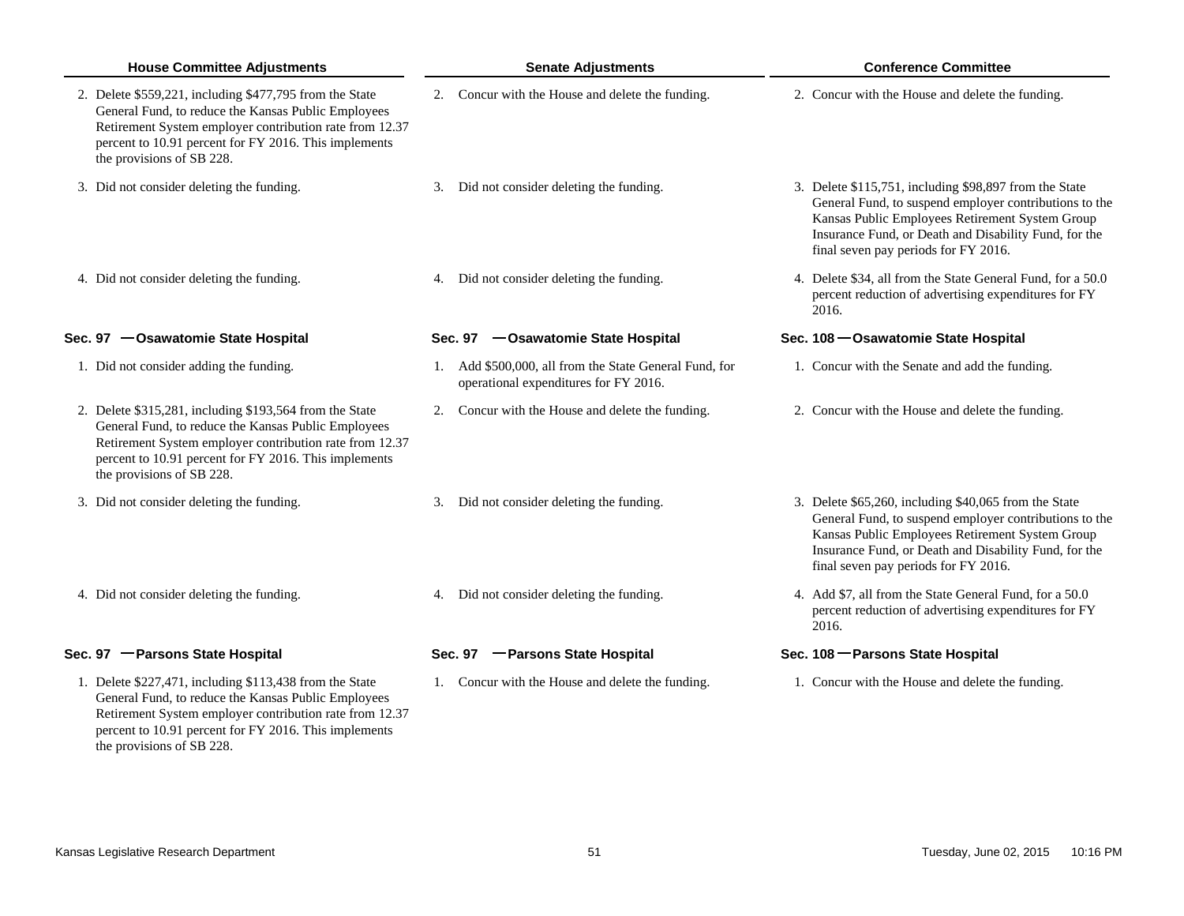| House Committee Adjustments | Senate Adjustments | Conference Committee |
|---|---|---|
| 2. Delete $559,221, including $477,795 from the State General Fund, to reduce the Kansas Public Employees Retirement System employer contribution rate from 12.37 percent to 10.91 percent for FY 2016. This implements the provisions of SB 228. | 2. Concur with the House and delete the funding. | 2. Concur with the House and delete the funding. |
| 3. Did not consider deleting the funding. | 3. Did not consider deleting the funding. | 3. Delete $115,751, including $98,897 from the State General Fund, to suspend employer contributions to the Kansas Public Employees Retirement System Group Insurance Fund, or Death and Disability Fund, for the final seven pay periods for FY 2016. |
| 4. Did not consider deleting the funding. | 4. Did not consider deleting the funding. | 4. Delete $34, all from the State General Fund, for a 50.0 percent reduction of advertising expenditures for FY 2016. |
| **Sec. 97 —Osawatomie State Hospital** | **Sec. 97 —Osawatomie State Hospital** | **Sec. 108 —Osawatomie State Hospital** |
| 1. Did not consider adding the funding. | 1. Add $500,000, all from the State General Fund, for operational expenditures for FY 2016. | 1. Concur with the Senate and add the funding. |
| 2. Delete $315,281, including $193,564 from the State General Fund, to reduce the Kansas Public Employees Retirement System employer contribution rate from 12.37 percent to 10.91 percent for FY 2016. This implements the provisions of SB 228. | 2. Concur with the House and delete the funding. | 2. Concur with the House and delete the funding. |
| 3. Did not consider deleting the funding. | 3. Did not consider deleting the funding. | 3. Delete $65,260, including $40,065 from the State General Fund, to suspend employer contributions to the Kansas Public Employees Retirement System Group Insurance Fund, or Death and Disability Fund, for the final seven pay periods for FY 2016. |
| 4. Did not consider deleting the funding. | 4. Did not consider deleting the funding. | 4. Add $7, all from the State General Fund, for a 50.0 percent reduction of advertising expenditures for FY 2016. |
| **Sec. 97 —Parsons State Hospital** | **Sec. 97 —Parsons State Hospital** | **Sec. 108 —Parsons State Hospital** |
| 1. Delete $227,471, including $113,438 from the State General Fund, to reduce the Kansas Public Employees Retirement System employer contribution rate from 12.37 percent to 10.91 percent for FY 2016. This implements the provisions of SB 228. | 1. Concur with the House and delete the funding. | 1. Concur with the House and delete the funding. |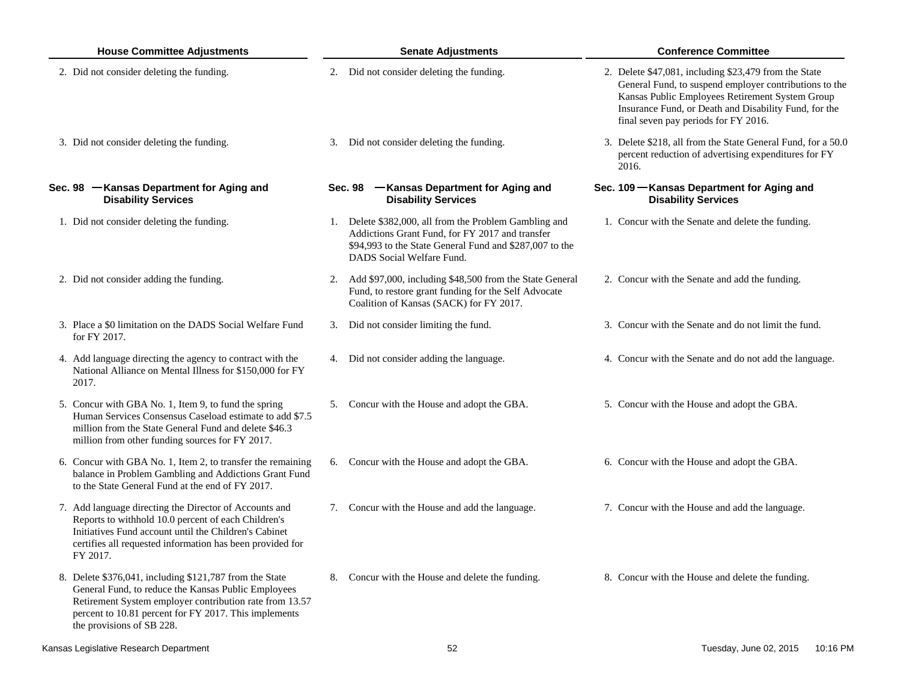| House Committee Adjustments | Senate Adjustments | Conference Committee |
|---|---|---|
| 2. Did not consider deleting the funding. | 2. Did not consider deleting the funding. | 2. Delete $47,081, including $23,479 from the State General Fund, to suspend employer contributions to the Kansas Public Employees Retirement System Group Insurance Fund, or Death and Disability Fund, for the final seven pay periods for FY 2016. |
| 3. Did not consider deleting the funding. | 3. Did not consider deleting the funding. | 3. Delete $218, all from the State General Fund, for a 50.0 percent reduction of advertising expenditures for FY 2016. |
| **Sec. 98 —Kansas Department for Aging and Disability Services** | **Sec. 98 —Kansas Department for Aging and Disability Services** | **Sec. 109 —Kansas Department for Aging and Disability Services** |
| 1. Did not consider deleting the funding. | 1. Delete $382,000, all from the Problem Gambling and Addictions Grant Fund, for FY 2017 and transfer $94,993 to the State General Fund and $287,007 to the DADS Social Welfare Fund. | 1. Concur with the Senate and delete the funding. |
| 2. Did not consider adding the funding. | 2. Add $97,000, including $48,500 from the State General Fund, to restore grant funding for the Self Advocate Coalition of Kansas (SACK) for FY 2017. | 2. Concur with the Senate and add the funding. |
| 3. Place a $0 limitation on the DADS Social Welfare Fund for FY 2017. | 3. Did not consider limiting the fund. | 3. Concur with the Senate and do not limit the fund. |
| 4. Add language directing the agency to contract with the National Alliance on Mental Illness for $150,000 for FY 2017. | 4. Did not consider adding the language. | 4. Concur with the Senate and do not add the language. |
| 5. Concur with GBA No. 1, Item 9, to fund the spring Human Services Consensus Caseload estimate to add $7.5 million from the State General Fund and delete $46.3 million from other funding sources for FY 2017. | 5. Concur with the House and adopt the GBA. | 5. Concur with the House and adopt the GBA. |
| 6. Concur with GBA No. 1, Item 2, to transfer the remaining balance in Problem Gambling and Addictions Grant Fund to the State General Fund at the end of FY 2017. | 6. Concur with the House and adopt the GBA. | 6. Concur with the House and adopt the GBA. |
| 7. Add language directing the Director of Accounts and Reports to withhold 10.0 percent of each Children's Initiatives Fund account until the Children's Cabinet certifies all requested information has been provided for FY 2017. | 7. Concur with the House and add the language. | 7. Concur with the House and add the language. |
| 8. Delete $376,041, including $121,787 from the State General Fund, to reduce the Kansas Public Employees Retirement System employer contribution rate from 13.57 percent to 10.81 percent for FY 2017. This implements the provisions of SB 228. | 8. Concur with the House and delete the funding. | 8. Concur with the House and delete the funding. |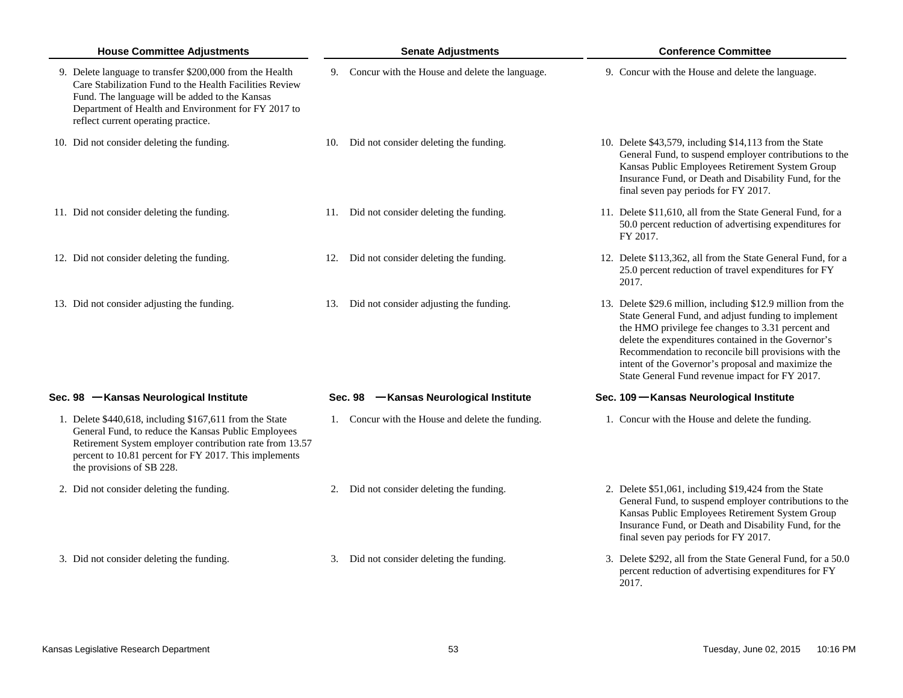| House Committee Adjustments | Senate Adjustments | Conference Committee |
|---|---|---|
| 9. Delete language to transfer $200,000 from the Health Care Stabilization Fund to the Health Facilities Review Fund. The language will be added to the Kansas Department of Health and Environment for FY 2017 to reflect current operating practice. | 9. Concur with the House and delete the language. | 9. Concur with the House and delete the language. |
| 10. Did not consider deleting the funding. | 10. Did not consider deleting the funding. | 10. Delete $43,579, including $14,113 from the State General Fund, to suspend employer contributions to the Kansas Public Employees Retirement System Group Insurance Fund, or Death and Disability Fund, for the final seven pay periods for FY 2017. |
| 11. Did not consider deleting the funding. | 11. Did not consider deleting the funding. | 11. Delete $11,610, all from the State General Fund, for a 50.0 percent reduction of advertising expenditures for FY 2017. |
| 12. Did not consider deleting the funding. | 12. Did not consider deleting the funding. | 12. Delete $113,362, all from the State General Fund, for a 25.0 percent reduction of travel expenditures for FY 2017. |
| 13. Did not consider adjusting the funding. | 13. Did not consider adjusting the funding. | 13. Delete $29.6 million, including $12.9 million from the State General Fund, and adjust funding to implement the HMO privilege fee changes to 3.31 percent and delete the expenditures contained in the Governor's Recommendation to reconcile bill provisions with the intent of the Governor's proposal and maximize the State General Fund revenue impact for FY 2017. |
| **Sec. 98 —Kansas Neurological Institute** | **Sec. 98 —Kansas Neurological Institute** | **Sec. 109 —Kansas Neurological Institute** |
| 1. Delete $440,618, including $167,611 from the State General Fund, to reduce the Kansas Public Employees Retirement System employer contribution rate from 13.57 percent to 10.81 percent for FY 2017. This implements the provisions of SB 228. | 1. Concur with the House and delete the funding. | 1. Concur with the House and delete the funding. |
| 2. Did not consider deleting the funding. | 2. Did not consider deleting the funding. | 2. Delete $51,061, including $19,424 from the State General Fund, to suspend employer contributions to the Kansas Public Employees Retirement System Group Insurance Fund, or Death and Disability Fund, for the final seven pay periods for FY 2017. |
| 3. Did not consider deleting the funding. | 3. Did not consider deleting the funding. | 3. Delete $292, all from the State General Fund, for a 50.0 percent reduction of advertising expenditures for FY 2017. |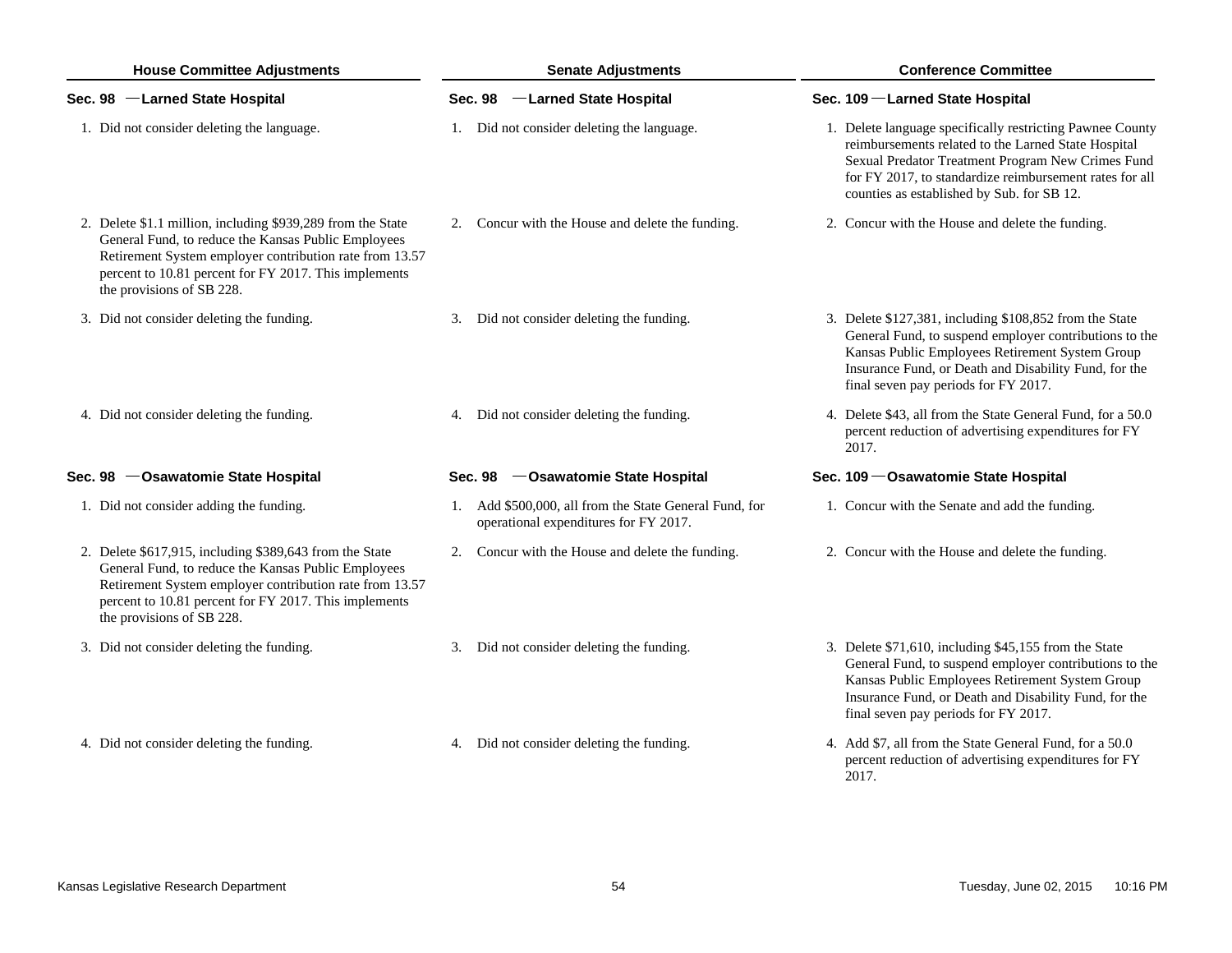| House Committee Adjustments | Senate Adjustments | Conference Committee |
|---|---|---|
| **Sec. 98 —Larned State Hospital** | **Sec. 98 —Larned State Hospital** | **Sec. 109 —Larned State Hospital** |
| 1. Did not consider deleting the language. | 1. Did not consider deleting the language. | 1. Delete language specifically restricting Pawnee County reimbursements related to the Larned State Hospital Sexual Predator Treatment Program New Crimes Fund for FY 2017, to standardize reimbursement rates for all counties as established by Sub. for SB 12. |
| 2. Delete $1.1 million, including $939,289 from the State General Fund, to reduce the Kansas Public Employees Retirement System employer contribution rate from 13.57 percent to 10.81 percent for FY 2017. This implements the provisions of SB 228. | 2. Concur with the House and delete the funding. | 2. Concur with the House and delete the funding. |
| 3. Did not consider deleting the funding. | 3. Did not consider deleting the funding. | 3. Delete $127,381, including $108,852 from the State General Fund, to suspend employer contributions to the Kansas Public Employees Retirement System Group Insurance Fund, or Death and Disability Fund, for the final seven pay periods for FY 2017. |
| 4. Did not consider deleting the funding. | 4. Did not consider deleting the funding. | 4. Delete $43, all from the State General Fund, for a 50.0 percent reduction of advertising expenditures for FY 2017. |
| **Sec. 98 —Osawatomie State Hospital** | **Sec. 98 —Osawatomie State Hospital** | **Sec. 109 —Osawatomie State Hospital** |
| 1. Did not consider adding the funding. | 1. Add $500,000, all from the State General Fund, for operational expenditures for FY 2017. | 1. Concur with the Senate and add the funding. |
| 2. Delete $617,915, including $389,643 from the State General Fund, to reduce the Kansas Public Employees Retirement System employer contribution rate from 13.57 percent to 10.81 percent for FY 2017. This implements the provisions of SB 228. | 2. Concur with the House and delete the funding. | 2. Concur with the House and delete the funding. |
| 3. Did not consider deleting the funding. | 3. Did not consider deleting the funding. | 3. Delete $71,610, including $45,155 from the State General Fund, to suspend employer contributions to the Kansas Public Employees Retirement System Group Insurance Fund, or Death and Disability Fund, for the final seven pay periods for FY 2017. |
| 4. Did not consider deleting the funding. | 4. Did not consider deleting the funding. | 4. Add $7, all from the State General Fund, for a 50.0 percent reduction of advertising expenditures for FY 2017. |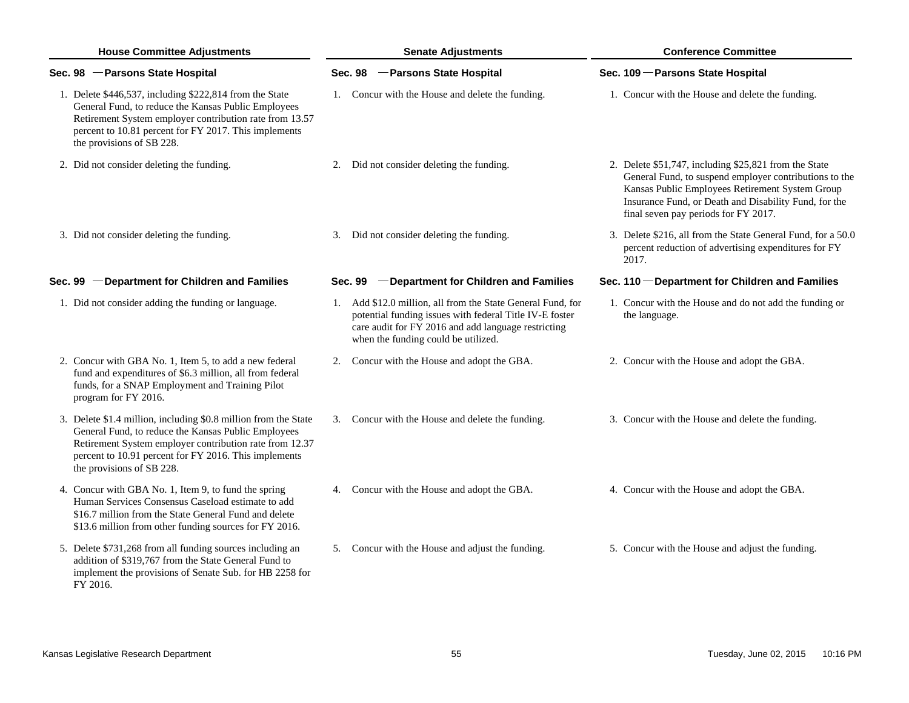| House Committee Adjustments | Senate Adjustments | Conference Committee |
|---|---|---|
| **Sec. 98 —Parsons State Hospital** | **Sec. 98 —Parsons State Hospital** | **Sec. 109 —Parsons State Hospital** |
| 1. Delete $446,537, including $222,814 from the State General Fund, to reduce the Kansas Public Employees Retirement System employer contribution rate from 13.57 percent to 10.81 percent for FY 2017. This implements the provisions of SB 228. | 1. Concur with the House and delete the funding. | 1. Concur with the House and delete the funding. |
| 2. Did not consider deleting the funding. | 2. Did not consider deleting the funding. | 2. Delete $51,747, including $25,821 from the State General Fund, to suspend employer contributions to the Kansas Public Employees Retirement System Group Insurance Fund, or Death and Disability Fund, for the final seven pay periods for FY 2017. |
| 3. Did not consider deleting the funding. | 3. Did not consider deleting the funding. | 3. Delete $216, all from the State General Fund, for a 50.0 percent reduction of advertising expenditures for FY 2017. |
| **Sec. 99 —Department for Children and Families** | **Sec. 99 —Department for Children and Families** | **Sec. 110 —Department for Children and Families** |
| 1. Did not consider adding the funding or language. | 1. Add $12.0 million, all from the State General Fund, for potential funding issues with federal Title IV-E foster care audit for FY 2016 and add language restricting when the funding could be utilized. | 1. Concur with the House and do not add the funding or the language. |
| 2. Concur with GBA No. 1, Item 5, to add a new federal fund and expenditures of $6.3 million, all from federal funds, for a SNAP Employment and Training Pilot program for FY 2016. | 2. Concur with the House and adopt the GBA. | 2. Concur with the House and adopt the GBA. |
| 3. Delete $1.4 million, including $0.8 million from the State General Fund, to reduce the Kansas Public Employees Retirement System employer contribution rate from 12.37 percent to 10.91 percent for FY 2016. This implements the provisions of SB 228. | 3. Concur with the House and delete the funding. | 3. Concur with the House and delete the funding. |
| 4. Concur with GBA No. 1, Item 9, to fund the spring Human Services Consensus Caseload estimate to add $16.7 million from the State General Fund and delete $13.6 million from other funding sources for FY 2016. | 4. Concur with the House and adopt the GBA. | 4. Concur with the House and adopt the GBA. |
| 5. Delete $731,268 from all funding sources including an addition of $319,767 from the State General Fund to implement the provisions of Senate Sub. for HB 2258 for FY 2016. | 5. Concur with the House and adjust the funding. | 5. Concur with the House and adjust the funding. |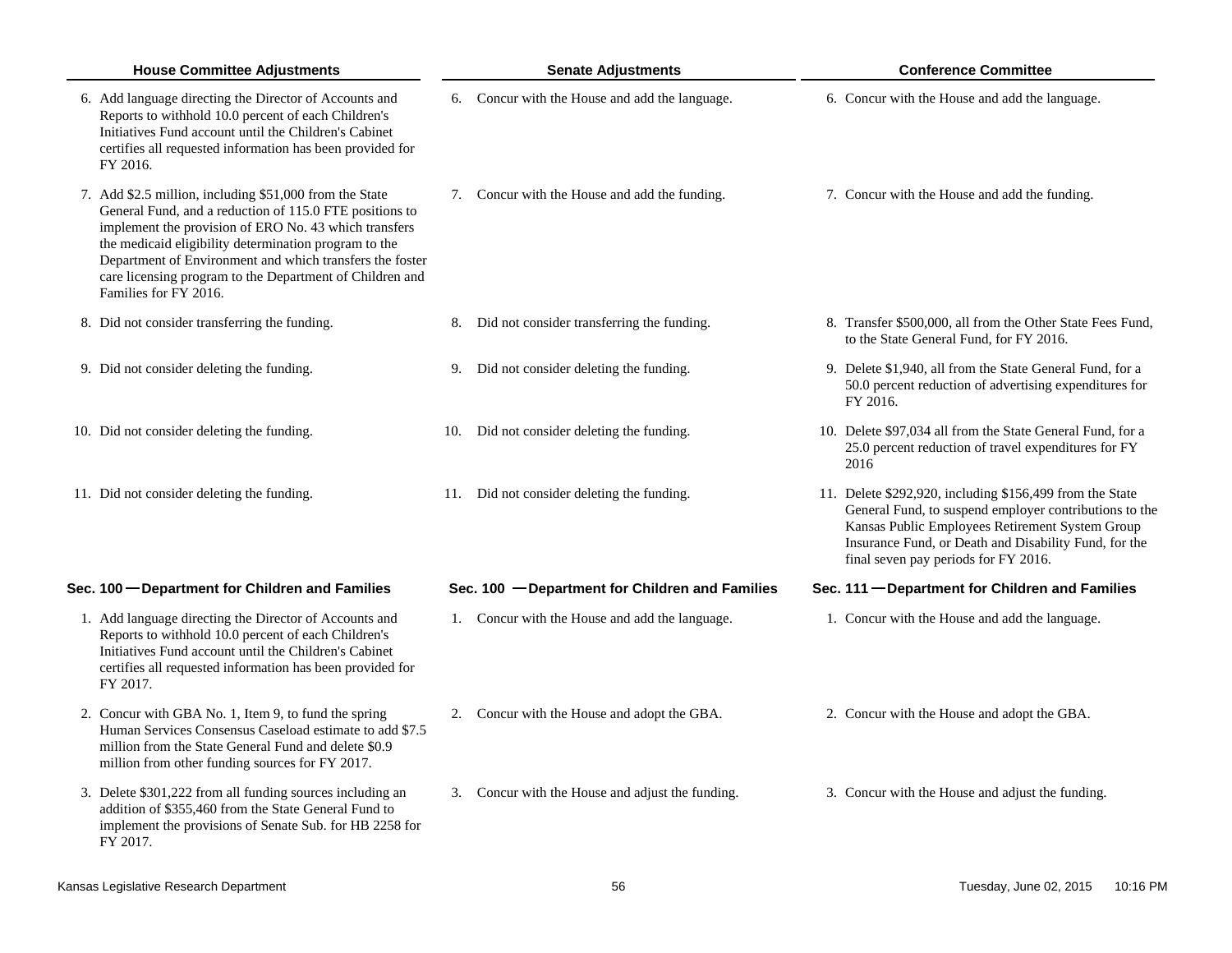| House Committee Adjustments | Senate Adjustments | Conference Committee |
|---|---|---|
| 6. Add language directing the Director of Accounts and Reports to withhold 10.0 percent of each Children's Initiatives Fund account until the Children's Cabinet certifies all requested information has been provided for FY 2016. | 6. Concur with the House and add the language. | 6. Concur with the House and add the language. |
| 7. Add $2.5 million, including $51,000 from the State General Fund, and a reduction of 115.0 FTE positions to implement the provision of ERO No. 43 which transfers the medicaid eligibility determination program to the Department of Environment and which transfers the foster care licensing program to the Department of Children and Families for FY 2016. | 7. Concur with the House and add the funding. | 7. Concur with the House and add the funding. |
| 8. Did not consider transferring the funding. | 8. Did not consider transferring the funding. | 8. Transfer $500,000, all from the Other State Fees Fund, to the State General Fund, for FY 2016. |
| 9. Did not consider deleting the funding. | 9. Did not consider deleting the funding. | 9. Delete $1,940, all from the State General Fund, for a 50.0 percent reduction of advertising expenditures for FY 2016. |
| 10. Did not consider deleting the funding. | 10. Did not consider deleting the funding. | 10. Delete $97,034 all from the State General Fund, for a 25.0 percent reduction of travel expenditures for FY 2016 |
| 11. Did not consider deleting the funding. | 11. Did not consider deleting the funding. | 11. Delete $292,920, including $156,499 from the State General Fund, to suspend employer contributions to the Kansas Public Employees Retirement System Group Insurance Fund, or Death and Disability Fund, for the final seven pay periods for FY 2016. |
| **Sec. 100 — Department for Children and Families** | **Sec. 100 — Department for Children and Families** | **Sec. 111 — Department for Children and Families** |
| 1. Add language directing the Director of Accounts and Reports to withhold 10.0 percent of each Children's Initiatives Fund account until the Children's Cabinet certifies all requested information has been provided for FY 2017. | 1. Concur with the House and add the language. | 1. Concur with the House and add the language. |
| 2. Concur with GBA No. 1, Item 9, to fund the spring Human Services Consensus Caseload estimate to add $7.5 million from the State General Fund and delete $0.9 million from other funding sources for FY 2017. | 2. Concur with the House and adopt the GBA. | 2. Concur with the House and adopt the GBA. |
| 3. Delete $301,222 from all funding sources including an addition of $355,460 from the State General Fund to implement the provisions of Senate Sub. for HB 2258 for FY 2017. | 3. Concur with the House and adjust the funding. | 3. Concur with the House and adjust the funding. |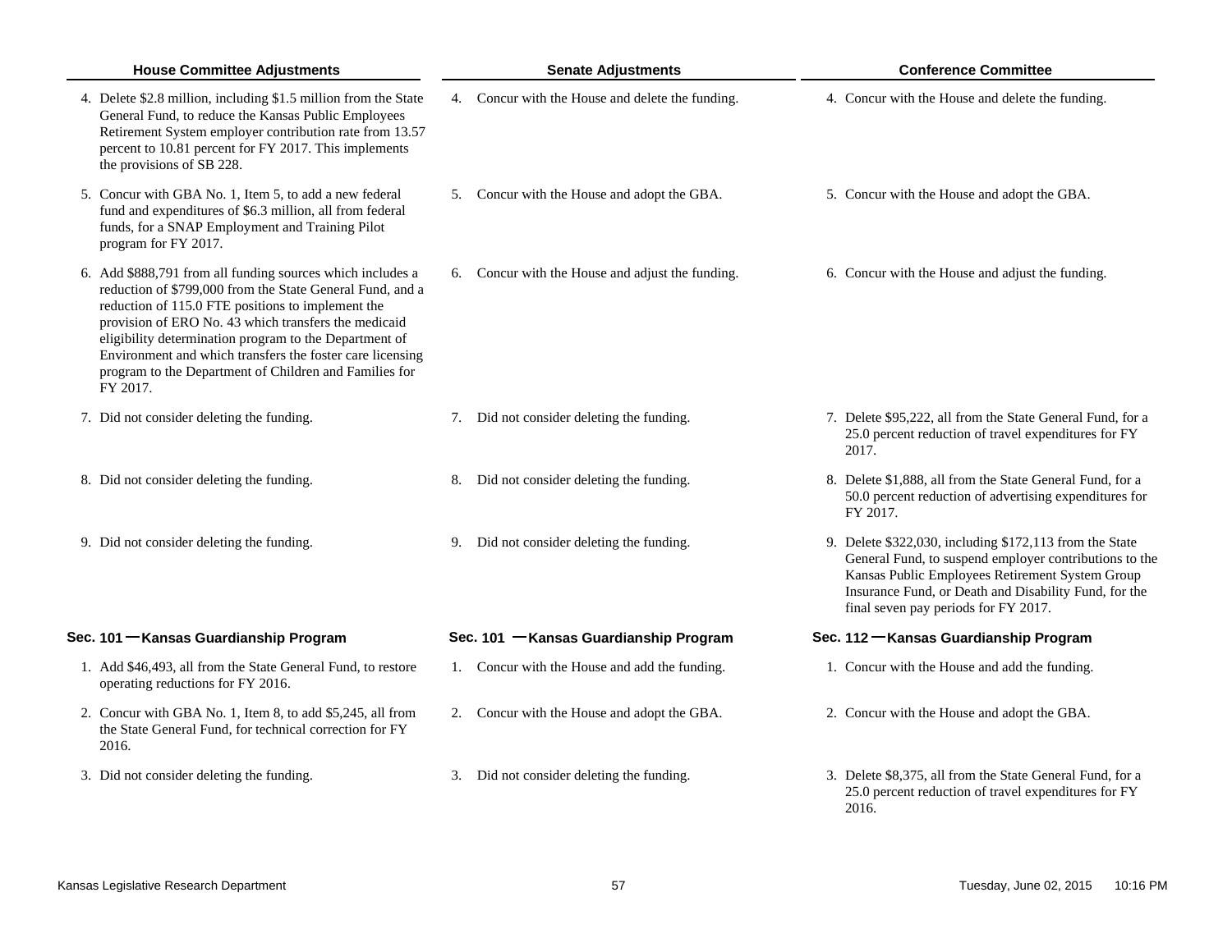| House Committee Adjustments | Senate Adjustments | Conference Committee |
|---|---|---|
| 4. Delete $2.8 million, including $1.5 million from the State General Fund, to reduce the Kansas Public Employees Retirement System employer contribution rate from 13.57 percent to 10.81 percent for FY 2017. This implements the provisions of SB 228. | 4. Concur with the House and delete the funding. | 4. Concur with the House and delete the funding. |
| 5. Concur with GBA No. 1, Item 5, to add a new federal fund and expenditures of $6.3 million, all from federal funds, for a SNAP Employment and Training Pilot program for FY 2017. | 5. Concur with the House and adopt the GBA. | 5. Concur with the House and adopt the GBA. |
| 6. Add $888,791 from all funding sources which includes a reduction of $799,000 from the State General Fund, and a reduction of 115.0 FTE positions to implement the provision of ERO No. 43 which transfers the medicaid eligibility determination program to the Department of Environment and which transfers the foster care licensing program to the Department of Children and Families for FY 2017. | 6. Concur with the House and adjust the funding. | 6. Concur with the House and adjust the funding. |
| 7. Did not consider deleting the funding. | 7. Did not consider deleting the funding. | 7. Delete $95,222, all from the State General Fund, for a 25.0 percent reduction of travel expenditures for FY 2017. |
| 8. Did not consider deleting the funding. | 8. Did not consider deleting the funding. | 8. Delete $1,888, all from the State General Fund, for a 50.0 percent reduction of advertising expenditures for FY 2017. |
| 9. Did not consider deleting the funding. | 9. Did not consider deleting the funding. | 9. Delete $322,030, including $172,113 from the State General Fund, to suspend employer contributions to the Kansas Public Employees Retirement System Group Insurance Fund, or Death and Disability Fund, for the final seven pay periods for FY 2017. |
| **Sec. 101 — Kansas Guardianship Program** | **Sec. 101 — Kansas Guardianship Program** | **Sec. 112 — Kansas Guardianship Program** |
| 1. Add $46,493, all from the State General Fund, to restore operating reductions for FY 2016. | 1. Concur with the House and add the funding. | 1. Concur with the House and add the funding. |
| 2. Concur with GBA No. 1, Item 8, to add $5,245, all from the State General Fund, for technical correction for FY 2016. | 2. Concur with the House and adopt the GBA. | 2. Concur with the House and adopt the GBA. |
| 3. Did not consider deleting the funding. | 3. Did not consider deleting the funding. | 3. Delete $8,375, all from the State General Fund, for a 25.0 percent reduction of travel expenditures for FY 2016. |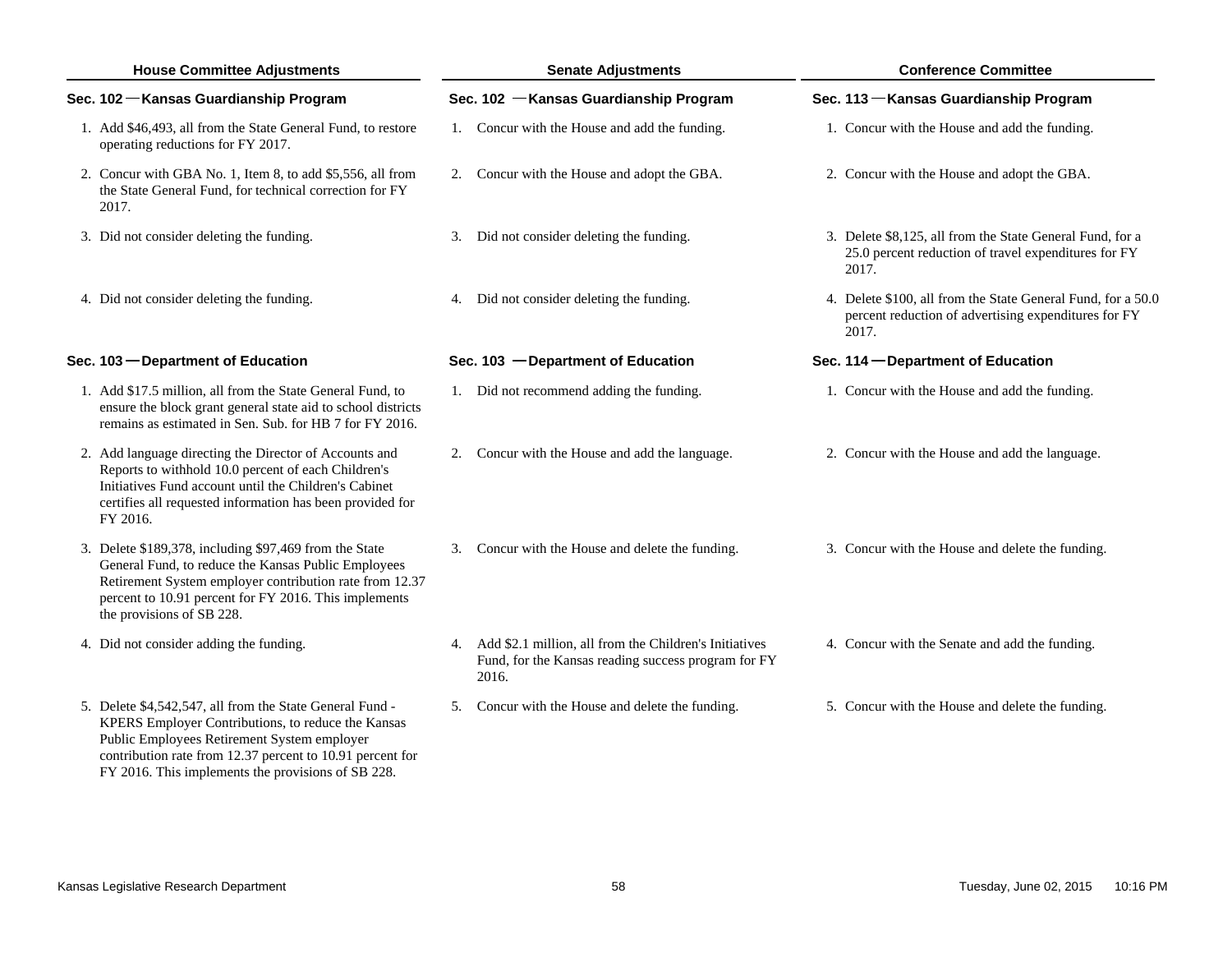| House Committee Adjustments | Senate Adjustments | Conference Committee |
|---|---|---|
| **Sec. 102 —Kansas Guardianship Program** | **Sec. 102 —Kansas Guardianship Program** | **Sec. 113 —Kansas Guardianship Program** |
| 1. Add $46,493, all from the State General Fund, to restore operating reductions for FY 2017. | 1. Concur with the House and add the funding. | 1. Concur with the House and add the funding. |
| 2. Concur with GBA No. 1, Item 8, to add $5,556, all from the State General Fund, for technical correction for FY 2017. | 2. Concur with the House and adopt the GBA. | 2. Concur with the House and adopt the GBA. |
| 3. Did not consider deleting the funding. | 3. Did not consider deleting the funding. | 3. Delete $8,125, all from the State General Fund, for a 25.0 percent reduction of travel expenditures for FY 2017. |
| 4. Did not consider deleting the funding. | 4. Did not consider deleting the funding. | 4. Delete $100, all from the State General Fund, for a 50.0 percent reduction of advertising expenditures for FY 2017. |
| **Sec. 103 —Department of Education** | **Sec. 103 —Department of Education** | **Sec. 114 —Department of Education** |
| 1. Add $17.5 million, all from the State General Fund, to ensure the block grant general state aid to school districts remains as estimated in Sen. Sub. for HB 7 for FY 2016. | 1. Did not recommend adding the funding. | 1. Concur with the House and add the funding. |
| 2. Add language directing the Director of Accounts and Reports to withhold 10.0 percent of each Children's Initiatives Fund account until the Children's Cabinet certifies all requested information has been provided for FY 2016. | 2. Concur with the House and add the language. | 2. Concur with the House and add the language. |
| 3. Delete $189,378, including $97,469 from the State General Fund, to reduce the Kansas Public Employees Retirement System employer contribution rate from 12.37 percent to 10.91 percent for FY 2016. This implements the provisions of SB 228. | 3. Concur with the House and delete the funding. | 3. Concur with the House and delete the funding. |
| 4. Did not consider adding the funding. | 4. Add $2.1 million, all from the Children's Initiatives Fund, for the Kansas reading success program for FY 2016. | 4. Concur with the Senate and add the funding. |
| 5. Delete $4,542,547, all from the State General Fund - KPERS Employer Contributions, to reduce the Kansas Public Employees Retirement System employer contribution rate from 12.37 percent to 10.91 percent for FY 2016. This implements the provisions of SB 228. | 5. Concur with the House and delete the funding. | 5. Concur with the House and delete the funding. |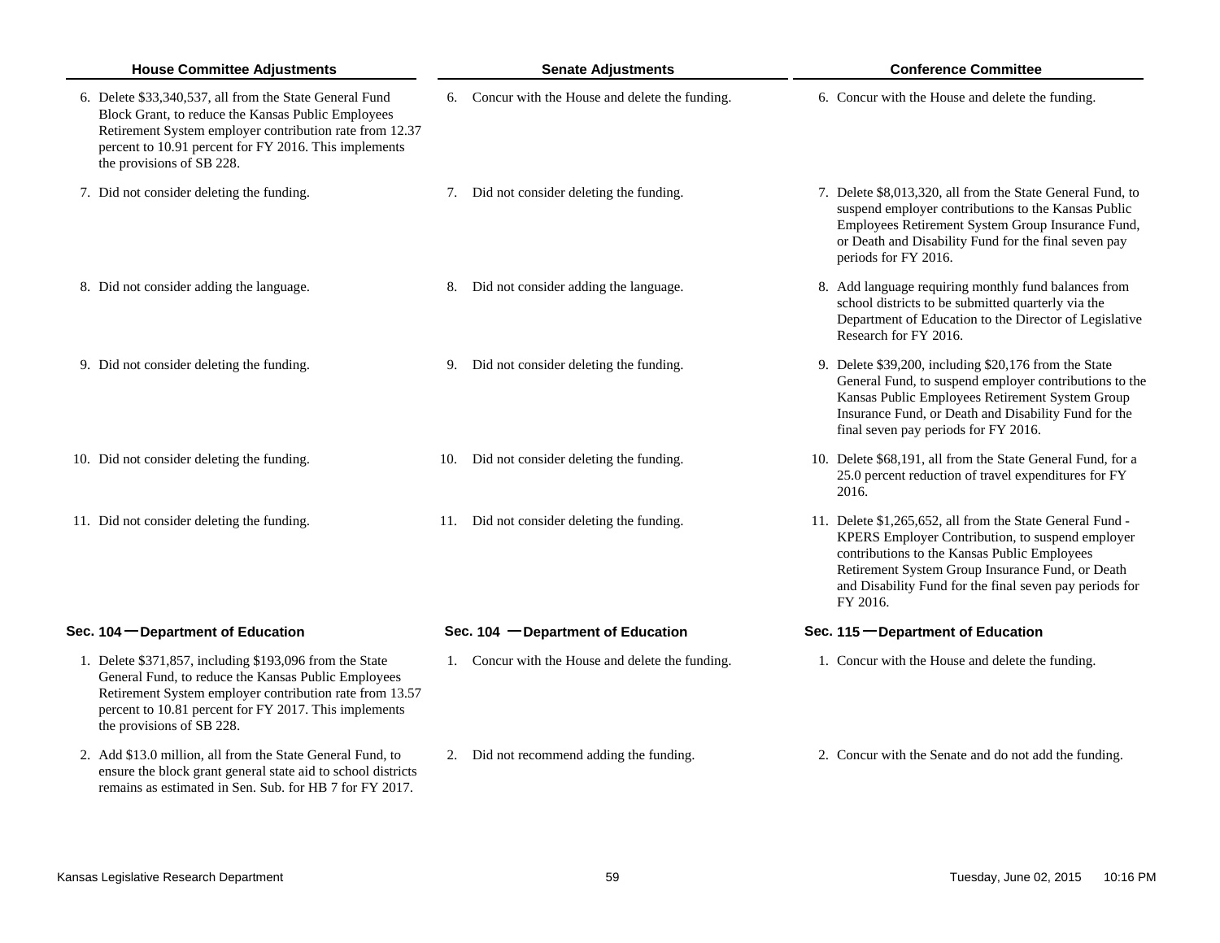| House Committee Adjustments | Senate Adjustments | Conference Committee |
|---|---|---|
| 6. Delete $33,340,537, all from the State General Fund Block Grant, to reduce the Kansas Public Employees Retirement System employer contribution rate from 12.37 percent to 10.91 percent for FY 2016. This implements the provisions of SB 228. | 6. Concur with the House and delete the funding. | 6. Concur with the House and delete the funding. |
| 7. Did not consider deleting the funding. | 7. Did not consider deleting the funding. | 7. Delete $8,013,320, all from the State General Fund, to suspend employer contributions to the Kansas Public Employees Retirement System Group Insurance Fund, or Death and Disability Fund for the final seven pay periods for FY 2016. |
| 8. Did not consider adding the language. | 8. Did not consider adding the language. | 8. Add language requiring monthly fund balances from school districts to be submitted quarterly via the Department of Education to the Director of Legislative Research for FY 2016. |
| 9. Did not consider deleting the funding. | 9. Did not consider deleting the funding. | 9. Delete $39,200, including $20,176 from the State General Fund, to suspend employer contributions to the Kansas Public Employees Retirement System Group Insurance Fund, or Death and Disability Fund for the final seven pay periods for FY 2016. |
| 10. Did not consider deleting the funding. | 10. Did not consider deleting the funding. | 10. Delete $68,191, all from the State General Fund, for a 25.0 percent reduction of travel expenditures for FY 2016. |
| 11. Did not consider deleting the funding. | 11. Did not consider deleting the funding. | 11. Delete $1,265,652, all from the State General Fund - KPERS Employer Contribution, to suspend employer contributions to the Kansas Public Employees Retirement System Group Insurance Fund, or Death and Disability Fund for the final seven pay periods for FY 2016. |
| **Sec. 104 — Department of Education** | **Sec. 104 — Department of Education** | **Sec. 115 — Department of Education** |
| 1. Delete $371,857, including $193,096 from the State General Fund, to reduce the Kansas Public Employees Retirement System employer contribution rate from 13.57 percent to 10.81 percent for FY 2017. This implements the provisions of SB 228. | 1. Concur with the House and delete the funding. | 1. Concur with the House and delete the funding. |
| 2. Add $13.0 million, all from the State General Fund, to ensure the block grant general state aid to school districts remains as estimated in Sen. Sub. for HB 7 for FY 2017. | 2. Did not recommend adding the funding. | 2. Concur with the Senate and do not add the funding. |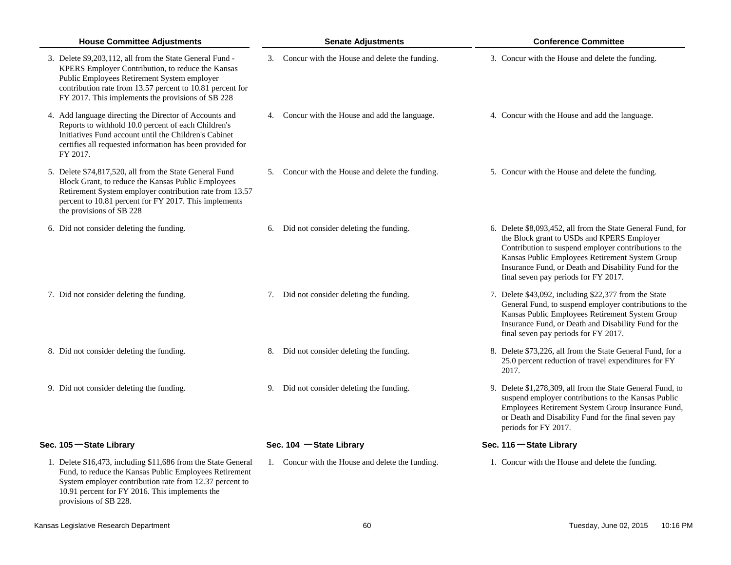| House Committee Adjustments | Senate Adjustments | Conference Committee |
|---|---|---|
| 3. Delete $9,203,112, all from the State General Fund - KPERS Employer Contribution, to reduce the Kansas Public Employees Retirement System employer contribution rate from 13.57 percent to 10.81 percent for FY 2017. This implements the provisions of SB 228 | 3. Concur with the House and delete the funding. | 3. Concur with the House and delete the funding. |
| 4. Add language directing the Director of Accounts and Reports to withhold 10.0 percent of each Children's Initiatives Fund account until the Children's Cabinet certifies all requested information has been provided for FY 2017. | 4. Concur with the House and add the language. | 4. Concur with the House and add the language. |
| 5. Delete $74,817,520, all from the State General Fund Block Grant, to reduce the Kansas Public Employees Retirement System employer contribution rate from 13.57 percent to 10.81 percent for FY 2017. This implements the provisions of SB 228 | 5. Concur with the House and delete the funding. | 5. Concur with the House and delete the funding. |
| 6. Did not consider deleting the funding. | 6. Did not consider deleting the funding. | 6. Delete $8,093,452, all from the State General Fund, for the Block grant to USDs and KPERS Employer Contribution to suspend employer contributions to the Kansas Public Employees Retirement System Group Insurance Fund, or Death and Disability Fund for the final seven pay periods for FY 2017. |
| 7. Did not consider deleting the funding. | 7. Did not consider deleting the funding. | 7. Delete $43,092, including $22,377 from the State General Fund, to suspend employer contributions to the Kansas Public Employees Retirement System Group Insurance Fund, or Death and Disability Fund for the final seven pay periods for FY 2017. |
| 8. Did not consider deleting the funding. | 8. Did not consider deleting the funding. | 8. Delete $73,226, all from the State General Fund, for a 25.0 percent reduction of travel expenditures for FY 2017. |
| 9. Did not consider deleting the funding. | 9. Did not consider deleting the funding. | 9. Delete $1,278,309, all from the State General Fund, to suspend employer contributions to the Kansas Public Employees Retirement System Group Insurance Fund, or Death and Disability Fund for the final seven pay periods for FY 2017. |
| **Sec. 105 — State Library** | **Sec. 104 — State Library** | **Sec. 116 — State Library** |
| 1. Delete $16,473, including $11,686 from the State General Fund, to reduce the Kansas Public Employees Retirement System employer contribution rate from 12.37 percent to 10.91 percent for FY 2016. This implements the provisions of SB 228. | 1. Concur with the House and delete the funding. | 1. Concur with the House and delete the funding. |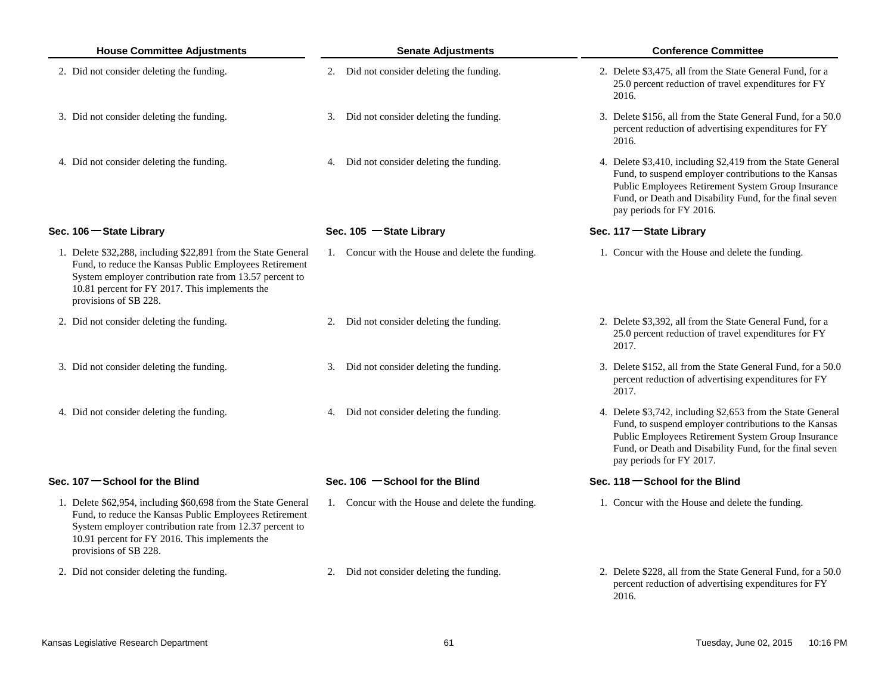| House Committee Adjustments | Senate Adjustments | Conference Committee |
|---|---|---|
| 2. Did not consider deleting the funding. | 2. Did not consider deleting the funding. | 2. Delete $3,475, all from the State General Fund, for a 25.0 percent reduction of travel expenditures for FY 2016. |
| 3. Did not consider deleting the funding. | 3. Did not consider deleting the funding. | 3. Delete $156, all from the State General Fund, for a 50.0 percent reduction of advertising expenditures for FY 2016. |
| 4. Did not consider deleting the funding. | 4. Did not consider deleting the funding. | 4. Delete $3,410, including $2,419 from the State General Fund, to suspend employer contributions to the Kansas Public Employees Retirement System Group Insurance Fund, or Death and Disability Fund, for the final seven pay periods for FY 2016. |
| **Sec. 106 — State Library** | **Sec. 105 — State Library** | **Sec. 117 — State Library** |
| 1. Delete $32,288, including $22,891 from the State General Fund, to reduce the Kansas Public Employees Retirement System employer contribution rate from 13.57 percent to 10.81 percent for FY 2017. This implements the provisions of SB 228. | 1. Concur with the House and delete the funding. | 1. Concur with the House and delete the funding. |
| 2. Did not consider deleting the funding. | 2. Did not consider deleting the funding. | 2. Delete $3,392, all from the State General Fund, for a 25.0 percent reduction of travel expenditures for FY 2017. |
| 3. Did not consider deleting the funding. | 3. Did not consider deleting the funding. | 3. Delete $152, all from the State General Fund, for a 50.0 percent reduction of advertising expenditures for FY 2017. |
| 4. Did not consider deleting the funding. | 4. Did not consider deleting the funding. | 4. Delete $3,742, including $2,653 from the State General Fund, to suspend employer contributions to the Kansas Public Employees Retirement System Group Insurance Fund, or Death and Disability Fund, for the final seven pay periods for FY 2017. |
| **Sec. 107 — School for the Blind** | **Sec. 106 — School for the Blind** | **Sec. 118 — School for the Blind** |
| 1. Delete $62,954, including $60,698 from the State General Fund, to reduce the Kansas Public Employees Retirement System employer contribution rate from 12.37 percent to 10.91 percent for FY 2016. This implements the provisions of SB 228. | 1. Concur with the House and delete the funding. | 1. Concur with the House and delete the funding. |
| 2. Did not consider deleting the funding. | 2. Did not consider deleting the funding. | 2. Delete $228, all from the State General Fund, for a 50.0 percent reduction of advertising expenditures for FY 2016. |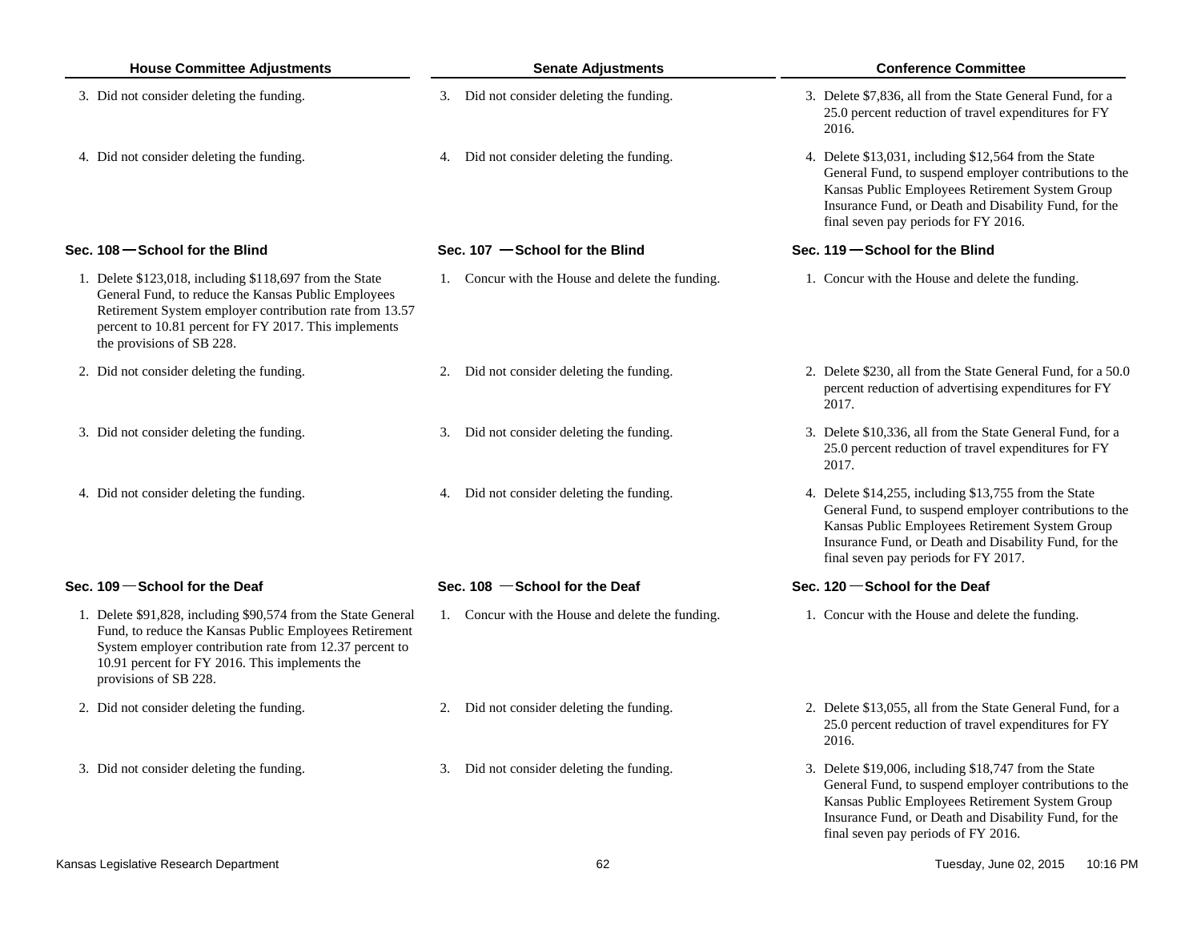| House Committee Adjustments | Senate Adjustments | Conference Committee |
|---|---|---|
| 3. Did not consider deleting the funding. | 3. Did not consider deleting the funding. | 3. Delete $7,836, all from the State General Fund, for a 25.0 percent reduction of travel expenditures for FY 2016. |
| 4. Did not consider deleting the funding. | 4. Did not consider deleting the funding. | 4. Delete $13,031, including $12,564 from the State General Fund, to suspend employer contributions to the Kansas Public Employees Retirement System Group Insurance Fund, or Death and Disability Fund, for the final seven pay periods for FY 2016. |
| **Sec. 108 — School for the Blind** | **Sec. 107 — School for the Blind** | **Sec. 119 — School for the Blind** |
| 1. Delete $123,018, including $118,697 from the State General Fund, to reduce the Kansas Public Employees Retirement System employer contribution rate from 13.57 percent to 10.81 percent for FY 2017. This implements the provisions of SB 228. | 1. Concur with the House and delete the funding. | 1. Concur with the House and delete the funding. |
| 2. Did not consider deleting the funding. | 2. Did not consider deleting the funding. | 2. Delete $230, all from the State General Fund, for a 50.0 percent reduction of advertising expenditures for FY 2017. |
| 3. Did not consider deleting the funding. | 3. Did not consider deleting the funding. | 3. Delete $10,336, all from the State General Fund, for a 25.0 percent reduction of travel expenditures for FY 2017. |
| 4. Did not consider deleting the funding. | 4. Did not consider deleting the funding. | 4. Delete $14,255, including $13,755 from the State General Fund, to suspend employer contributions to the Kansas Public Employees Retirement System Group Insurance Fund, or Death and Disability Fund, for the final seven pay periods for FY 2017. |
| **Sec. 109 — School for the Deaf** | **Sec. 108 — School for the Deaf** | **Sec. 120 — School for the Deaf** |
| 1. Delete $91,828, including $90,574 from the State General Fund, to reduce the Kansas Public Employees Retirement System employer contribution rate from 12.37 percent to 10.91 percent for FY 2016. This implements the provisions of SB 228. | 1. Concur with the House and delete the funding. | 1. Concur with the House and delete the funding. |
| 2. Did not consider deleting the funding. | 2. Did not consider deleting the funding. | 2. Delete $13,055, all from the State General Fund, for a 25.0 percent reduction of travel expenditures for FY 2016. |
| 3. Did not consider deleting the funding. | 3. Did not consider deleting the funding. | 3. Delete $19,006, including $18,747 from the State General Fund, to suspend employer contributions to the Kansas Public Employees Retirement System Group Insurance Fund, or Death and Disability Fund, for the final seven pay periods of FY 2016. |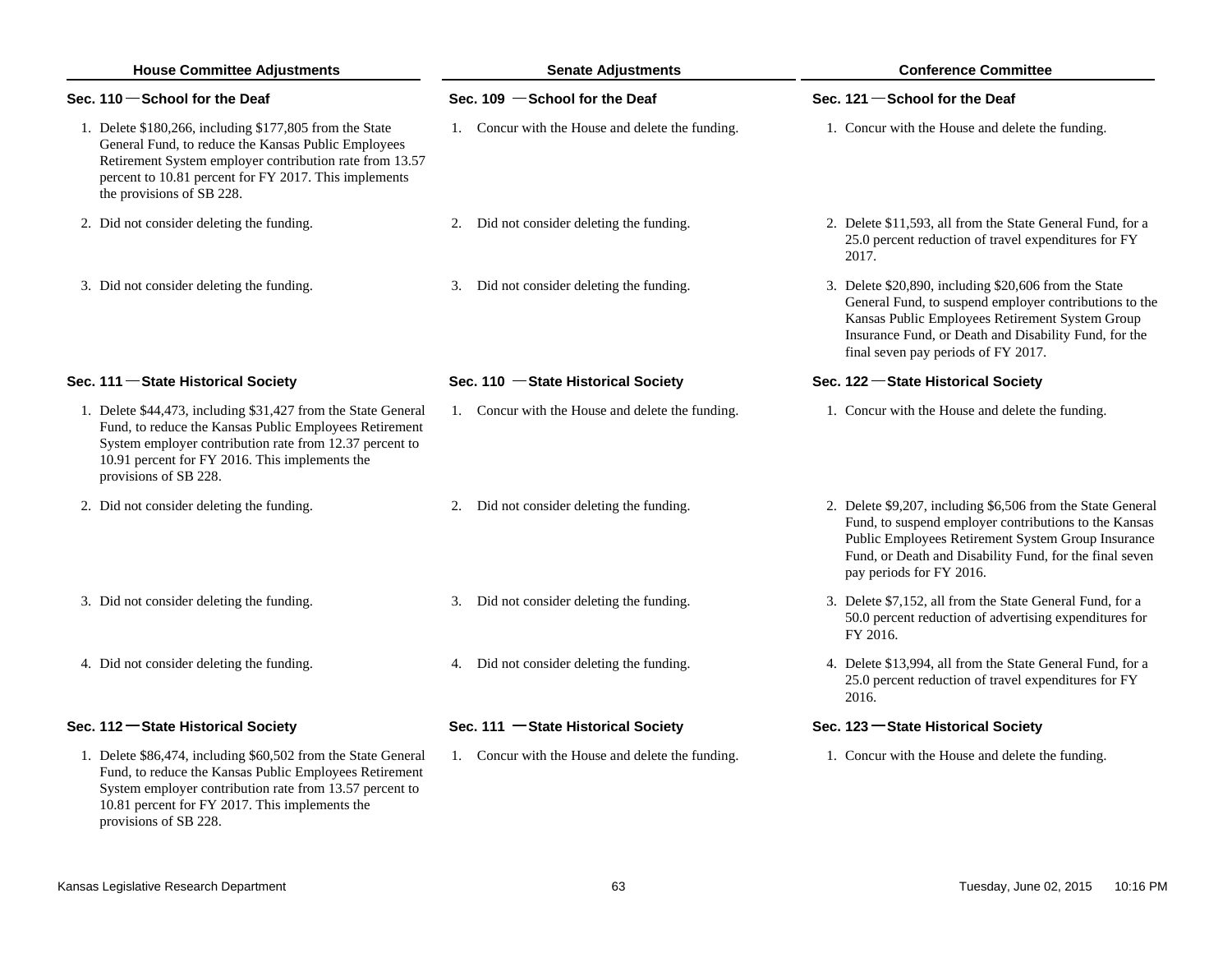| House Committee Adjustments | Senate Adjustments | Conference Committee |
|---|---|---|
| **Sec. 110 — School for the Deaf** | **Sec. 109 — School for the Deaf** | **Sec. 121 — School for the Deaf** |
| 1. Delete $180,266, including $177,805 from the State General Fund, to reduce the Kansas Public Employees Retirement System employer contribution rate from 13.57 percent to 10.81 percent for FY 2017. This implements the provisions of SB 228. | 1. Concur with the House and delete the funding. | 1. Concur with the House and delete the funding. |
| 2. Did not consider deleting the funding. | 2. Did not consider deleting the funding. | 2. Delete $11,593, all from the State General Fund, for a 25.0 percent reduction of travel expenditures for FY 2017. |
| 3. Did not consider deleting the funding. | 3. Did not consider deleting the funding. | 3. Delete $20,890, including $20,606 from the State General Fund, to suspend employer contributions to the Kansas Public Employees Retirement System Group Insurance Fund, or Death and Disability Fund, for the final seven pay periods of FY 2017. |
| **Sec. 111 — State Historical Society** | **Sec. 110 — State Historical Society** | **Sec. 122 — State Historical Society** |
| 1. Delete $44,473, including $31,427 from the State General Fund, to reduce the Kansas Public Employees Retirement System employer contribution rate from 12.37 percent to 10.91 percent for FY 2016. This implements the provisions of SB 228. | 1. Concur with the House and delete the funding. | 1. Concur with the House and delete the funding. |
| 2. Did not consider deleting the funding. | 2. Did not consider deleting the funding. | 2. Delete $9,207, including $6,506 from the State General Fund, to suspend employer contributions to the Kansas Public Employees Retirement System Group Insurance Fund, or Death and Disability Fund, for the final seven pay periods for FY 2016. |
| 3. Did not consider deleting the funding. | 3. Did not consider deleting the funding. | 3. Delete $7,152, all from the State General Fund, for a 50.0 percent reduction of advertising expenditures for FY 2016. |
| 4. Did not consider deleting the funding. | 4. Did not consider deleting the funding. | 4. Delete $13,994, all from the State General Fund, for a 25.0 percent reduction of travel expenditures for FY 2016. |
| **Sec. 112 — State Historical Society** | **Sec. 111 — State Historical Society** | **Sec. 123 — State Historical Society** |
| 1. Delete $86,474, including $60,502 from the State General Fund, to reduce the Kansas Public Employees Retirement System employer contribution rate from 13.57 percent to 10.81 percent for FY 2017. This implements the provisions of SB 228. | 1. Concur with the House and delete the funding. | 1. Concur with the House and delete the funding. |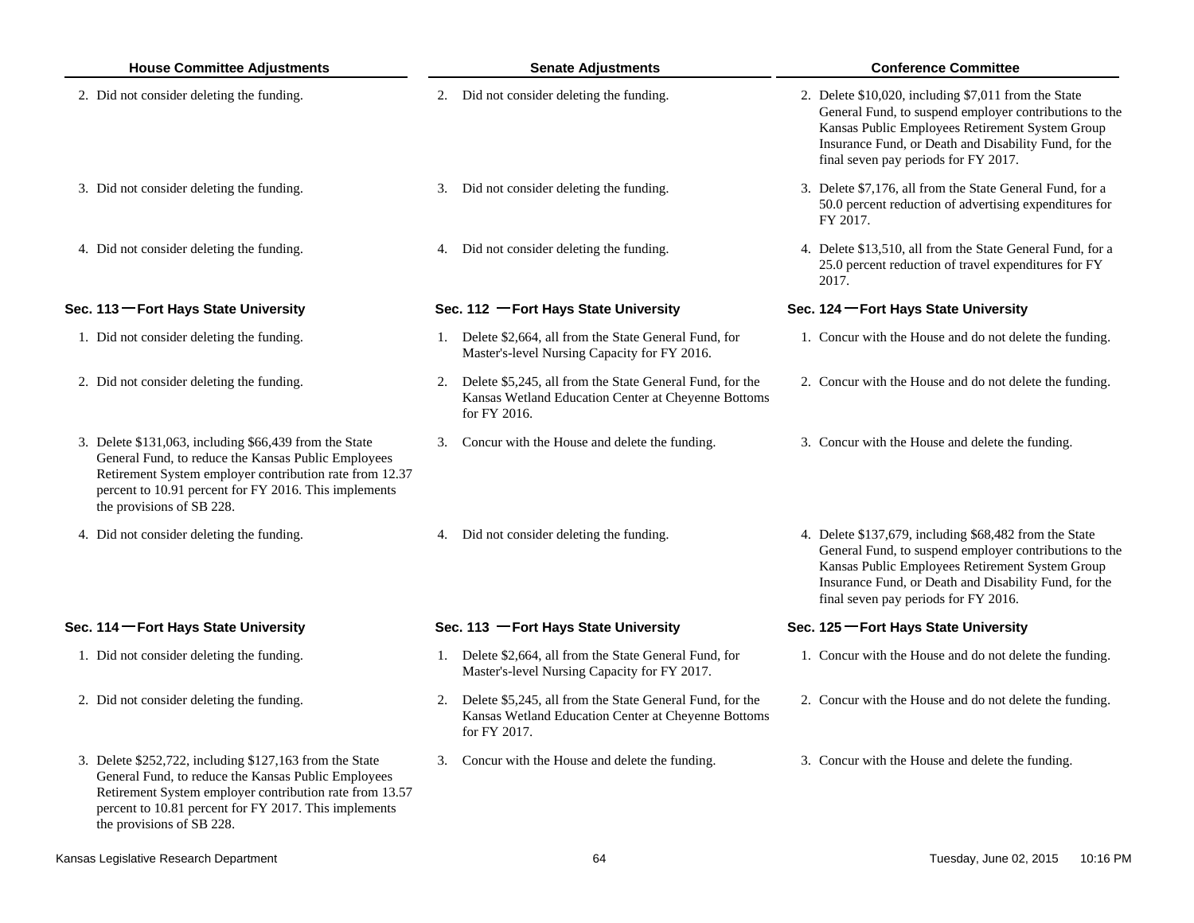| House Committee Adjustments | Senate Adjustments | Conference Committee |
|---|---|---|
| 2. Did not consider deleting the funding. | 2. Did not consider deleting the funding. | 2. Delete $10,020, including $7,011 from the State General Fund, to suspend employer contributions to the Kansas Public Employees Retirement System Group Insurance Fund, or Death and Disability Fund, for the final seven pay periods for FY 2017. |
| 3. Did not consider deleting the funding. | 3. Did not consider deleting the funding. | 3. Delete $7,176, all from the State General Fund, for a 50.0 percent reduction of advertising expenditures for FY 2017. |
| 4. Did not consider deleting the funding. | 4. Did not consider deleting the funding. | 4. Delete $13,510, all from the State General Fund, for a 25.0 percent reduction of travel expenditures for FY 2017. |
| **Sec. 113 — Fort Hays State University** | **Sec. 112 — Fort Hays State University** | **Sec. 124 — Fort Hays State University** |
| 1. Did not consider deleting the funding. | 1. Delete $2,664, all from the State General Fund, for Master's-level Nursing Capacity for FY 2016. | 1. Concur with the House and do not delete the funding. |
| 2. Did not consider deleting the funding. | 2. Delete $5,245, all from the State General Fund, for the Kansas Wetland Education Center at Cheyenne Bottoms for FY 2016. | 2. Concur with the House and do not delete the funding. |
| 3. Delete $131,063, including $66,439 from the State General Fund, to reduce the Kansas Public Employees Retirement System employer contribution rate from 12.37 percent to 10.91 percent for FY 2016. This implements the provisions of SB 228. | 3. Concur with the House and delete the funding. | 3. Concur with the House and delete the funding. |
| 4. Did not consider deleting the funding. | 4. Did not consider deleting the funding. | 4. Delete $137,679, including $68,482 from the State General Fund, to suspend employer contributions to the Kansas Public Employees Retirement System Group Insurance Fund, or Death and Disability Fund, for the final seven pay periods for FY 2016. |
| **Sec. 114 — Fort Hays State University** | **Sec. 113 — Fort Hays State University** | **Sec. 125 — Fort Hays State University** |
| 1. Did not consider deleting the funding. | 1. Delete $2,664, all from the State General Fund, for Master's-level Nursing Capacity for FY 2017. | 1. Concur with the House and do not delete the funding. |
| 2. Did not consider deleting the funding. | 2. Delete $5,245, all from the State General Fund, for the Kansas Wetland Education Center at Cheyenne Bottoms for FY 2017. | 2. Concur with the House and do not delete the funding. |
| 3. Delete $252,722, including $127,163 from the State General Fund, to reduce the Kansas Public Employees Retirement System employer contribution rate from 13.57 percent to 10.81 percent for FY 2017. This implements the provisions of SB 228. | 3. Concur with the House and delete the funding. | 3. Concur with the House and delete the funding. |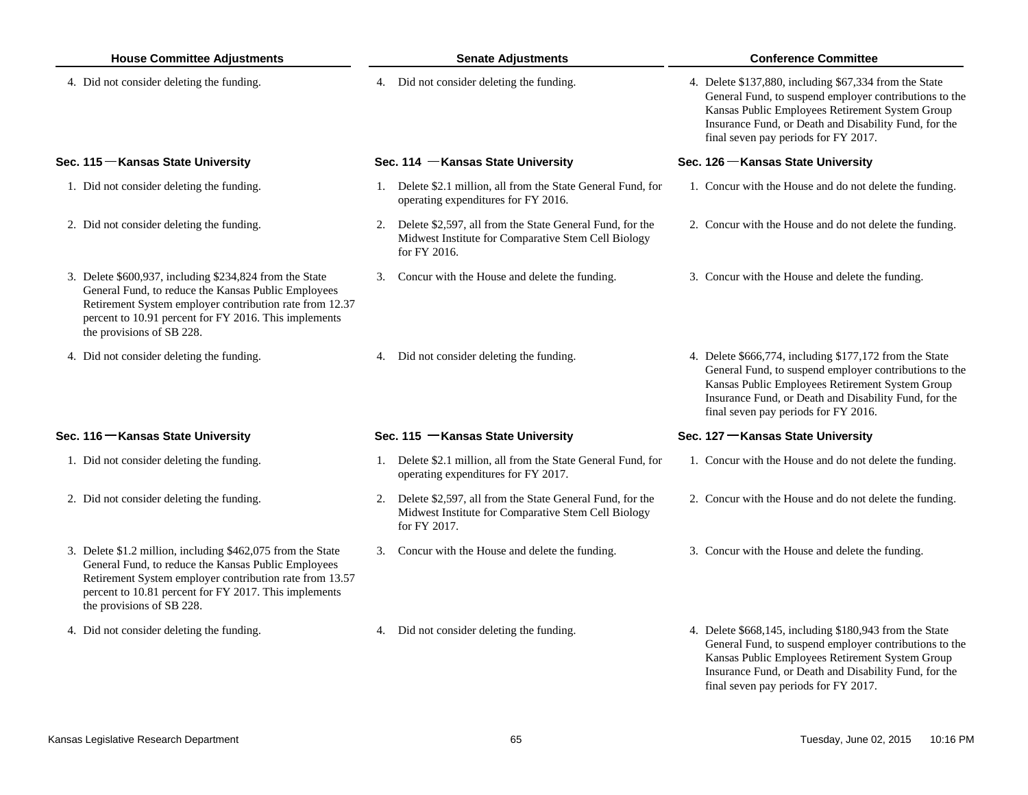| House Committee Adjustments | Senate Adjustments | Conference Committee |
|---|---|---|
| 4. Did not consider deleting the funding. | 4. Did not consider deleting the funding. | 4. Delete $137,880, including $67,334 from the State General Fund, to suspend employer contributions to the Kansas Public Employees Retirement System Group Insurance Fund, or Death and Disability Fund, for the final seven pay periods for FY 2017. |
| **Sec. 115 — Kansas State University** | **Sec. 114 — Kansas State University** | **Sec. 126 — Kansas State University** |
| 1. Did not consider deleting the funding. | 1. Delete $2.1 million, all from the State General Fund, for operating expenditures for FY 2016. | 1. Concur with the House and do not delete the funding. |
| 2. Did not consider deleting the funding. | 2. Delete $2,597, all from the State General Fund, for the Midwest Institute for Comparative Stem Cell Biology for FY 2016. | 2. Concur with the House and do not delete the funding. |
| 3. Delete $600,937, including $234,824 from the State General Fund, to reduce the Kansas Public Employees Retirement System employer contribution rate from 12.37 percent to 10.91 percent for FY 2016. This implements the provisions of SB 228. | 3. Concur with the House and delete the funding. | 3. Concur with the House and delete the funding. |
| 4. Did not consider deleting the funding. | 4. Did not consider deleting the funding. | 4. Delete $666,774, including $177,172 from the State General Fund, to suspend employer contributions to the Kansas Public Employees Retirement System Group Insurance Fund, or Death and Disability Fund, for the final seven pay periods for FY 2016. |
| **Sec. 116 — Kansas State University** | **Sec. 115 — Kansas State University** | **Sec. 127 — Kansas State University** |
| 1. Did not consider deleting the funding. | 1. Delete $2.1 million, all from the State General Fund, for operating expenditures for FY 2017. | 1. Concur with the House and do not delete the funding. |
| 2. Did not consider deleting the funding. | 2. Delete $2,597, all from the State General Fund, for the Midwest Institute for Comparative Stem Cell Biology for FY 2017. | 2. Concur with the House and do not delete the funding. |
| 3. Delete $1.2 million, including $462,075 from the State General Fund, to reduce the Kansas Public Employees Retirement System employer contribution rate from 13.57 percent to 10.81 percent for FY 2017. This implements the provisions of SB 228. | 3. Concur with the House and delete the funding. | 3. Concur with the House and delete the funding. |
| 4. Did not consider deleting the funding. | 4. Did not consider deleting the funding. | 4. Delete $668,145, including $180,943 from the State General Fund, to suspend employer contributions to the Kansas Public Employees Retirement System Group Insurance Fund, or Death and Disability Fund, for the final seven pay periods for FY 2017. |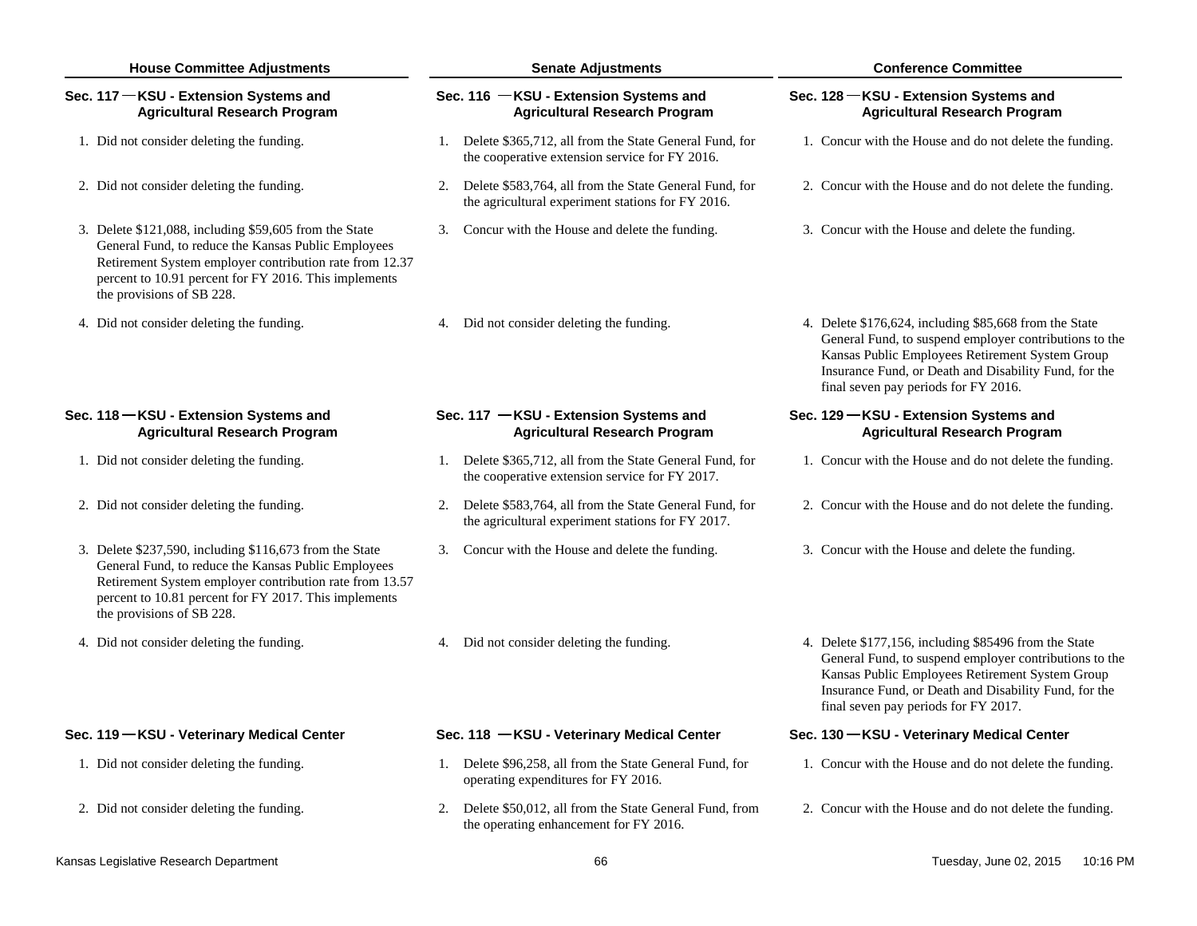| House Committee Adjustments | Senate Adjustments | Conference Committee |
|---|---|---|
| **Sec. 117 — KSU - Extension Systems and Agricultural Research Program** | **Sec. 116 — KSU - Extension Systems and Agricultural Research Program** | **Sec. 128 — KSU - Extension Systems and Agricultural Research Program** |
| 1. Did not consider deleting the funding. | 1. Delete $365,712, all from the State General Fund, for the cooperative extension service for FY 2016. | 1. Concur with the House and do not delete the funding. |
| 2. Did not consider deleting the funding. | 2. Delete $583,764, all from the State General Fund, for the agricultural experiment stations for FY 2016. | 2. Concur with the House and do not delete the funding. |
| 3. Delete $121,088, including $59,605 from the State General Fund, to reduce the Kansas Public Employees Retirement System employer contribution rate from 12.37 percent to 10.91 percent for FY 2016. This implements the provisions of SB 228. | 3. Concur with the House and delete the funding. | 3. Concur with the House and delete the funding. |
| 4. Did not consider deleting the funding. | 4. Did not consider deleting the funding. | 4. Delete $176,624, including $85,668 from the State General Fund, to suspend employer contributions to the Kansas Public Employees Retirement System Group Insurance Fund, or Death and Disability Fund, for the final seven pay periods for FY 2016. |
| **Sec. 118 — KSU - Extension Systems and Agricultural Research Program** | **Sec. 117 — KSU - Extension Systems and Agricultural Research Program** | **Sec. 129 — KSU - Extension Systems and Agricultural Research Program** |
| 1. Did not consider deleting the funding. | 1. Delete $365,712, all from the State General Fund, for the cooperative extension service for FY 2017. | 1. Concur with the House and do not delete the funding. |
| 2. Did not consider deleting the funding. | 2. Delete $583,764, all from the State General Fund, for the agricultural experiment stations for FY 2017. | 2. Concur with the House and do not delete the funding. |
| 3. Delete $237,590, including $116,673 from the State General Fund, to reduce the Kansas Public Employees Retirement System employer contribution rate from 13.57 percent to 10.81 percent for FY 2017. This implements the provisions of SB 228. | 3. Concur with the House and delete the funding. | 3. Concur with the House and delete the funding. |
| 4. Did not consider deleting the funding. | 4. Did not consider deleting the funding. | 4. Delete $177,156, including $85496 from the State General Fund, to suspend employer contributions to the Kansas Public Employees Retirement System Group Insurance Fund, or Death and Disability Fund, for the final seven pay periods for FY 2017. |
| **Sec. 119 — KSU - Veterinary Medical Center** | **Sec. 118 — KSU - Veterinary Medical Center** | **Sec. 130 — KSU - Veterinary Medical Center** |
| 1. Did not consider deleting the funding. | 1. Delete $96,258, all from the State General Fund, for operating expenditures for FY 2016. | 1. Concur with the House and do not delete the funding. |
| 2. Did not consider deleting the funding. | 2. Delete $50,012, all from the State General Fund, from the operating enhancement for FY 2016. | 2. Concur with the House and do not delete the funding. |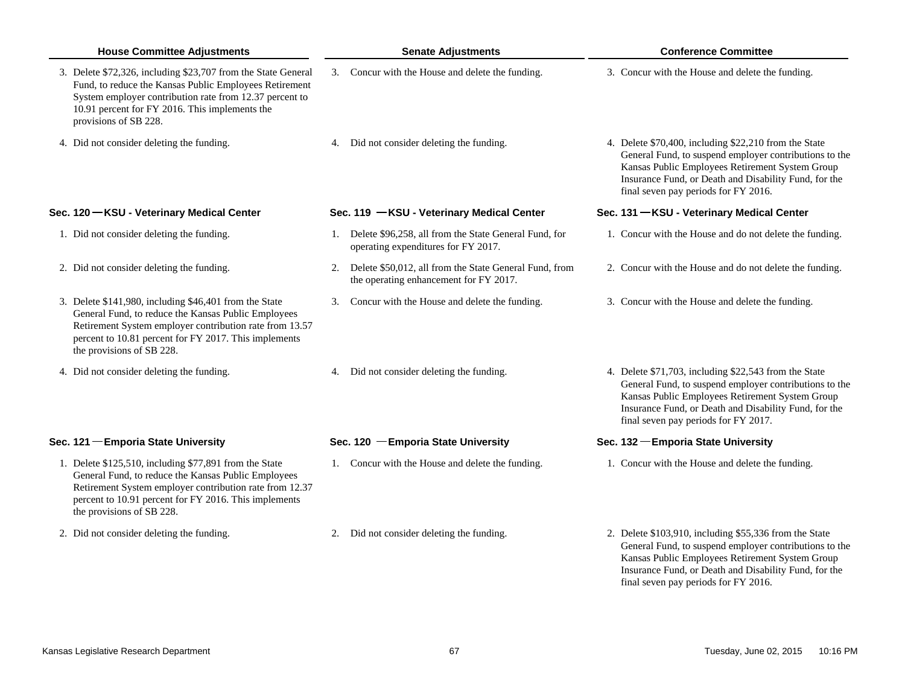| House Committee Adjustments | Senate Adjustments | Conference Committee |
| --- | --- | --- |
| 3. Delete $72,326, including $23,707 from the State General Fund, to reduce the Kansas Public Employees Retirement System employer contribution rate from 12.37 percent to 10.91 percent for FY 2016. This implements the provisions of SB 228. | 3. Concur with the House and delete the funding. | 3. Concur with the House and delete the funding. |
| 4. Did not consider deleting the funding. | 4. Did not consider deleting the funding. | 4. Delete $70,400, including $22,210 from the State General Fund, to suspend employer contributions to the Kansas Public Employees Retirement System Group Insurance Fund, or Death and Disability Fund, for the final seven pay periods for FY 2016. |
| **Sec. 120 — KSU - Veterinary Medical Center** | **Sec. 119 — KSU - Veterinary Medical Center** | **Sec. 131 — KSU - Veterinary Medical Center** |
| 1. Did not consider deleting the funding. | 1. Delete $96,258, all from the State General Fund, for operating expenditures for FY 2017. | 1. Concur with the House and do not delete the funding. |
| 2. Did not consider deleting the funding. | 2. Delete $50,012, all from the State General Fund, from the operating enhancement for FY 2017. | 2. Concur with the House and do not delete the funding. |
| 3. Delete $141,980, including $46,401 from the State General Fund, to reduce the Kansas Public Employees Retirement System employer contribution rate from 13.57 percent to 10.81 percent for FY 2017. This implements the provisions of SB 228. | 3. Concur with the House and delete the funding. | 3. Concur with the House and delete the funding. |
| 4. Did not consider deleting the funding. | 4. Did not consider deleting the funding. | 4. Delete $71,703, including $22,543 from the State General Fund, to suspend employer contributions to the Kansas Public Employees Retirement System Group Insurance Fund, or Death and Disability Fund, for the final seven pay periods for FY 2017. |
| **Sec. 121 — Emporia State University** | **Sec. 120 — Emporia State University** | **Sec. 132 — Emporia State University** |
| 1. Delete $125,510, including $77,891 from the State General Fund, to reduce the Kansas Public Employees Retirement System employer contribution rate from 12.37 percent to 10.91 percent for FY 2016. This implements the provisions of SB 228. | 1. Concur with the House and delete the funding. | 1. Concur with the House and delete the funding. |
| 2. Did not consider deleting the funding. | 2. Did not consider deleting the funding. | 2. Delete $103,910, including $55,336 from the State General Fund, to suspend employer contributions to the Kansas Public Employees Retirement System Group Insurance Fund, or Death and Disability Fund, for the final seven pay periods for FY 2016. |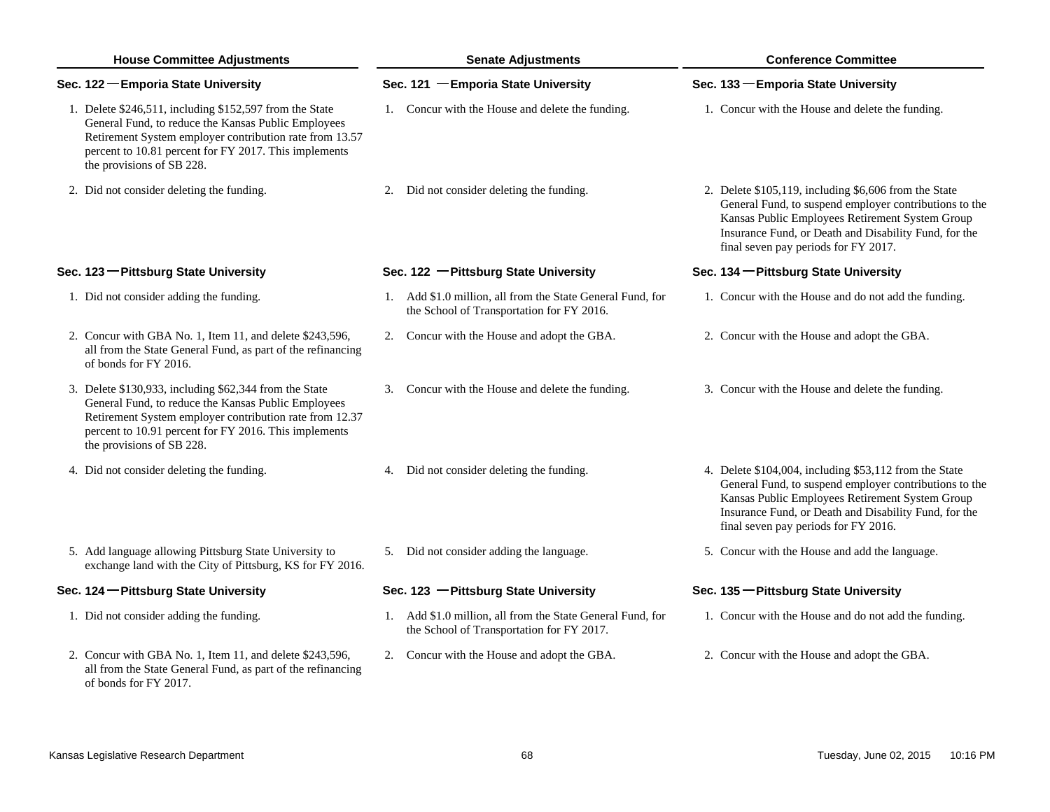| House Committee Adjustments | Senate Adjustments | Conference Committee |
|---|---|---|
| **Sec. 122 — Emporia State University** | **Sec. 121 — Emporia State University** | **Sec. 133 — Emporia State University** |
| 1. Delete $246,511, including $152,597 from the State General Fund, to reduce the Kansas Public Employees Retirement System employer contribution rate from 13.57 percent to 10.81 percent for FY 2017. This implements the provisions of SB 228. | 1. Concur with the House and delete the funding. | 1. Concur with the House and delete the funding. |
| 2. Did not consider deleting the funding. | 2. Did not consider deleting the funding. | 2. Delete $105,119, including $6,606 from the State General Fund, to suspend employer contributions to the Kansas Public Employees Retirement System Group Insurance Fund, or Death and Disability Fund, for the final seven pay periods for FY 2017. |
| **Sec. 123 — Pittsburg State University** | **Sec. 122 — Pittsburg State University** | **Sec. 134 — Pittsburg State University** |
| 1. Did not consider adding the funding. | 1. Add $1.0 million, all from the State General Fund, for the School of Transportation for FY 2016. | 1. Concur with the House and do not add the funding. |
| 2. Concur with GBA No. 1, Item 11, and delete $243,596, all from the State General Fund, as part of the refinancing of bonds for FY 2016. | 2. Concur with the House and adopt the GBA. | 2. Concur with the House and adopt the GBA. |
| 3. Delete $130,933, including $62,344 from the State General Fund, to reduce the Kansas Public Employees Retirement System employer contribution rate from 12.37 percent to 10.91 percent for FY 2016. This implements the provisions of SB 228. | 3. Concur with the House and delete the funding. | 3. Concur with the House and delete the funding. |
| 4. Did not consider deleting the funding. | 4. Did not consider deleting the funding. | 4. Delete $104,004, including $53,112 from the State General Fund, to suspend employer contributions to the Kansas Public Employees Retirement System Group Insurance Fund, or Death and Disability Fund, for the final seven pay periods for FY 2016. |
| 5. Add language allowing Pittsburg State University to exchange land with the City of Pittsburg, KS for FY 2016. | 5. Did not consider adding the language. | 5. Concur with the House and add the language. |
| **Sec. 124 — Pittsburg State University** | **Sec. 123 — Pittsburg State University** | **Sec. 135 — Pittsburg State University** |
| 1. Did not consider adding the funding. | 1. Add $1.0 million, all from the State General Fund, for the School of Transportation for FY 2017. | 1. Concur with the House and do not add the funding. |
| 2. Concur with GBA No. 1, Item 11, and delete $243,596, all from the State General Fund, as part of the refinancing of bonds for FY 2017. | 2. Concur with the House and adopt the GBA. | 2. Concur with the House and adopt the GBA. |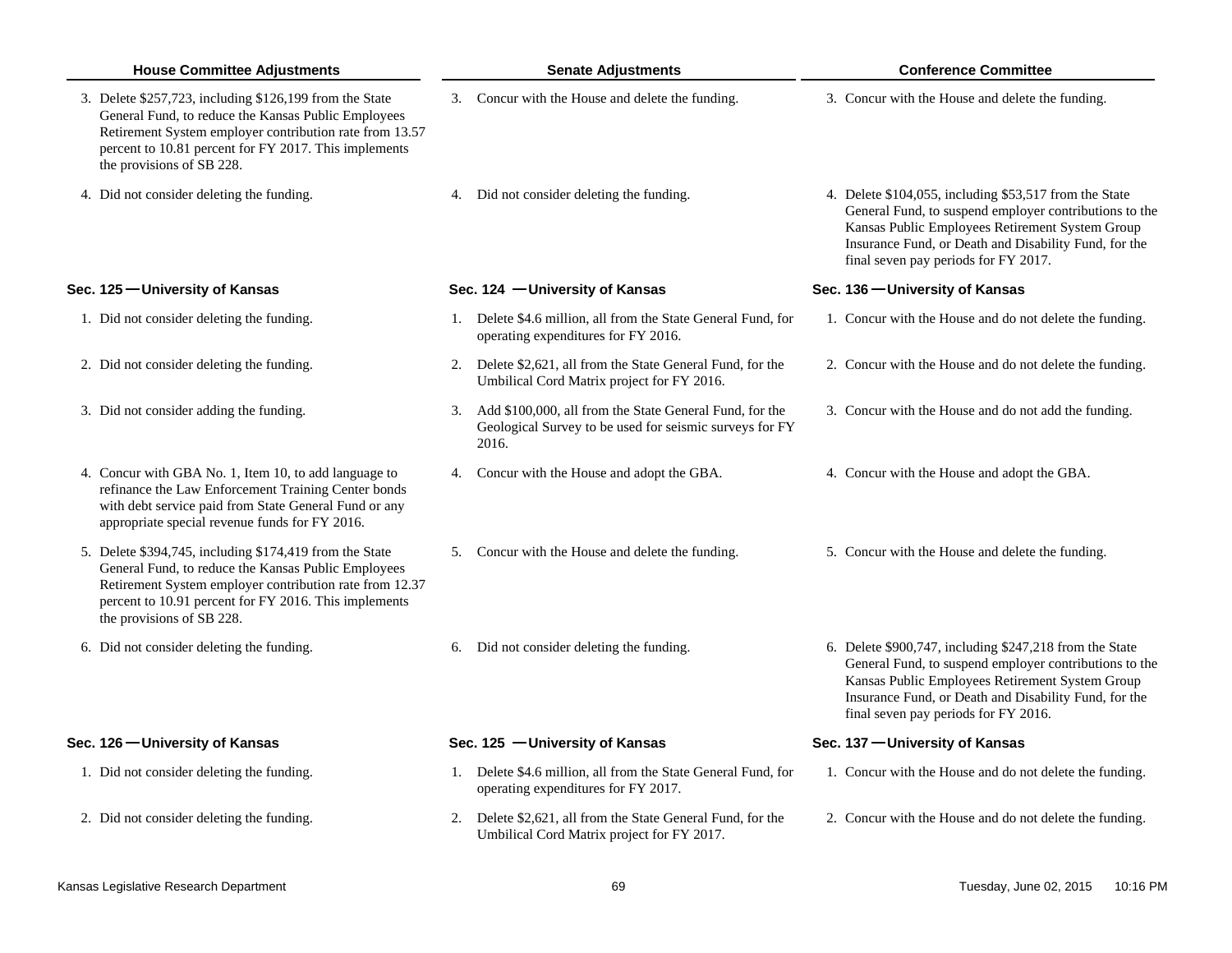| House Committee Adjustments | Senate Adjustments | Conference Committee |
|---|---|---|
| 3. Delete $257,723, including $126,199 from the State General Fund, to reduce the Kansas Public Employees Retirement System employer contribution rate from 13.57 percent to 10.81 percent for FY 2017. This implements the provisions of SB 228. | 3. Concur with the House and delete the funding. | 3. Concur with the House and delete the funding. |
| 4. Did not consider deleting the funding. | 4. Did not consider deleting the funding. | 4. Delete $104,055, including $53,517 from the State General Fund, to suspend employer contributions to the Kansas Public Employees Retirement System Group Insurance Fund, or Death and Disability Fund, for the final seven pay periods for FY 2017. |
| **Sec. 125 — University of Kansas** | **Sec. 124 — University of Kansas** | **Sec. 136 — University of Kansas** |
| 1. Did not consider deleting the funding. | 1. Delete $4.6 million, all from the State General Fund, for operating expenditures for FY 2016. | 1. Concur with the House and do not delete the funding. |
| 2. Did not consider deleting the funding. | 2. Delete $2,621, all from the State General Fund, for the Umbilical Cord Matrix project for FY 2016. | 2. Concur with the House and do not delete the funding. |
| 3. Did not consider adding the funding. | 3. Add $100,000, all from the State General Fund, for the Geological Survey to be used for seismic surveys for FY 2016. | 3. Concur with the House and do not add the funding. |
| 4. Concur with GBA No. 1, Item 10, to add language to refinance the Law Enforcement Training Center bonds with debt service paid from State General Fund or any appropriate special revenue funds for FY 2016. | 4. Concur with the House and adopt the GBA. | 4. Concur with the House and adopt the GBA. |
| 5. Delete $394,745, including $174,419 from the State General Fund, to reduce the Kansas Public Employees Retirement System employer contribution rate from 12.37 percent to 10.91 percent for FY 2016. This implements the provisions of SB 228. | 5. Concur with the House and delete the funding. | 5. Concur with the House and delete the funding. |
| 6. Did not consider deleting the funding. | 6. Did not consider deleting the funding. | 6. Delete $900,747, including $247,218 from the State General Fund, to suspend employer contributions to the Kansas Public Employees Retirement System Group Insurance Fund, or Death and Disability Fund, for the final seven pay periods for FY 2016. |
| **Sec. 126 — University of Kansas** | **Sec. 125 — University of Kansas** | **Sec. 137 — University of Kansas** |
| 1. Did not consider deleting the funding. | 1. Delete $4.6 million, all from the State General Fund, for operating expenditures for FY 2017. | 1. Concur with the House and do not delete the funding. |
| 2. Did not consider deleting the funding. | 2. Delete $2,621, all from the State General Fund, for the Umbilical Cord Matrix project for FY 2017. | 2. Concur with the House and do not delete the funding. |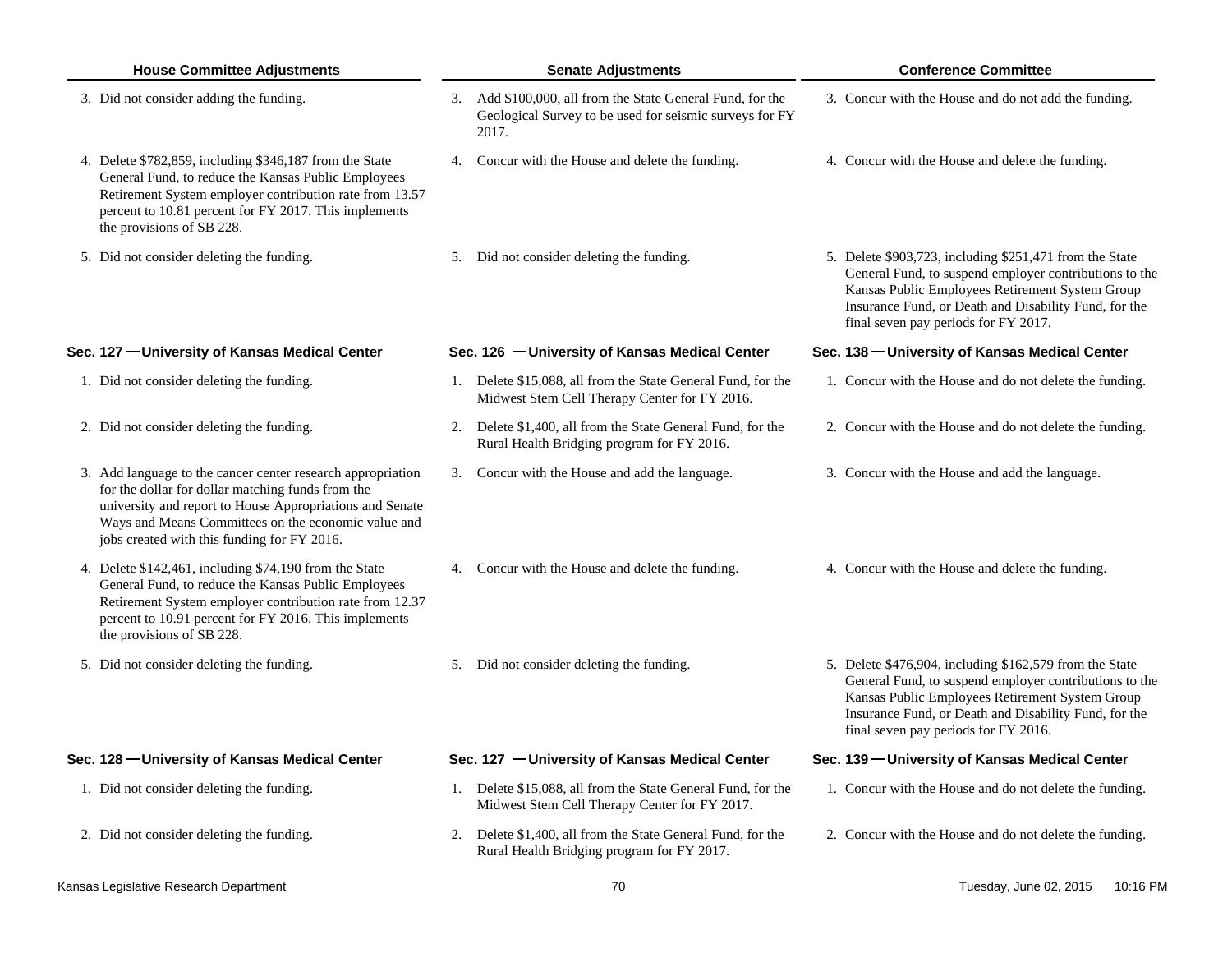| House Committee Adjustments | Senate Adjustments | Conference Committee |
|---|---|---|
| 3. Did not consider adding the funding. | 3. Add $100,000, all from the State General Fund, for the Geological Survey to be used for seismic surveys for FY 2017. | 3. Concur with the House and do not add the funding. |
| 4. Delete $782,859, including $346,187 from the State General Fund, to reduce the Kansas Public Employees Retirement System employer contribution rate from 13.57 percent to 10.81 percent for FY 2017. This implements the provisions of SB 228. | 4. Concur with the House and delete the funding. | 4. Concur with the House and delete the funding. |
| 5. Did not consider deleting the funding. | 5. Did not consider deleting the funding. | 5. Delete $903,723, including $251,471 from the State General Fund, to suspend employer contributions to the Kansas Public Employees Retirement System Group Insurance Fund, or Death and Disability Fund, for the final seven pay periods for FY 2017. |
| **Sec. 127 — University of Kansas Medical Center** | **Sec. 126 — University of Kansas Medical Center** | **Sec. 138 — University of Kansas Medical Center** |
| 1. Did not consider deleting the funding. | 1. Delete $15,088, all from the State General Fund, for the Midwest Stem Cell Therapy Center for FY 2016. | 1. Concur with the House and do not delete the funding. |
| 2. Did not consider deleting the funding. | 2. Delete $1,400, all from the State General Fund, for the Rural Health Bridging program for FY 2016. | 2. Concur with the House and do not delete the funding. |
| 3. Add language to the cancer center research appropriation for the dollar for dollar matching funds from the university and report to House Appropriations and Senate Ways and Means Committees on the economic value and jobs created with this funding for FY 2016. | 3. Concur with the House and add the language. | 3. Concur with the House and add the language. |
| 4. Delete $142,461, including $74,190 from the State General Fund, to reduce the Kansas Public Employees Retirement System employer contribution rate from 12.37 percent to 10.91 percent for FY 2016. This implements the provisions of SB 228. | 4. Concur with the House and delete the funding. | 4. Concur with the House and delete the funding. |
| 5. Did not consider deleting the funding. | 5. Did not consider deleting the funding. | 5. Delete $476,904, including $162,579 from the State General Fund, to suspend employer contributions to the Kansas Public Employees Retirement System Group Insurance Fund, or Death and Disability Fund, for the final seven pay periods for FY 2016. |
| **Sec. 128 — University of Kansas Medical Center** | **Sec. 127 — University of Kansas Medical Center** | **Sec. 139 — University of Kansas Medical Center** |
| 1. Did not consider deleting the funding. | 1. Delete $15,088, all from the State General Fund, for the Midwest Stem Cell Therapy Center for FY 2017. | 1. Concur with the House and do not delete the funding. |
| 2. Did not consider deleting the funding. | 2. Delete $1,400, all from the State General Fund, for the Rural Health Bridging program for FY 2017. | 2. Concur with the House and do not delete the funding. |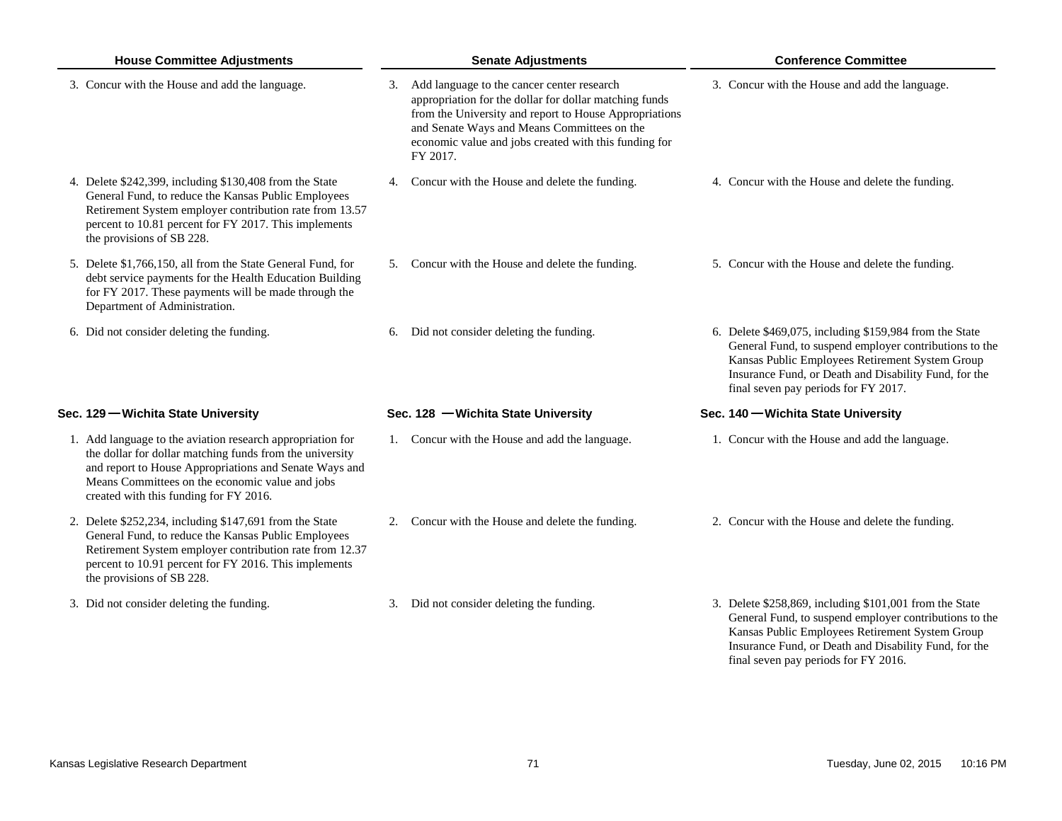| House Committee Adjustments | Senate Adjustments | Conference Committee |
|---|---|---|
| 3. Concur with the House and add the language. | 3. Add language to the cancer center research appropriation for the dollar for dollar matching funds from the University and report to House Appropriations and Senate Ways and Means Committees on the economic value and jobs created with this funding for FY 2017. | 3. Concur with the House and add the language. |
| 4. Delete $242,399, including $130,408 from the State General Fund, to reduce the Kansas Public Employees Retirement System employer contribution rate from 13.57 percent to 10.81 percent for FY 2017. This implements the provisions of SB 228. | 4. Concur with the House and delete the funding. | 4. Concur with the House and delete the funding. |
| 5. Delete $1,766,150, all from the State General Fund, for debt service payments for the Health Education Building for FY 2017. These payments will be made through the Department of Administration. | 5. Concur with the House and delete the funding. | 5. Concur with the House and delete the funding. |
| 6. Did not consider deleting the funding. | 6. Did not consider deleting the funding. | 6. Delete $469,075, including $159,984 from the State General Fund, to suspend employer contributions to the Kansas Public Employees Retirement System Group Insurance Fund, or Death and Disability Fund, for the final seven pay periods for FY 2017. |
| **Sec. 129 — Wichita State University** | **Sec. 128 — Wichita State University** | **Sec. 140 — Wichita State University** |
| 1. Add language to the aviation research appropriation for the dollar for dollar matching funds from the university and report to House Appropriations and Senate Ways and Means Committees on the economic value and jobs created with this funding for FY 2016. | 1. Concur with the House and add the language. | 1. Concur with the House and add the language. |
| 2. Delete $252,234, including $147,691 from the State General Fund, to reduce the Kansas Public Employees Retirement System employer contribution rate from 12.37 percent to 10.91 percent for FY 2016. This implements the provisions of SB 228. | 2. Concur with the House and delete the funding. | 2. Concur with the House and delete the funding. |
| 3. Did not consider deleting the funding. | 3. Did not consider deleting the funding. | 3. Delete $258,869, including $101,001 from the State General Fund, to suspend employer contributions to the Kansas Public Employees Retirement System Group Insurance Fund, or Death and Disability Fund, for the final seven pay periods for FY 2016. |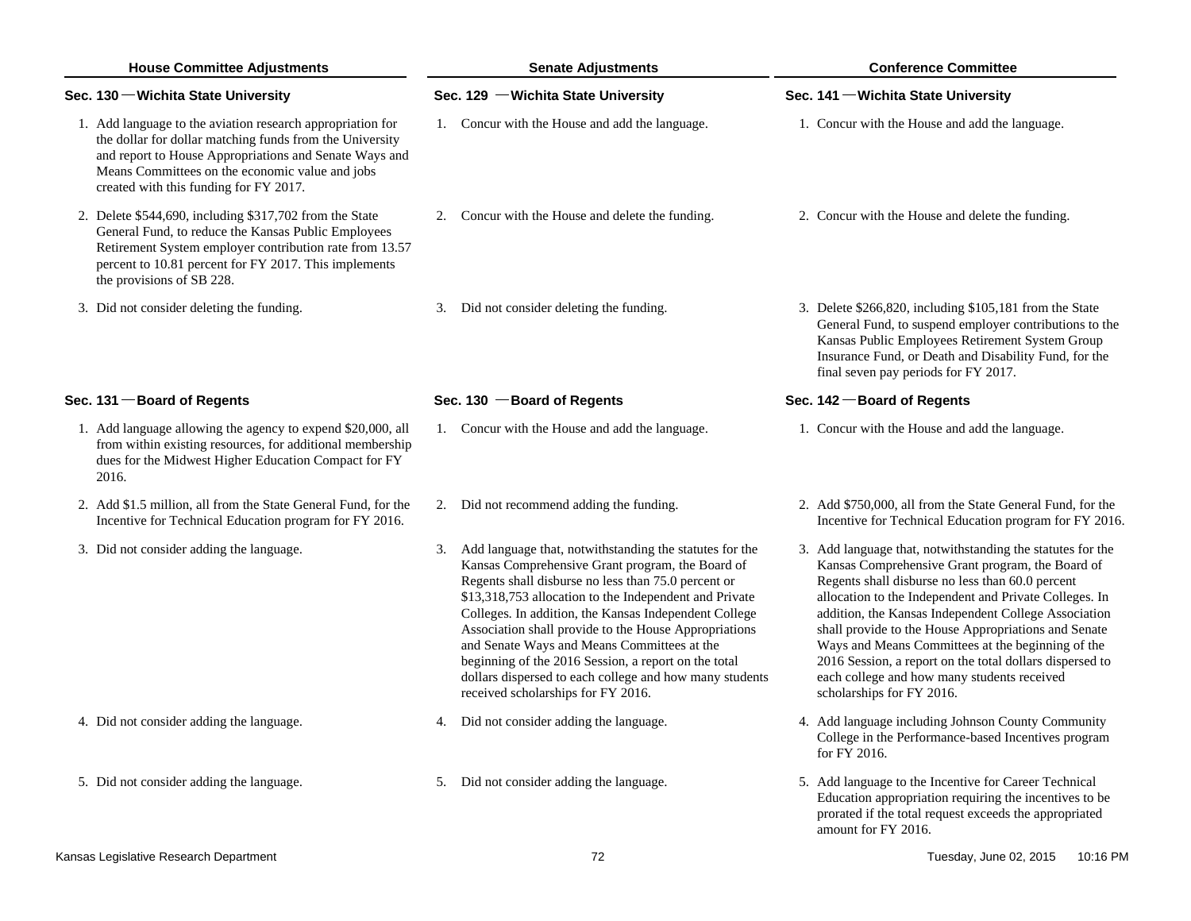| House Committee Adjustments | Senate Adjustments | Conference Committee |
|---|---|---|
| **Sec. 130 — Wichita State University** | **Sec. 129 — Wichita State University** | **Sec. 141 — Wichita State University** |
| 1. Add language to the aviation research appropriation for the dollar for dollar matching funds from the University and report to House Appropriations and Senate Ways and Means Committees on the economic value and jobs created with this funding for FY 2017. | 1. Concur with the House and add the language. | 1. Concur with the House and add the language. |
| 2. Delete $544,690, including $317,702 from the State General Fund, to reduce the Kansas Public Employees Retirement System employer contribution rate from 13.57 percent to 10.81 percent for FY 2017. This implements the provisions of SB 228. | 2. Concur with the House and delete the funding. | 2. Concur with the House and delete the funding. |
| 3. Did not consider deleting the funding. | 3. Did not consider deleting the funding. | 3. Delete $266,820, including $105,181 from the State General Fund, to suspend employer contributions to the Kansas Public Employees Retirement System Group Insurance Fund, or Death and Disability Fund, for the final seven pay periods for FY 2017. |
| **Sec. 131 — Board of Regents** | **Sec. 130 — Board of Regents** | **Sec. 142 — Board of Regents** |
| 1. Add language allowing the agency to expend $20,000, all from within existing resources, for additional membership dues for the Midwest Higher Education Compact for FY 2016. | 1. Concur with the House and add the language. | 1. Concur with the House and add the language. |
| 2. Add $1.5 million, all from the State General Fund, for the Incentive for Technical Education program for FY 2016. | 2. Did not recommend adding the funding. | 2. Add $750,000, all from the State General Fund, for the Incentive for Technical Education program for FY 2016. |
| 3. Did not consider adding the language. | 3. Add language that, notwithstanding the statutes for the Kansas Comprehensive Grant program, the Board of Regents shall disburse no less than 75.0 percent or $13,318,753 allocation to the Independent and Private Colleges. In addition, the Kansas Independent College Association shall provide to the House Appropriations and Senate Ways and Means Committees at the beginning of the 2016 Session, a report on the total dollars dispersed to each college and how many students received scholarships for FY 2016. | 3. Add language that, notwithstanding the statutes for the Kansas Comprehensive Grant program, the Board of Regents shall disburse no less than 60.0 percent allocation to the Independent and Private Colleges. In addition, the Kansas Independent College Association shall provide to the House Appropriations and Senate Ways and Means Committees at the beginning of the 2016 Session, a report on the total dollars dispersed to each college and how many students received scholarships for FY 2016. |
| 4. Did not consider adding the language. | 4. Did not consider adding the language. | 4. Add language including Johnson County Community College in the Performance-based Incentives program for FY 2016. |
| 5. Did not consider adding the language. | 5. Did not consider adding the language. | 5. Add language to the Incentive for Career Technical Education appropriation requiring the incentives to be prorated if the total request exceeds the appropriated amount for FY 2016. |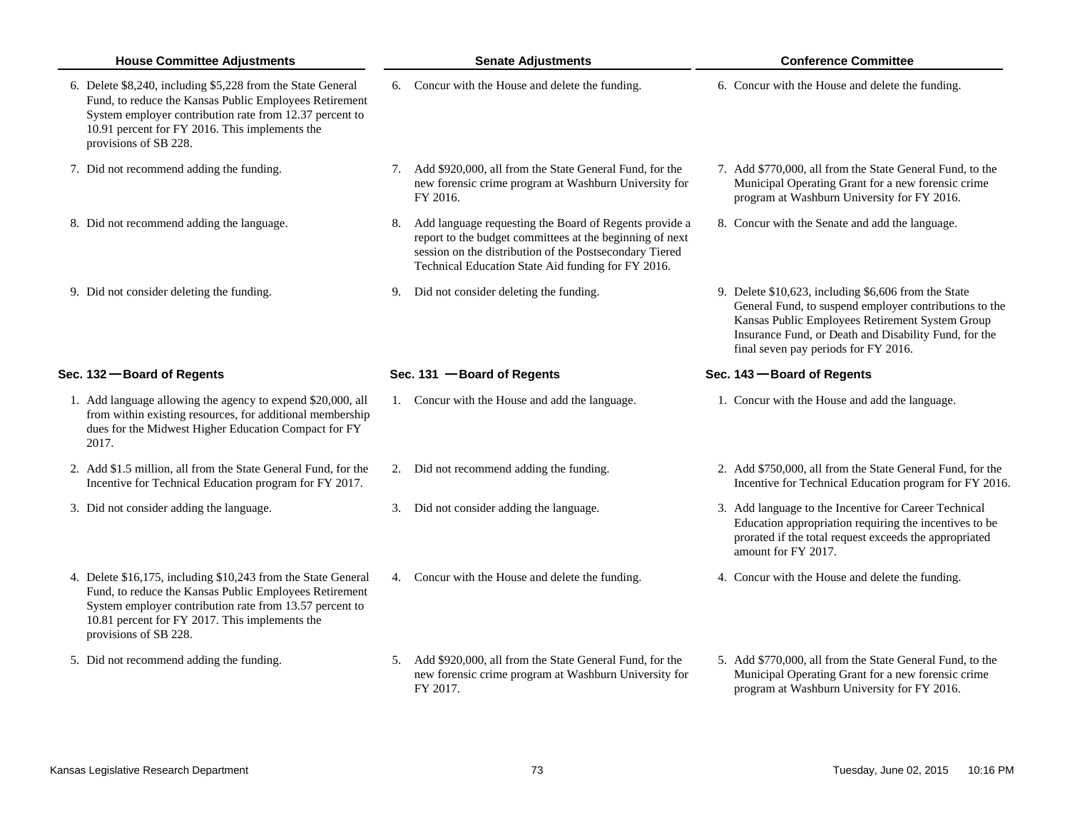| House Committee Adjustments | Senate Adjustments | Conference Committee |
|---|---|---|
| 6. Delete $8,240, including $5,228 from the State General Fund, to reduce the Kansas Public Employees Retirement System employer contribution rate from 12.37 percent to 10.91 percent for FY 2016. This implements the provisions of SB 228. | 6. Concur with the House and delete the funding. | 6. Concur with the House and delete the funding. |
| 7. Did not recommend adding the funding. | 7. Add $920,000, all from the State General Fund, for the new forensic crime program at Washburn University for FY 2016. | 7. Add $770,000, all from the State General Fund, to the Municipal Operating Grant for a new forensic crime program at Washburn University for FY 2016. |
| 8. Did not recommend adding the language. | 8. Add language requesting the Board of Regents provide a report to the budget committees at the beginning of next session on the distribution of the Postsecondary Tiered Technical Education State Aid funding for FY 2016. | 8. Concur with the Senate and add the language. |
| 9. Did not consider deleting the funding. | 9. Did not consider deleting the funding. | 9. Delete $10,623, including $6,606 from the State General Fund, to suspend employer contributions to the Kansas Public Employees Retirement System Group Insurance Fund, or Death and Disability Fund, for the final seven pay periods for FY 2016. |
| **Sec. 132 — Board of Regents** | **Sec. 131 — Board of Regents** | **Sec. 143 — Board of Regents** |
| 1. Add language allowing the agency to expend $20,000, all from within existing resources, for additional membership dues for the Midwest Higher Education Compact for FY 2017. | 1. Concur with the House and add the language. | 1. Concur with the House and add the language. |
| 2. Add $1.5 million, all from the State General Fund, for the Incentive for Technical Education program for FY 2017. | 2. Did not recommend adding the funding. | 2. Add $750,000, all from the State General Fund, for the Incentive for Technical Education program for FY 2016. |
| 3. Did not consider adding the language. | 3. Did not consider adding the language. | 3. Add language to the Incentive for Career Technical Education appropriation requiring the incentives to be prorated if the total request exceeds the appropriated amount for FY 2017. |
| 4. Delete $16,175, including $10,243 from the State General Fund, to reduce the Kansas Public Employees Retirement System employer contribution rate from 13.57 percent to 10.81 percent for FY 2017. This implements the provisions of SB 228. | 4. Concur with the House and delete the funding. | 4. Concur with the House and delete the funding. |
| 5. Did not recommend adding the funding. | 5. Add $920,000, all from the State General Fund, for the new forensic crime program at Washburn University for FY 2017. | 5. Add $770,000, all from the State General Fund, to the Municipal Operating Grant for a new forensic crime program at Washburn University for FY 2016. |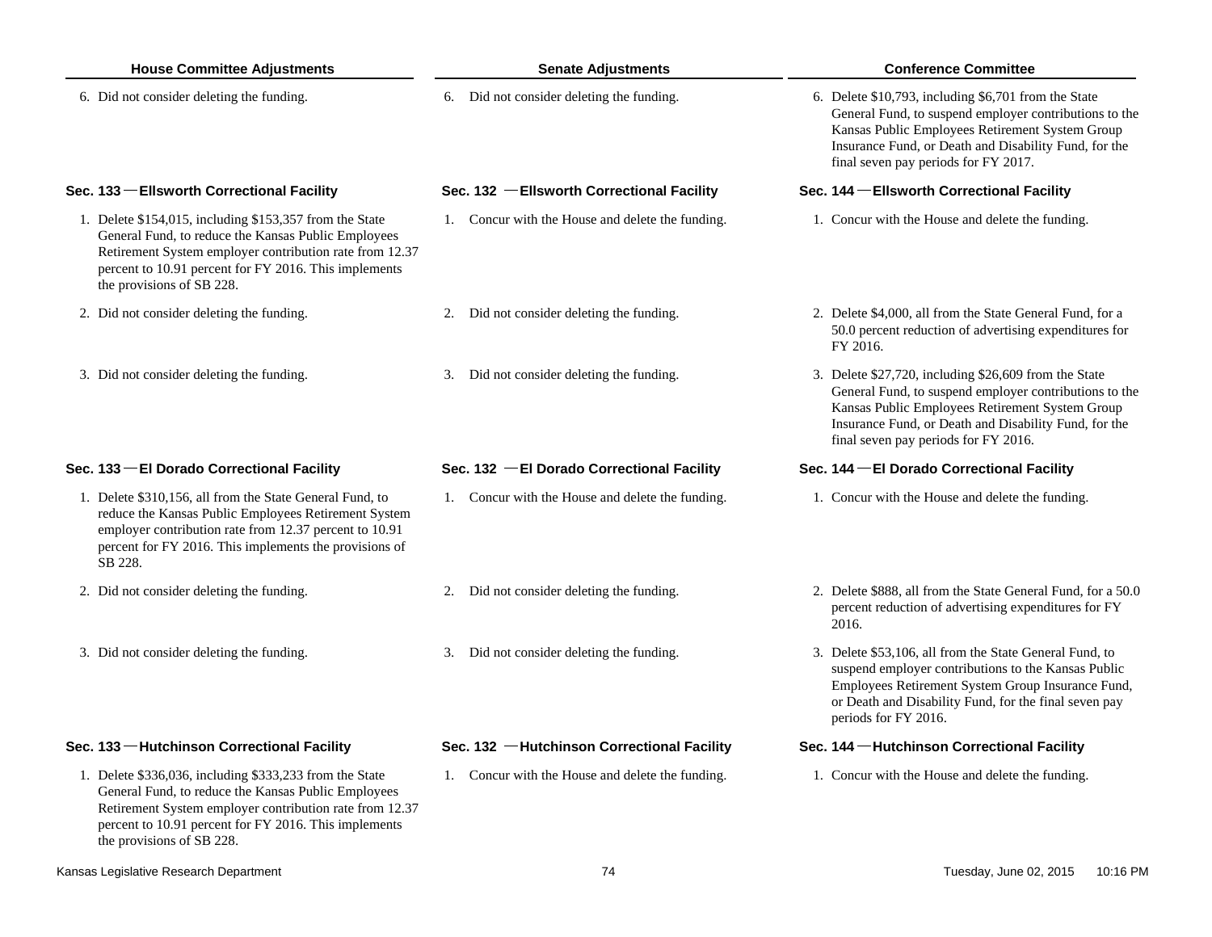| House Committee Adjustments | Senate Adjustments | Conference Committee |
|---|---|---|
| 6. Did not consider deleting the funding. | 6. Did not consider deleting the funding. | 6. Delete $10,793, including $6,701 from the State General Fund, to suspend employer contributions to the Kansas Public Employees Retirement System Group Insurance Fund, or Death and Disability Fund, for the final seven pay periods for FY 2017. |
| **Sec. 133 —Ellsworth Correctional Facility** | **Sec. 132 —Ellsworth Correctional Facility** | **Sec. 144 —Ellsworth Correctional Facility** |
| 1. Delete $154,015, including $153,357 from the State General Fund, to reduce the Kansas Public Employees Retirement System employer contribution rate from 12.37 percent to 10.91 percent for FY 2016. This implements the provisions of SB 228. | 1. Concur with the House and delete the funding. | 1. Concur with the House and delete the funding. |
| 2. Did not consider deleting the funding. | 2. Did not consider deleting the funding. | 2. Delete $4,000, all from the State General Fund, for a 50.0 percent reduction of advertising expenditures for FY 2016. |
| 3. Did not consider deleting the funding. | 3. Did not consider deleting the funding. | 3. Delete $27,720, including $26,609 from the State General Fund, to suspend employer contributions to the Kansas Public Employees Retirement System Group Insurance Fund, or Death and Disability Fund, for the final seven pay periods for FY 2016. |
| **Sec. 133 —El Dorado Correctional Facility** | **Sec. 132 —El Dorado Correctional Facility** | **Sec. 144 —El Dorado Correctional Facility** |
| 1. Delete $310,156, all from the State General Fund, to reduce the Kansas Public Employees Retirement System employer contribution rate from 12.37 percent to 10.91 percent for FY 2016. This implements the provisions of SB 228. | 1. Concur with the House and delete the funding. | 1. Concur with the House and delete the funding. |
| 2. Did not consider deleting the funding. | 2. Did not consider deleting the funding. | 2. Delete $888, all from the State General Fund, for a 50.0 percent reduction of advertising expenditures for FY 2016. |
| 3. Did not consider deleting the funding. | 3. Did not consider deleting the funding. | 3. Delete $53,106, all from the State General Fund, to suspend employer contributions to the Kansas Public Employees Retirement System Group Insurance Fund, or Death and Disability Fund, for the final seven pay periods for FY 2016. |
| **Sec. 133 —Hutchinson Correctional Facility** | **Sec. 132 —Hutchinson Correctional Facility** | **Sec. 144 —Hutchinson Correctional Facility** |
| 1. Delete $336,036, including $333,233 from the State General Fund, to reduce the Kansas Public Employees Retirement System employer contribution rate from 12.37 percent to 10.91 percent for FY 2016. This implements the provisions of SB 228. | 1. Concur with the House and delete the funding. | 1. Concur with the House and delete the funding. |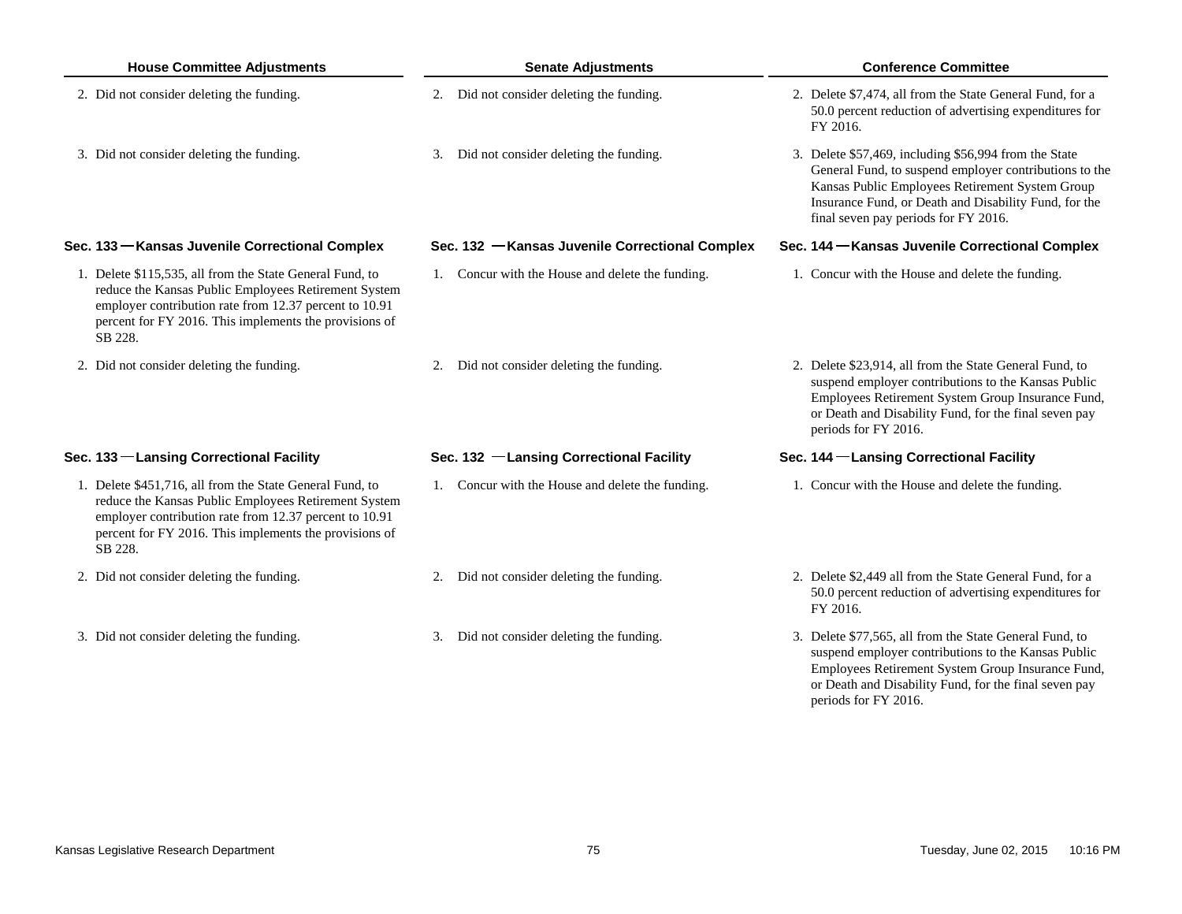| House Committee Adjustments | Senate Adjustments | Conference Committee |
|---|---|---|
| 2. Did not consider deleting the funding. | 2. Did not consider deleting the funding. | 2. Delete $7,474, all from the State General Fund, for a 50.0 percent reduction of advertising expenditures for FY 2016. |
| 3. Did not consider deleting the funding. | 3. Did not consider deleting the funding. | 3. Delete $57,469, including $56,994 from the State General Fund, to suspend employer contributions to the Kansas Public Employees Retirement System Group Insurance Fund, or Death and Disability Fund, for the final seven pay periods for FY 2016. |
| **Sec. 133 — Kansas Juvenile Correctional Complex** | **Sec. 132 — Kansas Juvenile Correctional Complex** | **Sec. 144 — Kansas Juvenile Correctional Complex** |
| 1. Delete $115,535, all from the State General Fund, to reduce the Kansas Public Employees Retirement System employer contribution rate from 12.37 percent to 10.91 percent for FY 2016. This implements the provisions of SB 228. | 1. Concur with the House and delete the funding. | 1. Concur with the House and delete the funding. |
| 2. Did not consider deleting the funding. | 2. Did not consider deleting the funding. | 2. Delete $23,914, all from the State General Fund, to suspend employer contributions to the Kansas Public Employees Retirement System Group Insurance Fund, or Death and Disability Fund, for the final seven pay periods for FY 2016. |
| **Sec. 133 — Lansing Correctional Facility** | **Sec. 132 — Lansing Correctional Facility** | **Sec. 144 — Lansing Correctional Facility** |
| 1. Delete $451,716, all from the State General Fund, to reduce the Kansas Public Employees Retirement System employer contribution rate from 12.37 percent to 10.91 percent for FY 2016. This implements the provisions of SB 228. | 1. Concur with the House and delete the funding. | 1. Concur with the House and delete the funding. |
| 2. Did not consider deleting the funding. | 2. Did not consider deleting the funding. | 2. Delete $2,449 all from the State General Fund, for a 50.0 percent reduction of advertising expenditures for FY 2016. |
| 3. Did not consider deleting the funding. | 3. Did not consider deleting the funding. | 3. Delete $77,565, all from the State General Fund, to suspend employer contributions to the Kansas Public Employees Retirement System Group Insurance Fund, or Death and Disability Fund, for the final seven pay periods for FY 2016. |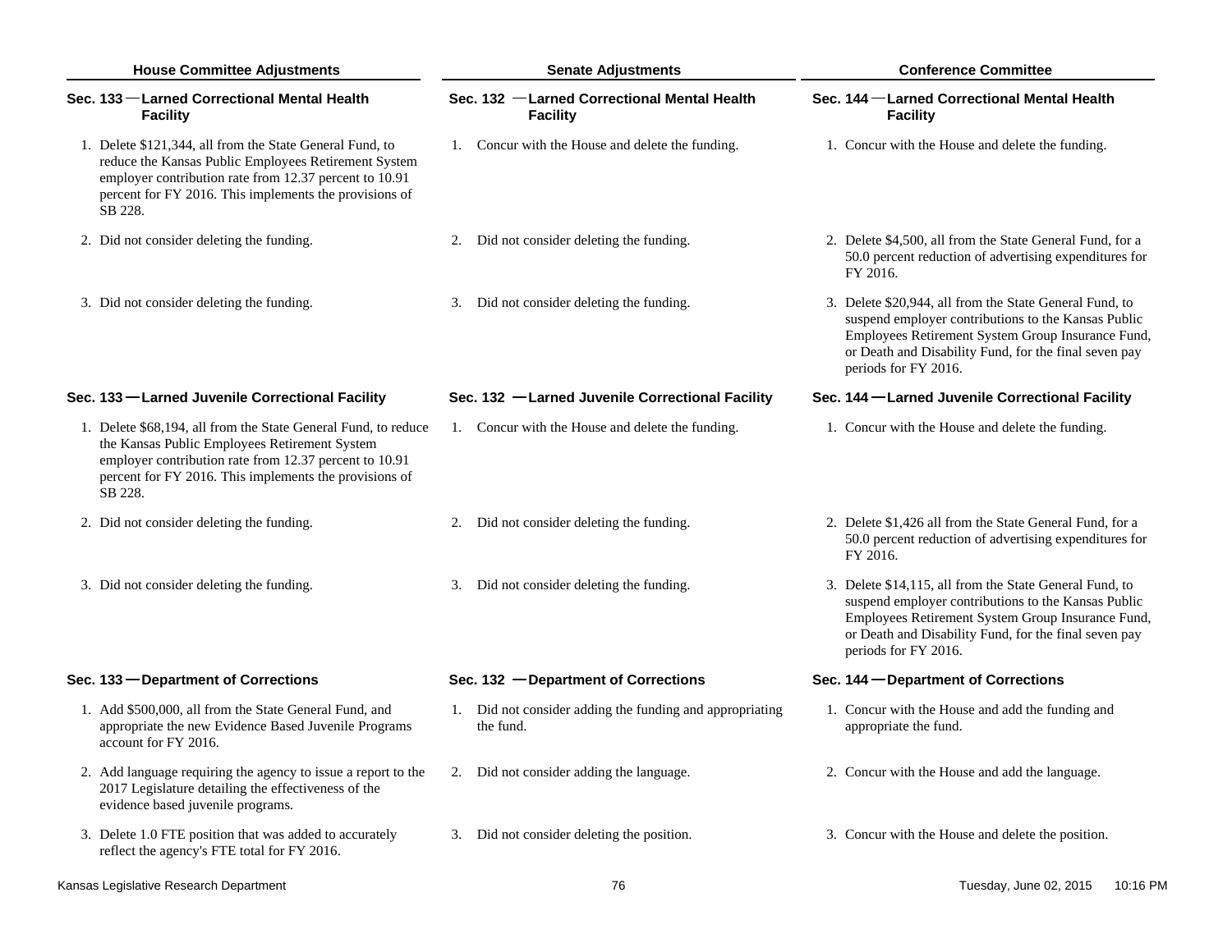| House Committee Adjustments | Senate Adjustments | Conference Committee |
|---|---|---|
| **Sec. 133 — Larned Correctional Mental Health Facility** | **Sec. 132 — Larned Correctional Mental Health Facility** | **Sec. 144 — Larned Correctional Mental Health Facility** |
| 1. Delete $121,344, all from the State General Fund, to reduce the Kansas Public Employees Retirement System employer contribution rate from 12.37 percent to 10.91 percent for FY 2016. This implements the provisions of SB 228. | 1. Concur with the House and delete the funding. | 1. Concur with the House and delete the funding. |
| 2. Did not consider deleting the funding. | 2. Did not consider deleting the funding. | 2. Delete $4,500, all from the State General Fund, for a 50.0 percent reduction of advertising expenditures for FY 2016. |
| 3. Did not consider deleting the funding. | 3. Did not consider deleting the funding. | 3. Delete $20,944, all from the State General Fund, to suspend employer contributions to the Kansas Public Employees Retirement System Group Insurance Fund, or Death and Disability Fund, for the final seven pay periods for FY 2016. |
| **Sec. 133 — Larned Juvenile Correctional Facility** | **Sec. 132 — Larned Juvenile Correctional Facility** | **Sec. 144 — Larned Juvenile Correctional Facility** |
| 1. Delete $68,194, all from the State General Fund, to reduce the Kansas Public Employees Retirement System employer contribution rate from 12.37 percent to 10.91 percent for FY 2016. This implements the provisions of SB 228. | 1. Concur with the House and delete the funding. | 1. Concur with the House and delete the funding. |
| 2. Did not consider deleting the funding. | 2. Did not consider deleting the funding. | 2. Delete $1,426 all from the State General Fund, for a 50.0 percent reduction of advertising expenditures for FY 2016. |
| 3. Did not consider deleting the funding. | 3. Did not consider deleting the funding. | 3. Delete $14,115, all from the State General Fund, to suspend employer contributions to the Kansas Public Employees Retirement System Group Insurance Fund, or Death and Disability Fund, for the final seven pay periods for FY 2016. |
| **Sec. 133 — Department of Corrections** | **Sec. 132 — Department of Corrections** | **Sec. 144 — Department of Corrections** |
| 1. Add $500,000, all from the State General Fund, and appropriate the new Evidence Based Juvenile Programs account for FY 2016. | 1. Did not consider adding the funding and appropriating the fund. | 1. Concur with the House and add the funding and appropriate the fund. |
| 2. Add language requiring the agency to issue a report to the 2017 Legislature detailing the effectiveness of the evidence based juvenile programs. | 2. Did not consider adding the language. | 2. Concur with the House and add the language. |
| 3. Delete 1.0 FTE position that was added to accurately reflect the agency's FTE total for FY 2016. | 3. Did not consider deleting the position. | 3. Concur with the House and delete the position. |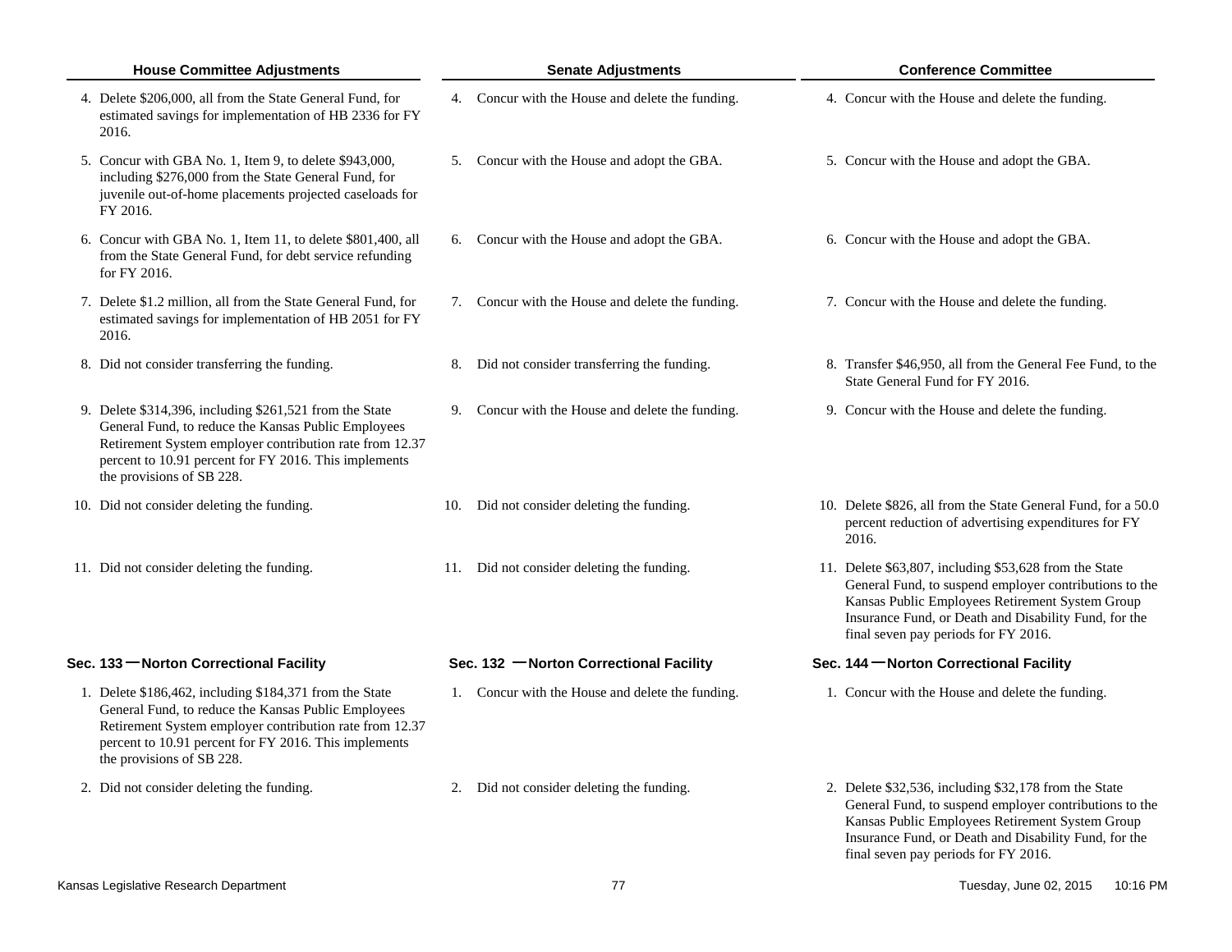| House Committee Adjustments | Senate Adjustments | Conference Committee |
|---|---|---|
| 4. Delete $206,000, all from the State General Fund, for estimated savings for implementation of HB 2336 for FY 2016. | 4. Concur with the House and delete the funding. | 4. Concur with the House and delete the funding. |
| 5. Concur with GBA No. 1, Item 9, to delete $943,000, including $276,000 from the State General Fund, for juvenile out-of-home placements projected caseloads for FY 2016. | 5. Concur with the House and adopt the GBA. | 5. Concur with the House and adopt the GBA. |
| 6. Concur with GBA No. 1, Item 11, to delete $801,400, all from the State General Fund, for debt service refunding for FY 2016. | 6. Concur with the House and adopt the GBA. | 6. Concur with the House and adopt the GBA. |
| 7. Delete $1.2 million, all from the State General Fund, for estimated savings for implementation of HB 2051 for FY 2016. | 7. Concur with the House and delete the funding. | 7. Concur with the House and delete the funding. |
| 8. Did not consider transferring the funding. | 8. Did not consider transferring the funding. | 8. Transfer $46,950, all from the General Fee Fund, to the State General Fund for FY 2016. |
| 9. Delete $314,396, including $261,521 from the State General Fund, to reduce the Kansas Public Employees Retirement System employer contribution rate from 12.37 percent to 10.91 percent for FY 2016. This implements the provisions of SB 228. | 9. Concur with the House and delete the funding. | 9. Concur with the House and delete the funding. |
| 10. Did not consider deleting the funding. | 10. Did not consider deleting the funding. | 10. Delete $826, all from the State General Fund, for a 50.0 percent reduction of advertising expenditures for FY 2016. |
| 11. Did not consider deleting the funding. | 11. Did not consider deleting the funding. | 11. Delete $63,807, including $53,628 from the State General Fund, to suspend employer contributions to the Kansas Public Employees Retirement System Group Insurance Fund, or Death and Disability Fund, for the final seven pay periods for FY 2016. |
| **Sec. 133 — Norton Correctional Facility** | **Sec. 132 — Norton Correctional Facility** | **Sec. 144 — Norton Correctional Facility** |
| 1. Delete $186,462, including $184,371 from the State General Fund, to reduce the Kansas Public Employees Retirement System employer contribution rate from 12.37 percent to 10.91 percent for FY 2016. This implements the provisions of SB 228. | 1. Concur with the House and delete the funding. | 1. Concur with the House and delete the funding. |
| 2. Did not consider deleting the funding. | 2. Did not consider deleting the funding. | 2. Delete $32,536, including $32,178 from the State General Fund, to suspend employer contributions to the Kansas Public Employees Retirement System Group Insurance Fund, or Death and Disability Fund, for the final seven pay periods for FY 2016. |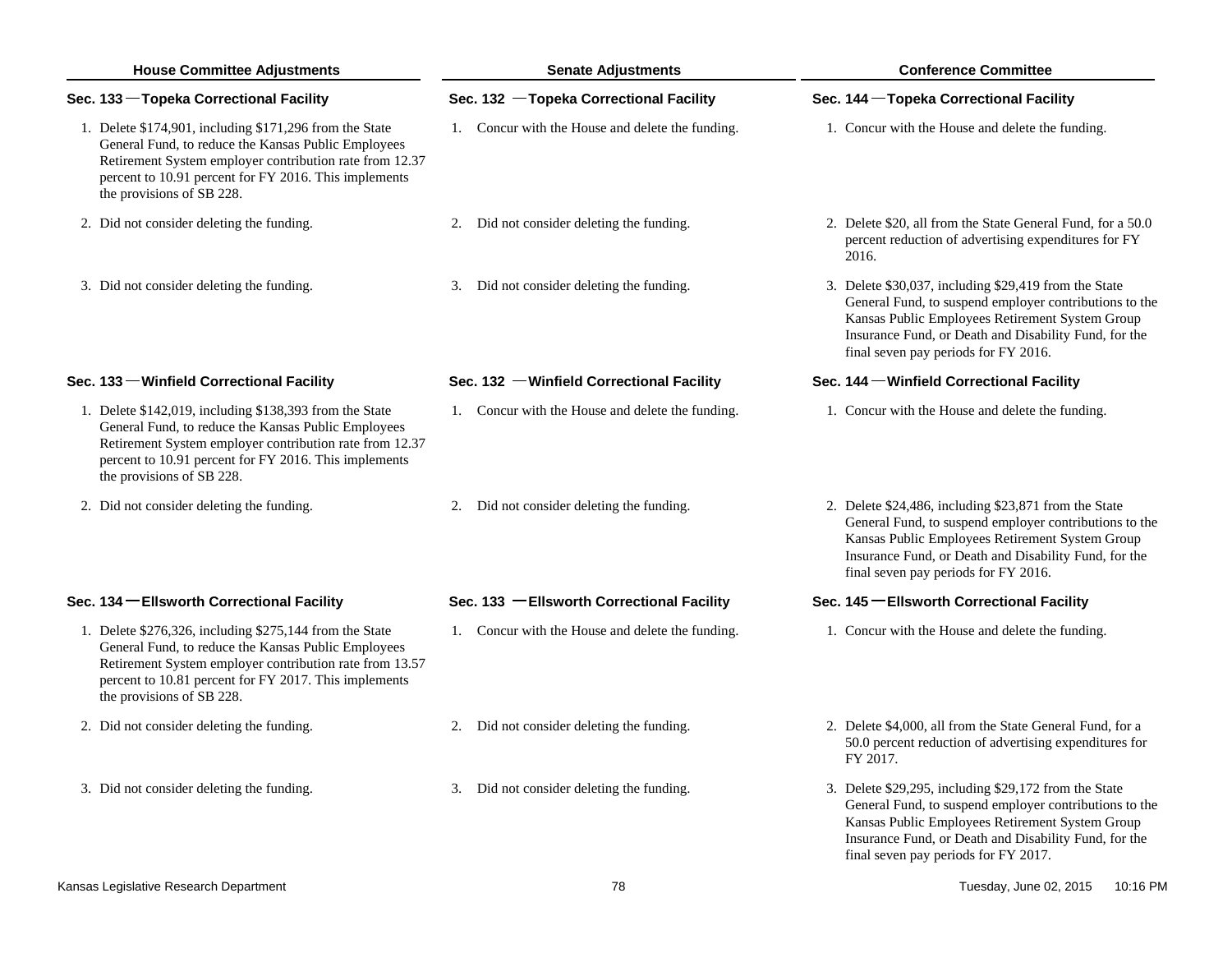| House Committee Adjustments | Senate Adjustments | Conference Committee |
|---|---|---|
| **Sec. 133 — Topeka Correctional Facility** | **Sec. 132 — Topeka Correctional Facility** | **Sec. 144 — Topeka Correctional Facility** |
| 1. Delete $174,901, including $171,296 from the State General Fund, to reduce the Kansas Public Employees Retirement System employer contribution rate from 12.37 percent to 10.91 percent for FY 2016. This implements the provisions of SB 228. | 1. Concur with the House and delete the funding. | 1. Concur with the House and delete the funding. |
| 2. Did not consider deleting the funding. | 2. Did not consider deleting the funding. | 2. Delete $20, all from the State General Fund, for a 50.0 percent reduction of advertising expenditures for FY 2016. |
| 3. Did not consider deleting the funding. | 3. Did not consider deleting the funding. | 3. Delete $30,037, including $29,419 from the State General Fund, to suspend employer contributions to the Kansas Public Employees Retirement System Group Insurance Fund, or Death and Disability Fund, for the final seven pay periods for FY 2016. |
| **Sec. 133 — Winfield Correctional Facility** | **Sec. 132 — Winfield Correctional Facility** | **Sec. 144 — Winfield Correctional Facility** |
| 1. Delete $142,019, including $138,393 from the State General Fund, to reduce the Kansas Public Employees Retirement System employer contribution rate from 12.37 percent to 10.91 percent for FY 2016. This implements the provisions of SB 228. | 1. Concur with the House and delete the funding. | 1. Concur with the House and delete the funding. |
| 2. Did not consider deleting the funding. | 2. Did not consider deleting the funding. | 2. Delete $24,486, including $23,871 from the State General Fund, to suspend employer contributions to the Kansas Public Employees Retirement System Group Insurance Fund, or Death and Disability Fund, for the final seven pay periods for FY 2016. |
| **Sec. 134 — Ellsworth Correctional Facility** | **Sec. 133 — Ellsworth Correctional Facility** | **Sec. 145 — Ellsworth Correctional Facility** |
| 1. Delete $276,326, including $275,144 from the State General Fund, to reduce the Kansas Public Employees Retirement System employer contribution rate from 13.57 percent to 10.81 percent for FY 2017. This implements the provisions of SB 228. | 1. Concur with the House and delete the funding. | 1. Concur with the House and delete the funding. |
| 2. Did not consider deleting the funding. | 2. Did not consider deleting the funding. | 2. Delete $4,000, all from the State General Fund, for a 50.0 percent reduction of advertising expenditures for FY 2017. |
| 3. Did not consider deleting the funding. | 3. Did not consider deleting the funding. | 3. Delete $29,295, including $29,172 from the State General Fund, to suspend employer contributions to the Kansas Public Employees Retirement System Group Insurance Fund, or Death and Disability Fund, for the final seven pay periods for FY 2017. |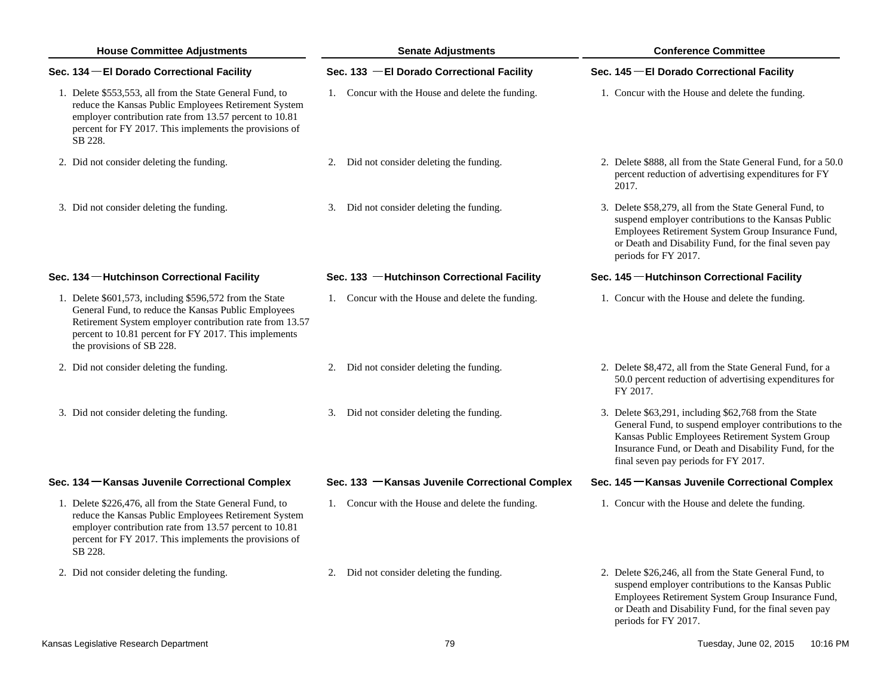| House Committee Adjustments | Senate Adjustments | Conference Committee |
|---|---|---|
| **Sec. 134 — El Dorado Correctional Facility** | **Sec. 133 — El Dorado Correctional Facility** | **Sec. 145 — El Dorado Correctional Facility** |
| 1. Delete $553,553, all from the State General Fund, to reduce the Kansas Public Employees Retirement System employer contribution rate from 13.57 percent to 10.81 percent for FY 2017. This implements the provisions of SB 228. | 1. Concur with the House and delete the funding. | 1. Concur with the House and delete the funding. |
| 2. Did not consider deleting the funding. | 2. Did not consider deleting the funding. | 2. Delete $888, all from the State General Fund, for a 50.0 percent reduction of advertising expenditures for FY 2017. |
| 3. Did not consider deleting the funding. | 3. Did not consider deleting the funding. | 3. Delete $58,279, all from the State General Fund, to suspend employer contributions to the Kansas Public Employees Retirement System Group Insurance Fund, or Death and Disability Fund, for the final seven pay periods for FY 2017. |
| **Sec. 134 — Hutchinson Correctional Facility** | **Sec. 133 — Hutchinson Correctional Facility** | **Sec. 145 — Hutchinson Correctional Facility** |
| 1. Delete $601,573, including $596,572 from the State General Fund, to reduce the Kansas Public Employees Retirement System employer contribution rate from 13.57 percent to 10.81 percent for FY 2017. This implements the provisions of SB 228. | 1. Concur with the House and delete the funding. | 1. Concur with the House and delete the funding. |
| 2. Did not consider deleting the funding. | 2. Did not consider deleting the funding. | 2. Delete $8,472, all from the State General Fund, for a 50.0 percent reduction of advertising expenditures for FY 2017. |
| 3. Did not consider deleting the funding. | 3. Did not consider deleting the funding. | 3. Delete $63,291, including $62,768 from the State General Fund, to suspend employer contributions to the Kansas Public Employees Retirement System Group Insurance Fund, or Death and Disability Fund, for the final seven pay periods for FY 2017. |
| **Sec. 134 — Kansas Juvenile Correctional Complex** | **Sec. 133 — Kansas Juvenile Correctional Complex** | **Sec. 145 — Kansas Juvenile Correctional Complex** |
| 1. Delete $226,476, all from the State General Fund, to reduce the Kansas Public Employees Retirement System employer contribution rate from 13.57 percent to 10.81 percent for FY 2017. This implements the provisions of SB 228. | 1. Concur with the House and delete the funding. | 1. Concur with the House and delete the funding. |
| 2. Did not consider deleting the funding. | 2. Did not consider deleting the funding. | 2. Delete $26,246, all from the State General Fund, to suspend employer contributions to the Kansas Public Employees Retirement System Group Insurance Fund, or Death and Disability Fund, for the final seven pay periods for FY 2017. |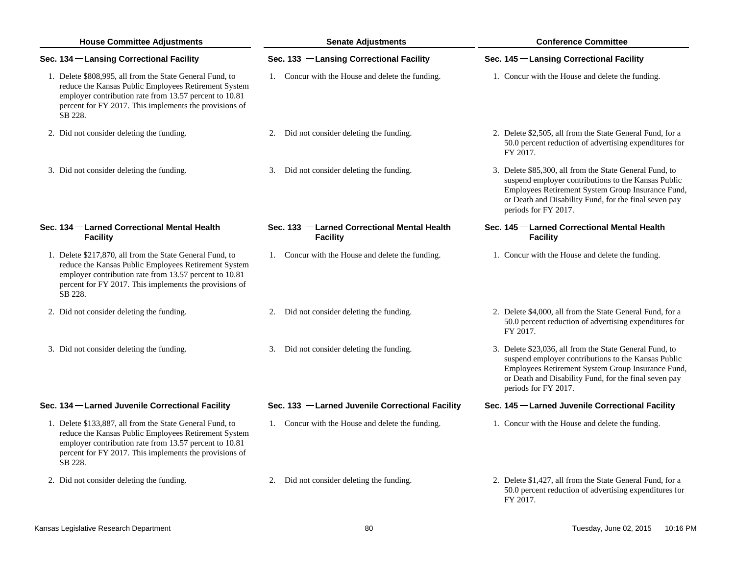| House Committee Adjustments | Senate Adjustments | Conference Committee |
|---|---|---|
| **Sec. 134 — Lansing Correctional Facility** | **Sec. 133 — Lansing Correctional Facility** | **Sec. 145 — Lansing Correctional Facility** |
| 1. Delete $808,995, all from the State General Fund, to reduce the Kansas Public Employees Retirement System employer contribution rate from 13.57 percent to 10.81 percent for FY 2017. This implements the provisions of SB 228. | 1. Concur with the House and delete the funding. | 1. Concur with the House and delete the funding. |
| 2. Did not consider deleting the funding. | 2. Did not consider deleting the funding. | 2. Delete $2,505, all from the State General Fund, for a 50.0 percent reduction of advertising expenditures for FY 2017. |
| 3. Did not consider deleting the funding. | 3. Did not consider deleting the funding. | 3. Delete $85,300, all from the State General Fund, to suspend employer contributions to the Kansas Public Employees Retirement System Group Insurance Fund, or Death and Disability Fund, for the final seven pay periods for FY 2017. |
| **Sec. 134 — Larned Correctional Mental Health Facility** | **Sec. 133 — Larned Correctional Mental Health Facility** | **Sec. 145 — Larned Correctional Mental Health Facility** |
| 1. Delete $217,870, all from the State General Fund, to reduce the Kansas Public Employees Retirement System employer contribution rate from 13.57 percent to 10.81 percent for FY 2017. This implements the provisions of SB 228. | 1. Concur with the House and delete the funding. | 1. Concur with the House and delete the funding. |
| 2. Did not consider deleting the funding. | 2. Did not consider deleting the funding. | 2. Delete $4,000, all from the State General Fund, for a 50.0 percent reduction of advertising expenditures for FY 2017. |
| 3. Did not consider deleting the funding. | 3. Did not consider deleting the funding. | 3. Delete $23,036, all from the State General Fund, to suspend employer contributions to the Kansas Public Employees Retirement System Group Insurance Fund, or Death and Disability Fund, for the final seven pay periods for FY 2017. |
| **Sec. 134 — Larned Juvenile Correctional Facility** | **Sec. 133 — Larned Juvenile Correctional Facility** | **Sec. 145 — Larned Juvenile Correctional Facility** |
| 1. Delete $133,887, all from the State General Fund, to reduce the Kansas Public Employees Retirement System employer contribution rate from 13.57 percent to 10.81 percent for FY 2017. This implements the provisions of SB 228. | 1. Concur with the House and delete the funding. | 1. Concur with the House and delete the funding. |
| 2. Did not consider deleting the funding. | 2. Did not consider deleting the funding. | 2. Delete $1,427, all from the State General Fund, for a 50.0 percent reduction of advertising expenditures for FY 2017. |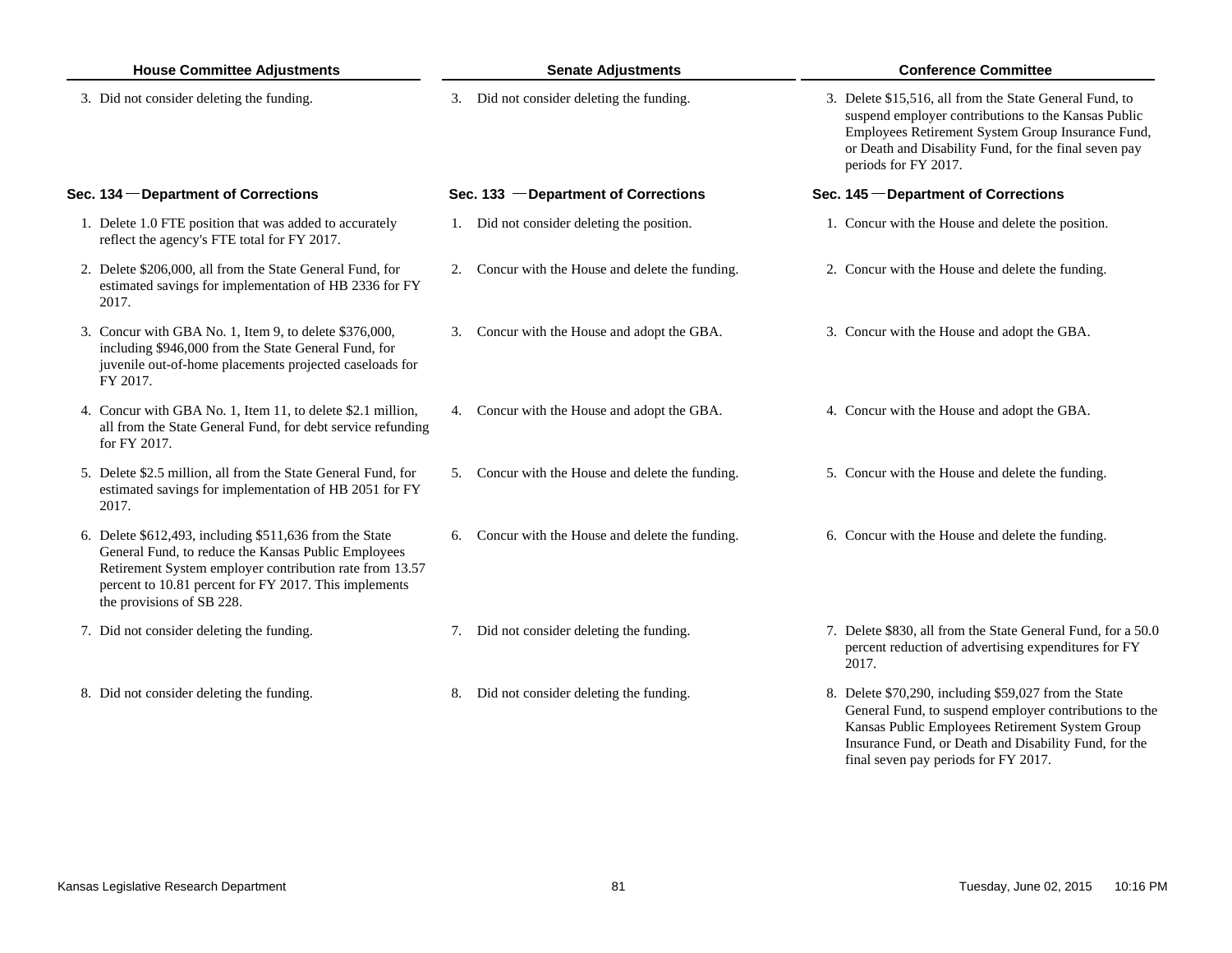| House Committee Adjustments | Senate Adjustments | Conference Committee |
|---|---|---|
| 3. Did not consider deleting the funding. | 3. Did not consider deleting the funding. | 3. Delete $15,516, all from the State General Fund, to suspend employer contributions to the Kansas Public Employees Retirement System Group Insurance Fund, or Death and Disability Fund, for the final seven pay periods for FY 2017. |
| **Sec. 134 — Department of Corrections** | **Sec. 133 — Department of Corrections** | **Sec. 145 — Department of Corrections** |
| 1. Delete 1.0 FTE position that was added to accurately reflect the agency's FTE total for FY 2017. | 1. Did not consider deleting the position. | 1. Concur with the House and delete the position. |
| 2. Delete $206,000, all from the State General Fund, for estimated savings for implementation of HB 2336 for FY 2017. | 2. Concur with the House and delete the funding. | 2. Concur with the House and delete the funding. |
| 3. Concur with GBA No. 1, Item 9, to delete $376,000, including $946,000 from the State General Fund, for juvenile out-of-home placements projected caseloads for FY 2017. | 3. Concur with the House and adopt the GBA. | 3. Concur with the House and adopt the GBA. |
| 4. Concur with GBA No. 1, Item 11, to delete $2.1 million, all from the State General Fund, for debt service refunding for FY 2017. | 4. Concur with the House and adopt the GBA. | 4. Concur with the House and adopt the GBA. |
| 5. Delete $2.5 million, all from the State General Fund, for estimated savings for implementation of HB 2051 for FY 2017. | 5. Concur with the House and delete the funding. | 5. Concur with the House and delete the funding. |
| 6. Delete $612,493, including $511,636 from the State General Fund, to reduce the Kansas Public Employees Retirement System employer contribution rate from 13.57 percent to 10.81 percent for FY 2017. This implements the provisions of SB 228. | 6. Concur with the House and delete the funding. | 6. Concur with the House and delete the funding. |
| 7. Did not consider deleting the funding. | 7. Did not consider deleting the funding. | 7. Delete $830, all from the State General Fund, for a 50.0 percent reduction of advertising expenditures for FY 2017. |
| 8. Did not consider deleting the funding. | 8. Did not consider deleting the funding. | 8. Delete $70,290, including $59,027 from the State General Fund, to suspend employer contributions to the Kansas Public Employees Retirement System Group Insurance Fund, or Death and Disability Fund, for the final seven pay periods for FY 2017. |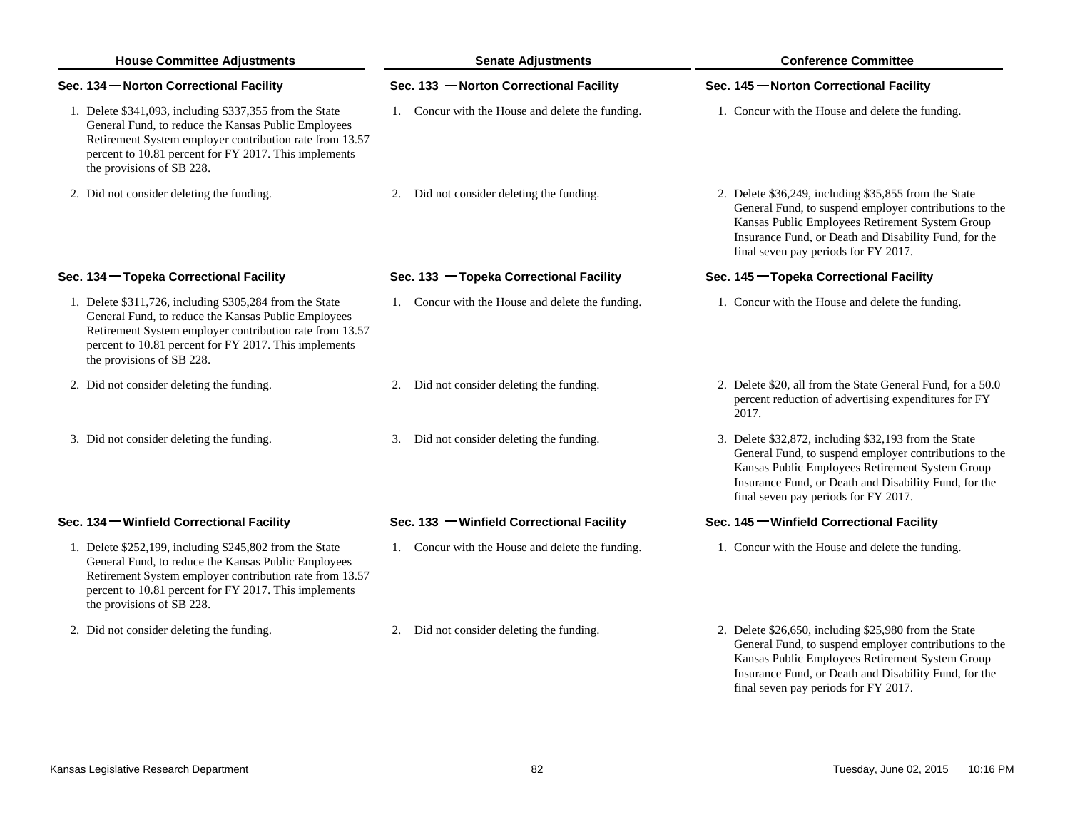| House Committee Adjustments | Senate Adjustments | Conference Committee |
|---|---|---|
| **Sec. 134 — Norton Correctional Facility** | **Sec. 133 — Norton Correctional Facility** | **Sec. 145 — Norton Correctional Facility** |
| 1. Delete $341,093, including $337,355 from the State General Fund, to reduce the Kansas Public Employees Retirement System employer contribution rate from 13.57 percent to 10.81 percent for FY 2017. This implements the provisions of SB 228. | 1. Concur with the House and delete the funding. | 1. Concur with the House and delete the funding. |
| 2. Did not consider deleting the funding. | 2. Did not consider deleting the funding. | 2. Delete $36,249, including $35,855 from the State General Fund, to suspend employer contributions to the Kansas Public Employees Retirement System Group Insurance Fund, or Death and Disability Fund, for the final seven pay periods for FY 2017. |
| **Sec. 134 — Topeka Correctional Facility** | **Sec. 133 — Topeka Correctional Facility** | **Sec. 145 — Topeka Correctional Facility** |
| 1. Delete $311,726, including $305,284 from the State General Fund, to reduce the Kansas Public Employees Retirement System employer contribution rate from 13.57 percent to 10.81 percent for FY 2017. This implements the provisions of SB 228. | 1. Concur with the House and delete the funding. | 1. Concur with the House and delete the funding. |
| 2. Did not consider deleting the funding. | 2. Did not consider deleting the funding. | 2. Delete $20, all from the State General Fund, for a 50.0 percent reduction of advertising expenditures for FY 2017. |
| 3. Did not consider deleting the funding. | 3. Did not consider deleting the funding. | 3. Delete $32,872, including $32,193 from the State General Fund, to suspend employer contributions to the Kansas Public Employees Retirement System Group Insurance Fund, or Death and Disability Fund, for the final seven pay periods for FY 2017. |
| **Sec. 134 — Winfield Correctional Facility** | **Sec. 133 — Winfield Correctional Facility** | **Sec. 145 — Winfield Correctional Facility** |
| 1. Delete $252,199, including $245,802 from the State General Fund, to reduce the Kansas Public Employees Retirement System employer contribution rate from 13.57 percent to 10.81 percent for FY 2017. This implements the provisions of SB 228. | 1. Concur with the House and delete the funding. | 1. Concur with the House and delete the funding. |
| 2. Did not consider deleting the funding. | 2. Did not consider deleting the funding. | 2. Delete $26,650, including $25,980 from the State General Fund, to suspend employer contributions to the Kansas Public Employees Retirement System Group Insurance Fund, or Death and Disability Fund, for the final seven pay periods for FY 2017. |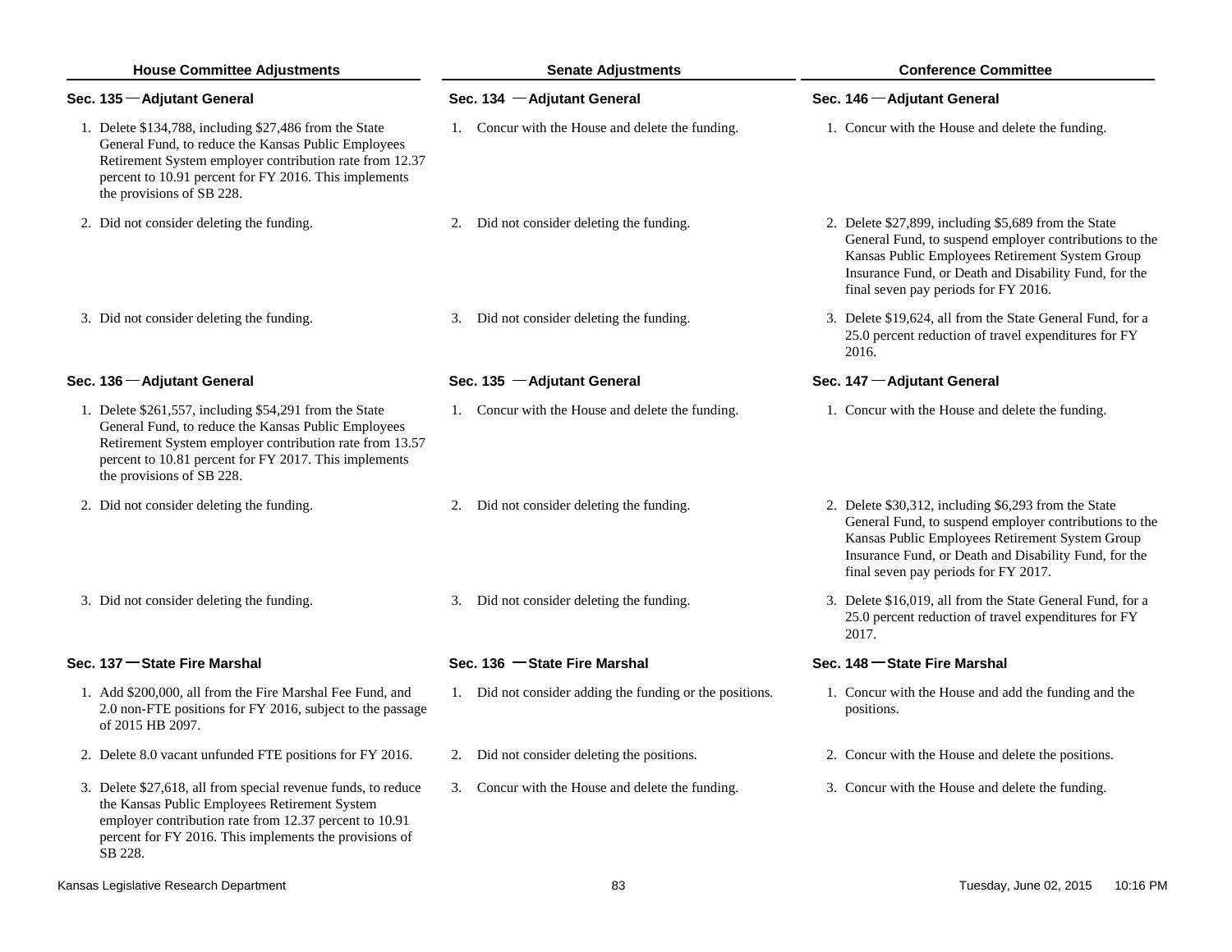| House Committee Adjustments | Senate Adjustments | Conference Committee |
|---|---|---|
| **Sec. 135 — Adjutant General** | **Sec. 134 — Adjutant General** | **Sec. 146 — Adjutant General** |
| 1. Delete $134,788, including $27,486 from the State General Fund, to reduce the Kansas Public Employees Retirement System employer contribution rate from 12.37 percent to 10.91 percent for FY 2016. This implements the provisions of SB 228. | 1. Concur with the House and delete the funding. | 1. Concur with the House and delete the funding. |
| 2. Did not consider deleting the funding. | 2. Did not consider deleting the funding. | 2. Delete $27,899, including $5,689 from the State General Fund, to suspend employer contributions to the Kansas Public Employees Retirement System Group Insurance Fund, or Death and Disability Fund, for the final seven pay periods for FY 2016. |
| 3. Did not consider deleting the funding. | 3. Did not consider deleting the funding. | 3. Delete $19,624, all from the State General Fund, for a 25.0 percent reduction of travel expenditures for FY 2016. |
| **Sec. 136 — Adjutant General** | **Sec. 135 — Adjutant General** | **Sec. 147 — Adjutant General** |
| 1. Delete $261,557, including $54,291 from the State General Fund, to reduce the Kansas Public Employees Retirement System employer contribution rate from 13.57 percent to 10.81 percent for FY 2017. This implements the provisions of SB 228. | 1. Concur with the House and delete the funding. | 1. Concur with the House and delete the funding. |
| 2. Did not consider deleting the funding. | 2. Did not consider deleting the funding. | 2. Delete $30,312, including $6,293 from the State General Fund, to suspend employer contributions to the Kansas Public Employees Retirement System Group Insurance Fund, or Death and Disability Fund, for the final seven pay periods for FY 2017. |
| 3. Did not consider deleting the funding. | 3. Did not consider deleting the funding. | 3. Delete $16,019, all from the State General Fund, for a 25.0 percent reduction of travel expenditures for FY 2017. |
| **Sec. 137 — State Fire Marshal** | **Sec. 136 — State Fire Marshal** | **Sec. 148 — State Fire Marshal** |
| 1. Add $200,000, all from the Fire Marshal Fee Fund, and 2.0 non-FTE positions for FY 2016, subject to the passage of 2015 HB 2097. | 1. Did not consider adding the funding or the positions. | 1. Concur with the House and add the funding and the positions. |
| 2. Delete 8.0 vacant unfunded FTE positions for FY 2016. | 2. Did not consider deleting the positions. | 2. Concur with the House and delete the positions. |
| 3. Delete $27,618, all from special revenue funds, to reduce the Kansas Public Employees Retirement System employer contribution rate from 12.37 percent to 10.91 percent for FY 2016. This implements the provisions of SB 228. | 3. Concur with the House and delete the funding. | 3. Concur with the House and delete the funding. |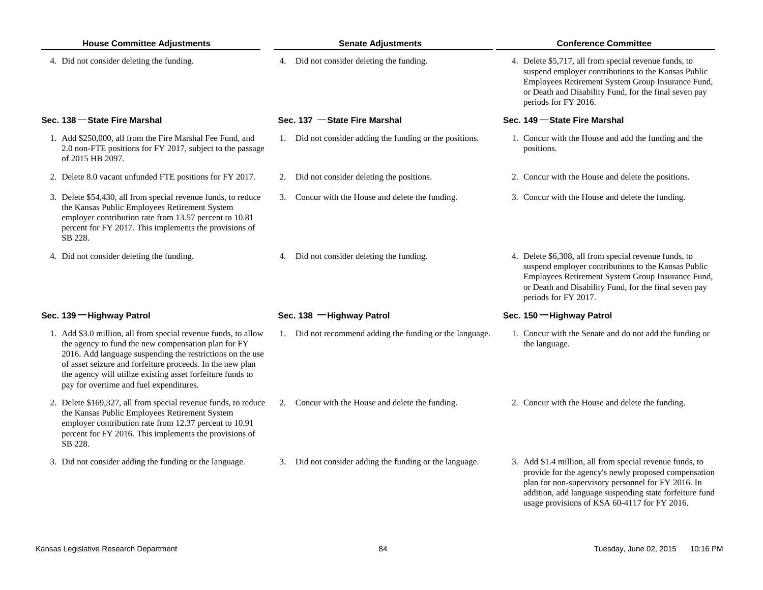| House Committee Adjustments | Senate Adjustments | Conference Committee |
|---|---|---|
| 4. Did not consider deleting the funding. | 4. Did not consider deleting the funding. | 4. Delete $5,717, all from special revenue funds, to suspend employer contributions to the Kansas Public Employees Retirement System Group Insurance Fund, or Death and Disability Fund, for the final seven pay periods for FY 2016. |
| **Sec. 138 — State Fire Marshal** | **Sec. 137 — State Fire Marshal** | **Sec. 149 — State Fire Marshal** |
| 1. Add $250,000, all from the Fire Marshal Fee Fund, and 2.0 non-FTE positions for FY 2017, subject to the passage of 2015 HB 2097. | 1. Did not consider adding the funding or the positions. | 1. Concur with the House and add the funding and the positions. |
| 2. Delete 8.0 vacant unfunded FTE positions for FY 2017. | 2. Did not consider deleting the positions. | 2. Concur with the House and delete the positions. |
| 3. Delete $54,430, all from special revenue funds, to reduce the Kansas Public Employees Retirement System employer contribution rate from 13.57 percent to 10.81 percent for FY 2017. This implements the provisions of SB 228. | 3. Concur with the House and delete the funding. | 3. Concur with the House and delete the funding. |
| 4. Did not consider deleting the funding. | 4. Did not consider deleting the funding. | 4. Delete $6,308, all from special revenue funds, to suspend employer contributions to the Kansas Public Employees Retirement System Group Insurance Fund, or Death and Disability Fund, for the final seven pay periods for FY 2017. |
| **Sec. 139 — Highway Patrol** | **Sec. 138 — Highway Patrol** | **Sec. 150 — Highway Patrol** |
| 1. Add $3.0 million, all from special revenue funds, to allow the agency to fund the new compensation plan for FY 2016. Add language suspending the restrictions on the use of asset seizure and forfeiture proceeds. In the new plan the agency will utilize existing asset forfeiture funds to pay for overtime and fuel expenditures. | 1. Did not recommend adding the funding or the language. | 1. Concur with the Senate and do not add the funding or the language. |
| 2. Delete $169,327, all from special revenue funds, to reduce the Kansas Public Employees Retirement System employer contribution rate from 12.37 percent to 10.91 percent for FY 2016. This implements the provisions of SB 228. | 2. Concur with the House and delete the funding. | 2. Concur with the House and delete the funding. |
| 3. Did not consider adding the funding or the language. | 3. Did not consider adding the funding or the language. | 3. Add $1.4 million, all from special revenue funds, to provide for the agency's newly proposed compensation plan for non-supervisory personnel for FY 2016. In addition, add language suspending state forfeiture fund usage provisions of KSA 60-4117 for FY 2016. |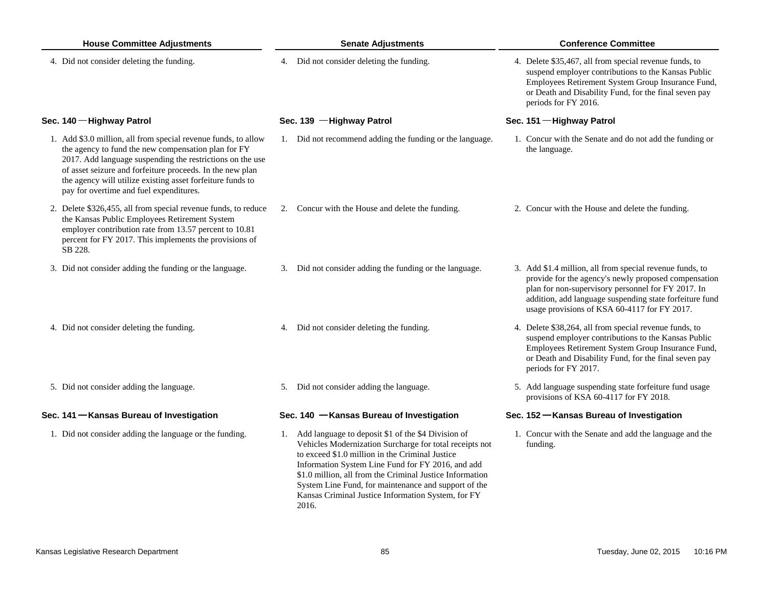| House Committee Adjustments | Senate Adjustments | Conference Committee |
| --- | --- | --- |
| 4. Did not consider deleting the funding. | 4. Did not consider deleting the funding. | 4. Delete $35,467, all from special revenue funds, to suspend employer contributions to the Kansas Public Employees Retirement System Group Insurance Fund, or Death and Disability Fund, for the final seven pay periods for FY 2016. |
| **Sec. 140 —Highway Patrol** | **Sec. 139 —Highway Patrol** | **Sec. 151 —Highway Patrol** |
| 1. Add $3.0 million, all from special revenue funds, to allow the agency to fund the new compensation plan for FY 2017. Add language suspending the restrictions on the use of asset seizure and forfeiture proceeds. In the new plan the agency will utilize existing asset forfeiture funds to pay for overtime and fuel expenditures. | 1. Did not recommend adding the funding or the language. | 1. Concur with the Senate and do not add the funding or the language. |
| 2. Delete $326,455, all from special revenue funds, to reduce the Kansas Public Employees Retirement System employer contribution rate from 13.57 percent to 10.81 percent for FY 2017. This implements the provisions of SB 228. | 2. Concur with the House and delete the funding. | 2. Concur with the House and delete the funding. |
| 3. Did not consider adding the funding or the language. | 3. Did not consider adding the funding or the language. | 3. Add $1.4 million, all from special revenue funds, to provide for the agency's newly proposed compensation plan for non-supervisory personnel for FY 2017. In addition, add language suspending state forfeiture fund usage provisions of KSA 60-4117 for FY 2017. |
| 4. Did not consider deleting the funding. | 4. Did not consider deleting the funding. | 4. Delete $38,264, all from special revenue funds, to suspend employer contributions to the Kansas Public Employees Retirement System Group Insurance Fund, or Death and Disability Fund, for the final seven pay periods for FY 2017. |
| 5. Did not consider adding the language. | 5. Did not consider adding the language. | 5. Add language suspending state forfeiture fund usage provisions of KSA 60-4117 for FY 2018. |
| **Sec. 141 —Kansas Bureau of Investigation** | **Sec. 140 —Kansas Bureau of Investigation** | **Sec. 152 —Kansas Bureau of Investigation** |
| 1. Did not consider adding the language or the funding. | 1. Add language to deposit $1 of the $4 Division of Vehicles Modernization Surcharge for total receipts not to exceed $1.0 million in the Criminal Justice Information System Line Fund for FY 2016, and add $1.0 million, all from the Criminal Justice Information System Line Fund, for maintenance and support of the Kansas Criminal Justice Information System, for FY 2016. | 1. Concur with the Senate and add the language and the funding. |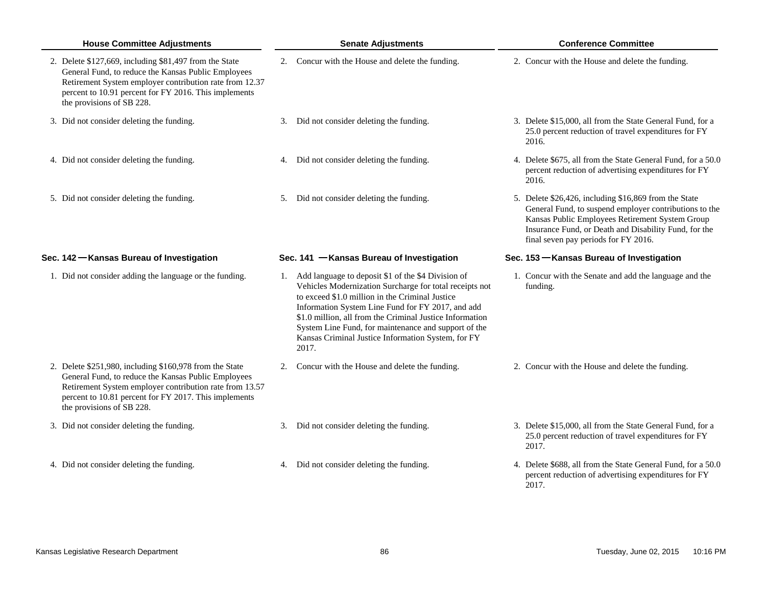| House Committee Adjustments | Senate Adjustments | Conference Committee |
|---|---|---|
| 2. Delete $127,669, including $81,497 from the State General Fund, to reduce the Kansas Public Employees Retirement System employer contribution rate from 12.37 percent to 10.91 percent for FY 2016. This implements the provisions of SB 228. | 2. Concur with the House and delete the funding. | 2. Concur with the House and delete the funding. |
| 3. Did not consider deleting the funding. | 3. Did not consider deleting the funding. | 3. Delete $15,000, all from the State General Fund, for a 25.0 percent reduction of travel expenditures for FY 2016. |
| 4. Did not consider deleting the funding. | 4. Did not consider deleting the funding. | 4. Delete $675, all from the State General Fund, for a 50.0 percent reduction of advertising expenditures for FY 2016. |
| 5. Did not consider deleting the funding. | 5. Did not consider deleting the funding. | 5. Delete $26,426, including $16,869 from the State General Fund, to suspend employer contributions to the Kansas Public Employees Retirement System Group Insurance Fund, or Death and Disability Fund, for the final seven pay periods for FY 2016. |
| **Sec. 142 — Kansas Bureau of Investigation** | **Sec. 141 — Kansas Bureau of Investigation** | **Sec. 153 — Kansas Bureau of Investigation** |
| 1. Did not consider adding the language or the funding. | 1. Add language to deposit $1 of the $4 Division of Vehicles Modernization Surcharge for total receipts not to exceed $1.0 million in the Criminal Justice Information System Line Fund for FY 2017, and add $1.0 million, all from the Criminal Justice Information System Line Fund, for maintenance and support of the Kansas Criminal Justice Information System, for FY 2017. | 1. Concur with the Senate and add the language and the funding. |
| 2. Delete $251,980, including $160,978 from the State General Fund, to reduce the Kansas Public Employees Retirement System employer contribution rate from 13.57 percent to 10.81 percent for FY 2017. This implements the provisions of SB 228. | 2. Concur with the House and delete the funding. | 2. Concur with the House and delete the funding. |
| 3. Did not consider deleting the funding. | 3. Did not consider deleting the funding. | 3. Delete $15,000, all from the State General Fund, for a 25.0 percent reduction of travel expenditures for FY 2017. |
| 4. Did not consider deleting the funding. | 4. Did not consider deleting the funding. | 4. Delete $688, all from the State General Fund, for a 50.0 percent reduction of advertising expenditures for FY 2017. |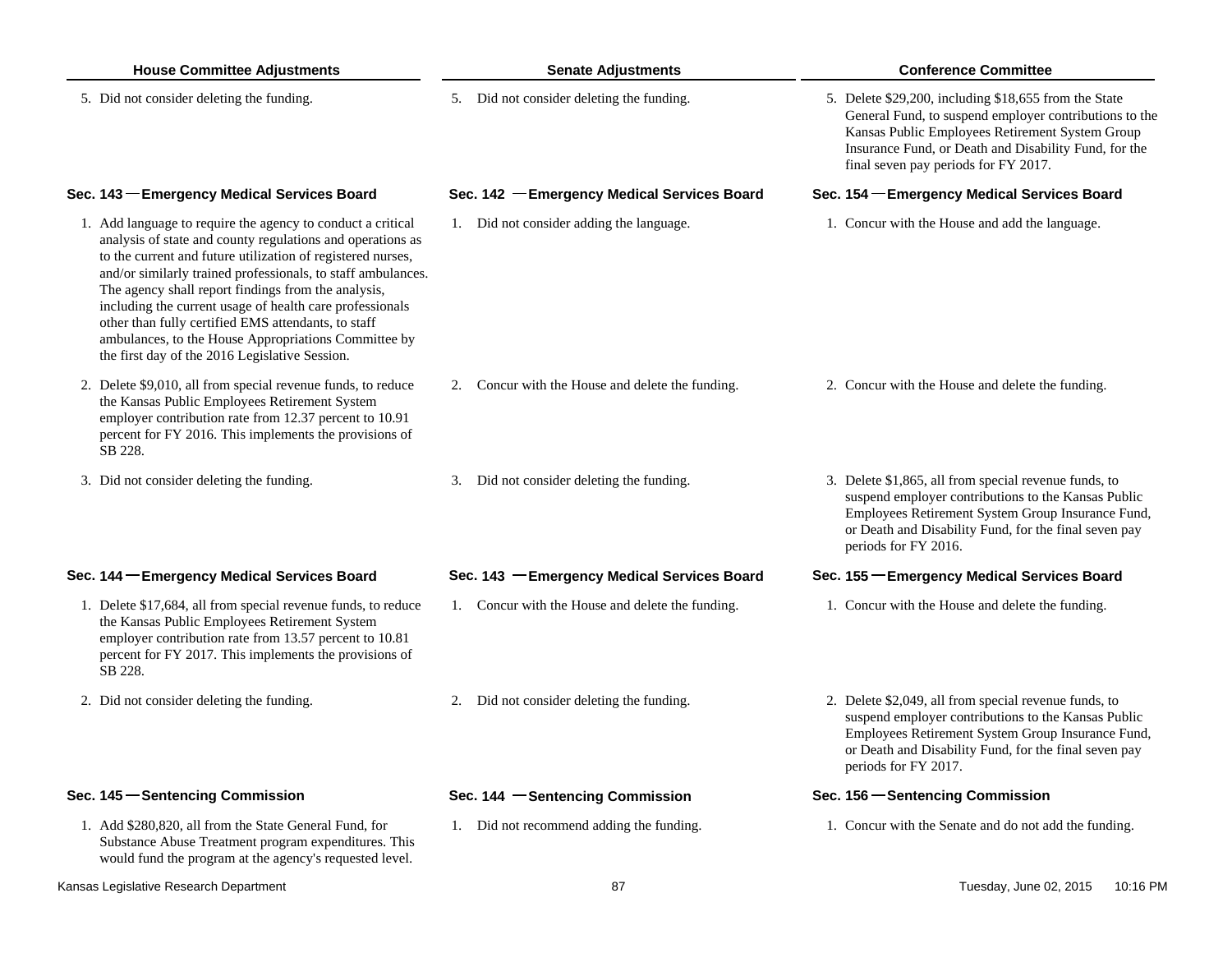| House Committee Adjustments | Senate Adjustments | Conference Committee |
|---|---|---|
| 5. Did not consider deleting the funding. | 5. Did not consider deleting the funding. | 5. Delete $29,200, including $18,655 from the State General Fund, to suspend employer contributions to the Kansas Public Employees Retirement System Group Insurance Fund, or Death and Disability Fund, for the final seven pay periods for FY 2017. |
| **Sec. 143 — Emergency Medical Services Board** | **Sec. 142 — Emergency Medical Services Board** | **Sec. 154 — Emergency Medical Services Board** |
| 1. Add language to require the agency to conduct a critical analysis of state and county regulations and operations as to the current and future utilization of registered nurses, and/or similarly trained professionals, to staff ambulances. The agency shall report findings from the analysis, including the current usage of health care professionals other than fully certified EMS attendants, to staff ambulances, to the House Appropriations Committee by the first day of the 2016 Legislative Session. | 1. Did not consider adding the language. | 1. Concur with the House and add the language. |
| 2. Delete $9,010, all from special revenue funds, to reduce the Kansas Public Employees Retirement System employer contribution rate from 12.37 percent to 10.91 percent for FY 2016. This implements the provisions of SB 228. | 2. Concur with the House and delete the funding. | 2. Concur with the House and delete the funding. |
| 3. Did not consider deleting the funding. | 3. Did not consider deleting the funding. | 3. Delete $1,865, all from special revenue funds, to suspend employer contributions to the Kansas Public Employees Retirement System Group Insurance Fund, or Death and Disability Fund, for the final seven pay periods for FY 2016. |
| **Sec. 144 — Emergency Medical Services Board** | **Sec. 143 — Emergency Medical Services Board** | **Sec. 155 — Emergency Medical Services Board** |
| 1. Delete $17,684, all from special revenue funds, to reduce the Kansas Public Employees Retirement System employer contribution rate from 13.57 percent to 10.81 percent for FY 2017. This implements the provisions of SB 228. | 1. Concur with the House and delete the funding. | 1. Concur with the House and delete the funding. |
| 2. Did not consider deleting the funding. | 2. Did not consider deleting the funding. | 2. Delete $2,049, all from special revenue funds, to suspend employer contributions to the Kansas Public Employees Retirement System Group Insurance Fund, or Death and Disability Fund, for the final seven pay periods for FY 2017. |
| **Sec. 145 — Sentencing Commission** | **Sec. 144 — Sentencing Commission** | **Sec. 156 — Sentencing Commission** |
| 1. Add $280,820, all from the State General Fund, for Substance Abuse Treatment program expenditures. This would fund the program at the agency's requested level. | 1. Did not recommend adding the funding. | 1. Concur with the Senate and do not add the funding. |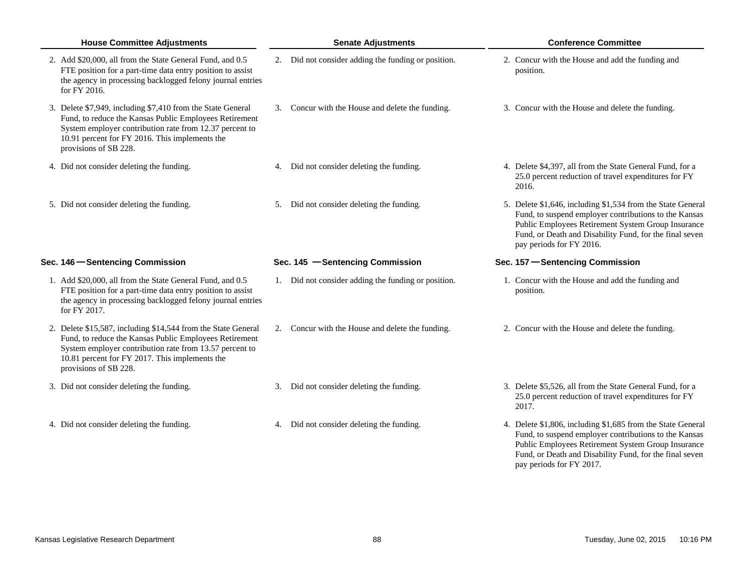| House Committee Adjustments | Senate Adjustments | Conference Committee |
|---|---|---|
| 2. Add $20,000, all from the State General Fund, and 0.5 FTE position for a part-time data entry position to assist the agency in processing backlogged felony journal entries for FY 2016. | 2. Did not consider adding the funding or position. | 2. Concur with the House and add the funding and position. |
| 3. Delete $7,949, including $7,410 from the State General Fund, to reduce the Kansas Public Employees Retirement System employer contribution rate from 12.37 percent to 10.91 percent for FY 2016. This implements the provisions of SB 228. | 3. Concur with the House and delete the funding. | 3. Concur with the House and delete the funding. |
| 4. Did not consider deleting the funding. | 4. Did not consider deleting the funding. | 4. Delete $4,397, all from the State General Fund, for a 25.0 percent reduction of travel expenditures for FY 2016. |
| 5. Did not consider deleting the funding. | 5. Did not consider deleting the funding. | 5. Delete $1,646, including $1,534 from the State General Fund, to suspend employer contributions to the Kansas Public Employees Retirement System Group Insurance Fund, or Death and Disability Fund, for the final seven pay periods for FY 2016. |
| **Sec. 146 — Sentencing Commission** | **Sec. 145 — Sentencing Commission** | **Sec. 157 — Sentencing Commission** |
| 1. Add $20,000, all from the State General Fund, and 0.5 FTE position for a part-time data entry position to assist the agency in processing backlogged felony journal entries for FY 2017. | 1. Did not consider adding the funding or position. | 1. Concur with the House and add the funding and position. |
| 2. Delete $15,587, including $14,544 from the State General Fund, to reduce the Kansas Public Employees Retirement System employer contribution rate from 13.57 percent to 10.81 percent for FY 2017. This implements the provisions of SB 228. | 2. Concur with the House and delete the funding. | 2. Concur with the House and delete the funding. |
| 3. Did not consider deleting the funding. | 3. Did not consider deleting the funding. | 3. Delete $5,526, all from the State General Fund, for a 25.0 percent reduction of travel expenditures for FY 2017. |
| 4. Did not consider deleting the funding. | 4. Did not consider deleting the funding. | 4. Delete $1,806, including $1,685 from the State General Fund, to suspend employer contributions to the Kansas Public Employees Retirement System Group Insurance Fund, or Death and Disability Fund, for the final seven pay periods for FY 2017. |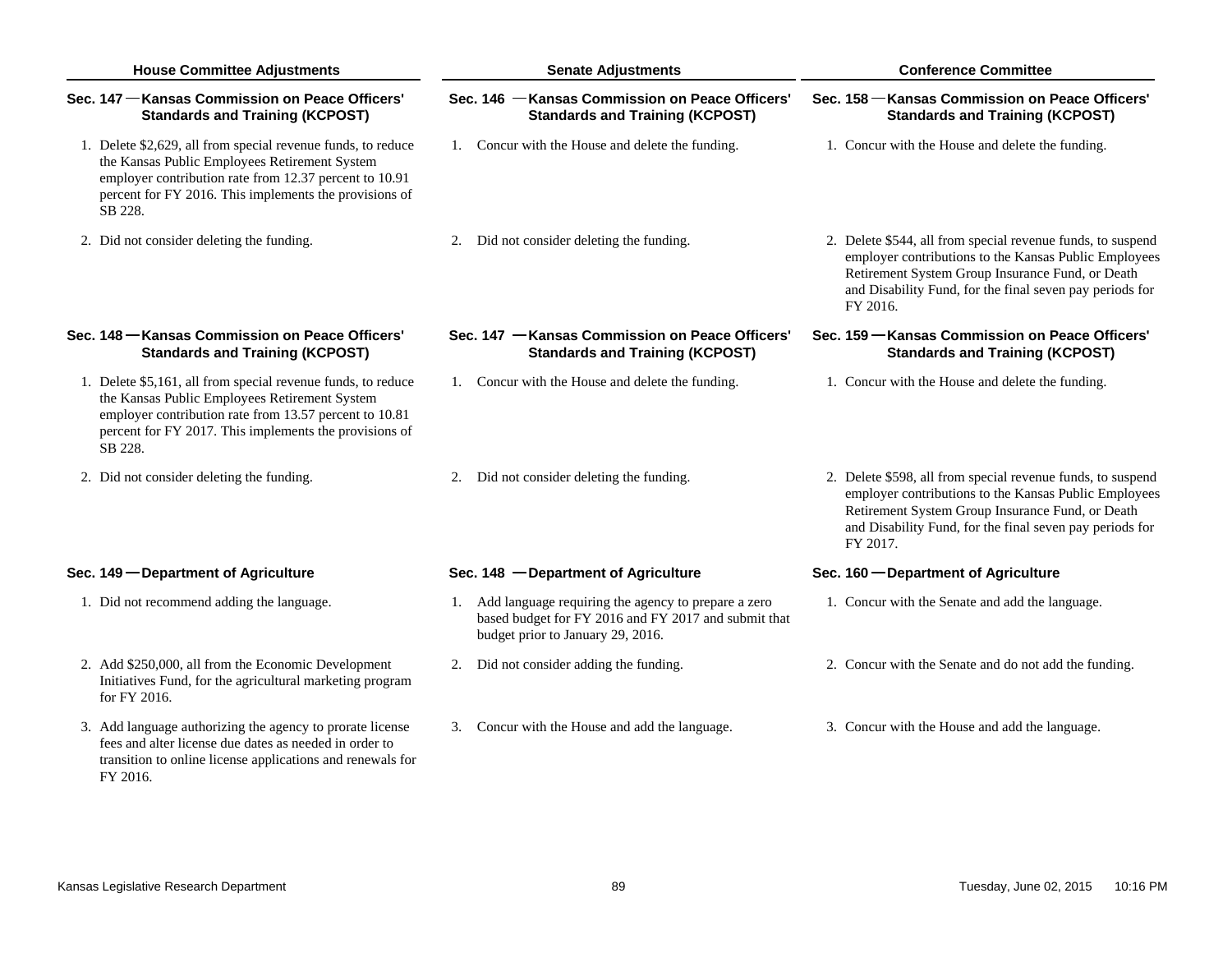| House Committee Adjustments | Senate Adjustments | Conference Committee |
|---|---|---|
| **Sec. 147 — Kansas Commission on Peace Officers' Standards and Training (KCPOST)** | **Sec. 146 — Kansas Commission on Peace Officers' Standards and Training (KCPOST)** | **Sec. 158 — Kansas Commission on Peace Officers' Standards and Training (KCPOST)** |
| 1. Delete $2,629, all from special revenue funds, to reduce the Kansas Public Employees Retirement System employer contribution rate from 12.37 percent to 10.91 percent for FY 2016. This implements the provisions of SB 228. | 1. Concur with the House and delete the funding. | 1. Concur with the House and delete the funding. |
| 2. Did not consider deleting the funding. | 2. Did not consider deleting the funding. | 2. Delete $544, all from special revenue funds, to suspend employer contributions to the Kansas Public Employees Retirement System Group Insurance Fund, or Death and Disability Fund, for the final seven pay periods for FY 2016. |
| **Sec. 148 — Kansas Commission on Peace Officers' Standards and Training (KCPOST)** | **Sec. 147 — Kansas Commission on Peace Officers' Standards and Training (KCPOST)** | **Sec. 159 — Kansas Commission on Peace Officers' Standards and Training (KCPOST)** |
| 1. Delete $5,161, all from special revenue funds, to reduce the Kansas Public Employees Retirement System employer contribution rate from 13.57 percent to 10.81 percent for FY 2017. This implements the provisions of SB 228. | 1. Concur with the House and delete the funding. | 1. Concur with the House and delete the funding. |
| 2. Did not consider deleting the funding. | 2. Did not consider deleting the funding. | 2. Delete $598, all from special revenue funds, to suspend employer contributions to the Kansas Public Employees Retirement System Group Insurance Fund, or Death and Disability Fund, for the final seven pay periods for FY 2017. |
| **Sec. 149 — Department of Agriculture** | **Sec. 148 — Department of Agriculture** | **Sec. 160 — Department of Agriculture** |
| 1. Did not recommend adding the language. | 1. Add language requiring the agency to prepare a zero based budget for FY 2016 and FY 2017 and submit that budget prior to January 29, 2016. | 1. Concur with the Senate and add the language. |
| 2. Add $250,000, all from the Economic Development Initiatives Fund, for the agricultural marketing program for FY 2016. | 2. Did not consider adding the funding. | 2. Concur with the Senate and do not add the funding. |
| 3. Add language authorizing the agency to prorate license fees and alter license due dates as needed in order to transition to online license applications and renewals for FY 2016. | 3. Concur with the House and add the language. | 3. Concur with the House and add the language. |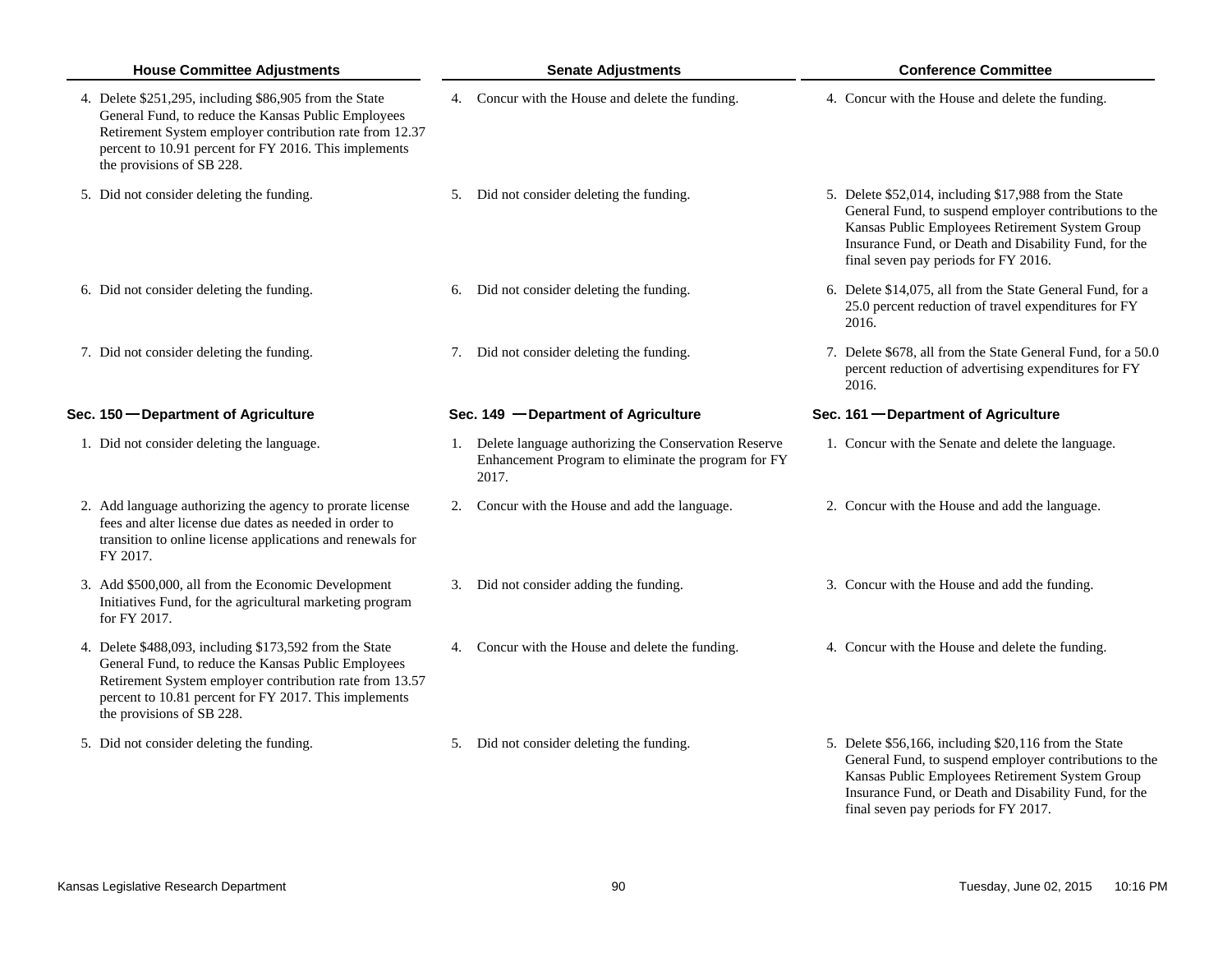| House Committee Adjustments | Senate Adjustments | Conference Committee |
|---|---|---|
| 4. Delete $251,295, including $86,905 from the State General Fund, to reduce the Kansas Public Employees Retirement System employer contribution rate from 12.37 percent to 10.91 percent for FY 2016. This implements the provisions of SB 228. | 4. Concur with the House and delete the funding. | 4. Concur with the House and delete the funding. |
| 5. Did not consider deleting the funding. | 5. Did not consider deleting the funding. | 5. Delete $52,014, including $17,988 from the State General Fund, to suspend employer contributions to the Kansas Public Employees Retirement System Group Insurance Fund, or Death and Disability Fund, for the final seven pay periods for FY 2016. |
| 6. Did not consider deleting the funding. | 6. Did not consider deleting the funding. | 6. Delete $14,075, all from the State General Fund, for a 25.0 percent reduction of travel expenditures for FY 2016. |
| 7. Did not consider deleting the funding. | 7. Did not consider deleting the funding. | 7. Delete $678, all from the State General Fund, for a 50.0 percent reduction of advertising expenditures for FY 2016. |
| **Sec. 150 — Department of Agriculture** | **Sec. 149 — Department of Agriculture** | **Sec. 161 — Department of Agriculture** |
| 1. Did not consider deleting the language. | 1. Delete language authorizing the Conservation Reserve Enhancement Program to eliminate the program for FY 2017. | 1. Concur with the Senate and delete the language. |
| 2. Add language authorizing the agency to prorate license fees and alter license due dates as needed in order to transition to online license applications and renewals for FY 2017. | 2. Concur with the House and add the language. | 2. Concur with the House and add the language. |
| 3. Add $500,000, all from the Economic Development Initiatives Fund, for the agricultural marketing program for FY 2017. | 3. Did not consider adding the funding. | 3. Concur with the House and add the funding. |
| 4. Delete $488,093, including $173,592 from the State General Fund, to reduce the Kansas Public Employees Retirement System employer contribution rate from 13.57 percent to 10.81 percent for FY 2017. This implements the provisions of SB 228. | 4. Concur with the House and delete the funding. | 4. Concur with the House and delete the funding. |
| 5. Did not consider deleting the funding. | 5. Did not consider deleting the funding. | 5. Delete $56,166, including $20,116 from the State General Fund, to suspend employer contributions to the Kansas Public Employees Retirement System Group Insurance Fund, or Death and Disability Fund, for the final seven pay periods for FY 2017. |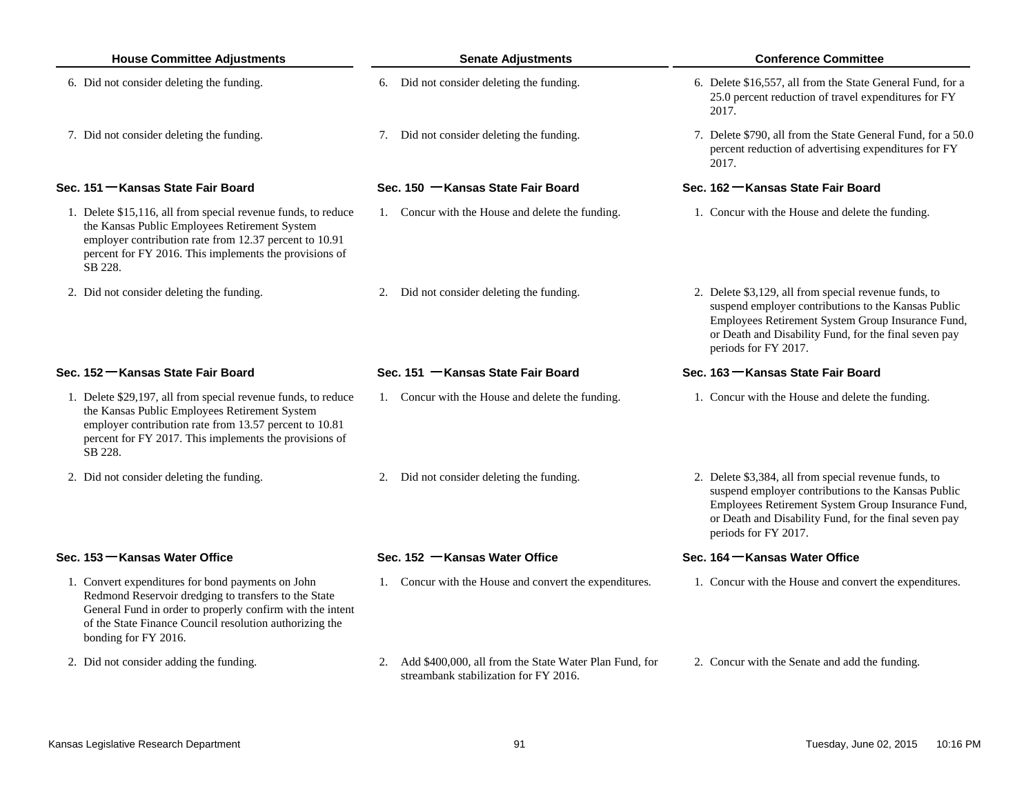| House Committee Adjustments | Senate Adjustments | Conference Committee |
|---|---|---|
| 6. Did not consider deleting the funding. | 6. Did not consider deleting the funding. | 6. Delete $16,557, all from the State General Fund, for a 25.0 percent reduction of travel expenditures for FY 2017. |
| 7. Did not consider deleting the funding. | 7. Did not consider deleting the funding. | 7. Delete $790, all from the State General Fund, for a 50.0 percent reduction of advertising expenditures for FY 2017. |
| **Sec. 151 — Kansas State Fair Board** | **Sec. 150 — Kansas State Fair Board** | **Sec. 162 — Kansas State Fair Board** |
| 1. Delete $15,116, all from special revenue funds, to reduce the Kansas Public Employees Retirement System employer contribution rate from 12.37 percent to 10.91 percent for FY 2016. This implements the provisions of SB 228. | 1. Concur with the House and delete the funding. | 1. Concur with the House and delete the funding. |
| 2. Did not consider deleting the funding. | 2. Did not consider deleting the funding. | 2. Delete $3,129, all from special revenue funds, to suspend employer contributions to the Kansas Public Employees Retirement System Group Insurance Fund, or Death and Disability Fund, for the final seven pay periods for FY 2017. |
| **Sec. 152 — Kansas State Fair Board** | **Sec. 151 — Kansas State Fair Board** | **Sec. 163 — Kansas State Fair Board** |
| 1. Delete $29,197, all from special revenue funds, to reduce the Kansas Public Employees Retirement System employer contribution rate from 13.57 percent to 10.81 percent for FY 2017. This implements the provisions of SB 228. | 1. Concur with the House and delete the funding. | 1. Concur with the House and delete the funding. |
| 2. Did not consider deleting the funding. | 2. Did not consider deleting the funding. | 2. Delete $3,384, all from special revenue funds, to suspend employer contributions to the Kansas Public Employees Retirement System Group Insurance Fund, or Death and Disability Fund, for the final seven pay periods for FY 2017. |
| **Sec. 153 — Kansas Water Office** | **Sec. 152 — Kansas Water Office** | **Sec. 164 — Kansas Water Office** |
| 1. Convert expenditures for bond payments on John Redmond Reservoir dredging to transfers to the State General Fund in order to properly confirm with the intent of the State Finance Council resolution authorizing the bonding for FY 2016. | 1. Concur with the House and convert the expenditures. | 1. Concur with the House and convert the expenditures. |
| 2. Did not consider adding the funding. | 2. Add $400,000, all from the State Water Plan Fund, for streambank stabilization for FY 2016. | 2. Concur with the Senate and add the funding. |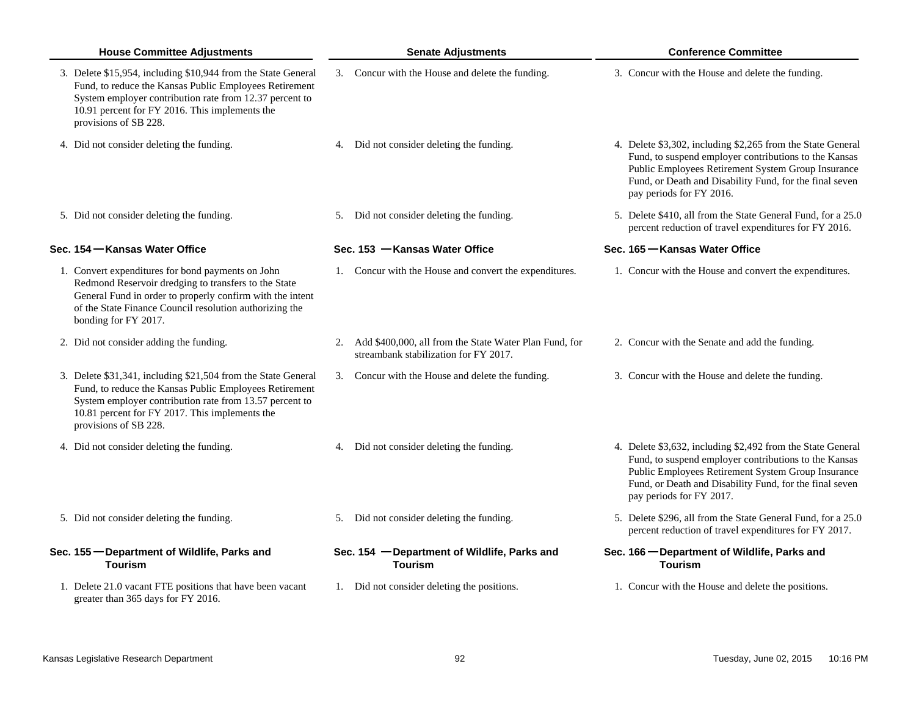| House Committee Adjustments | Senate Adjustments | Conference Committee |
|---|---|---|
| 3. Delete $15,954, including $10,944 from the State General Fund, to reduce the Kansas Public Employees Retirement System employer contribution rate from 12.37 percent to 10.91 percent for FY 2016. This implements the provisions of SB 228. | 3. Concur with the House and delete the funding. | 3. Concur with the House and delete the funding. |
| 4. Did not consider deleting the funding. | 4. Did not consider deleting the funding. | 4. Delete $3,302, including $2,265 from the State General Fund, to suspend employer contributions to the Kansas Public Employees Retirement System Group Insurance Fund, or Death and Disability Fund, for the final seven pay periods for FY 2016. |
| 5. Did not consider deleting the funding. | 5. Did not consider deleting the funding. | 5. Delete $410, all from the State General Fund, for a 25.0 percent reduction of travel expenditures for FY 2016. |
| **Sec. 154 — Kansas Water Office** | **Sec. 153 — Kansas Water Office** | **Sec. 165 — Kansas Water Office** |
| 1. Convert expenditures for bond payments on John Redmond Reservoir dredging to transfers to the State General Fund in order to properly confirm with the intent of the State Finance Council resolution authorizing the bonding for FY 2017. | 1. Concur with the House and convert the expenditures. | 1. Concur with the House and convert the expenditures. |
| 2. Did not consider adding the funding. | 2. Add $400,000, all from the State Water Plan Fund, for streambank stabilization for FY 2017. | 2. Concur with the Senate and add the funding. |
| 3. Delete $31,341, including $21,504 from the State General Fund, to reduce the Kansas Public Employees Retirement System employer contribution rate from 13.57 percent to 10.81 percent for FY 2017. This implements the provisions of SB 228. | 3. Concur with the House and delete the funding. | 3. Concur with the House and delete the funding. |
| 4. Did not consider deleting the funding. | 4. Did not consider deleting the funding. | 4. Delete $3,632, including $2,492 from the State General Fund, to suspend employer contributions to the Kansas Public Employees Retirement System Group Insurance Fund, or Death and Disability Fund, for the final seven pay periods for FY 2017. |
| 5. Did not consider deleting the funding. | 5. Did not consider deleting the funding. | 5. Delete $296, all from the State General Fund, for a 25.0 percent reduction of travel expenditures for FY 2017. |
| **Sec. 155 — Department of Wildlife, Parks and Tourism** | **Sec. 154 — Department of Wildlife, Parks and Tourism** | **Sec. 166 — Department of Wildlife, Parks and Tourism** |
| 1. Delete 21.0 vacant FTE positions that have been vacant greater than 365 days for FY 2016. | 1. Did not consider deleting the positions. | 1. Concur with the House and delete the positions. |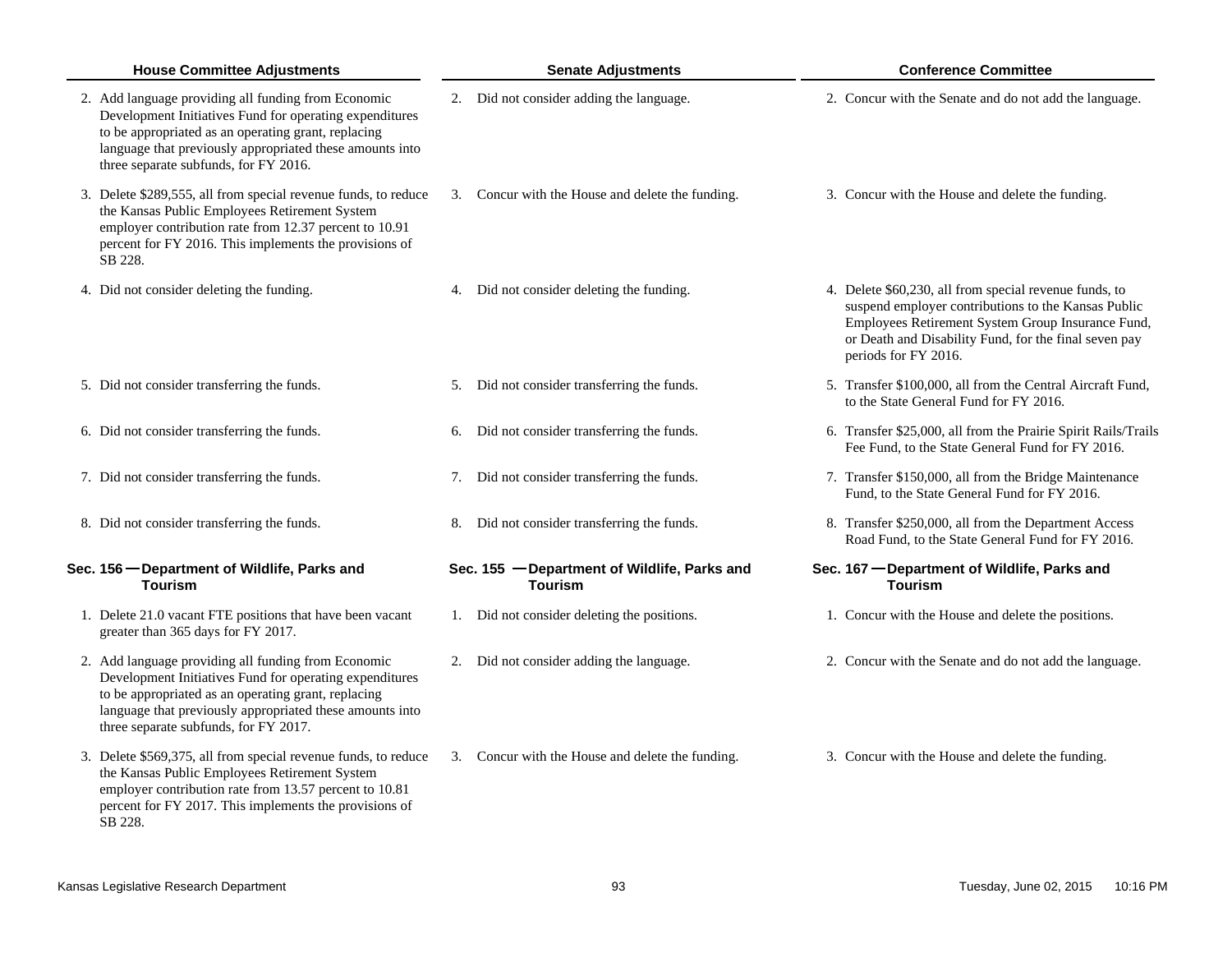| House Committee Adjustments | Senate Adjustments | Conference Committee |
|---|---|---|
| 2. Add language providing all funding from Economic Development Initiatives Fund for operating expenditures to be appropriated as an operating grant, replacing language that previously appropriated these amounts into three separate subfunds, for FY 2016. | 2. Did not consider adding the language. | 2. Concur with the Senate and do not add the language. |
| 3. Delete $289,555, all from special revenue funds, to reduce the Kansas Public Employees Retirement System employer contribution rate from 12.37 percent to 10.91 percent for FY 2016. This implements the provisions of SB 228. | 3. Concur with the House and delete the funding. | 3. Concur with the House and delete the funding. |
| 4. Did not consider deleting the funding. | 4. Did not consider deleting the funding. | 4. Delete $60,230, all from special revenue funds, to suspend employer contributions to the Kansas Public Employees Retirement System Group Insurance Fund, or Death and Disability Fund, for the final seven pay periods for FY 2016. |
| 5. Did not consider transferring the funds. | 5. Did not consider transferring the funds. | 5. Transfer $100,000, all from the Central Aircraft Fund, to the State General Fund for FY 2016. |
| 6. Did not consider transferring the funds. | 6. Did not consider transferring the funds. | 6. Transfer $25,000, all from the Prairie Spirit Rails/Trails Fee Fund, to the State General Fund for FY 2016. |
| 7. Did not consider transferring the funds. | 7. Did not consider transferring the funds. | 7. Transfer $150,000, all from the Bridge Maintenance Fund, to the State General Fund for FY 2016. |
| 8. Did not consider transferring the funds. | 8. Did not consider transferring the funds. | 8. Transfer $250,000, all from the Department Access Road Fund, to the State General Fund for FY 2016. |
| **Sec. 156 — Department of Wildlife, Parks and Tourism** | **Sec. 155 — Department of Wildlife, Parks and Tourism** | **Sec. 167 — Department of Wildlife, Parks and Tourism** |
| 1. Delete 21.0 vacant FTE positions that have been vacant greater than 365 days for FY 2017. | 1. Did not consider deleting the positions. | 1. Concur with the House and delete the positions. |
| 2. Add language providing all funding from Economic Development Initiatives Fund for operating expenditures to be appropriated as an operating grant, replacing language that previously appropriated these amounts into three separate subfunds, for FY 2017. | 2. Did not consider adding the language. | 2. Concur with the Senate and do not add the language. |
| 3. Delete $569,375, all from special revenue funds, to reduce the Kansas Public Employees Retirement System employer contribution rate from 13.57 percent to 10.81 percent for FY 2017. This implements the provisions of SB 228. | 3. Concur with the House and delete the funding. | 3. Concur with the House and delete the funding. |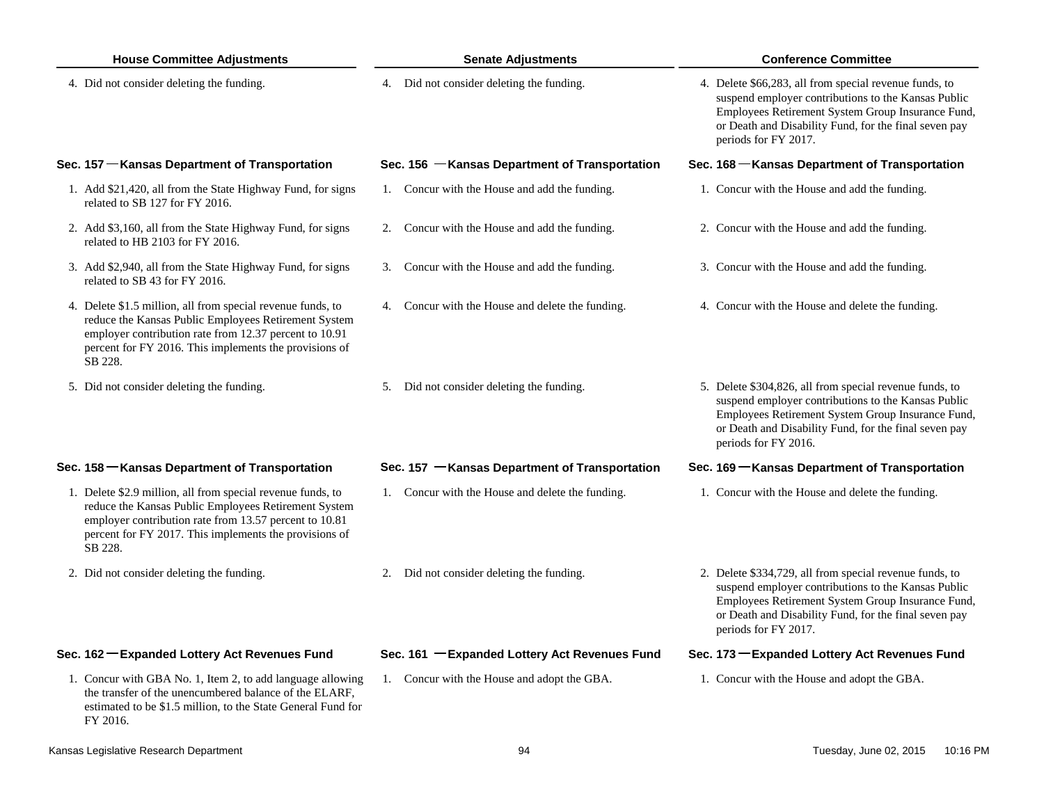| House Committee Adjustments | Senate Adjustments | Conference Committee |
|---|---|---|
| 4. Did not consider deleting the funding. | 4. Did not consider deleting the funding. | 4. Delete $66,283, all from special revenue funds, to suspend employer contributions to the Kansas Public Employees Retirement System Group Insurance Fund, or Death and Disability Fund, for the final seven pay periods for FY 2017. |
| **Sec. 157 — Kansas Department of Transportation** | **Sec. 156 — Kansas Department of Transportation** | **Sec. 168 — Kansas Department of Transportation** |
| 1. Add $21,420, all from the State Highway Fund, for signs related to SB 127 for FY 2016. | 1. Concur with the House and add the funding. | 1. Concur with the House and add the funding. |
| 2. Add $3,160, all from the State Highway Fund, for signs related to HB 2103 for FY 2016. | 2. Concur with the House and add the funding. | 2. Concur with the House and add the funding. |
| 3. Add $2,940, all from the State Highway Fund, for signs related to SB 43 for FY 2016. | 3. Concur with the House and add the funding. | 3. Concur with the House and add the funding. |
| 4. Delete $1.5 million, all from special revenue funds, to reduce the Kansas Public Employees Retirement System employer contribution rate from 12.37 percent to 10.91 percent for FY 2016. This implements the provisions of SB 228. | 4. Concur with the House and delete the funding. | 4. Concur with the House and delete the funding. |
| 5. Did not consider deleting the funding. | 5. Did not consider deleting the funding. | 5. Delete $304,826, all from special revenue funds, to suspend employer contributions to the Kansas Public Employees Retirement System Group Insurance Fund, or Death and Disability Fund, for the final seven pay periods for FY 2016. |
| **Sec. 158 — Kansas Department of Transportation** | **Sec. 157 — Kansas Department of Transportation** | **Sec. 169 — Kansas Department of Transportation** |
| 1. Delete $2.9 million, all from special revenue funds, to reduce the Kansas Public Employees Retirement System employer contribution rate from 13.57 percent to 10.81 percent for FY 2017. This implements the provisions of SB 228. | 1. Concur with the House and delete the funding. | 1. Concur with the House and delete the funding. |
| 2. Did not consider deleting the funding. | 2. Did not consider deleting the funding. | 2. Delete $334,729, all from special revenue funds, to suspend employer contributions to the Kansas Public Employees Retirement System Group Insurance Fund, or Death and Disability Fund, for the final seven pay periods for FY 2017. |
| **Sec. 162 — Expanded Lottery Act Revenues Fund** | **Sec. 161 — Expanded Lottery Act Revenues Fund** | **Sec. 173 — Expanded Lottery Act Revenues Fund** |
| 1. Concur with GBA No. 1, Item 2, to add language allowing the transfer of the unencumbered balance of the ELARF, estimated to be $1.5 million, to the State General Fund for FY 2016. | 1. Concur with the House and adopt the GBA. | 1. Concur with the House and adopt the GBA. |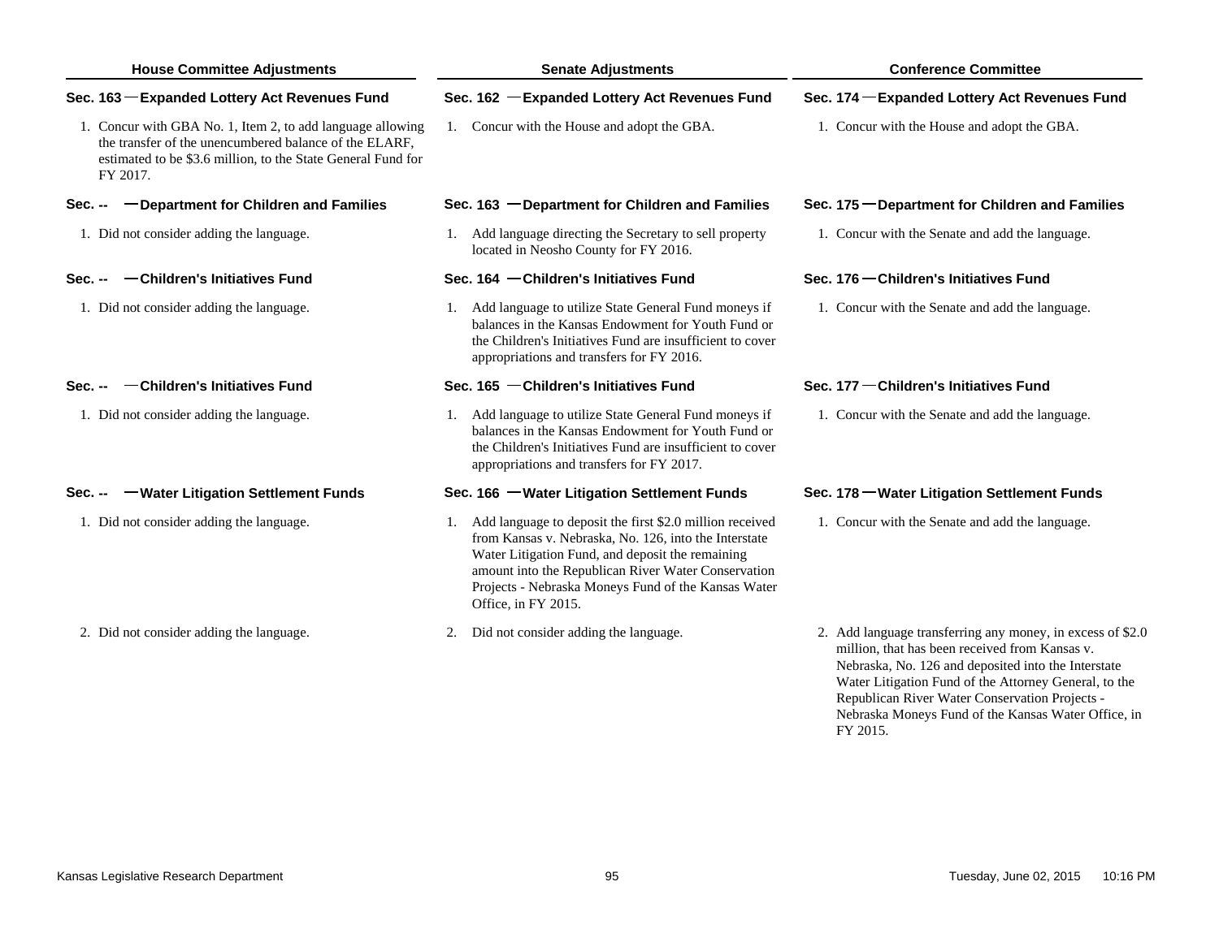| House Committee Adjustments | Senate Adjustments | Conference Committee |
|---|---|---|
| **Sec. 163 — Expanded Lottery Act Revenues Fund** | **Sec. 162 — Expanded Lottery Act Revenues Fund** | **Sec. 174 — Expanded Lottery Act Revenues Fund** |
| 1. Concur with GBA No. 1, Item 2, to add language allowing the transfer of the unencumbered balance of the ELARF, estimated to be $3.6 million, to the State General Fund for FY 2017. | 1. Concur with the House and adopt the GBA. | 1. Concur with the House and adopt the GBA. |
| **Sec. -- — Department for Children and Families** | **Sec. 163 — Department for Children and Families** | **Sec. 175 — Department for Children and Families** |
| 1. Did not consider adding the language. | 1. Add language directing the Secretary to sell property located in Neosho County for FY 2016. | 1. Concur with the Senate and add the language. |
| **Sec. -- — Children's Initiatives Fund** | **Sec. 164 — Children's Initiatives Fund** | **Sec. 176 — Children's Initiatives Fund** |
| 1. Did not consider adding the language. | 1. Add language to utilize State General Fund moneys if balances in the Kansas Endowment for Youth Fund or the Children's Initiatives Fund are insufficient to cover appropriations and transfers for FY 2016. | 1. Concur with the Senate and add the language. |
| **Sec. -- — Children's Initiatives Fund** | **Sec. 165 — Children's Initiatives Fund** | **Sec. 177 — Children's Initiatives Fund** |
| 1. Did not consider adding the language. | 1. Add language to utilize State General Fund moneys if balances in the Kansas Endowment for Youth Fund or the Children's Initiatives Fund are insufficient to cover appropriations and transfers for FY 2017. | 1. Concur with the Senate and add the language. |
| **Sec. -- — Water Litigation Settlement Funds** | **Sec. 166 — Water Litigation Settlement Funds** | **Sec. 178 — Water Litigation Settlement Funds** |
| 1. Did not consider adding the language. | 1. Add language to deposit the first $2.0 million received from Kansas v. Nebraska, No. 126, into the Interstate Water Litigation Fund, and deposit the remaining amount into the Republican River Water Conservation Projects - Nebraska Moneys Fund of the Kansas Water Office, in FY 2015. | 1. Concur with the Senate and add the language. |
| 2. Did not consider adding the language. | 2. Did not consider adding the language. | 2. Add language transferring any money, in excess of $2.0 million, that has been received from Kansas v. Nebraska, No. 126 and deposited into the Interstate Water Litigation Fund of the Attorney General, to the Republican River Water Conservation Projects - Nebraska Moneys Fund of the Kansas Water Office, in FY 2015. |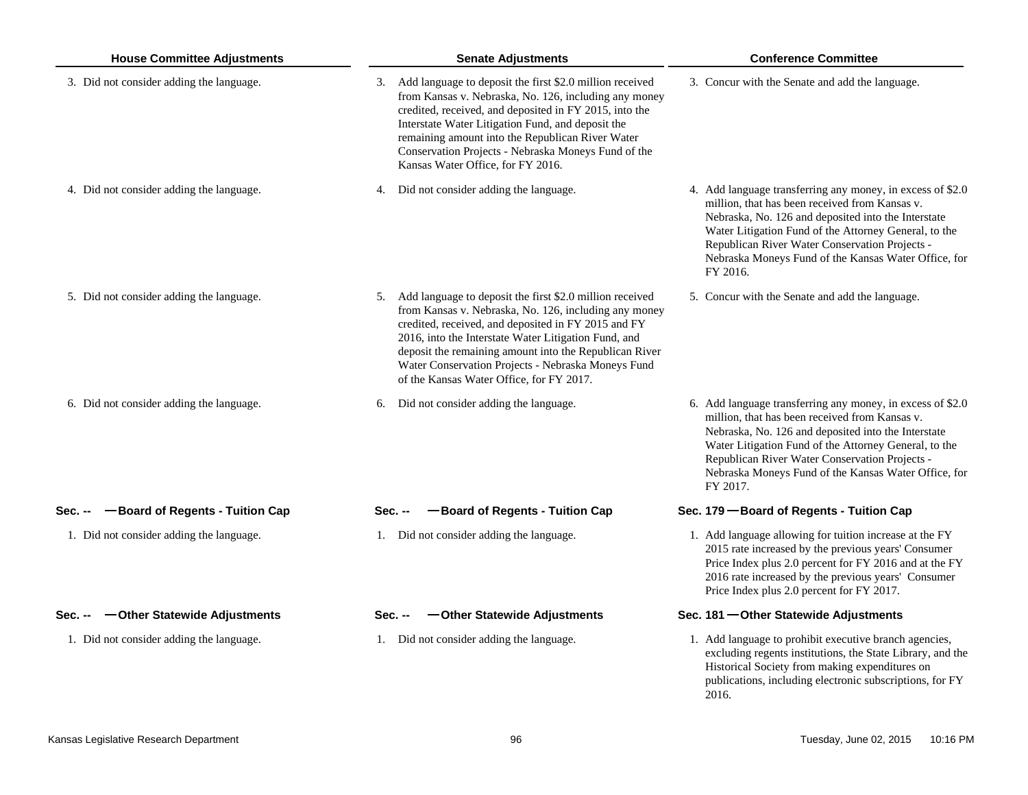| House Committee Adjustments | Senate Adjustments | Conference Committee |
|---|---|---|
| 3. Did not consider adding the language. | 3. Add language to deposit the first $2.0 million received from Kansas v. Nebraska, No. 126, including any money credited, received, and deposited in FY 2015, into the Interstate Water Litigation Fund, and deposit the remaining amount into the Republican River Water Conservation Projects - Nebraska Moneys Fund of the Kansas Water Office, for FY 2016. | 3. Concur with the Senate and add the language. |
| 4. Did not consider adding the language. | 4. Did not consider adding the language. | 4. Add language transferring any money, in excess of $2.0 million, that has been received from Kansas v. Nebraska, No. 126 and deposited into the Interstate Water Litigation Fund of the Attorney General, to the Republican River Water Conservation Projects - Nebraska Moneys Fund of the Kansas Water Office, for FY 2016. |
| 5. Did not consider adding the language. | 5. Add language to deposit the first $2.0 million received from Kansas v. Nebraska, No. 126, including any money credited, received, and deposited in FY 2015 and FY 2016, into the Interstate Water Litigation Fund, and deposit the remaining amount into the Republican River Water Conservation Projects - Nebraska Moneys Fund of the Kansas Water Office, for FY 2017. | 5. Concur with the Senate and add the language. |
| 6. Did not consider adding the language. | 6. Did not consider adding the language. | 6. Add language transferring any money, in excess of $2.0 million, that has been received from Kansas v. Nebraska, No. 126 and deposited into the Interstate Water Litigation Fund of the Attorney General, to the Republican River Water Conservation Projects - Nebraska Moneys Fund of the Kansas Water Office, for FY 2017. |
| **Sec. -- — Board of Regents - Tuition Cap** | **Sec. -- — Board of Regents - Tuition Cap** | **Sec. 179 — Board of Regents - Tuition Cap** |
| 1. Did not consider adding the language. | 1. Did not consider adding the language. | 1. Add language allowing for tuition increase at the FY 2015 rate increased by the previous years' Consumer Price Index plus 2.0 percent for FY 2016 and at the FY 2016 rate increased by the previous years' Consumer Price Index plus 2.0 percent for FY 2017. |
| **Sec. -- — Other Statewide Adjustments** | **Sec. -- — Other Statewide Adjustments** | **Sec. 181 — Other Statewide Adjustments** |
| 1. Did not consider adding the language. | 1. Did not consider adding the language. | 1. Add language to prohibit executive branch agencies, excluding regents institutions, the State Library, and the Historical Society from making expenditures on publications, including electronic subscriptions, for FY 2016. |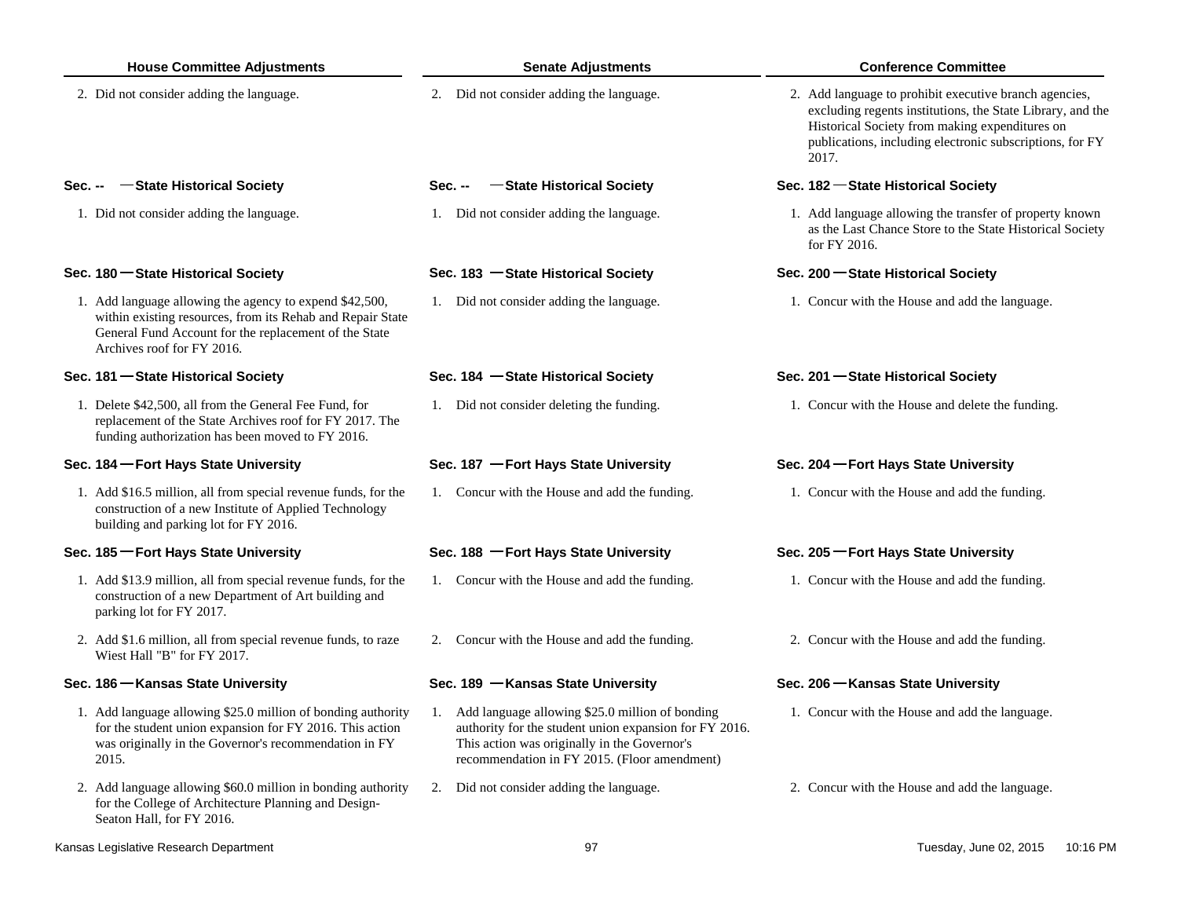| House Committee Adjustments | Senate Adjustments | Conference Committee |
|---|---|---|
| 2. Did not consider adding the language. | 2. Did not consider adding the language. | 2. Add language to prohibit executive branch agencies, excluding regents institutions, the State Library, and the Historical Society from making expenditures on publications, including electronic subscriptions, for FY 2017. |
| **Sec. -- —State Historical Society** | **Sec. -- —State Historical Society** | **Sec. 182 —State Historical Society** |
| 1. Did not consider adding the language. | 1. Did not consider adding the language. | 1. Add language allowing the transfer of property known as the Last Chance Store to the State Historical Society for FY 2016. |
| **Sec. 180 —State Historical Society** | **Sec. 183 —State Historical Society** | **Sec. 200 —State Historical Society** |
| 1. Add language allowing the agency to expend $42,500, within existing resources, from its Rehab and Repair State General Fund Account for the replacement of the State Archives roof for FY 2016. | 1. Did not consider adding the language. | 1. Concur with the House and add the language. |
| **Sec. 181 —State Historical Society** | **Sec. 184 —State Historical Society** | **Sec. 201 —State Historical Society** |
| 1. Delete $42,500, all from the General Fee Fund, for replacement of the State Archives roof for FY 2017. The funding authorization has been moved to FY 2016. | 1. Did not consider deleting the funding. | 1. Concur with the House and delete the funding. |
| **Sec. 184 —Fort Hays State University** | **Sec. 187 —Fort Hays State University** | **Sec. 204 —Fort Hays State University** |
| 1. Add $16.5 million, all from special revenue funds, for the construction of a new Institute of Applied Technology building and parking lot for FY 2016. | 1. Concur with the House and add the funding. | 1. Concur with the House and add the funding. |
| **Sec. 185 —Fort Hays State University** | **Sec. 188 —Fort Hays State University** | **Sec. 205 —Fort Hays State University** |
| 1. Add $13.9 million, all from special revenue funds, for the construction of a new Department of Art building and parking lot for FY 2017. | 1. Concur with the House and add the funding. | 1. Concur with the House and add the funding. |
| 2. Add $1.6 million, all from special revenue funds, to raze Wiest Hall "B" for FY 2017. | 2. Concur with the House and add the funding. | 2. Concur with the House and add the funding. |
| **Sec. 186 —Kansas State University** | **Sec. 189 —Kansas State University** | **Sec. 206 —Kansas State University** |
| 1. Add language allowing $25.0 million of bonding authority for the student union expansion for FY 2016. This action was originally in the Governor's recommendation in FY 2015. | 1. Add language allowing $25.0 million of bonding authority for the student union expansion for FY 2016. This action was originally in the Governor's recommendation in FY 2015. (Floor amendment) | 1. Concur with the House and add the language. |
| 2. Add language allowing $60.0 million in bonding authority for the College of Architecture Planning and Design-Seaton Hall, for FY 2016. | 2. Did not consider adding the language. | 2. Concur with the House and add the language. |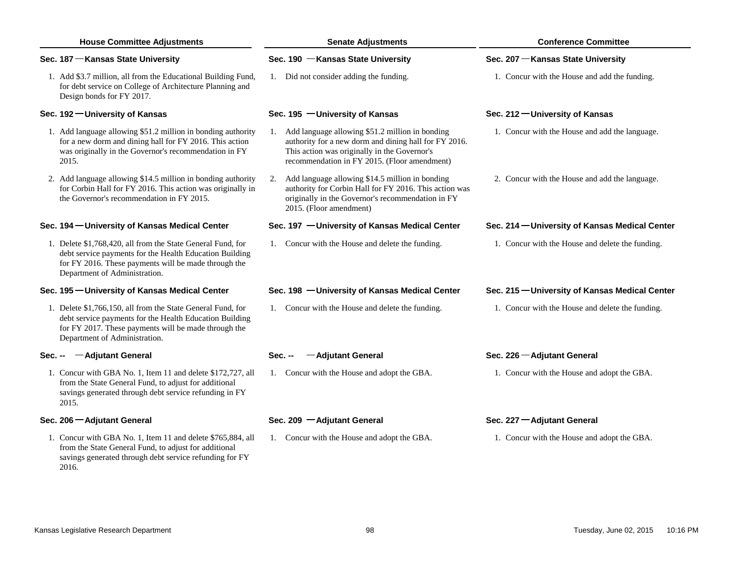| House Committee Adjustments | Senate Adjustments | Conference Committee |
|---|---|---|
| **Sec. 187 — Kansas State University** | **Sec. 190 — Kansas State University** | **Sec. 207 — Kansas State University** |
| 1. Add $3.7 million, all from the Educational Building Fund, for debt service on College of Architecture Planning and Design bonds for FY 2017. | 1. Did not consider adding the funding. | 1. Concur with the House and add the funding. |
| **Sec. 192 — University of Kansas** | **Sec. 195 — University of Kansas** | **Sec. 212 — University of Kansas** |
| 1. Add language allowing $51.2 million in bonding authority for a new dorm and dining hall for FY 2016. This action was originally in the Governor's recommendation in FY 2015. | 1. Add language allowing $51.2 million in bonding authority for a new dorm and dining hall for FY 2016. This action was originally in the Governor's recommendation in FY 2015. (Floor amendment) | 1. Concur with the House and add the language. |
| 2. Add language allowing $14.5 million in bonding authority for Corbin Hall for FY 2016. This action was originally in the Governor's recommendation in FY 2015. | 2. Add language allowing $14.5 million in bonding authority for Corbin Hall for FY 2016. This action was originally in the Governor's recommendation in FY 2015. (Floor amendment) | 2. Concur with the House and add the language. |
| **Sec. 194 — University of Kansas Medical Center** | **Sec. 197 — University of Kansas Medical Center** | **Sec. 214 — University of Kansas Medical Center** |
| 1. Delete $1,768,420, all from the State General Fund, for debt service payments for the Health Education Building for FY 2016. These payments will be made through the Department of Administration. | 1. Concur with the House and delete the funding. | 1. Concur with the House and delete the funding. |
| **Sec. 195 — University of Kansas Medical Center** | **Sec. 198 — University of Kansas Medical Center** | **Sec. 215 — University of Kansas Medical Center** |
| 1. Delete $1,766,150, all from the State General Fund, for debt service payments for the Health Education Building for FY 2017. These payments will be made through the Department of Administration. | 1. Concur with the House and delete the funding. | 1. Concur with the House and delete the funding. |
| **Sec. -- — Adjutant General** | **Sec. -- — Adjutant General** | **Sec. 226 — Adjutant General** |
| 1. Concur with GBA No. 1, Item 11 and delete $172,727, all from the State General Fund, to adjust for additional savings generated through debt service refunding in FY 2015. | 1. Concur with the House and adopt the GBA. | 1. Concur with the House and adopt the GBA. |
| **Sec. 206 — Adjutant General** | **Sec. 209 — Adjutant General** | **Sec. 227 — Adjutant General** |
| 1. Concur with GBA No. 1, Item 11 and delete $765,884, all from the State General Fund, to adjust for additional savings generated through debt service refunding for FY 2016. | 1. Concur with the House and adopt the GBA. | 1. Concur with the House and adopt the GBA. |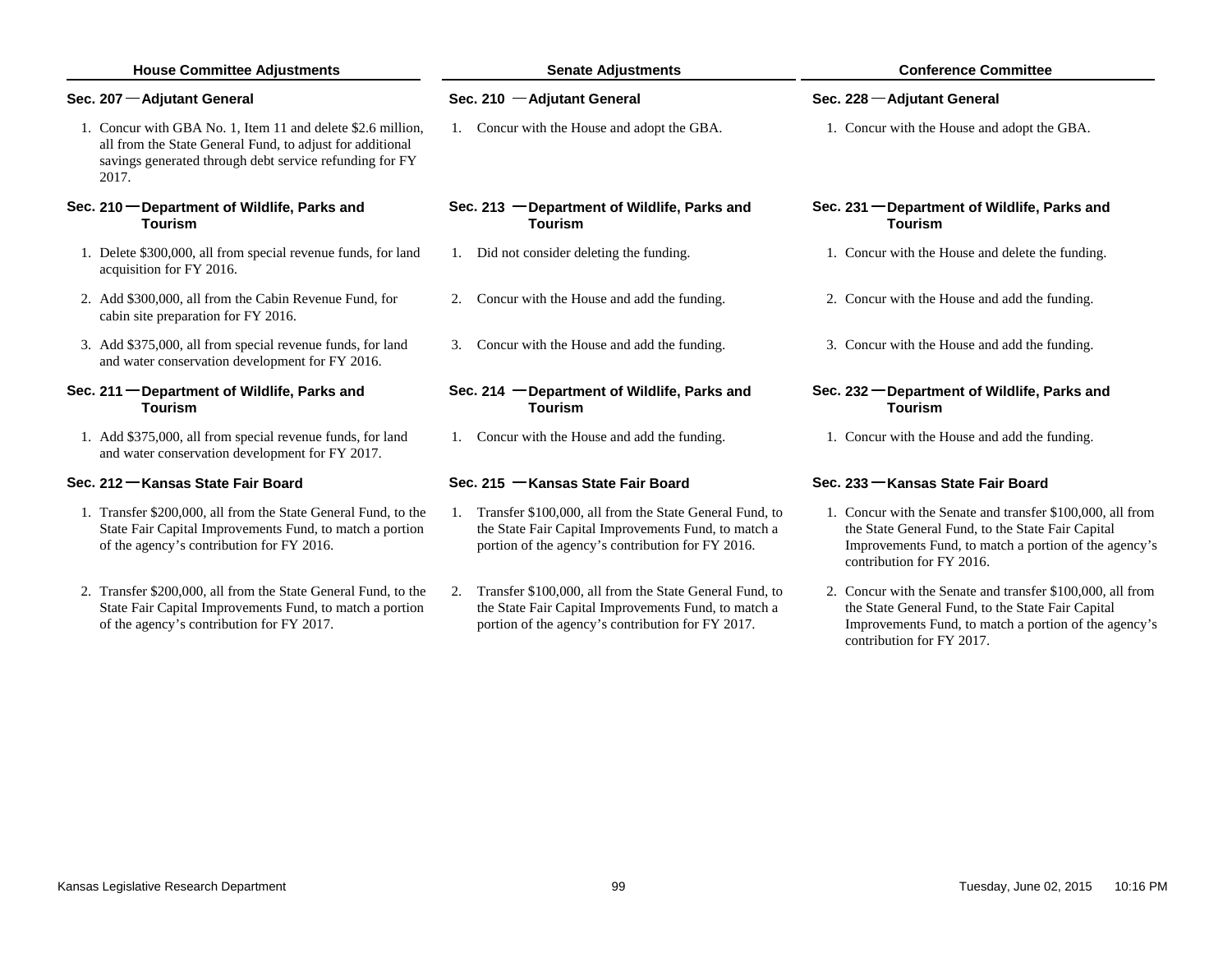| House Committee Adjustments | Senate Adjustments | Conference Committee |
| --- | --- | --- |
| **Sec. 207 — Adjutant General** | **Sec. 210 — Adjutant General** | **Sec. 228 — Adjutant General** |
| 1. Concur with GBA No. 1, Item 11 and delete $2.6 million, all from the State General Fund, to adjust for additional savings generated through debt service refunding for FY 2017. | 1. Concur with the House and adopt the GBA. | 1. Concur with the House and adopt the GBA. |
| **Sec. 210 — Department of Wildlife, Parks and Tourism** | **Sec. 213 — Department of Wildlife, Parks and Tourism** | **Sec. 231 — Department of Wildlife, Parks and Tourism** |
| 1. Delete $300,000, all from special revenue funds, for land acquisition for FY 2016. | 1. Did not consider deleting the funding. | 1. Concur with the House and delete the funding. |
| 2. Add $300,000, all from the Cabin Revenue Fund, for cabin site preparation for FY 2016. | 2. Concur with the House and add the funding. | 2. Concur with the House and add the funding. |
| 3. Add $375,000, all from special revenue funds, for land and water conservation development for FY 2016. | 3. Concur with the House and add the funding. | 3. Concur with the House and add the funding. |
| **Sec. 211 — Department of Wildlife, Parks and Tourism** | **Sec. 214 — Department of Wildlife, Parks and Tourism** | **Sec. 232 — Department of Wildlife, Parks and Tourism** |
| 1. Add $375,000, all from special revenue funds, for land and water conservation development for FY 2017. | 1. Concur with the House and add the funding. | 1. Concur with the House and add the funding. |
| **Sec. 212 — Kansas State Fair Board** | **Sec. 215 — Kansas State Fair Board** | **Sec. 233 — Kansas State Fair Board** |
| 1. Transfer $200,000, all from the State General Fund, to the State Fair Capital Improvements Fund, to match a portion of the agency's contribution for FY 2016. | 1. Transfer $100,000, all from the State General Fund, to the State Fair Capital Improvements Fund, to match a portion of the agency's contribution for FY 2016. | 1. Concur with the Senate and transfer $100,000, all from the State General Fund, to the State Fair Capital Improvements Fund, to match a portion of the agency's contribution for FY 2016. |
| 2. Transfer $200,000, all from the State General Fund, to the State Fair Capital Improvements Fund, to match a portion of the agency's contribution for FY 2017. | 2. Transfer $100,000, all from the State General Fund, to the State Fair Capital Improvements Fund, to match a portion of the agency's contribution for FY 2017. | 2. Concur with the Senate and transfer $100,000, all from the State General Fund, to the State Fair Capital Improvements Fund, to match a portion of the agency's contribution for FY 2017. |